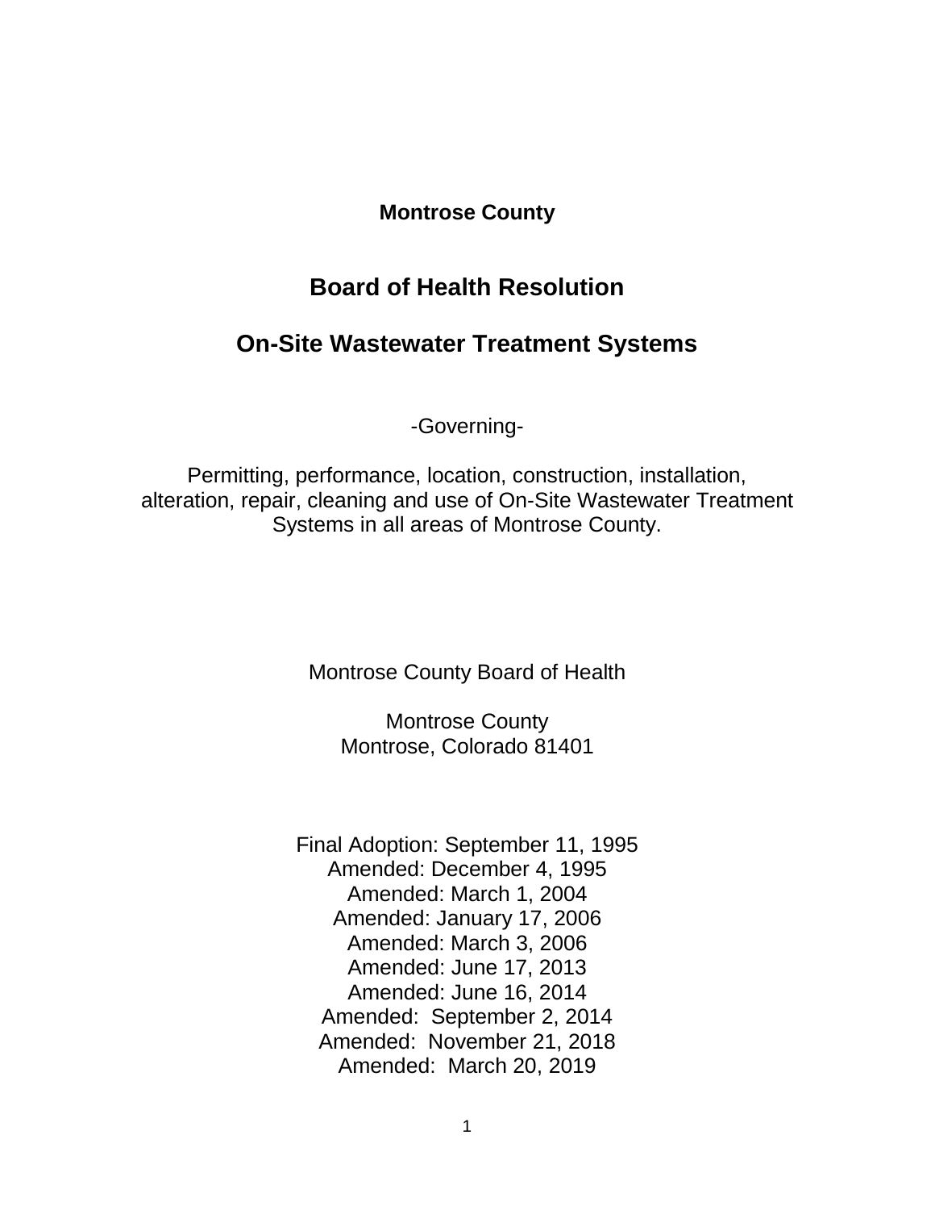**Montrose County**

# Board of Health Resolution

# On-Site Wastewater Treatment Systems

-Governing-

Permitting, performance, location, construction, installation, alteration, repair, cleaning and use of On-Site Wastewater Treatment Systems in all areas of Montrose County.

Montrose County Board of Health

Montrose County
Montrose, Colorado 81401

Final Adoption: September 11, 1995
Amended: December 4, 1995
Amended: March 1, 2004
Amended: January 17, 2006
Amended: March 3, 2006
Amended: June 17, 2013
Amended: June 16, 2014
Amended: September 2, 2014
Amended: November 21, 2018
Amended: March 20, 2019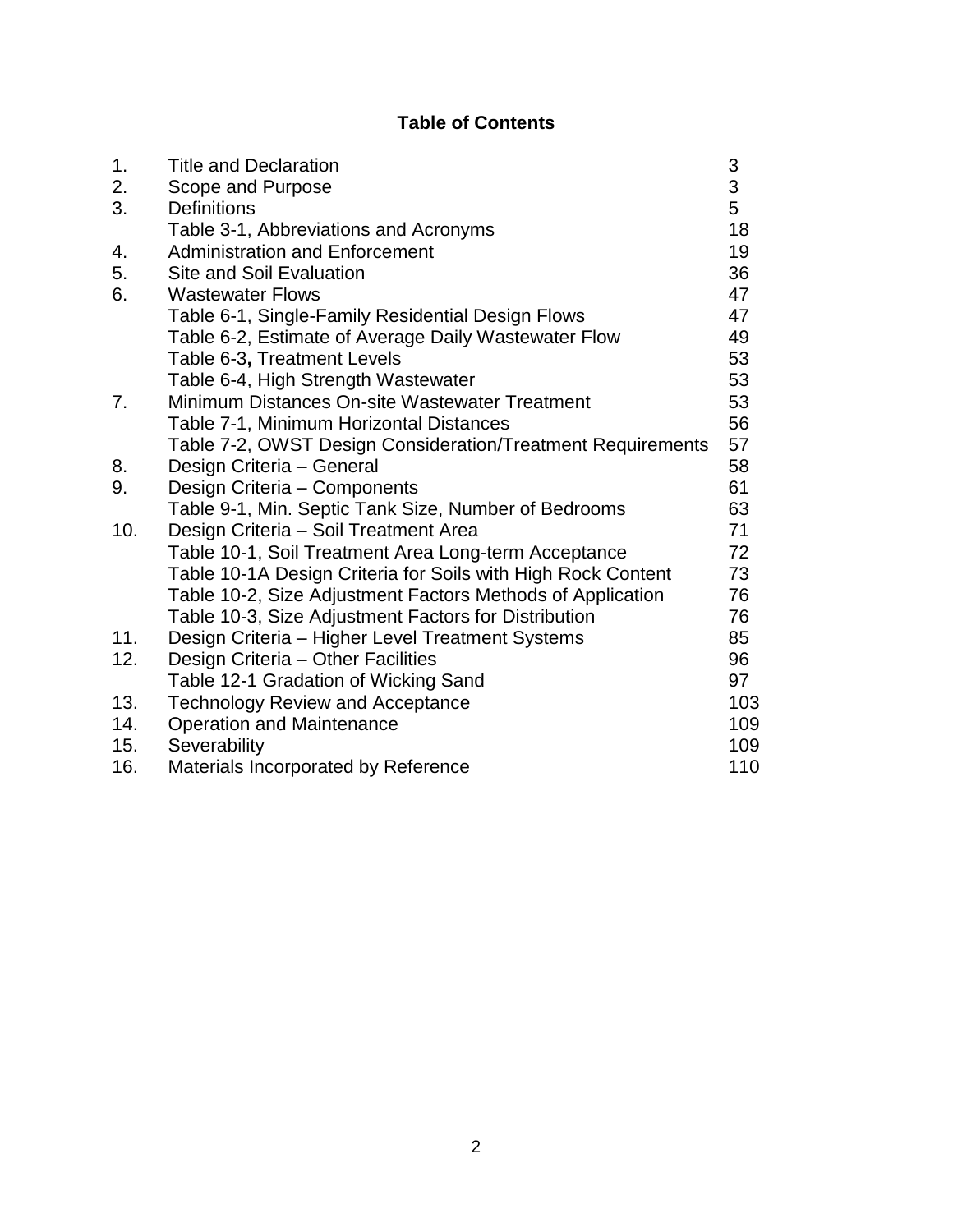# Table of Contents

| | | |
|---|---|---|
| 1. | Title and Declaration | 3 |
| 2. | Scope and Purpose | 3 |
| 3. | Definitions | 5 |
| | Table 3-1, Abbreviations and Acronyms | 18 |
| 4. | Administration and Enforcement | 19 |
| 5. | Site and Soil Evaluation | 36 |
| 6. | Wastewater Flows | 47 |
| | Table 6-1, Single-Family Residential Design Flows | 47 |
| | Table 6-2, Estimate of Average Daily Wastewater Flow | 49 |
| | Table 6-3**,** Treatment Levels | 53 |
| | Table 6-4, High Strength Wastewater | 53 |
| 7. | Minimum Distances On-site Wastewater Treatment | 53 |
| | Table 7-1, Minimum Horizontal Distances | 56 |
| | Table 7-2, OWST Design Consideration/Treatment Requirements | 57 |
| 8. | Design Criteria – General | 58 |
| 9. | Design Criteria – Components | 61 |
| | Table 9-1, Min. Septic Tank Size, Number of Bedrooms | 63 |
| 10. | Design Criteria – Soil Treatment Area | 71 |
| | Table 10-1, Soil Treatment Area Long-term Acceptance | 72 |
| | Table 10-1A Design Criteria for Soils with High Rock Content | 73 |
| | Table 10-2, Size Adjustment Factors Methods of Application | 76 |
| | Table 10-3, Size Adjustment Factors for Distribution | 76 |
| 11. | Design Criteria – Higher Level Treatment Systems | 85 |
| 12. | Design Criteria – Other Facilities | 96 |
| | Table 12-1 Gradation of Wicking Sand | 97 |
| 13. | Technology Review and Acceptance | 103 |
| 14. | Operation and Maintenance | 109 |
| 15. | Severability | 109 |
| 16. | Materials Incorporated by Reference | 110 |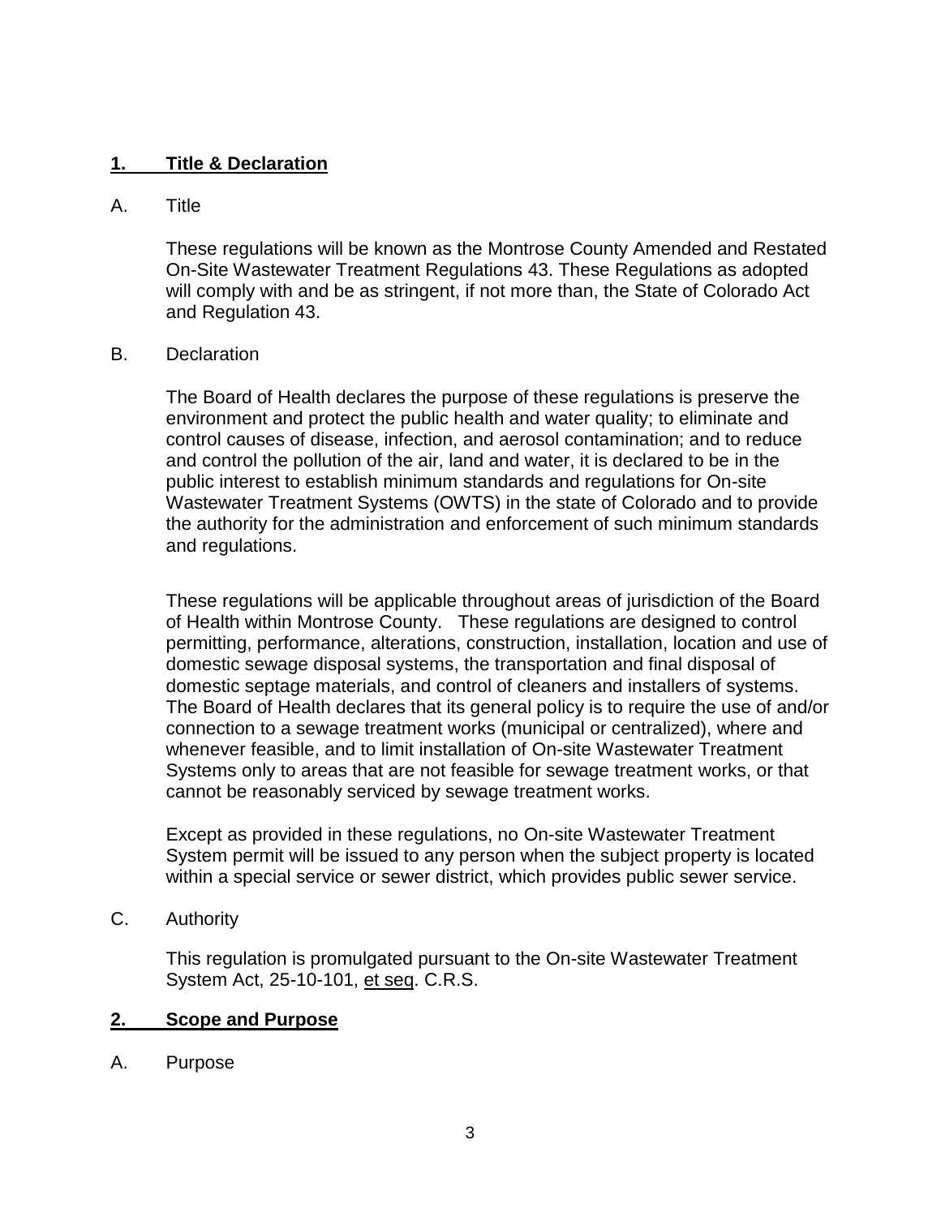## 1. Title & Declaration

A. Title

These regulations will be known as the Montrose County Amended and Restated On-Site Wastewater Treatment Regulations 43. These Regulations as adopted will comply with and be as stringent, if not more than, the State of Colorado Act and Regulation 43.

B. Declaration

The Board of Health declares the purpose of these regulations is preserve the environment and protect the public health and water quality; to eliminate and control causes of disease, infection, and aerosol contamination; and to reduce and control the pollution of the air, land and water, it is declared to be in the public interest to establish minimum standards and regulations for On-site Wastewater Treatment Systems (OWTS) in the state of Colorado and to provide the authority for the administration and enforcement of such minimum standards and regulations.

These regulations will be applicable throughout areas of jurisdiction of the Board of Health within Montrose County. These regulations are designed to control permitting, performance, alterations, construction, installation, location and use of domestic sewage disposal systems, the transportation and final disposal of domestic septage materials, and control of cleaners and installers of systems. The Board of Health declares that its general policy is to require the use of and/or connection to a sewage treatment works (municipal or centralized), where and whenever feasible, and to limit installation of On-site Wastewater Treatment Systems only to areas that are not feasible for sewage treatment works, or that cannot be reasonably serviced by sewage treatment works.

Except as provided in these regulations, no On-site Wastewater Treatment System permit will be issued to any person when the subject property is located within a special service or sewer district, which provides public sewer service.

C. Authority

This regulation is promulgated pursuant to the On-site Wastewater Treatment System Act, 25-10-101, et seq. C.R.S.

## 2. Scope and Purpose

A. Purpose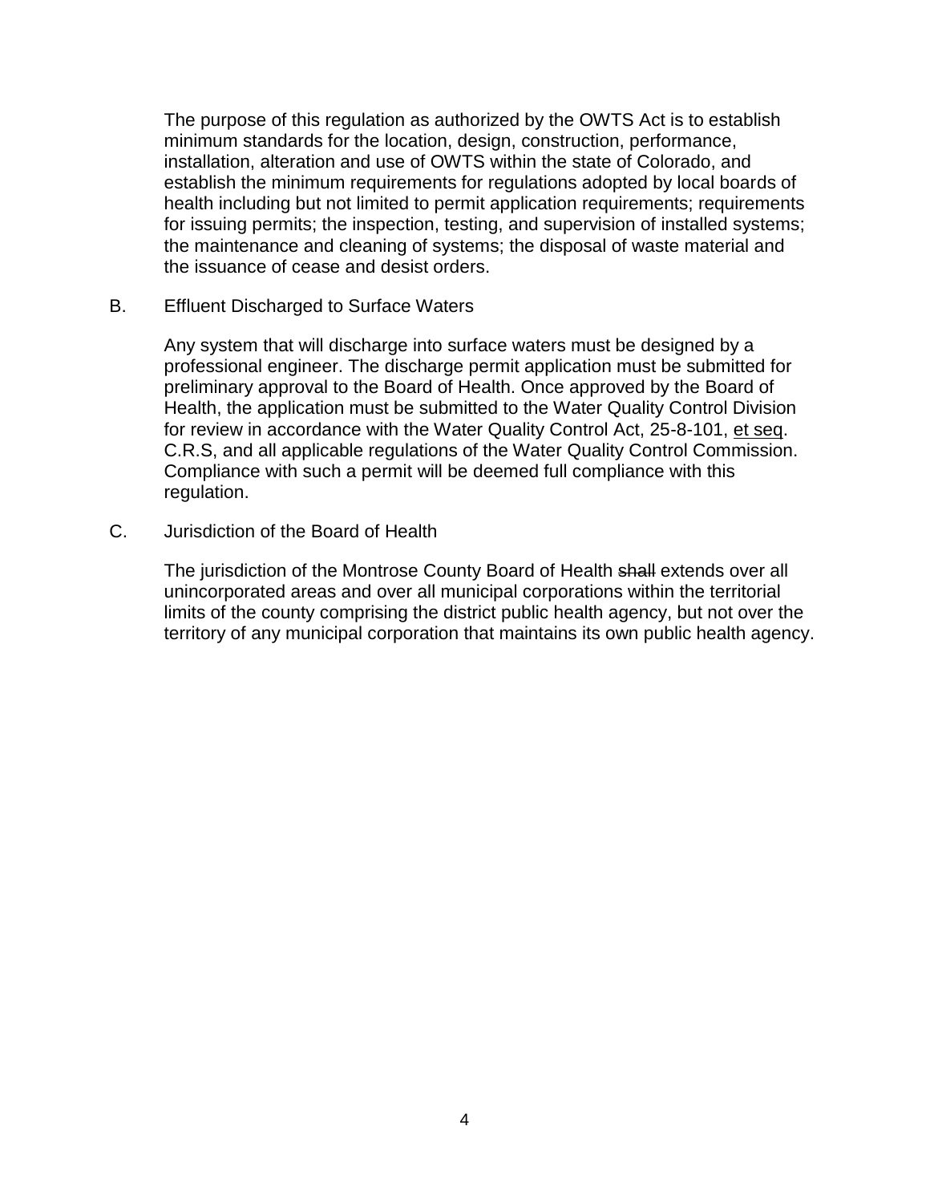The purpose of this regulation as authorized by the OWTS Act is to establish minimum standards for the location, design, construction, performance, installation, alteration and use of OWTS within the state of Colorado, and establish the minimum requirements for regulations adopted by local boards of health including but not limited to permit application requirements; requirements for issuing permits; the inspection, testing, and supervision of installed systems; the maintenance and cleaning of systems; the disposal of waste material and the issuance of cease and desist orders.

B. Effluent Discharged to Surface Waters

Any system that will discharge into surface waters must be designed by a professional engineer. The discharge permit application must be submitted for preliminary approval to the Board of Health. Once approved by the Board of Health, the application must be submitted to the Water Quality Control Division for review in accordance with the Water Quality Control Act, 25-8-101, et seq. C.R.S, and all applicable regulations of the Water Quality Control Commission. Compliance with such a permit will be deemed full compliance with this regulation.

C. Jurisdiction of the Board of Health

The jurisdiction of the Montrose County Board of Health ~~shall~~ extends over all unincorporated areas and over all municipal corporations within the territorial limits of the county comprising the district public health agency, but not over the territory of any municipal corporation that maintains its own public health agency.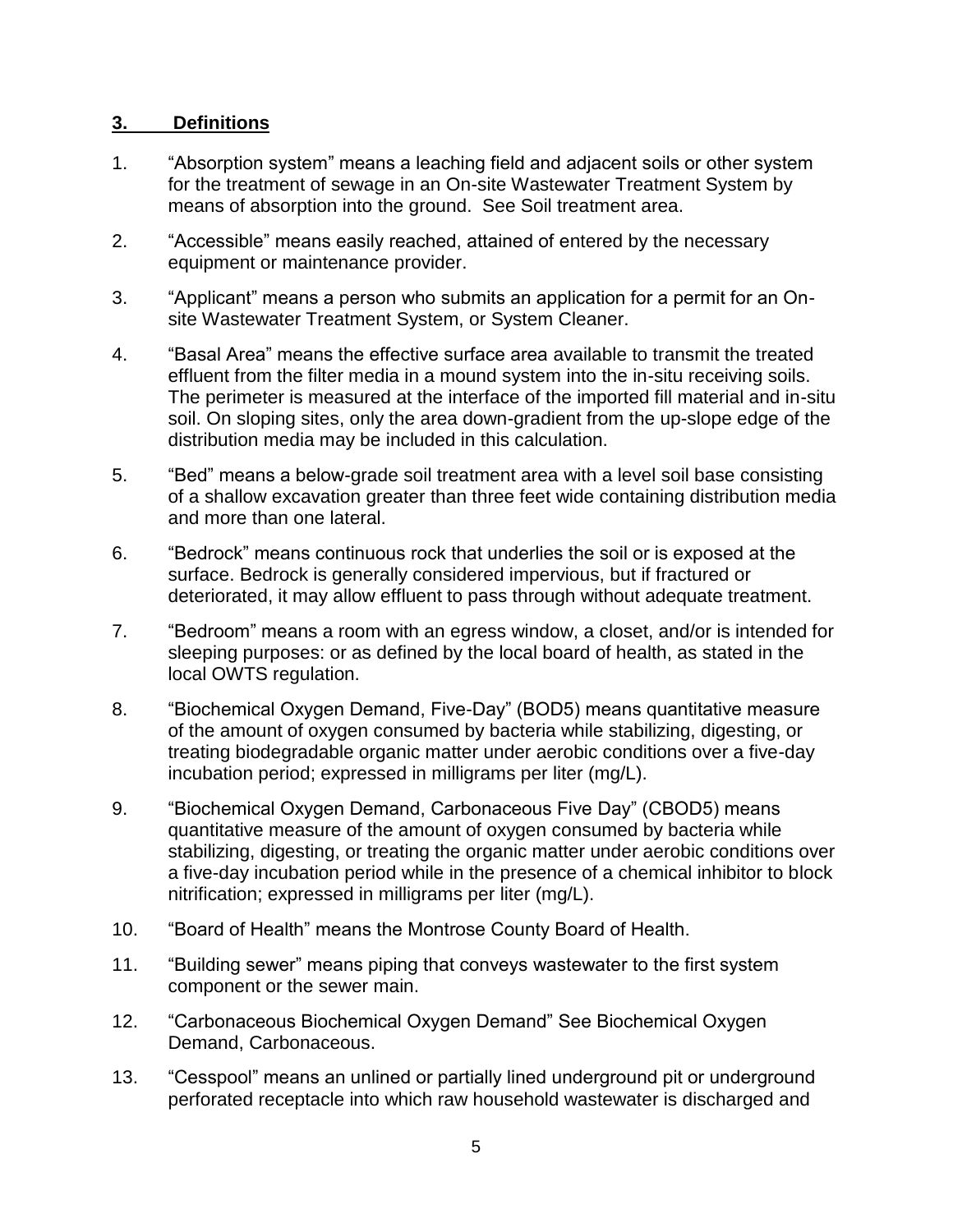## 3. Definitions

1. "Absorption system" means a leaching field and adjacent soils or other system for the treatment of sewage in an On-site Wastewater Treatment System by means of absorption into the ground. See Soil treatment area.

2. "Accessible" means easily reached, attained of entered by the necessary equipment or maintenance provider.

3. "Applicant" means a person who submits an application for a permit for an On-site Wastewater Treatment System, or System Cleaner.

4. "Basal Area" means the effective surface area available to transmit the treated effluent from the filter media in a mound system into the in-situ receiving soils. The perimeter is measured at the interface of the imported fill material and in-situ soil. On sloping sites, only the area down-gradient from the up-slope edge of the distribution media may be included in this calculation.

5. "Bed" means a below-grade soil treatment area with a level soil base consisting of a shallow excavation greater than three feet wide containing distribution media and more than one lateral.

6. "Bedrock" means continuous rock that underlies the soil or is exposed at the surface. Bedrock is generally considered impervious, but if fractured or deteriorated, it may allow effluent to pass through without adequate treatment.

7. "Bedroom" means a room with an egress window, a closet, and/or is intended for sleeping purposes: or as defined by the local board of health, as stated in the local OWTS regulation.

8. "Biochemical Oxygen Demand, Five-Day" (BOD5) means quantitative measure of the amount of oxygen consumed by bacteria while stabilizing, digesting, or treating biodegradable organic matter under aerobic conditions over a five-day incubation period; expressed in milligrams per liter (mg/L).

9. "Biochemical Oxygen Demand, Carbonaceous Five Day" (CBOD5) means quantitative measure of the amount of oxygen consumed by bacteria while stabilizing, digesting, or treating the organic matter under aerobic conditions over a five-day incubation period while in the presence of a chemical inhibitor to block nitrification; expressed in milligrams per liter (mg/L).

10. "Board of Health" means the Montrose County Board of Health.

11. "Building sewer" means piping that conveys wastewater to the first system component or the sewer main.

12. "Carbonaceous Biochemical Oxygen Demand" See Biochemical Oxygen Demand, Carbonaceous.

13. "Cesspool" means an unlined or partially lined underground pit or underground perforated receptacle into which raw household wastewater is discharged and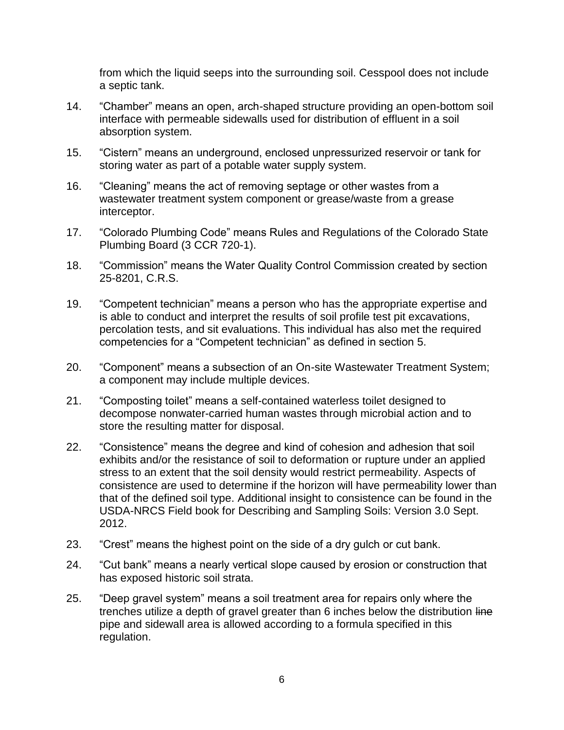from which the liquid seeps into the surrounding soil. Cesspool does not include a septic tank.

14. "Chamber" means an open, arch-shaped structure providing an open-bottom soil interface with permeable sidewalls used for distribution of effluent in a soil absorption system.

15. "Cistern" means an underground, enclosed unpressurized reservoir or tank for storing water as part of a potable water supply system.

16. "Cleaning" means the act of removing septage or other wastes from a wastewater treatment system component or grease/waste from a grease interceptor.

17. "Colorado Plumbing Code" means Rules and Regulations of the Colorado State Plumbing Board (3 CCR 720-1).

18. "Commission" means the Water Quality Control Commission created by section 25-8201, C.R.S.

19. "Competent technician" means a person who has the appropriate expertise and is able to conduct and interpret the results of soil profile test pit excavations, percolation tests, and sit evaluations. This individual has also met the required competencies for a "Competent technician" as defined in section 5.

20. "Component" means a subsection of an On-site Wastewater Treatment System; a component may include multiple devices.

21. "Composting toilet" means a self-contained waterless toilet designed to decompose nonwater-carried human wastes through microbial action and to store the resulting matter for disposal.

22. "Consistence" means the degree and kind of cohesion and adhesion that soil exhibits and/or the resistance of soil to deformation or rupture under an applied stress to an extent that the soil density would restrict permeability. Aspects of consistence are used to determine if the horizon will have permeability lower than that of the defined soil type. Additional insight to consistence can be found in the USDA-NRCS Field book for Describing and Sampling Soils: Version 3.0 Sept. 2012.

23. "Crest" means the highest point on the side of a dry gulch or cut bank.

24. "Cut bank" means a nearly vertical slope caused by erosion or construction that has exposed historic soil strata.

25. "Deep gravel system" means a soil treatment area for repairs only where the trenches utilize a depth of gravel greater than 6 inches below the distribution ~~line~~ pipe and sidewall area is allowed according to a formula specified in this regulation.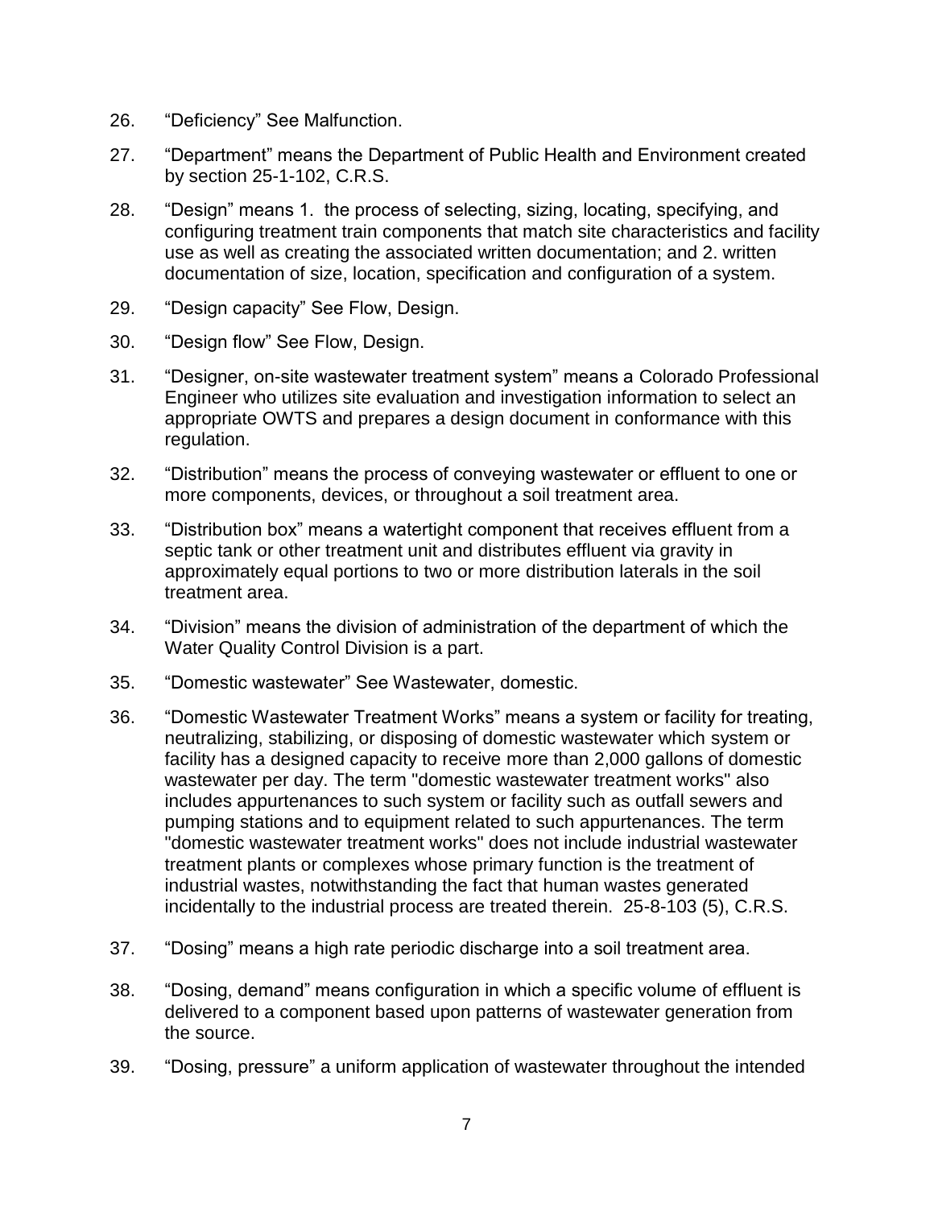26. “Deficiency” See Malfunction.

27. “Department” means the Department of Public Health and Environment created by section 25-1-102, C.R.S.

28. “Design” means 1. the process of selecting, sizing, locating, specifying, and configuring treatment train components that match site characteristics and facility use as well as creating the associated written documentation; and 2. written documentation of size, location, specification and configuration of a system.

29. “Design capacity” See Flow, Design.

30. “Design flow” See Flow, Design.

31. “Designer, on-site wastewater treatment system” means a Colorado Professional Engineer who utilizes site evaluation and investigation information to select an appropriate OWTS and prepares a design document in conformance with this regulation.

32. “Distribution” means the process of conveying wastewater or effluent to one or more components, devices, or throughout a soil treatment area.

33. “Distribution box” means a watertight component that receives effluent from a septic tank or other treatment unit and distributes effluent via gravity in approximately equal portions to two or more distribution laterals in the soil treatment area.

34. “Division” means the division of administration of the department of which the Water Quality Control Division is a part.

35. “Domestic wastewater” See Wastewater, domestic.

36. “Domestic Wastewater Treatment Works” means a system or facility for treating, neutralizing, stabilizing, or disposing of domestic wastewater which system or facility has a designed capacity to receive more than 2,000 gallons of domestic wastewater per day. The term "domestic wastewater treatment works" also includes appurtenances to such system or facility such as outfall sewers and pumping stations and to equipment related to such appurtenances. The term "domestic wastewater treatment works" does not include industrial wastewater treatment plants or complexes whose primary function is the treatment of industrial wastes, notwithstanding the fact that human wastes generated incidentally to the industrial process are treated therein. 25-8-103 (5), C.R.S.

37. “Dosing” means a high rate periodic discharge into a soil treatment area.

38. “Dosing, demand” means configuration in which a specific volume of effluent is delivered to a component based upon patterns of wastewater generation from the source.

39. “Dosing, pressure” a uniform application of wastewater throughout the intended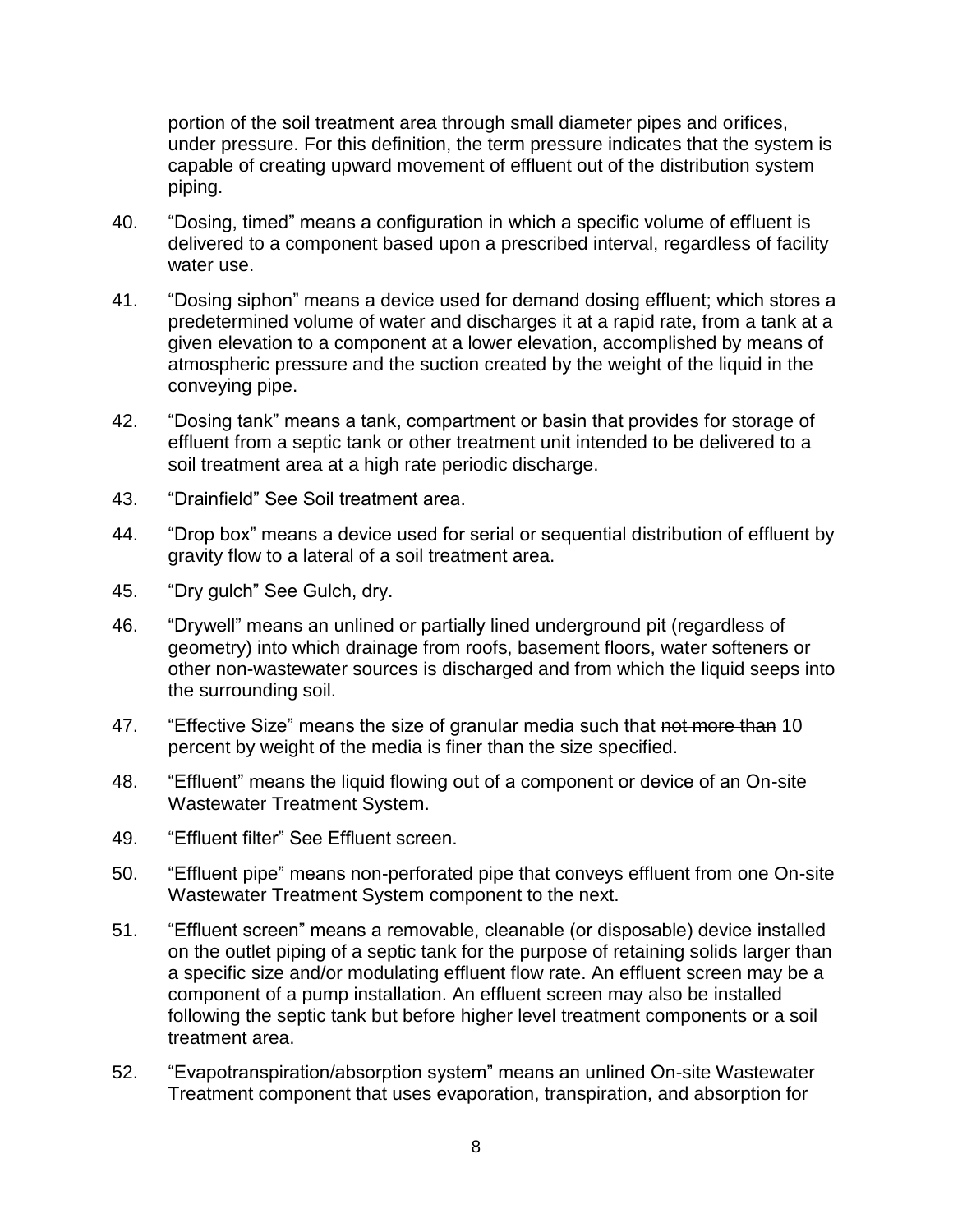portion of the soil treatment area through small diameter pipes and orifices, under pressure. For this definition, the term pressure indicates that the system is capable of creating upward movement of effluent out of the distribution system piping.

40. “Dosing, timed” means a configuration in which a specific volume of effluent is delivered to a component based upon a prescribed interval, regardless of facility water use.

41. “Dosing siphon” means a device used for demand dosing effluent; which stores a predetermined volume of water and discharges it at a rapid rate, from a tank at a given elevation to a component at a lower elevation, accomplished by means of atmospheric pressure and the suction created by the weight of the liquid in the conveying pipe.

42. “Dosing tank” means a tank, compartment or basin that provides for storage of effluent from a septic tank or other treatment unit intended to be delivered to a soil treatment area at a high rate periodic discharge.

43. “Drainfield” See Soil treatment area.

44. “Drop box” means a device used for serial or sequential distribution of effluent by gravity flow to a lateral of a soil treatment area.

45. “Dry gulch” See Gulch, dry.

46. “Drywell” means an unlined or partially lined underground pit (regardless of geometry) into which drainage from roofs, basement floors, water softeners or other non-wastewater sources is discharged and from which the liquid seeps into the surrounding soil.

47. “Effective Size” means the size of granular media such that ~~not more than~~ 10 percent by weight of the media is finer than the size specified.

48. “Effluent” means the liquid flowing out of a component or device of an On-site Wastewater Treatment System.

49. “Effluent filter” See Effluent screen.

50. “Effluent pipe” means non-perforated pipe that conveys effluent from one On-site Wastewater Treatment System component to the next.

51. “Effluent screen” means a removable, cleanable (or disposable) device installed on the outlet piping of a septic tank for the purpose of retaining solids larger than a specific size and/or modulating effluent flow rate. An effluent screen may be a component of a pump installation. An effluent screen may also be installed following the septic tank but before higher level treatment components or a soil treatment area.

52. “Evapotranspiration/absorption system” means an unlined On-site Wastewater Treatment component that uses evaporation, transpiration, and absorption for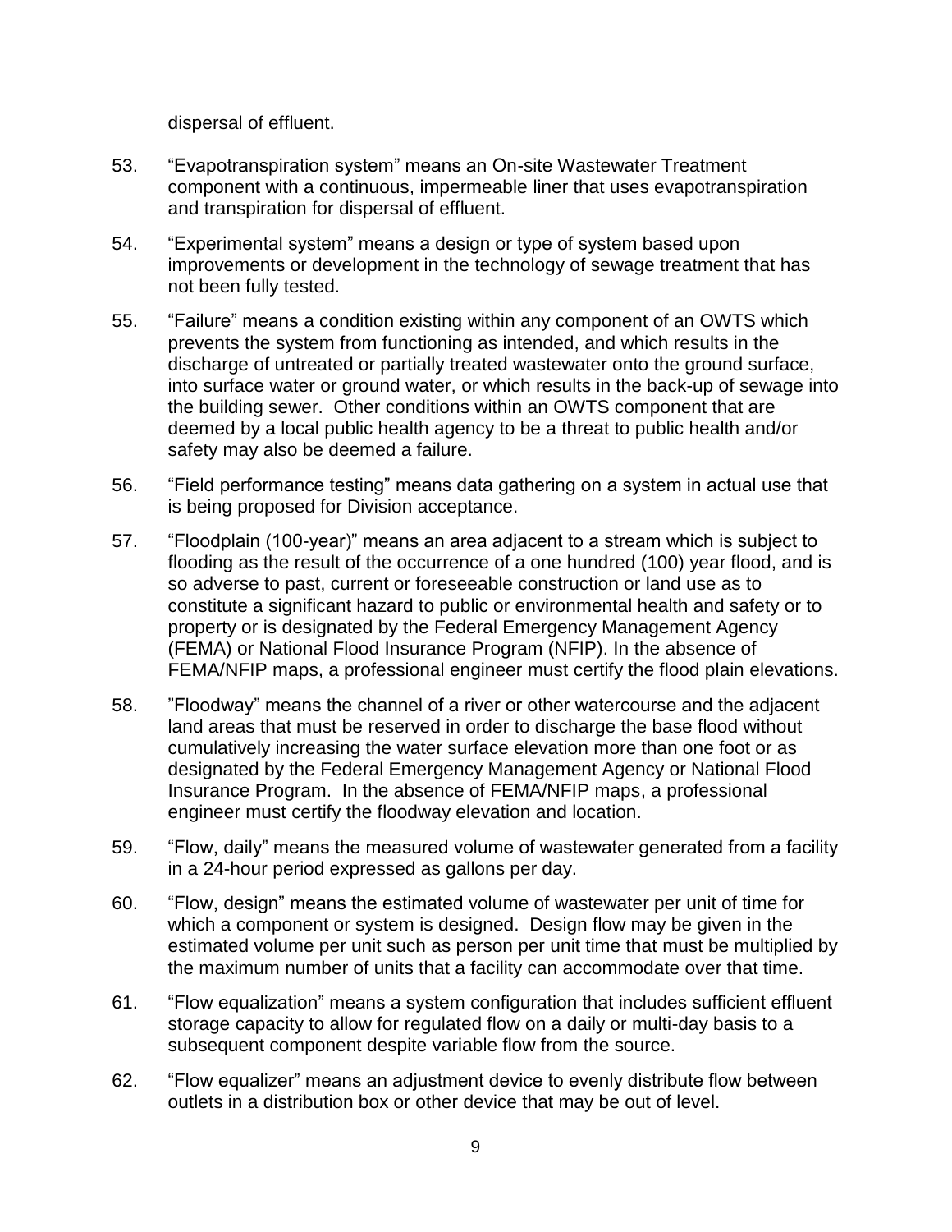dispersal of effluent.

53. “Evapotranspiration system” means an On-site Wastewater Treatment component with a continuous, impermeable liner that uses evapotranspiration and transpiration for dispersal of effluent.

54. “Experimental system” means a design or type of system based upon improvements or development in the technology of sewage treatment that has not been fully tested.

55. “Failure” means a condition existing within any component of an OWTS which prevents the system from functioning as intended, and which results in the discharge of untreated or partially treated wastewater onto the ground surface, into surface water or ground water, or which results in the back-up of sewage into the building sewer. Other conditions within an OWTS component that are deemed by a local public health agency to be a threat to public health and/or safety may also be deemed a failure.

56. “Field performance testing” means data gathering on a system in actual use that is being proposed for Division acceptance.

57. “Floodplain (100-year)” means an area adjacent to a stream which is subject to flooding as the result of the occurrence of a one hundred (100) year flood, and is so adverse to past, current or foreseeable construction or land use as to constitute a significant hazard to public or environmental health and safety or to property or is designated by the Federal Emergency Management Agency (FEMA) or National Flood Insurance Program (NFIP). In the absence of FEMA/NFIP maps, a professional engineer must certify the flood plain elevations.

58. ”Floodway” means the channel of a river or other watercourse and the adjacent land areas that must be reserved in order to discharge the base flood without cumulatively increasing the water surface elevation more than one foot or as designated by the Federal Emergency Management Agency or National Flood Insurance Program. In the absence of FEMA/NFIP maps, a professional engineer must certify the floodway elevation and location.

59. “Flow, daily” means the measured volume of wastewater generated from a facility in a 24-hour period expressed as gallons per day.

60. “Flow, design” means the estimated volume of wastewater per unit of time for which a component or system is designed. Design flow may be given in the estimated volume per unit such as person per unit time that must be multiplied by the maximum number of units that a facility can accommodate over that time.

61. “Flow equalization” means a system configuration that includes sufficient effluent storage capacity to allow for regulated flow on a daily or multi-day basis to a subsequent component despite variable flow from the source.

62. “Flow equalizer” means an adjustment device to evenly distribute flow between outlets in a distribution box or other device that may be out of level.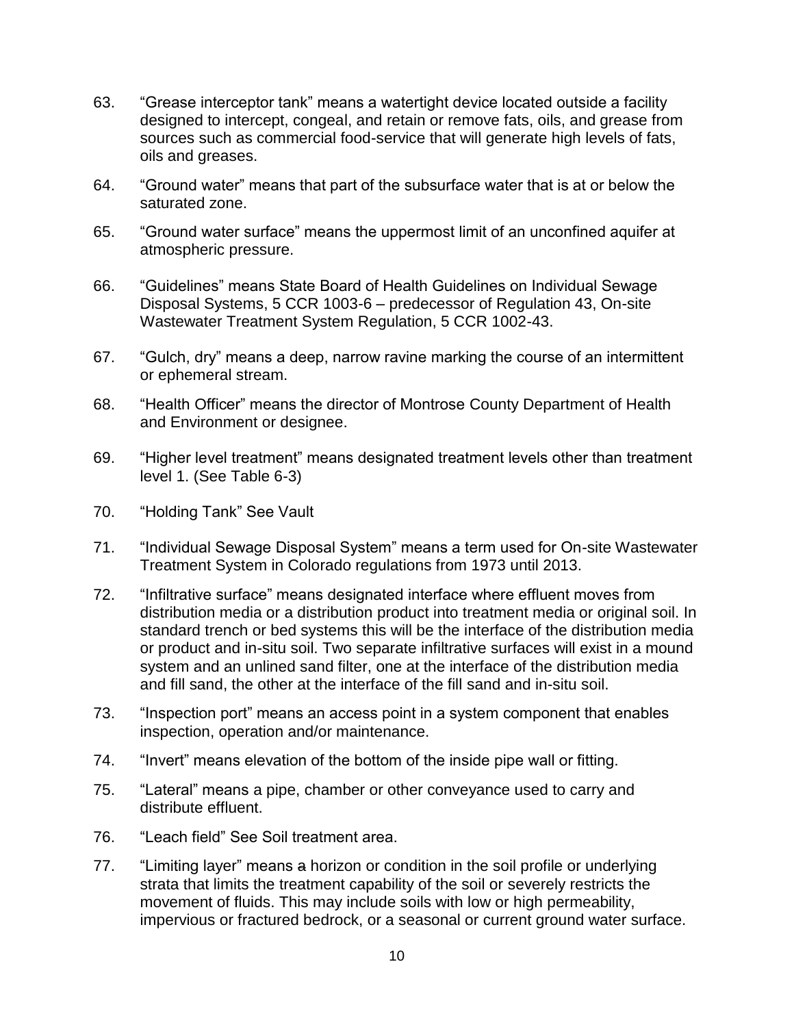63. “Grease interceptor tank” means a watertight device located outside a facility designed to intercept, congeal, and retain or remove fats, oils, and grease from sources such as commercial food-service that will generate high levels of fats, oils and greases.

64. “Ground water” means that part of the subsurface water that is at or below the saturated zone.

65. “Ground water surface” means the uppermost limit of an unconfined aquifer at atmospheric pressure.

66. “Guidelines” means State Board of Health Guidelines on Individual Sewage Disposal Systems, 5 CCR 1003-6 – predecessor of Regulation 43, On-site Wastewater Treatment System Regulation, 5 CCR 1002-43.

67. “Gulch, dry” means a deep, narrow ravine marking the course of an intermittent or ephemeral stream.

68. “Health Officer” means the director of Montrose County Department of Health and Environment or designee.

69. “Higher level treatment” means designated treatment levels other than treatment level 1. (See Table 6-3)

70. “Holding Tank” See Vault

71. “Individual Sewage Disposal System” means a term used for On-site Wastewater Treatment System in Colorado regulations from 1973 until 2013.

72. “Infiltrative surface” means designated interface where effluent moves from distribution media or a distribution product into treatment media or original soil. In standard trench or bed systems this will be the interface of the distribution media or product and in-situ soil. Two separate infiltrative surfaces will exist in a mound system and an unlined sand filter, one at the interface of the distribution media and fill sand, the other at the interface of the fill sand and in-situ soil.

73. “Inspection port” means an access point in a system component that enables inspection, operation and/or maintenance.

74. “Invert” means elevation of the bottom of the inside pipe wall or fitting.

75. “Lateral” means a pipe, chamber or other conveyance used to carry and distribute effluent.

76. “Leach field” See Soil treatment area.

77. “Limiting layer” means ~~a~~ horizon or condition in the soil profile or underlying strata that limits the treatment capability of the soil or severely restricts the movement of fluids. This may include soils with low or high permeability, impervious or fractured bedrock, or a seasonal or current ground water surface.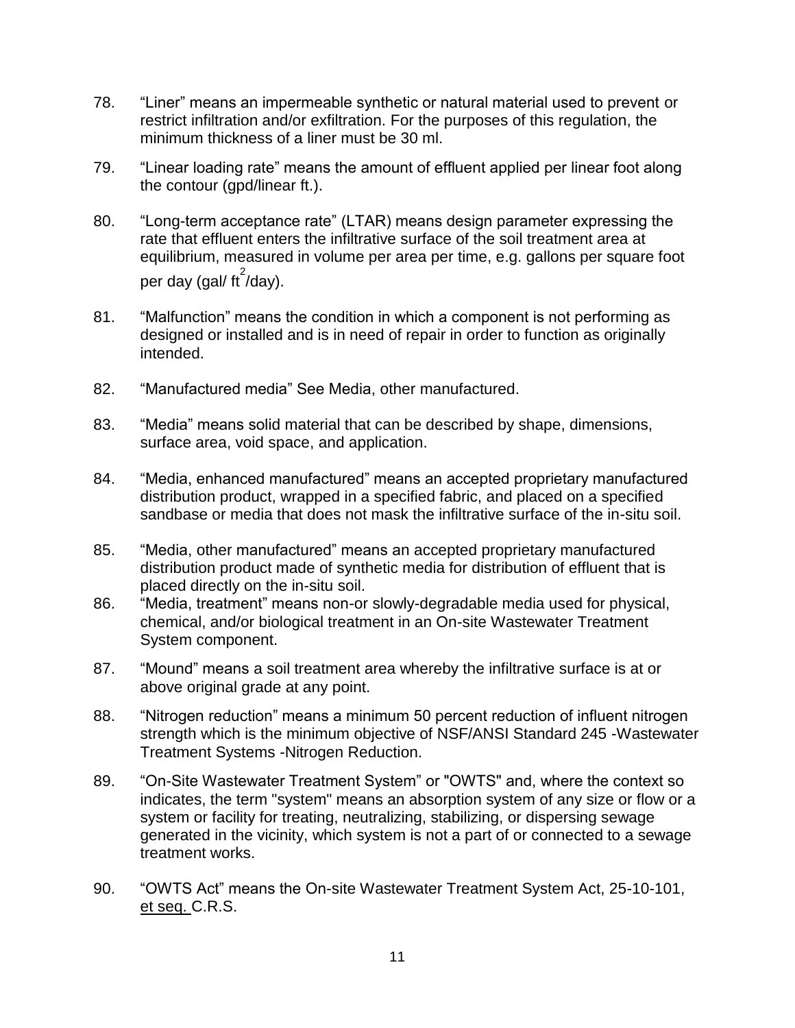78. “Liner” means an impermeable synthetic or natural material used to prevent or restrict infiltration and/or exfiltration. For the purposes of this regulation, the minimum thickness of a liner must be 30 ml.

79. “Linear loading rate” means the amount of effluent applied per linear foot along the contour (gpd/linear ft.).

80. “Long-term acceptance rate” (LTAR) means design parameter expressing the rate that effluent enters the infiltrative surface of the soil treatment area at equilibrium, measured in volume per area per time, e.g. gallons per square foot per day (gal/ $ft^2$/day).

81. “Malfunction” means the condition in which a component is not performing as designed or installed and is in need of repair in order to function as originally intended.

82. “Manufactured media” See Media, other manufactured.

83. “Media” means solid material that can be described by shape, dimensions, surface area, void space, and application.

84. “Media, enhanced manufactured” means an accepted proprietary manufactured distribution product, wrapped in a specified fabric, and placed on a specified sandbase or media that does not mask the infiltrative surface of the in-situ soil.

85. “Media, other manufactured” means an accepted proprietary manufactured distribution product made of synthetic media for distribution of effluent that is placed directly on the in-situ soil.

86. “Media, treatment” means non-or slowly-degradable media used for physical, chemical, and/or biological treatment in an On-site Wastewater Treatment System component.

87. “Mound” means a soil treatment area whereby the infiltrative surface is at or above original grade at any point.

88. “Nitrogen reduction” means a minimum 50 percent reduction of influent nitrogen strength which is the minimum objective of NSF/ANSI Standard 245 -Wastewater Treatment Systems -Nitrogen Reduction.

89. “On-Site Wastewater Treatment System” or "OWTS" and, where the context so indicates, the term "system" means an absorption system of any size or flow or a system or facility for treating, neutralizing, stabilizing, or dispersing sewage generated in the vicinity, which system is not a part of or connected to a sewage treatment works.

90. “OWTS Act” means the On-site Wastewater Treatment System Act, 25-10-101, et seq. C.R.S.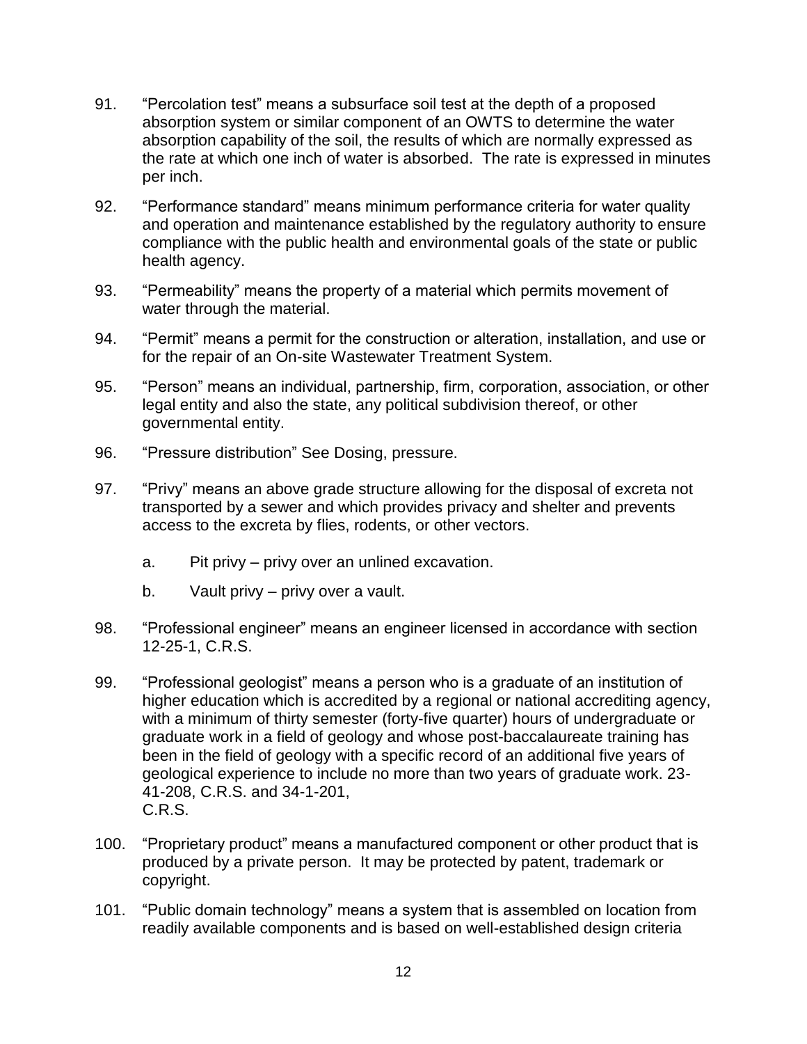91. “Percolation test” means a subsurface soil test at the depth of a proposed absorption system or similar component of an OWTS to determine the water absorption capability of the soil, the results of which are normally expressed as the rate at which one inch of water is absorbed. The rate is expressed in minutes per inch.

92. “Performance standard” means minimum performance criteria for water quality and operation and maintenance established by the regulatory authority to ensure compliance with the public health and environmental goals of the state or public health agency.

93. “Permeability” means the property of a material which permits movement of water through the material.

94. “Permit” means a permit for the construction or alteration, installation, and use or for the repair of an On-site Wastewater Treatment System.

95. “Person” means an individual, partnership, firm, corporation, association, or other legal entity and also the state, any political subdivision thereof, or other governmental entity.

96. “Pressure distribution” See Dosing, pressure.

97. “Privy” means an above grade structure allowing for the disposal of excreta not transported by a sewer and which provides privacy and shelter and prevents access to the excreta by flies, rodents, or other vectors.

    a. Pit privy – privy over an unlined excavation.

    b. Vault privy – privy over a vault.

98. “Professional engineer” means an engineer licensed in accordance with section 12-25-1, C.R.S.

99. “Professional geologist” means a person who is a graduate of an institution of higher education which is accredited by a regional or national accrediting agency, with a minimum of thirty semester (forty-five quarter) hours of undergraduate or graduate work in a field of geology and whose post-baccalaureate training has been in the field of geology with a specific record of an additional five years of geological experience to include no more than two years of graduate work. 23-41-208, C.R.S. and 34-1-201, C.R.S.

100. “Proprietary product” means a manufactured component or other product that is produced by a private person. It may be protected by patent, trademark or copyright.

101. “Public domain technology” means a system that is assembled on location from readily available components and is based on well-established design criteria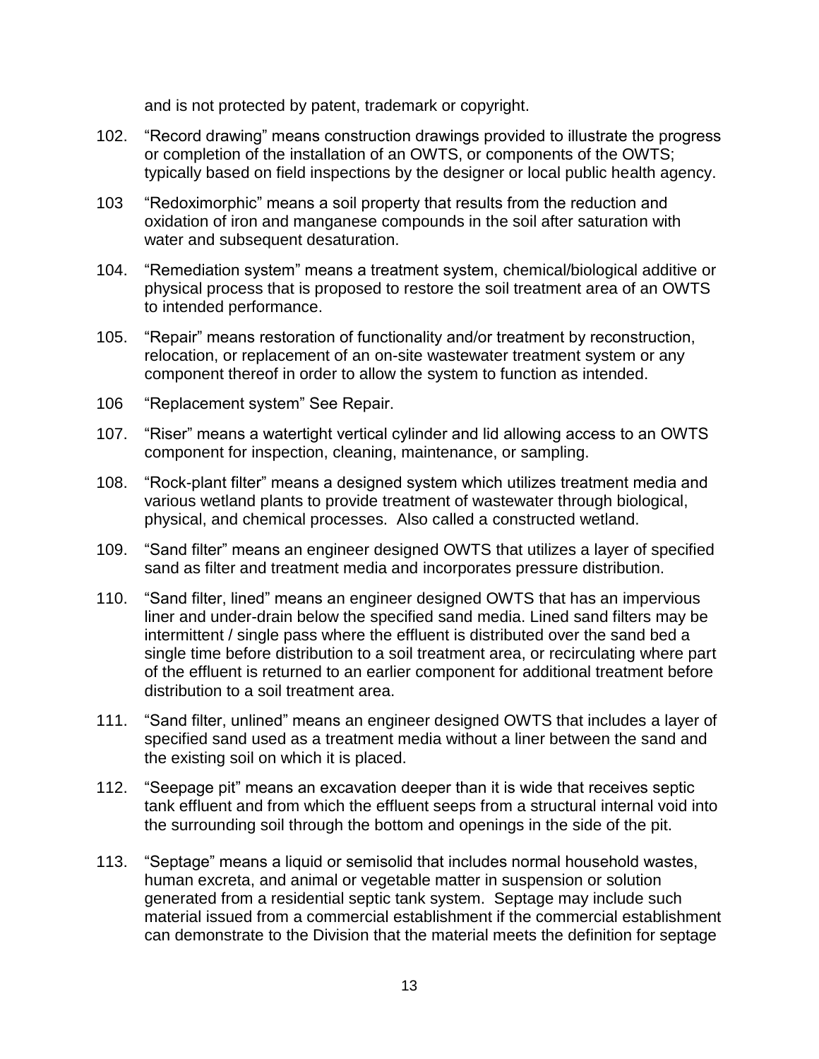and is not protected by patent, trademark or copyright.

102. “Record drawing” means construction drawings provided to illustrate the progress or completion of the installation of an OWTS, or components of the OWTS; typically based on field inspections by the designer or local public health agency.

103 “Redoximorphic” means a soil property that results from the reduction and oxidation of iron and manganese compounds in the soil after saturation with water and subsequent desaturation.

104. “Remediation system” means a treatment system, chemical/biological additive or physical process that is proposed to restore the soil treatment area of an OWTS to intended performance.

105. “Repair” means restoration of functionality and/or treatment by reconstruction, relocation, or replacement of an on-site wastewater treatment system or any component thereof in order to allow the system to function as intended.

106 “Replacement system” See Repair.

107. “Riser” means a watertight vertical cylinder and lid allowing access to an OWTS component for inspection, cleaning, maintenance, or sampling.

108. “Rock-plant filter” means a designed system which utilizes treatment media and various wetland plants to provide treatment of wastewater through biological, physical, and chemical processes. Also called a constructed wetland.

109. “Sand filter” means an engineer designed OWTS that utilizes a layer of specified sand as filter and treatment media and incorporates pressure distribution.

110. “Sand filter, lined” means an engineer designed OWTS that has an impervious liner and under-drain below the specified sand media. Lined sand filters may be intermittent / single pass where the effluent is distributed over the sand bed a single time before distribution to a soil treatment area, or recirculating where part of the effluent is returned to an earlier component for additional treatment before distribution to a soil treatment area.

111. “Sand filter, unlined” means an engineer designed OWTS that includes a layer of specified sand used as a treatment media without a liner between the sand and the existing soil on which it is placed.

112. “Seepage pit” means an excavation deeper than it is wide that receives septic tank effluent and from which the effluent seeps from a structural internal void into the surrounding soil through the bottom and openings in the side of the pit.

113. “Septage” means a liquid or semisolid that includes normal household wastes, human excreta, and animal or vegetable matter in suspension or solution generated from a residential septic tank system. Septage may include such material issued from a commercial establishment if the commercial establishment can demonstrate to the Division that the material meets the definition for septage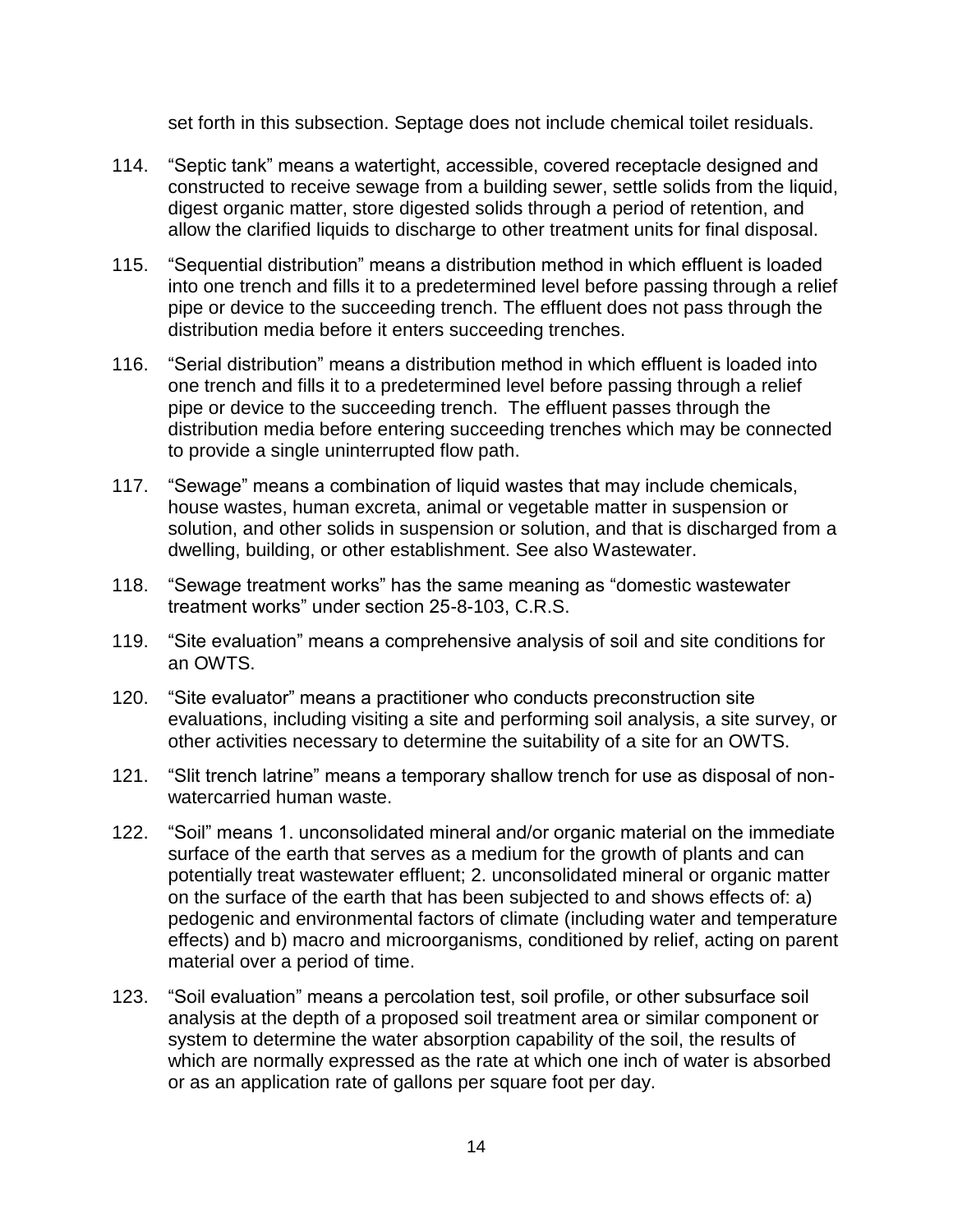set forth in this subsection. Septage does not include chemical toilet residuals.

114. “Septic tank” means a watertight, accessible, covered receptacle designed and constructed to receive sewage from a building sewer, settle solids from the liquid, digest organic matter, store digested solids through a period of retention, and allow the clarified liquids to discharge to other treatment units for final disposal.

115. “Sequential distribution” means a distribution method in which effluent is loaded into one trench and fills it to a predetermined level before passing through a relief pipe or device to the succeeding trench. The effluent does not pass through the distribution media before it enters succeeding trenches.

116. “Serial distribution” means a distribution method in which effluent is loaded into one trench and fills it to a predetermined level before passing through a relief pipe or device to the succeeding trench. The effluent passes through the distribution media before entering succeeding trenches which may be connected to provide a single uninterrupted flow path.

117. “Sewage” means a combination of liquid wastes that may include chemicals, house wastes, human excreta, animal or vegetable matter in suspension or solution, and other solids in suspension or solution, and that is discharged from a dwelling, building, or other establishment. See also Wastewater.

118. “Sewage treatment works” has the same meaning as “domestic wastewater treatment works” under section 25-8-103, C.R.S.

119. “Site evaluation” means a comprehensive analysis of soil and site conditions for an OWTS.

120. “Site evaluator” means a practitioner who conducts preconstruction site evaluations, including visiting a site and performing soil analysis, a site survey, or other activities necessary to determine the suitability of a site for an OWTS.

121. “Slit trench latrine” means a temporary shallow trench for use as disposal of non-watercarried human waste.

122. “Soil” means 1. unconsolidated mineral and/or organic material on the immediate surface of the earth that serves as a medium for the growth of plants and can potentially treat wastewater effluent; 2. unconsolidated mineral or organic matter on the surface of the earth that has been subjected to and shows effects of: a) pedogenic and environmental factors of climate (including water and temperature effects) and b) macro and microorganisms, conditioned by relief, acting on parent material over a period of time.

123. “Soil evaluation” means a percolation test, soil profile, or other subsurface soil analysis at the depth of a proposed soil treatment area or similar component or system to determine the water absorption capability of the soil, the results of which are normally expressed as the rate at which one inch of water is absorbed or as an application rate of gallons per square foot per day.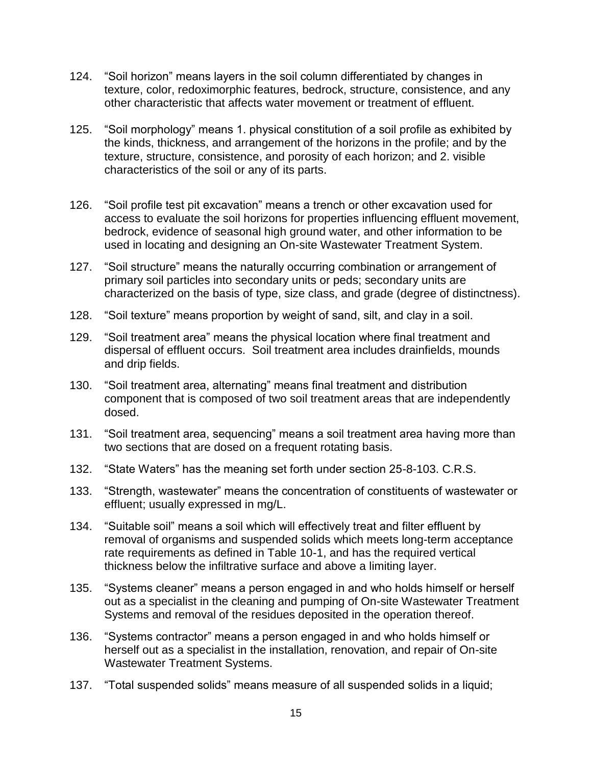124. "Soil horizon" means layers in the soil column differentiated by changes in texture, color, redoximorphic features, bedrock, structure, consistence, and any other characteristic that affects water movement or treatment of effluent.

125. "Soil morphology" means 1. physical constitution of a soil profile as exhibited by the kinds, thickness, and arrangement of the horizons in the profile; and by the texture, structure, consistence, and porosity of each horizon; and 2. visible characteristics of the soil or any of its parts.

126. "Soil profile test pit excavation" means a trench or other excavation used for access to evaluate the soil horizons for properties influencing effluent movement, bedrock, evidence of seasonal high ground water, and other information to be used in locating and designing an On-site Wastewater Treatment System.

127. "Soil structure" means the naturally occurring combination or arrangement of primary soil particles into secondary units or peds; secondary units are characterized on the basis of type, size class, and grade (degree of distinctness).

128. "Soil texture" means proportion by weight of sand, silt, and clay in a soil.

129. "Soil treatment area" means the physical location where final treatment and dispersal of effluent occurs. Soil treatment area includes drainfields, mounds and drip fields.

130. "Soil treatment area, alternating" means final treatment and distribution component that is composed of two soil treatment areas that are independently dosed.

131. "Soil treatment area, sequencing" means a soil treatment area having more than two sections that are dosed on a frequent rotating basis.

132. "State Waters" has the meaning set forth under section 25-8-103. C.R.S.

133. "Strength, wastewater" means the concentration of constituents of wastewater or effluent; usually expressed in mg/L.

134. "Suitable soil" means a soil which will effectively treat and filter effluent by removal of organisms and suspended solids which meets long-term acceptance rate requirements as defined in Table 10-1, and has the required vertical thickness below the infiltrative surface and above a limiting layer.

135. "Systems cleaner" means a person engaged in and who holds himself or herself out as a specialist in the cleaning and pumping of On-site Wastewater Treatment Systems and removal of the residues deposited in the operation thereof.

136. "Systems contractor" means a person engaged in and who holds himself or herself out as a specialist in the installation, renovation, and repair of On-site Wastewater Treatment Systems.

137. "Total suspended solids" means measure of all suspended solids in a liquid;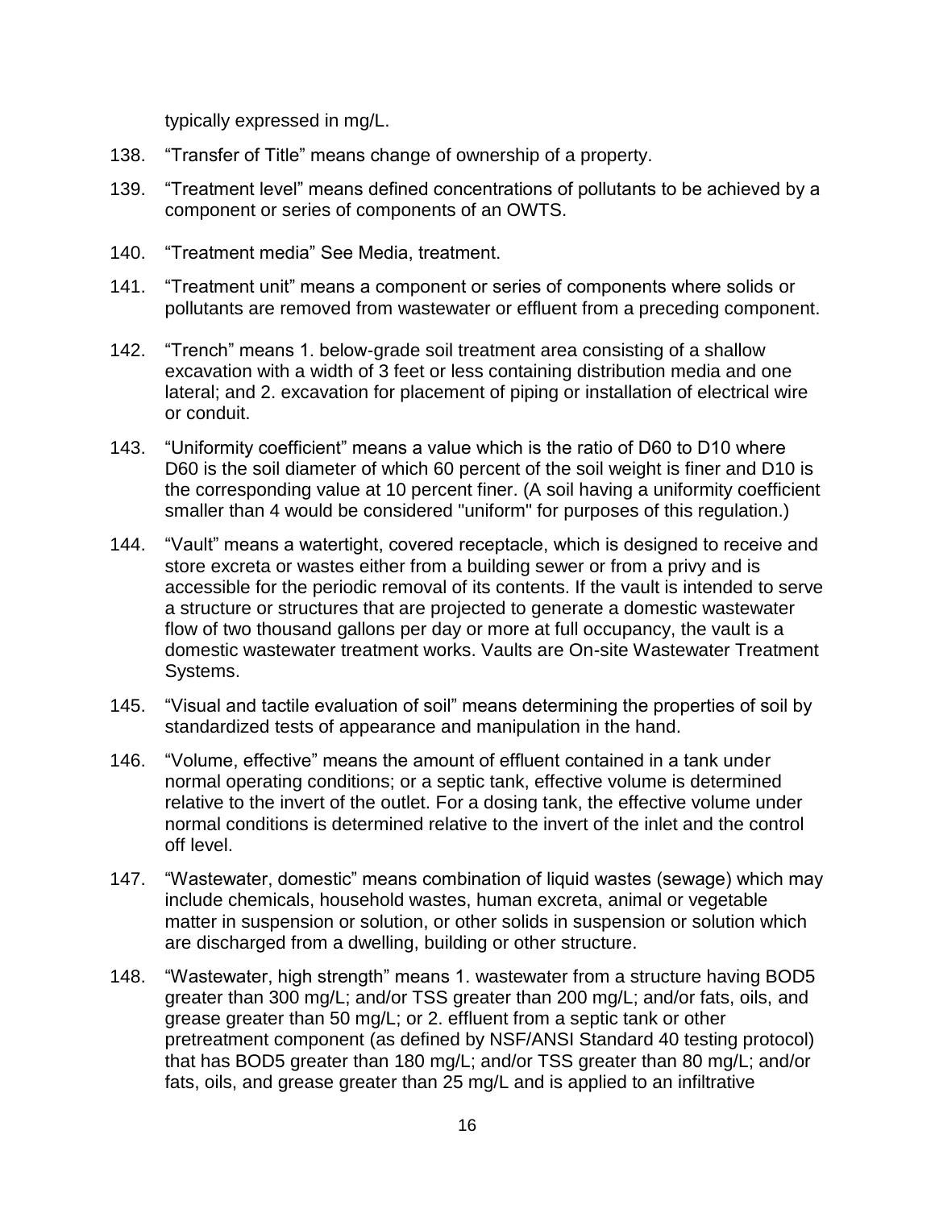typically expressed in mg/L.

138. "Transfer of Title" means change of ownership of a property.

139. "Treatment level" means defined concentrations of pollutants to be achieved by a component or series of components of an OWTS.

140. "Treatment media" See Media, treatment.

141. "Treatment unit" means a component or series of components where solids or pollutants are removed from wastewater or effluent from a preceding component.

142. "Trench" means 1. below-grade soil treatment area consisting of a shallow excavation with a width of 3 feet or less containing distribution media and one lateral; and 2. excavation for placement of piping or installation of electrical wire or conduit.

143. "Uniformity coefficient" means a value which is the ratio of $D_{60}$ to $D_{10}$ where $D_{60}$ is the soil diameter of which 60 percent of the soil weight is finer and $D_{10}$ is the corresponding value at 10 percent finer. (A soil having a uniformity coefficient smaller than 4 would be considered "uniform" for purposes of this regulation.)

144. "Vault" means a watertight, covered receptacle, which is designed to receive and store excreta or wastes either from a building sewer or from a privy and is accessible for the periodic removal of its contents. If the vault is intended to serve a structure or structures that are projected to generate a domestic wastewater flow of two thousand gallons per day or more at full occupancy, the vault is a domestic wastewater treatment works. Vaults are On-site Wastewater Treatment Systems.

145. "Visual and tactile evaluation of soil" means determining the properties of soil by standardized tests of appearance and manipulation in the hand.

146. "Volume, effective" means the amount of effluent contained in a tank under normal operating conditions; or a septic tank, effective volume is determined relative to the invert of the outlet. For a dosing tank, the effective volume under normal conditions is determined relative to the invert of the inlet and the control off level.

147. "Wastewater, domestic" means combination of liquid wastes (sewage) which may include chemicals, household wastes, human excreta, animal or vegetable matter in suspension or solution, or other solids in suspension or solution which are discharged from a dwelling, building or other structure.

148. "Wastewater, high strength" means 1. wastewater from a structure having $BOD_5$ greater than 300 mg/L; and/or TSS greater than 200 mg/L; and/or fats, oils, and grease greater than 50 mg/L; or 2. effluent from a septic tank or other pretreatment component (as defined by NSF/ANSI Standard 40 testing protocol) that has $BOD_5$ greater than 180 mg/L; and/or TSS greater than 80 mg/L; and/or fats, oils, and grease greater than 25 mg/L and is applied to an infiltrative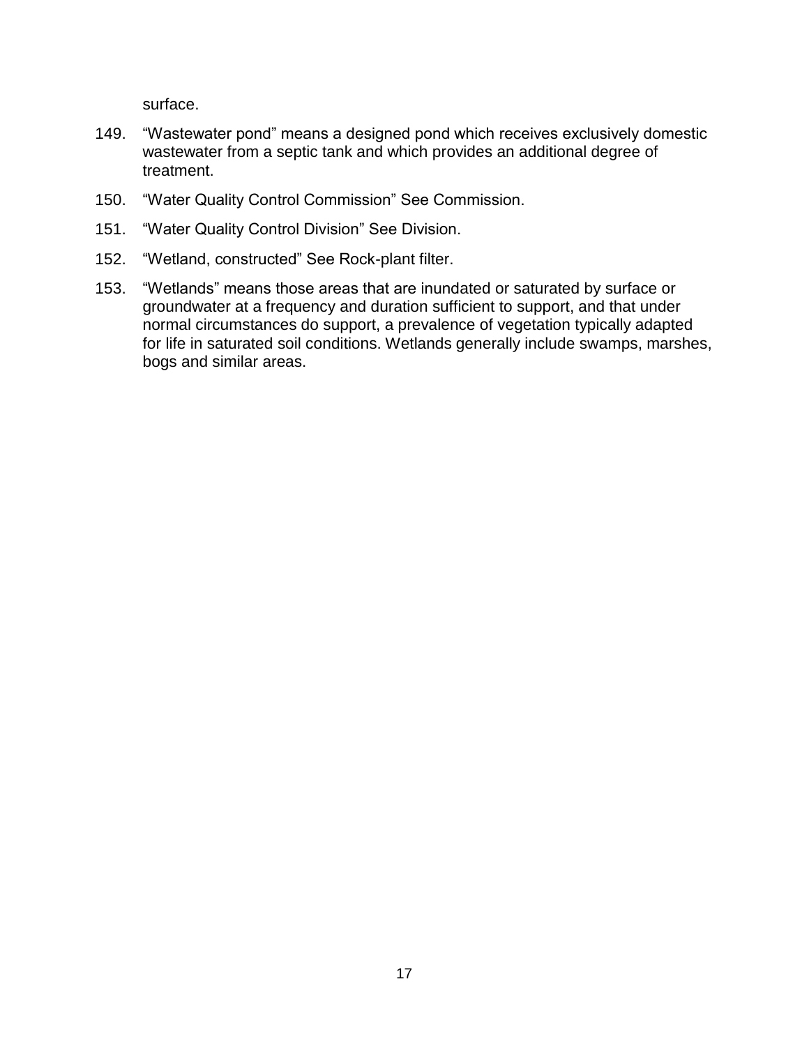surface.

149. “Wastewater pond” means a designed pond which receives exclusively domestic wastewater from a septic tank and which provides an additional degree of treatment.

150. “Water Quality Control Commission” See Commission.

151. “Water Quality Control Division” See Division.

152. “Wetland, constructed” See Rock-plant filter.

153. “Wetlands” means those areas that are inundated or saturated by surface or groundwater at a frequency and duration sufficient to support, and that under normal circumstances do support, a prevalence of vegetation typically adapted for life in saturated soil conditions. Wetlands generally include swamps, marshes, bogs and similar areas.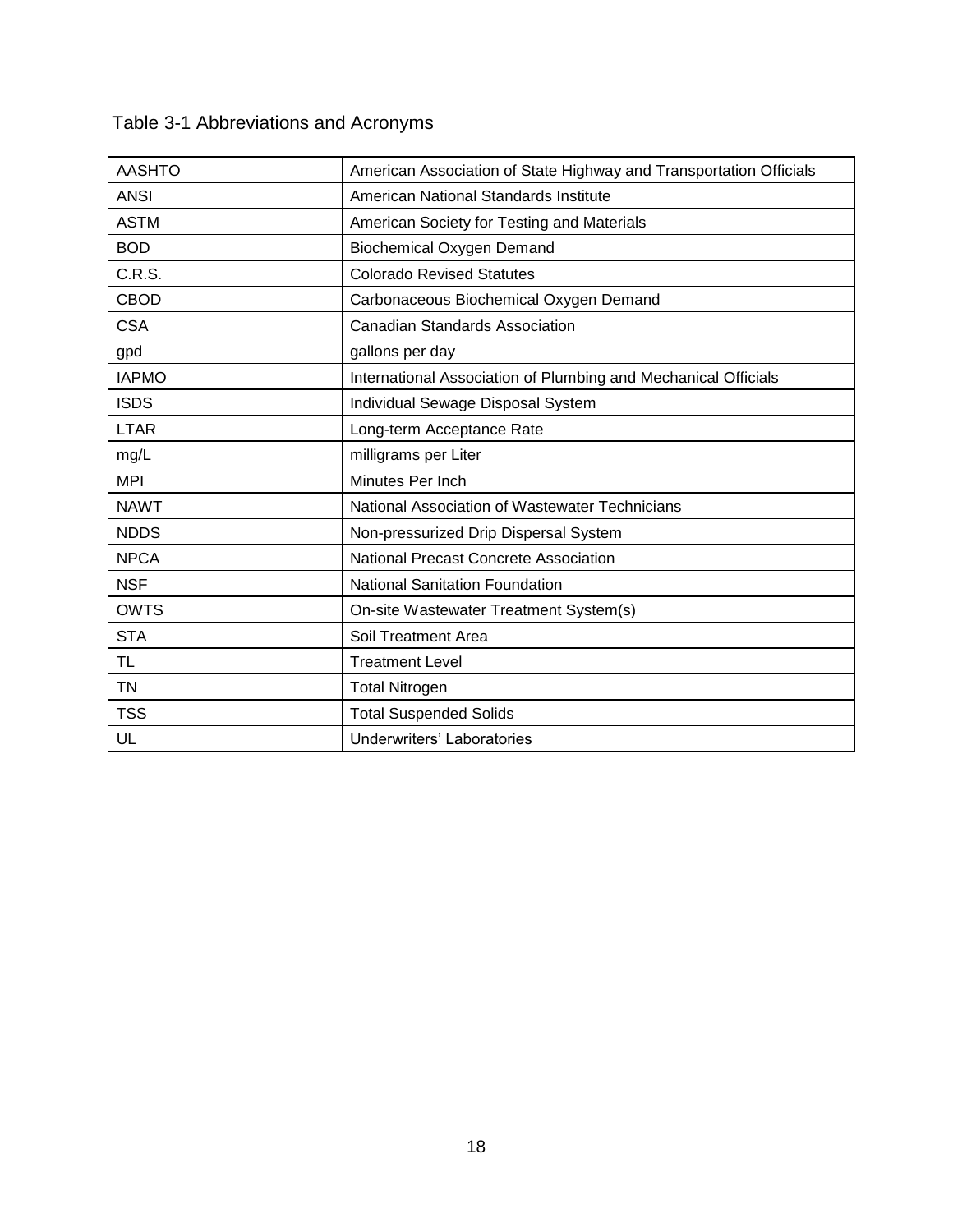Table 3-1 Abbreviations and Acronyms

| | |
|---|---|
| AASHTO | American Association of State Highway and Transportation Officials |
| ANSI | American National Standards Institute |
| ASTM | American Society for Testing and Materials |
| BOD | Biochemical Oxygen Demand |
| C.R.S. | Colorado Revised Statutes |
| CBOD | Carbonaceous Biochemical Oxygen Demand |
| CSA | Canadian Standards Association |
| gpd | gallons per day |
| IAPMO | International Association of Plumbing and Mechanical Officials |
| ISDS | Individual Sewage Disposal System |
| LTAR | Long-term Acceptance Rate |
| mg/L | milligrams per Liter |
| MPI | Minutes Per Inch |
| NAWT | National Association of Wastewater Technicians |
| NDDS | Non-pressurized Drip Dispersal System |
| NPCA | National Precast Concrete Association |
| NSF | National Sanitation Foundation |
| OWTS | On-site Wastewater Treatment System(s) |
| STA | Soil Treatment Area |
| TL | Treatment Level |
| TN | Total Nitrogen |
| TSS | Total Suspended Solids |
| UL | Underwriters' Laboratories |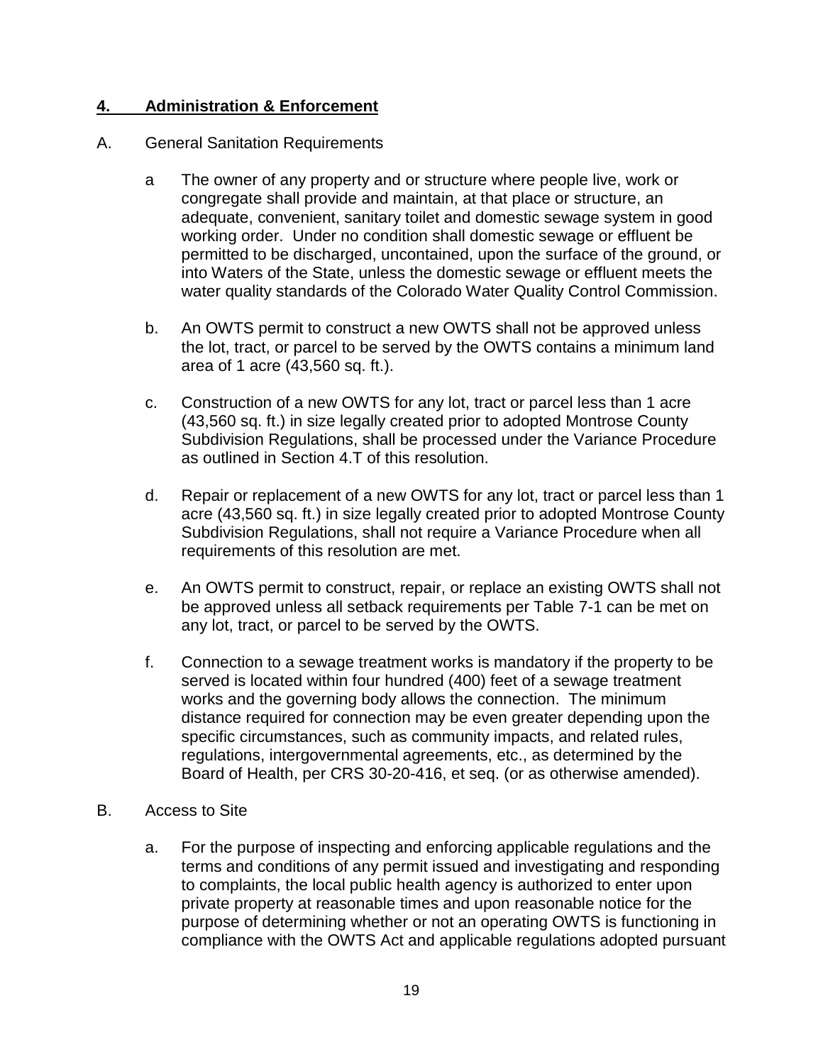## 4. Administration & Enforcement

A. General Sanitation Requirements

a The owner of any property and or structure where people live, work or congregate shall provide and maintain, at that place or structure, an adequate, convenient, sanitary toilet and domestic sewage system in good working order. Under no condition shall domestic sewage or effluent be permitted to be discharged, uncontained, upon the surface of the ground, or into Waters of the State, unless the domestic sewage or effluent meets the water quality standards of the Colorado Water Quality Control Commission.

b. An OWTS permit to construct a new OWTS shall not be approved unless the lot, tract, or parcel to be served by the OWTS contains a minimum land area of 1 acre (43,560 sq. ft.).

c. Construction of a new OWTS for any lot, tract or parcel less than 1 acre (43,560 sq. ft.) in size legally created prior to adopted Montrose County Subdivision Regulations, shall be processed under the Variance Procedure as outlined in Section 4.T of this resolution.

d. Repair or replacement of a new OWTS for any lot, tract or parcel less than 1 acre (43,560 sq. ft.) in size legally created prior to adopted Montrose County Subdivision Regulations, shall not require a Variance Procedure when all requirements of this resolution are met.

e. An OWTS permit to construct, repair, or replace an existing OWTS shall not be approved unless all setback requirements per Table 7-1 can be met on any lot, tract, or parcel to be served by the OWTS.

f. Connection to a sewage treatment works is mandatory if the property to be served is located within four hundred (400) feet of a sewage treatment works and the governing body allows the connection. The minimum distance required for connection may be even greater depending upon the specific circumstances, such as community impacts, and related rules, regulations, intergovernmental agreements, etc., as determined by the Board of Health, per CRS 30-20-416, et seq. (or as otherwise amended).

B. Access to Site

a. For the purpose of inspecting and enforcing applicable regulations and the terms and conditions of any permit issued and investigating and responding to complaints, the local public health agency is authorized to enter upon private property at reasonable times and upon reasonable notice for the purpose of determining whether or not an operating OWTS is functioning in compliance with the OWTS Act and applicable regulations adopted pursuant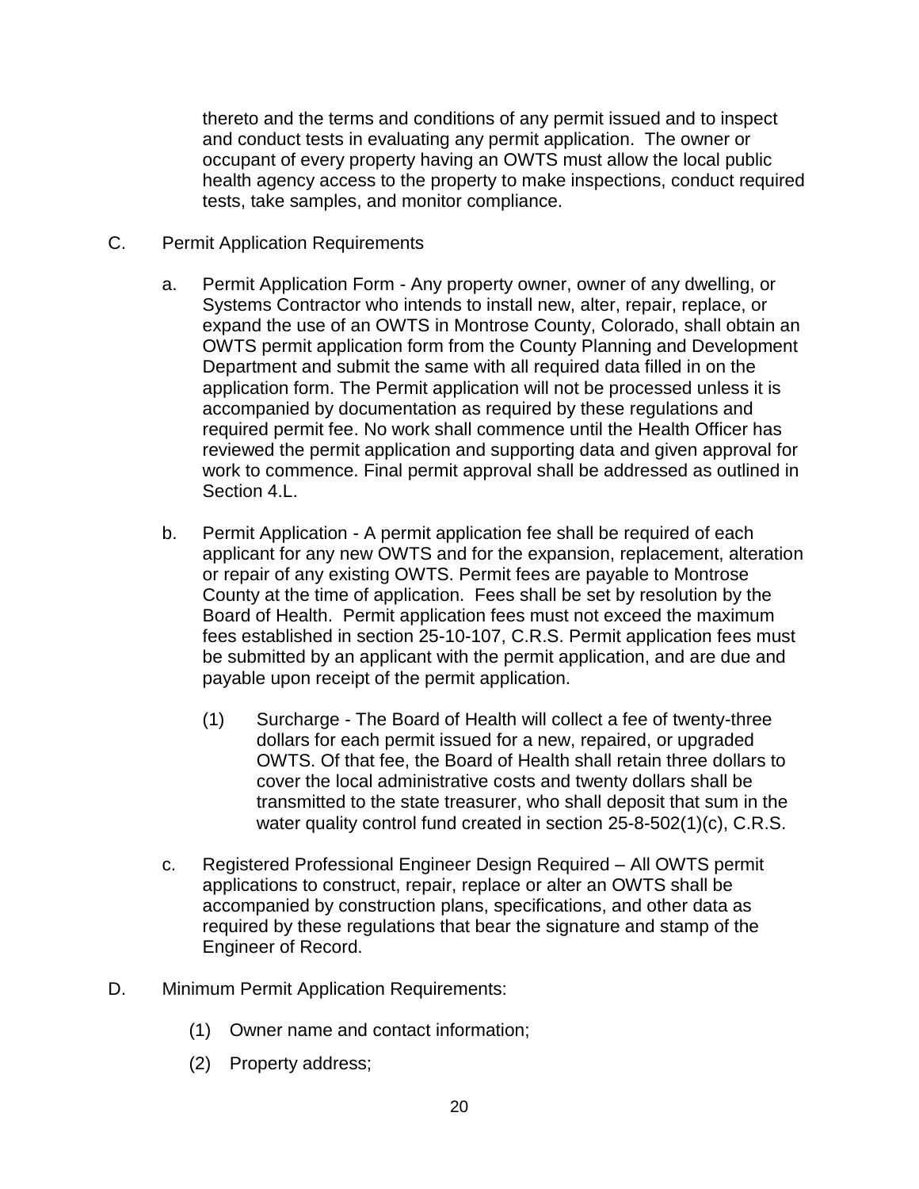thereto and the terms and conditions of any permit issued and to inspect and conduct tests in evaluating any permit application. The owner or occupant of every property having an OWTS must allow the local public health agency access to the property to make inspections, conduct required tests, take samples, and monitor compliance.

C. Permit Application Requirements

a. Permit Application Form - Any property owner, owner of any dwelling, or Systems Contractor who intends to install new, alter, repair, replace, or expand the use of an OWTS in Montrose County, Colorado, shall obtain an OWTS permit application form from the County Planning and Development Department and submit the same with all required data filled in on the application form. The Permit application will not be processed unless it is accompanied by documentation as required by these regulations and required permit fee. No work shall commence until the Health Officer has reviewed the permit application and supporting data and given approval for work to commence. Final permit approval shall be addressed as outlined in Section 4.L.

b. Permit Application - A permit application fee shall be required of each applicant for any new OWTS and for the expansion, replacement, alteration or repair of any existing OWTS. Permit fees are payable to Montrose County at the time of application. Fees shall be set by resolution by the Board of Health. Permit application fees must not exceed the maximum fees established in section 25-10-107, C.R.S. Permit application fees must be submitted by an applicant with the permit application, and are due and payable upon receipt of the permit application.

(1) Surcharge - The Board of Health will collect a fee of twenty-three dollars for each permit issued for a new, repaired, or upgraded OWTS. Of that fee, the Board of Health shall retain three dollars to cover the local administrative costs and twenty dollars shall be transmitted to the state treasurer, who shall deposit that sum in the water quality control fund created in section 25-8-502(1)(c), C.R.S.

c. Registered Professional Engineer Design Required – All OWTS permit applications to construct, repair, replace or alter an OWTS shall be accompanied by construction plans, specifications, and other data as required by these regulations that bear the signature and stamp of the Engineer of Record.

D. Minimum Permit Application Requirements:

(1) Owner name and contact information;

(2) Property address;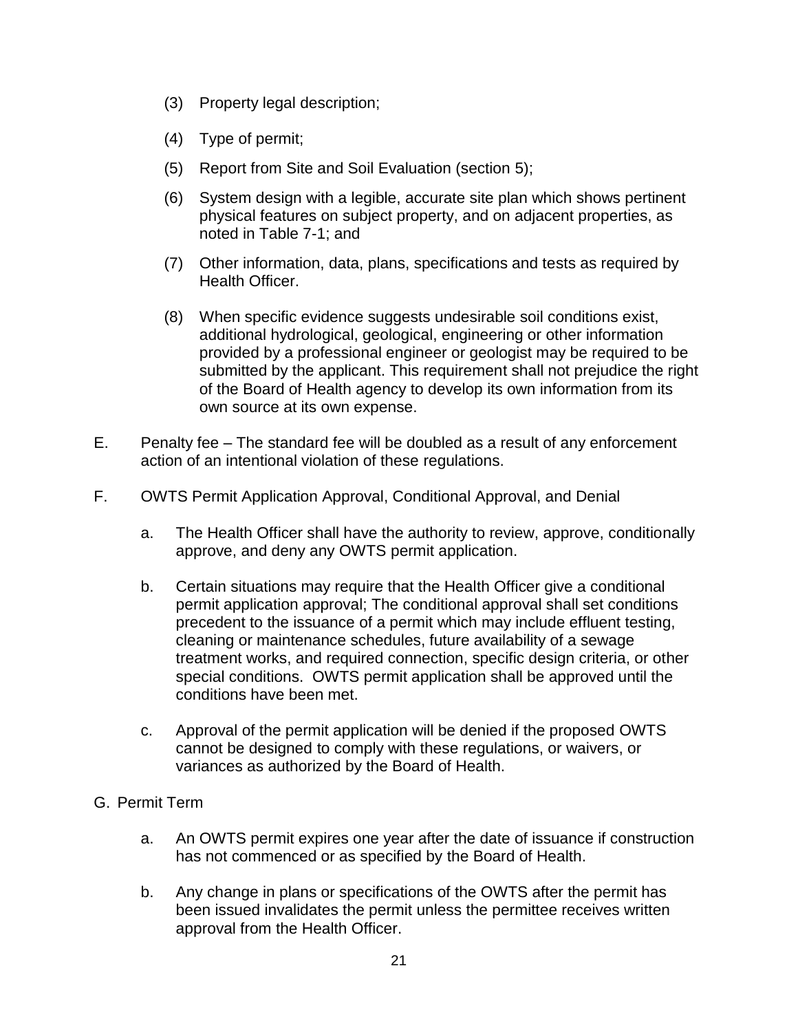(3) Property legal description;

(4) Type of permit;

(5) Report from Site and Soil Evaluation (section 5);

(6) System design with a legible, accurate site plan which shows pertinent physical features on subject property, and on adjacent properties, as noted in Table 7-1; and

(7) Other information, data, plans, specifications and tests as required by Health Officer.

(8) When specific evidence suggests undesirable soil conditions exist, additional hydrological, geological, engineering or other information provided by a professional engineer or geologist may be required to be submitted by the applicant. This requirement shall not prejudice the right of the Board of Health agency to develop its own information from its own source at its own expense.

E. Penalty fee – The standard fee will be doubled as a result of any enforcement action of an intentional violation of these regulations.

F. OWTS Permit Application Approval, Conditional Approval, and Denial

a. The Health Officer shall have the authority to review, approve, conditionally approve, and deny any OWTS permit application.

b. Certain situations may require that the Health Officer give a conditional permit application approval; The conditional approval shall set conditions precedent to the issuance of a permit which may include effluent testing, cleaning or maintenance schedules, future availability of a sewage treatment works, and required connection, specific design criteria, or other special conditions. OWTS permit application shall be approved until the conditions have been met.

c. Approval of the permit application will be denied if the proposed OWTS cannot be designed to comply with these regulations, or waivers, or variances as authorized by the Board of Health.

G. Permit Term

a. An OWTS permit expires one year after the date of issuance if construction has not commenced or as specified by the Board of Health.

b. Any change in plans or specifications of the OWTS after the permit has been issued invalidates the permit unless the permittee receives written approval from the Health Officer.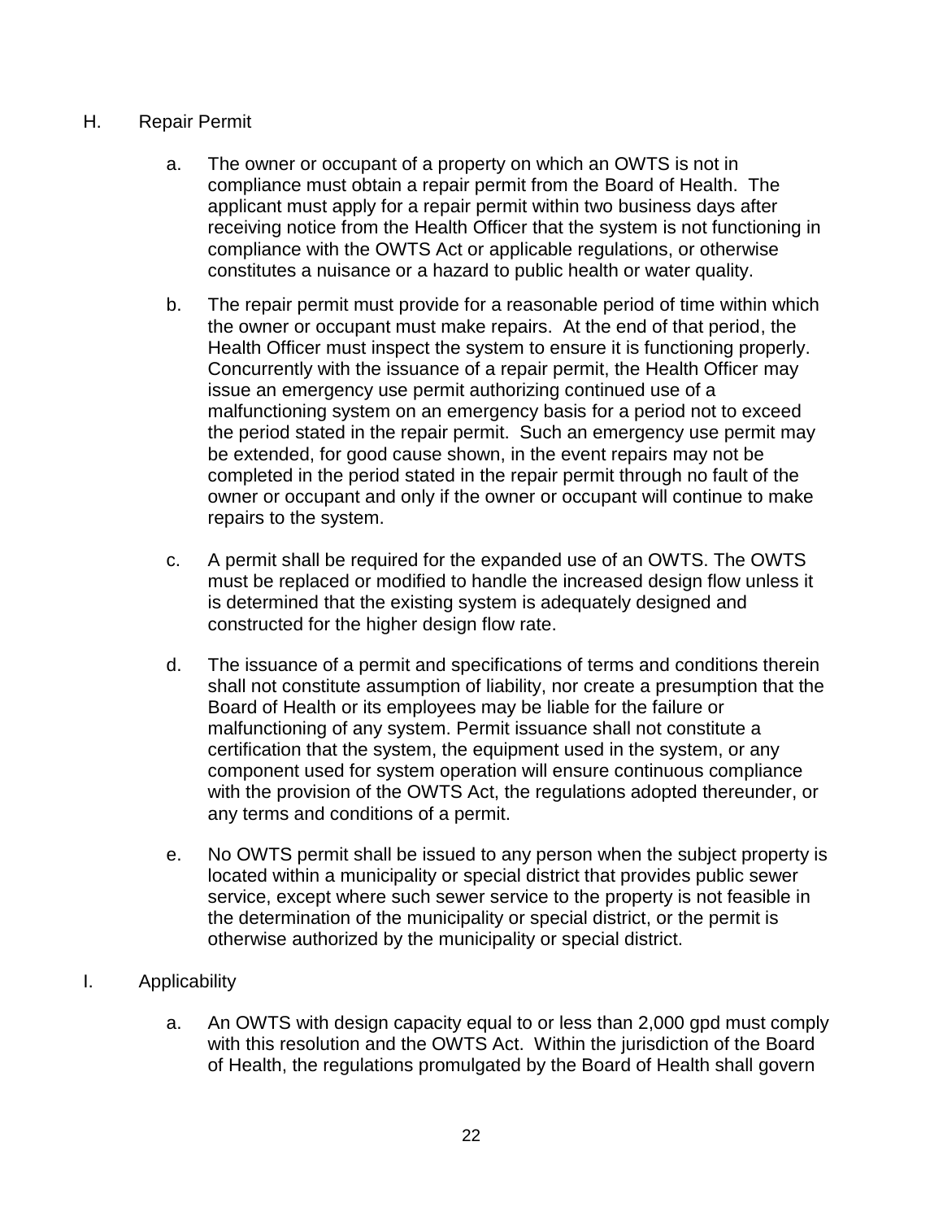## H. Repair Permit

a. The owner or occupant of a property on which an OWTS is not in compliance must obtain a repair permit from the Board of Health. The applicant must apply for a repair permit within two business days after receiving notice from the Health Officer that the system is not functioning in compliance with the OWTS Act or applicable regulations, or otherwise constitutes a nuisance or a hazard to public health or water quality.

b. The repair permit must provide for a reasonable period of time within which the owner or occupant must make repairs. At the end of that period, the Health Officer must inspect the system to ensure it is functioning properly. Concurrently with the issuance of a repair permit, the Health Officer may issue an emergency use permit authorizing continued use of a malfunctioning system on an emergency basis for a period not to exceed the period stated in the repair permit. Such an emergency use permit may be extended, for good cause shown, in the event repairs may not be completed in the period stated in the repair permit through no fault of the owner or occupant and only if the owner or occupant will continue to make repairs to the system.

c. A permit shall be required for the expanded use of an OWTS. The OWTS must be replaced or modified to handle the increased design flow unless it is determined that the existing system is adequately designed and constructed for the higher design flow rate.

d. The issuance of a permit and specifications of terms and conditions therein shall not constitute assumption of liability, nor create a presumption that the Board of Health or its employees may be liable for the failure or malfunctioning of any system. Permit issuance shall not constitute a certification that the system, the equipment used in the system, or any component used for system operation will ensure continuous compliance with the provision of the OWTS Act, the regulations adopted thereunder, or any terms and conditions of a permit.

e. No OWTS permit shall be issued to any person when the subject property is located within a municipality or special district that provides public sewer service, except where such sewer service to the property is not feasible in the determination of the municipality or special district, or the permit is otherwise authorized by the municipality or special district.

## I. Applicability

a. An OWTS with design capacity equal to or less than 2,000 gpd must comply with this resolution and the OWTS Act. Within the jurisdiction of the Board of Health, the regulations promulgated by the Board of Health shall govern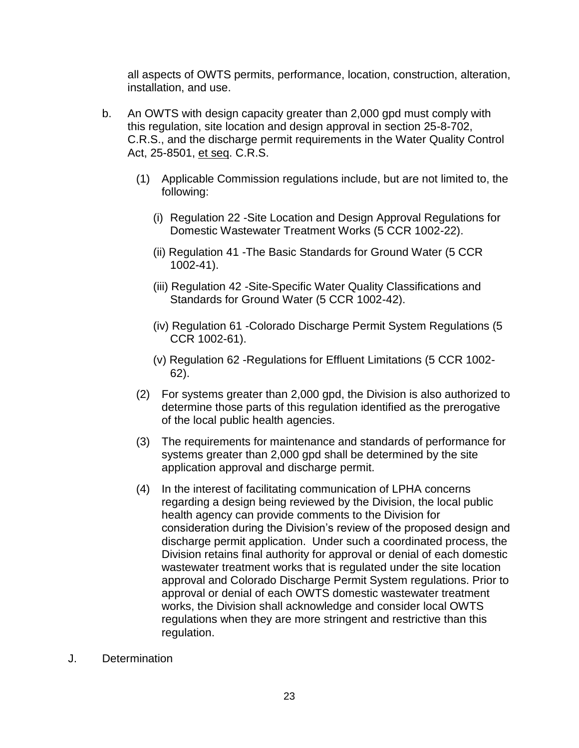all aspects of OWTS permits, performance, location, construction, alteration, installation, and use.

b. An OWTS with design capacity greater than 2,000 gpd must comply with this regulation, site location and design approval in section 25-8-702, C.R.S., and the discharge permit requirements in the Water Quality Control Act, 25-8501, <u>et seq</u>. C.R.S.

   (1) Applicable Commission regulations include, but are not limited to, the following:

      (i) Regulation 22 -Site Location and Design Approval Regulations for Domestic Wastewater Treatment Works (5 CCR 1002-22).

      (ii) Regulation 41 -The Basic Standards for Ground Water (5 CCR 1002-41).

      (iii) Regulation 42 -Site-Specific Water Quality Classifications and Standards for Ground Water (5 CCR 1002-42).

      (iv) Regulation 61 -Colorado Discharge Permit System Regulations (5 CCR 1002-61).

      (v) Regulation 62 -Regulations for Effluent Limitations (5 CCR 1002-62).

   (2) For systems greater than 2,000 gpd, the Division is also authorized to determine those parts of this regulation identified as the prerogative of the local public health agencies.

   (3) The requirements for maintenance and standards of performance for systems greater than 2,000 gpd shall be determined by the site application approval and discharge permit.

   (4) In the interest of facilitating communication of LPHA concerns regarding a design being reviewed by the Division, the local public health agency can provide comments to the Division for consideration during the Division's review of the proposed design and discharge permit application. Under such a coordinated process, the Division retains final authority for approval or denial of each domestic wastewater treatment works that is regulated under the site location approval and Colorado Discharge Permit System regulations. Prior to approval or denial of each OWTS domestic wastewater treatment works, the Division shall acknowledge and consider local OWTS regulations when they are more stringent and restrictive than this regulation.

J. Determination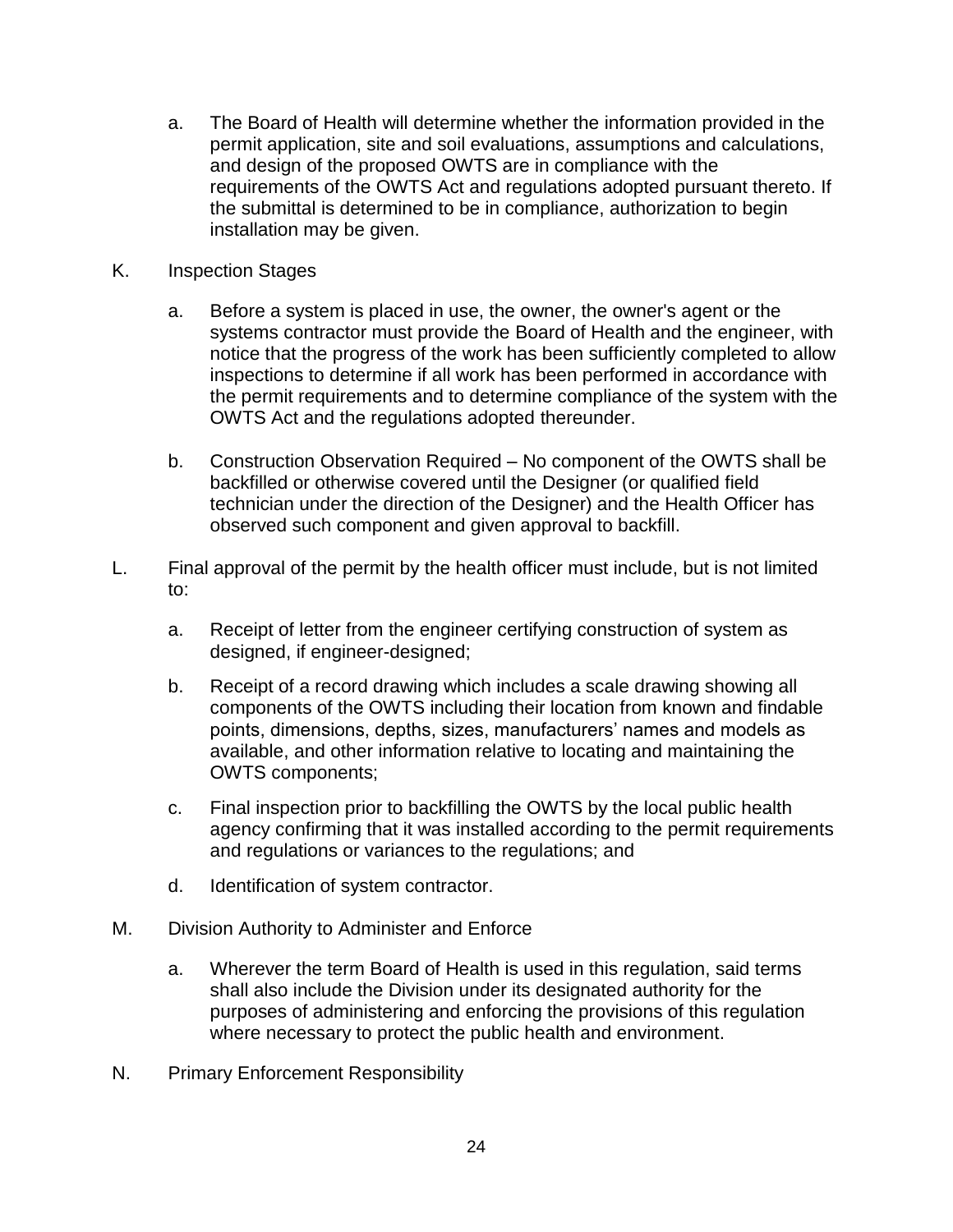a. The Board of Health will determine whether the information provided in the permit application, site and soil evaluations, assumptions and calculations, and design of the proposed OWTS are in compliance with the requirements of the OWTS Act and regulations adopted pursuant thereto. If the submittal is determined to be in compliance, authorization to begin installation may be given.

K. Inspection Stages

a. Before a system is placed in use, the owner, the owner's agent or the systems contractor must provide the Board of Health and the engineer, with notice that the progress of the work has been sufficiently completed to allow inspections to determine if all work has been performed in accordance with the permit requirements and to determine compliance of the system with the OWTS Act and the regulations adopted thereunder.

b. Construction Observation Required – No component of the OWTS shall be backfilled or otherwise covered until the Designer (or qualified field technician under the direction of the Designer) and the Health Officer has observed such component and given approval to backfill.

L. Final approval of the permit by the health officer must include, but is not limited to:

a. Receipt of letter from the engineer certifying construction of system as designed, if engineer-designed;

b. Receipt of a record drawing which includes a scale drawing showing all components of the OWTS including their location from known and findable points, dimensions, depths, sizes, manufacturers' names and models as available, and other information relative to locating and maintaining the OWTS components;

c. Final inspection prior to backfilling the OWTS by the local public health agency confirming that it was installed according to the permit requirements and regulations or variances to the regulations; and

d. Identification of system contractor.

M. Division Authority to Administer and Enforce

a. Wherever the term Board of Health is used in this regulation, said terms shall also include the Division under its designated authority for the purposes of administering and enforcing the provisions of this regulation where necessary to protect the public health and environment.

N. Primary Enforcement Responsibility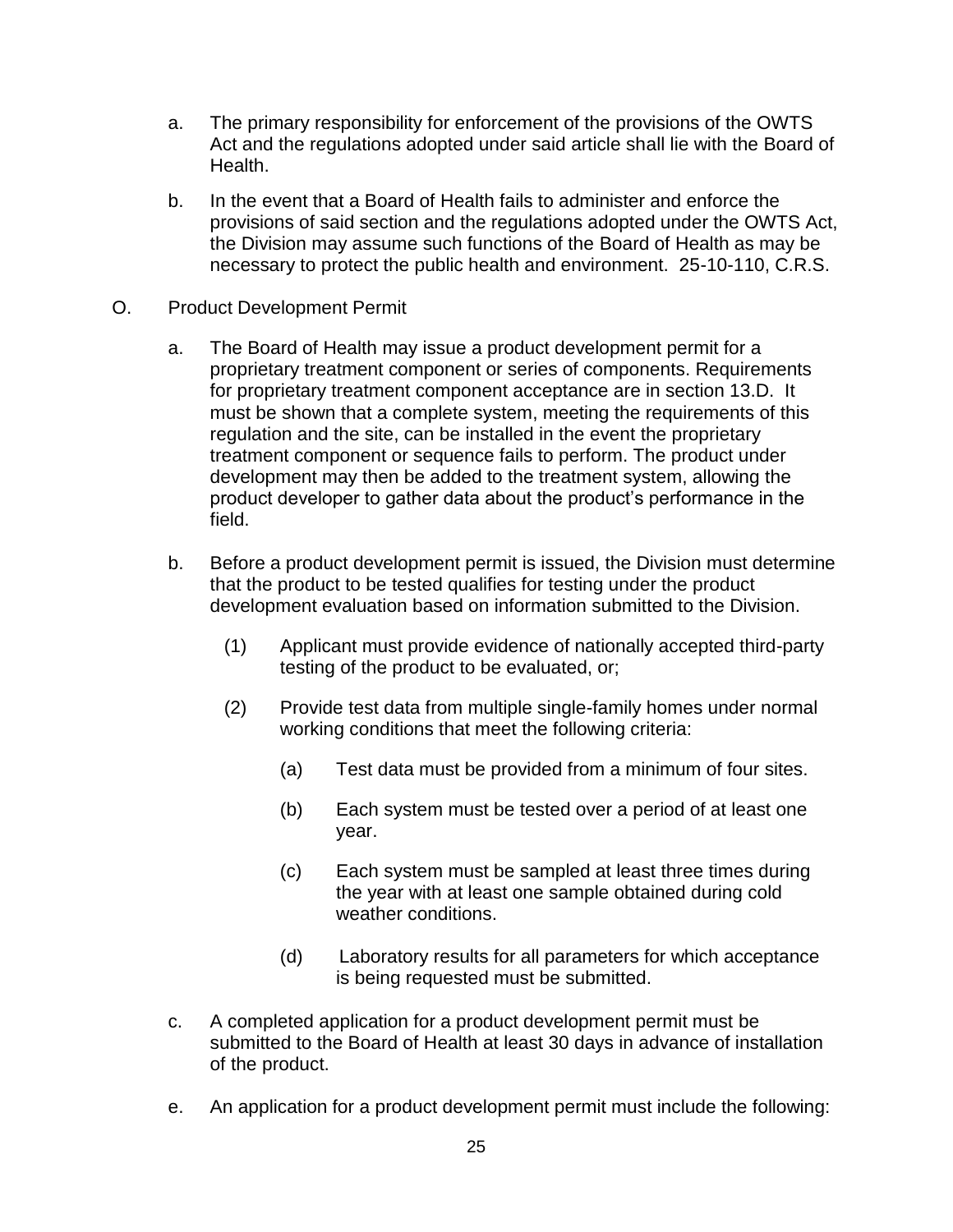a. The primary responsibility for enforcement of the provisions of the OWTS Act and the regulations adopted under said article shall lie with the Board of Health.

b. In the event that a Board of Health fails to administer and enforce the provisions of said section and the regulations adopted under the OWTS Act, the Division may assume such functions of the Board of Health as may be necessary to protect the public health and environment. 25-10-110, C.R.S.

O. Product Development Permit

a. The Board of Health may issue a product development permit for a proprietary treatment component or series of components. Requirements for proprietary treatment component acceptance are in section 13.D. It must be shown that a complete system, meeting the requirements of this regulation and the site, can be installed in the event the proprietary treatment component or sequence fails to perform. The product under development may then be added to the treatment system, allowing the product developer to gather data about the product's performance in the field.

b. Before a product development permit is issued, the Division must determine that the product to be tested qualifies for testing under the product development evaluation based on information submitted to the Division.

(1) Applicant must provide evidence of nationally accepted third-party testing of the product to be evaluated, or;

(2) Provide test data from multiple single-family homes under normal working conditions that meet the following criteria:

(a) Test data must be provided from a minimum of four sites.

(b) Each system must be tested over a period of at least one year.

(c) Each system must be sampled at least three times during the year with at least one sample obtained during cold weather conditions.

(d) Laboratory results for all parameters for which acceptance is being requested must be submitted.

c. A completed application for a product development permit must be submitted to the Board of Health at least 30 days in advance of installation of the product.

e. An application for a product development permit must include the following: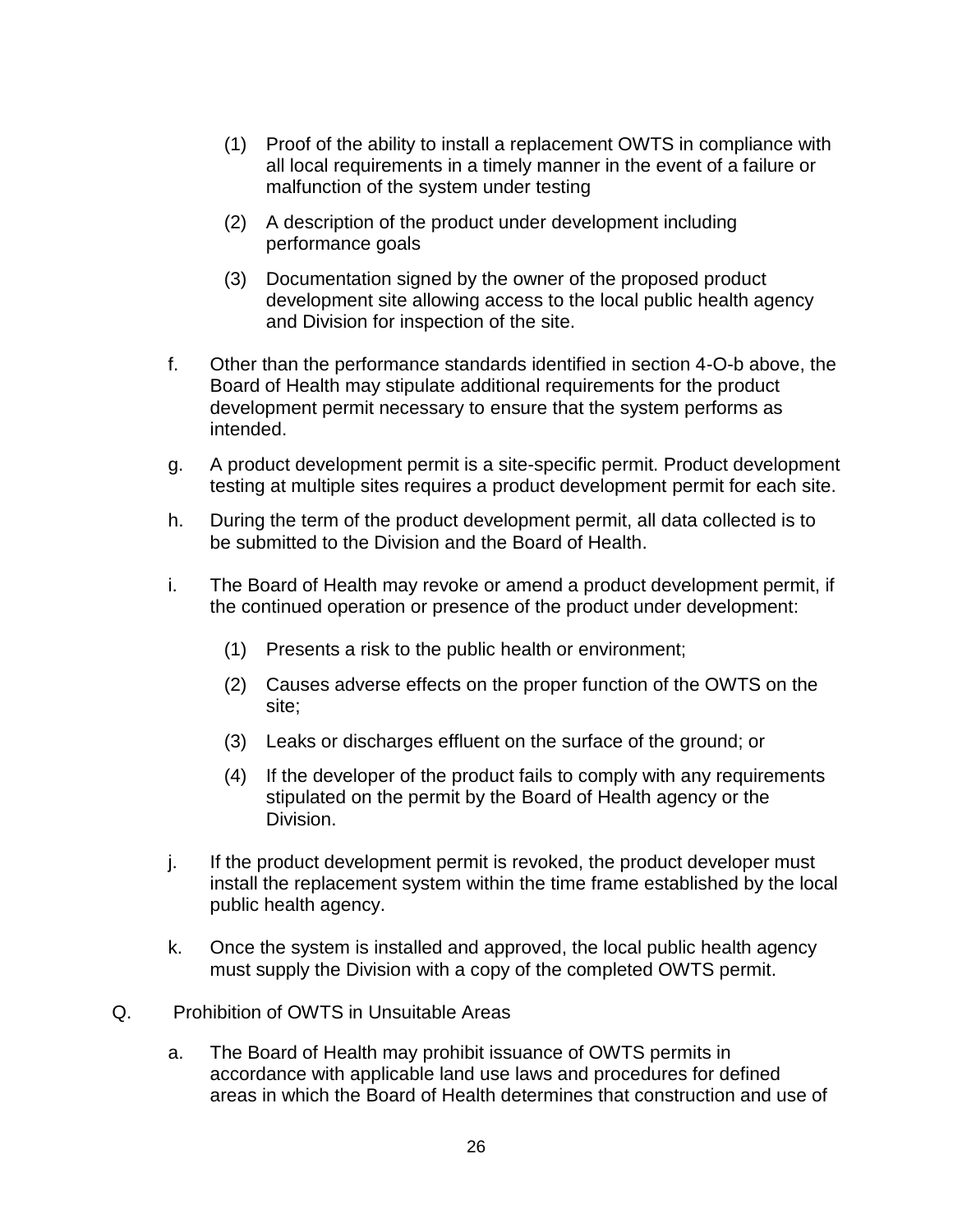(1) Proof of the ability to install a replacement OWTS in compliance with all local requirements in a timely manner in the event of a failure or malfunction of the system under testing

   (2) A description of the product under development including performance goals

   (3) Documentation signed by the owner of the proposed product development site allowing access to the local public health agency and Division for inspection of the site.

f. Other than the performance standards identified in section 4-O-b above, the Board of Health may stipulate additional requirements for the product development permit necessary to ensure that the system performs as intended.

g. A product development permit is a site-specific permit. Product development testing at multiple sites requires a product development permit for each site.

h. During the term of the product development permit, all data collected is to be submitted to the Division and the Board of Health.

i. The Board of Health may revoke or amend a product development permit, if the continued operation or presence of the product under development:

   (1) Presents a risk to the public health or environment;

   (2) Causes adverse effects on the proper function of the OWTS on the site;

   (3) Leaks or discharges effluent on the surface of the ground; or

   (4) If the developer of the product fails to comply with any requirements stipulated on the permit by the Board of Health agency or the Division.

j. If the product development permit is revoked, the product developer must install the replacement system within the time frame established by the local public health agency.

k. Once the system is installed and approved, the local public health agency must supply the Division with a copy of the completed OWTS permit.

Q. Prohibition of OWTS in Unsuitable Areas

a. The Board of Health may prohibit issuance of OWTS permits in accordance with applicable land use laws and procedures for defined areas in which the Board of Health determines that construction and use of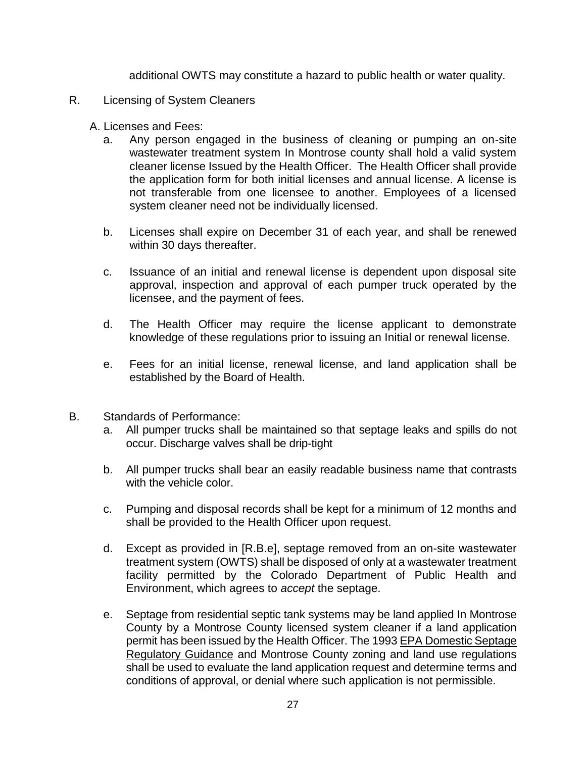additional OWTS may constitute a hazard to public health or water quality.

R. Licensing of System Cleaners

A. Licenses and Fees:

a. Any person engaged in the business of cleaning or pumping an on-site wastewater treatment system In Montrose county shall hold a valid system cleaner license Issued by the Health Officer. The Health Officer shall provide the application form for both initial licenses and annual license. A license is not transferable from one licensee to another. Employees of a licensed system cleaner need not be individually licensed.

b. Licenses shall expire on December 31 of each year, and shall be renewed within 30 days thereafter.

c. Issuance of an initial and renewal license is dependent upon disposal site approval, inspection and approval of each pumper truck operated by the licensee, and the payment of fees.

d. The Health Officer may require the license applicant to demonstrate knowledge of these regulations prior to issuing an Initial or renewal license.

e. Fees for an initial license, renewal license, and land application shall be established by the Board of Health.

B. Standards of Performance:

a. All pumper trucks shall be maintained so that septage leaks and spills do not occur. Discharge valves shall be drip-tight

b. All pumper trucks shall bear an easily readable business name that contrasts with the vehicle color.

c. Pumping and disposal records shall be kept for a minimum of 12 months and shall be provided to the Health Officer upon request.

d. Except as provided in [R.B.e], septage removed from an on-site wastewater treatment system (OWTS) shall be disposed of only at a wastewater treatment facility permitted by the Colorado Department of Public Health and Environment, which agrees to *accept* the septage.

e. Septage from residential septic tank systems may be land applied In Montrose County by a Montrose County licensed system cleaner if a land application permit has been issued by the Health Officer. The 1993 EPA Domestic Septage Regulatory Guidance and Montrose County zoning and land use regulations shall be used to evaluate the land application request and determine terms and conditions of approval, or denial where such application is not permissible.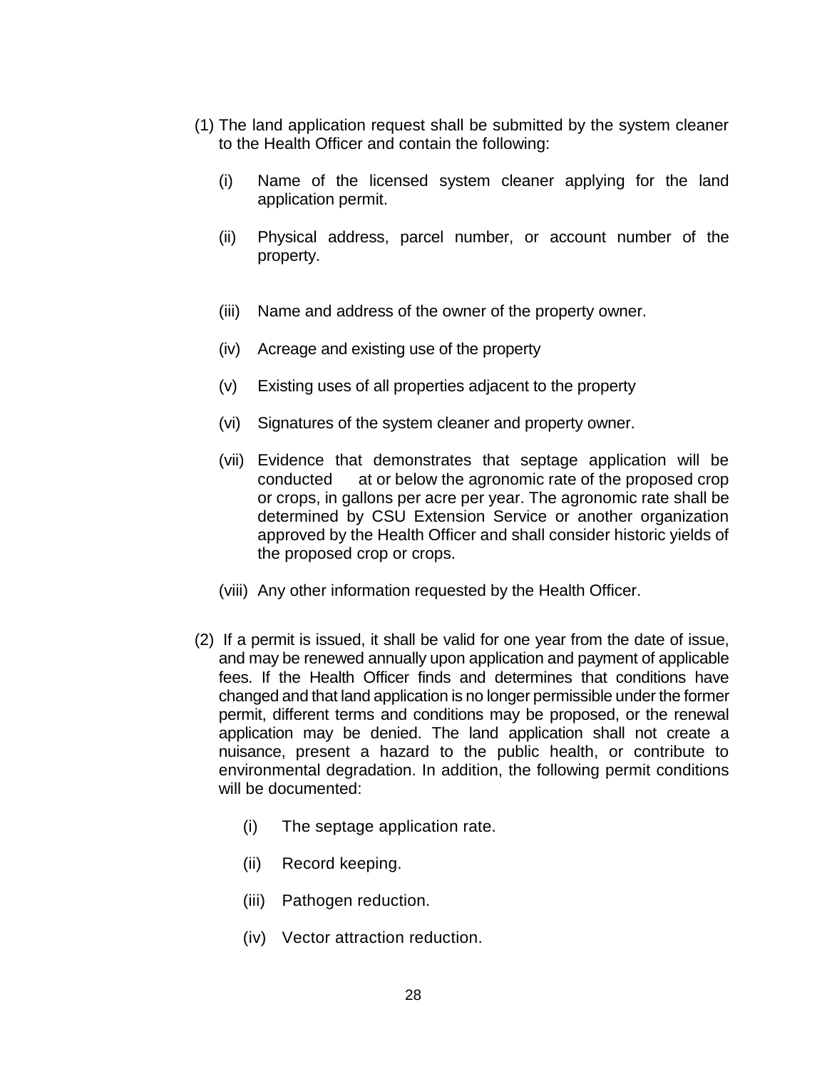(1) The land application request shall be submitted by the system cleaner to the Health Officer and contain the following:

   (i) Name of the licensed system cleaner applying for the land application permit.

   (ii) Physical address, parcel number, or account number of the property.

   (iii) Name and address of the owner of the property owner.

   (iv) Acreage and existing use of the property

   (v) Existing uses of all properties adjacent to the property

   (vi) Signatures of the system cleaner and property owner.

   (vii) Evidence that demonstrates that septage application will be conducted at or below the agronomic rate of the proposed crop or crops, in gallons per acre per year. The agronomic rate shall be determined by CSU Extension Service or another organization approved by the Health Officer and shall consider historic yields of the proposed crop or crops.

   (viii) Any other information requested by the Health Officer.

(2) If a permit is issued, it shall be valid for one year from the date of issue, and may be renewed annually upon application and payment of applicable fees. If the Health Officer finds and determines that conditions have changed and that land application is no longer permissible under the former permit, different terms and conditions may be proposed, or the renewal application may be denied. The land application shall not create a nuisance, present a hazard to the public health, or contribute to environmental degradation. In addition, the following permit conditions will be documented:

   (i) The septage application rate.

   (ii) Record keeping.

   (iii) Pathogen reduction.

   (iv) Vector attraction reduction.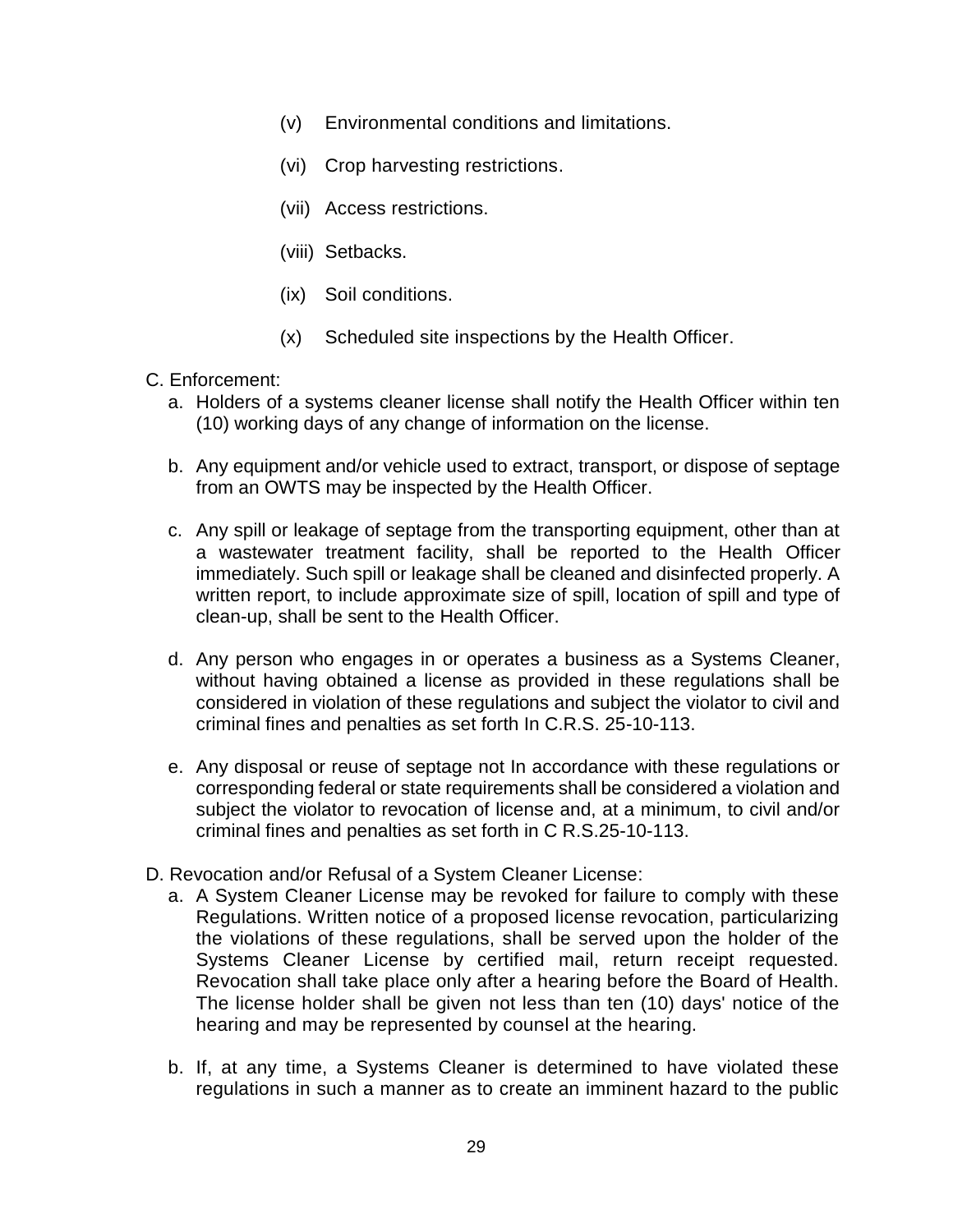(v) Environmental conditions and limitations.

(vi) Crop harvesting restrictions.

(vii) Access restrictions.

(viii) Setbacks.

(ix) Soil conditions.

(x) Scheduled site inspections by the Health Officer.

C. Enforcement:

a. Holders of a systems cleaner license shall notify the Health Officer within ten (10) working days of any change of information on the license.

b. Any equipment and/or vehicle used to extract, transport, or dispose of septage from an OWTS may be inspected by the Health Officer.

c. Any spill or leakage of septage from the transporting equipment, other than at a wastewater treatment facility, shall be reported to the Health Officer immediately. Such spill or leakage shall be cleaned and disinfected properly. A written report, to include approximate size of spill, location of spill and type of clean-up, shall be sent to the Health Officer.

d. Any person who engages in or operates a business as a Systems Cleaner, without having obtained a license as provided in these regulations shall be considered in violation of these regulations and subject the violator to civil and criminal fines and penalties as set forth In C.R.S. 25-10-113.

e. Any disposal or reuse of septage not In accordance with these regulations or corresponding federal or state requirements shall be considered a violation and subject the violator to revocation of license and, at a minimum, to civil and/or criminal fines and penalties as set forth in C R.S.25-10-113.

D. Revocation and/or Refusal of a System Cleaner License:

a. A System Cleaner License may be revoked for failure to comply with these Regulations. Written notice of a proposed license revocation, particularizing the violations of these regulations, shall be served upon the holder of the Systems Cleaner License by certified mail, return receipt requested. Revocation shall take place only after a hearing before the Board of Health. The license holder shall be given not less than ten (10) days' notice of the hearing and may be represented by counsel at the hearing.

b. If, at any time, a Systems Cleaner is determined to have violated these regulations in such a manner as to create an imminent hazard to the public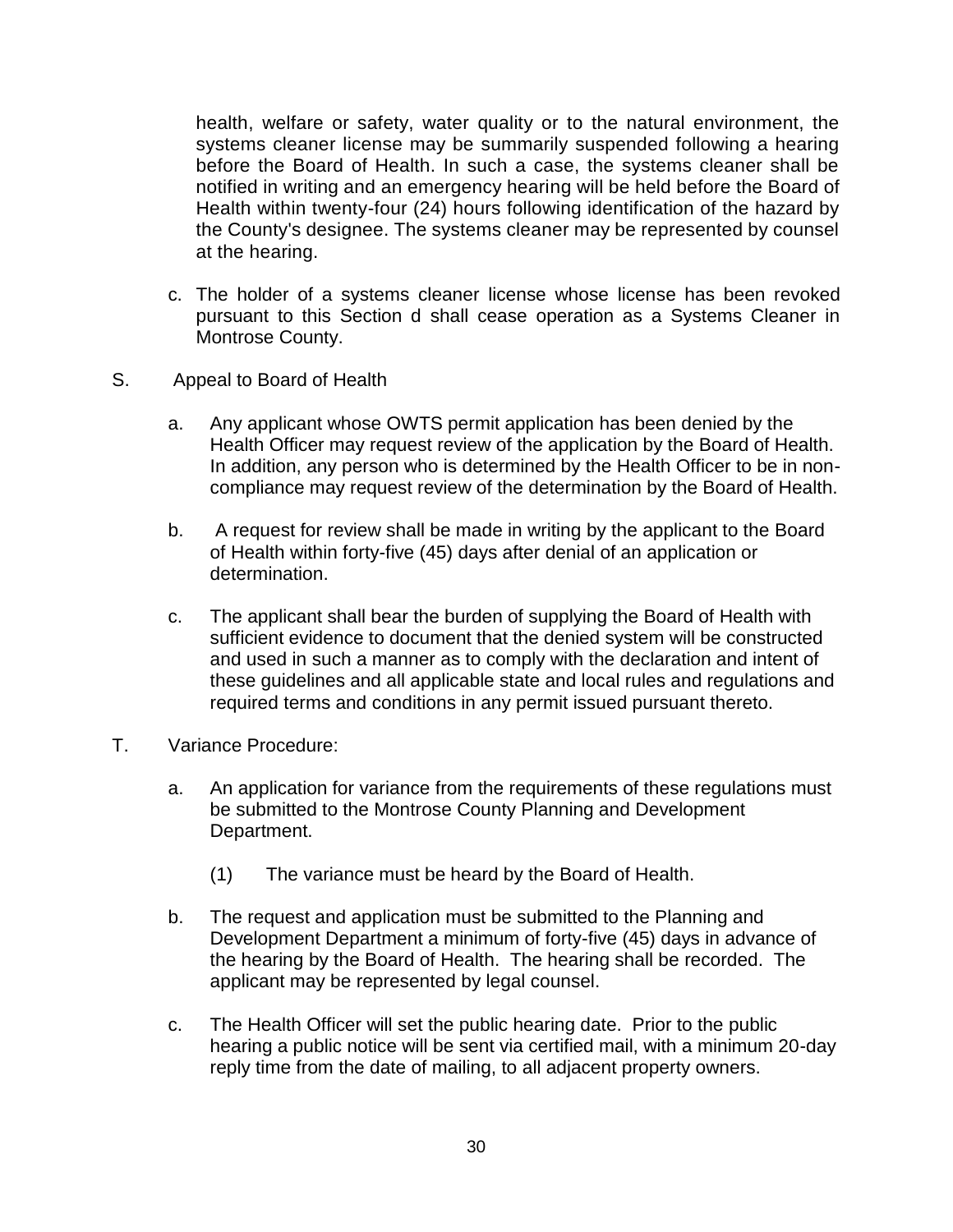health, welfare or safety, water quality or to the natural environment, the systems cleaner license may be summarily suspended following a hearing before the Board of Health. In such a case, the systems cleaner shall be notified in writing and an emergency hearing will be held before the Board of Health within twenty-four (24) hours following identification of the hazard by the County's designee. The systems cleaner may be represented by counsel at the hearing.

c. The holder of a systems cleaner license whose license has been revoked pursuant to this Section d shall cease operation as a Systems Cleaner in Montrose County.

S. Appeal to Board of Health

a. Any applicant whose OWTS permit application has been denied by the Health Officer may request review of the application by the Board of Health. In addition, any person who is determined by the Health Officer to be in non-compliance may request review of the determination by the Board of Health.

b. A request for review shall be made in writing by the applicant to the Board of Health within forty-five (45) days after denial of an application or determination.

c. The applicant shall bear the burden of supplying the Board of Health with sufficient evidence to document that the denied system will be constructed and used in such a manner as to comply with the declaration and intent of these guidelines and all applicable state and local rules and regulations and required terms and conditions in any permit issued pursuant thereto.

T. Variance Procedure:

a. An application for variance from the requirements of these regulations must be submitted to the Montrose County Planning and Development Department.

   (1) The variance must be heard by the Board of Health.

b. The request and application must be submitted to the Planning and Development Department a minimum of forty-five (45) days in advance of the hearing by the Board of Health. The hearing shall be recorded. The applicant may be represented by legal counsel.

c. The Health Officer will set the public hearing date. Prior to the public hearing a public notice will be sent via certified mail, with a minimum 20-day reply time from the date of mailing, to all adjacent property owners.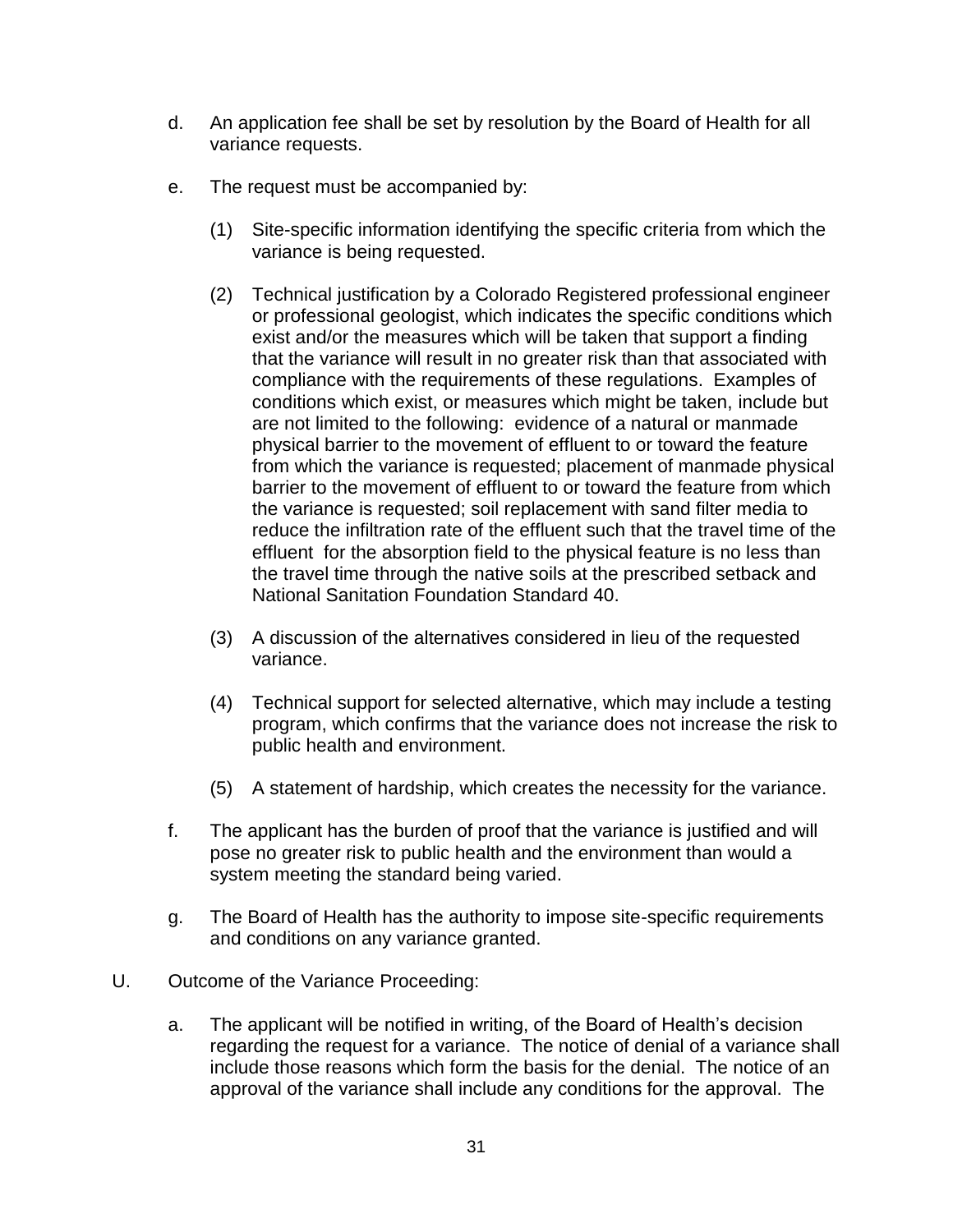d. An application fee shall be set by resolution by the Board of Health for all variance requests.

e. The request must be accompanied by:

   (1) Site-specific information identifying the specific criteria from which the variance is being requested.

   (2) Technical justification by a Colorado Registered professional engineer or professional geologist, which indicates the specific conditions which exist and/or the measures which will be taken that support a finding that the variance will result in no greater risk than that associated with compliance with the requirements of these regulations. Examples of conditions which exist, or measures which might be taken, include but are not limited to the following: evidence of a natural or manmade physical barrier to the movement of effluent to or toward the feature from which the variance is requested; placement of manmade physical barrier to the movement of effluent to or toward the feature from which the variance is requested; soil replacement with sand filter media to reduce the infiltration rate of the effluent such that the travel time of the effluent for the absorption field to the physical feature is no less than the travel time through the native soils at the prescribed setback and National Sanitation Foundation Standard 40.

   (3) A discussion of the alternatives considered in lieu of the requested variance.

   (4) Technical support for selected alternative, which may include a testing program, which confirms that the variance does not increase the risk to public health and environment.

   (5) A statement of hardship, which creates the necessity for the variance.

f. The applicant has the burden of proof that the variance is justified and will pose no greater risk to public health and the environment than would a system meeting the standard being varied.

g. The Board of Health has the authority to impose site-specific requirements and conditions on any variance granted.

U. Outcome of the Variance Proceeding:

a. The applicant will be notified in writing, of the Board of Health's decision regarding the request for a variance. The notice of denial of a variance shall include those reasons which form the basis for the denial. The notice of an approval of the variance shall include any conditions for the approval. The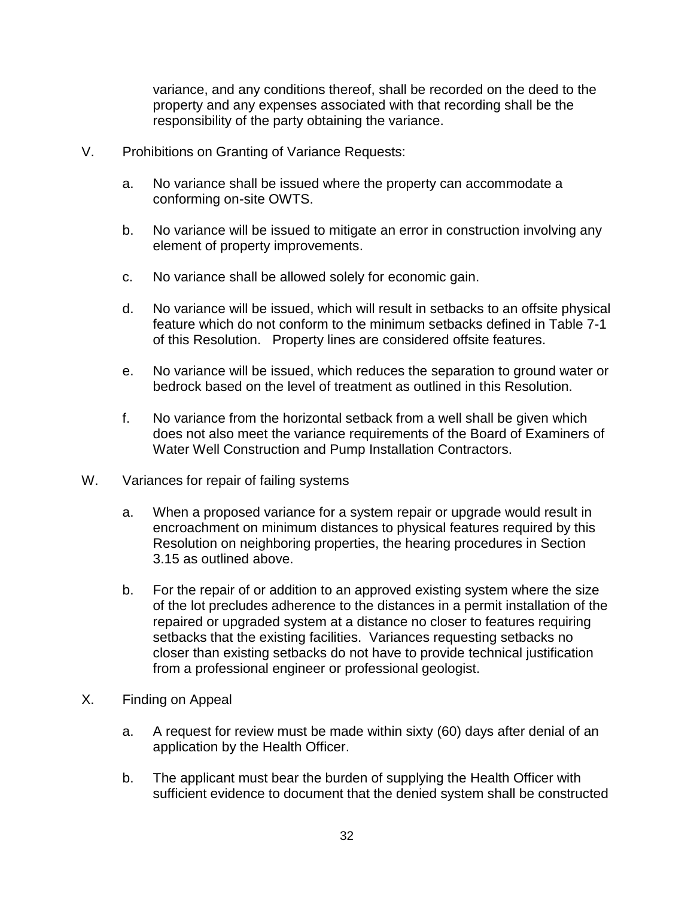variance, and any conditions thereof, shall be recorded on the deed to the property and any expenses associated with that recording shall be the responsibility of the party obtaining the variance.

V. Prohibitions on Granting of Variance Requests:

a. No variance shall be issued where the property can accommodate a conforming on-site OWTS.

b. No variance will be issued to mitigate an error in construction involving any element of property improvements.

c. No variance shall be allowed solely for economic gain.

d. No variance will be issued, which will result in setbacks to an offsite physical feature which do not conform to the minimum setbacks defined in Table 7-1 of this Resolution. Property lines are considered offsite features.

e. No variance will be issued, which reduces the separation to ground water or bedrock based on the level of treatment as outlined in this Resolution.

f. No variance from the horizontal setback from a well shall be given which does not also meet the variance requirements of the Board of Examiners of Water Well Construction and Pump Installation Contractors.

W. Variances for repair of failing systems

a. When a proposed variance for a system repair or upgrade would result in encroachment on minimum distances to physical features required by this Resolution on neighboring properties, the hearing procedures in Section 3.15 as outlined above.

b. For the repair of or addition to an approved existing system where the size of the lot precludes adherence to the distances in a permit installation of the repaired or upgraded system at a distance no closer to features requiring setbacks that the existing facilities. Variances requesting setbacks no closer than existing setbacks do not have to provide technical justification from a professional engineer or professional geologist.

X. Finding on Appeal

a. A request for review must be made within sixty (60) days after denial of an application by the Health Officer.

b. The applicant must bear the burden of supplying the Health Officer with sufficient evidence to document that the denied system shall be constructed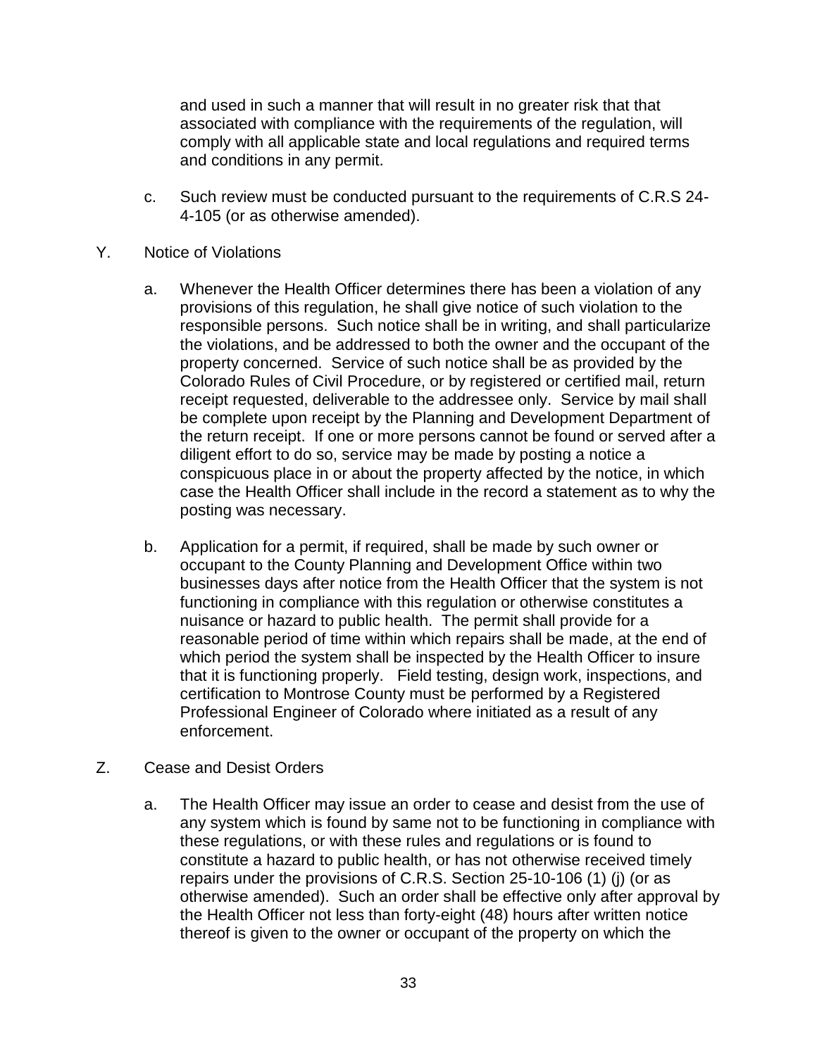and used in such a manner that will result in no greater risk that that associated with compliance with the requirements of the regulation, will comply with all applicable state and local regulations and required terms and conditions in any permit.

c. Such review must be conducted pursuant to the requirements of C.R.S 24-4-105 (or as otherwise amended).

Y. Notice of Violations

a. Whenever the Health Officer determines there has been a violation of any provisions of this regulation, he shall give notice of such violation to the responsible persons. Such notice shall be in writing, and shall particularize the violations, and be addressed to both the owner and the occupant of the property concerned. Service of such notice shall be as provided by the Colorado Rules of Civil Procedure, or by registered or certified mail, return receipt requested, deliverable to the addressee only. Service by mail shall be complete upon receipt by the Planning and Development Department of the return receipt. If one or more persons cannot be found or served after a diligent effort to do so, service may be made by posting a notice a conspicuous place in or about the property affected by the notice, in which case the Health Officer shall include in the record a statement as to why the posting was necessary.

b. Application for a permit, if required, shall be made by such owner or occupant to the County Planning and Development Office within two businesses days after notice from the Health Officer that the system is not functioning in compliance with this regulation or otherwise constitutes a nuisance or hazard to public health. The permit shall provide for a reasonable period of time within which repairs shall be made, at the end of which period the system shall be inspected by the Health Officer to insure that it is functioning properly. Field testing, design work, inspections, and certification to Montrose County must be performed by a Registered Professional Engineer of Colorado where initiated as a result of any enforcement.

Z. Cease and Desist Orders

a. The Health Officer may issue an order to cease and desist from the use of any system which is found by same not to be functioning in compliance with these regulations, or with these rules and regulations or is found to constitute a hazard to public health, or has not otherwise received timely repairs under the provisions of C.R.S. Section 25-10-106 (1) (j) (or as otherwise amended). Such an order shall be effective only after approval by the Health Officer not less than forty-eight (48) hours after written notice thereof is given to the owner or occupant of the property on which the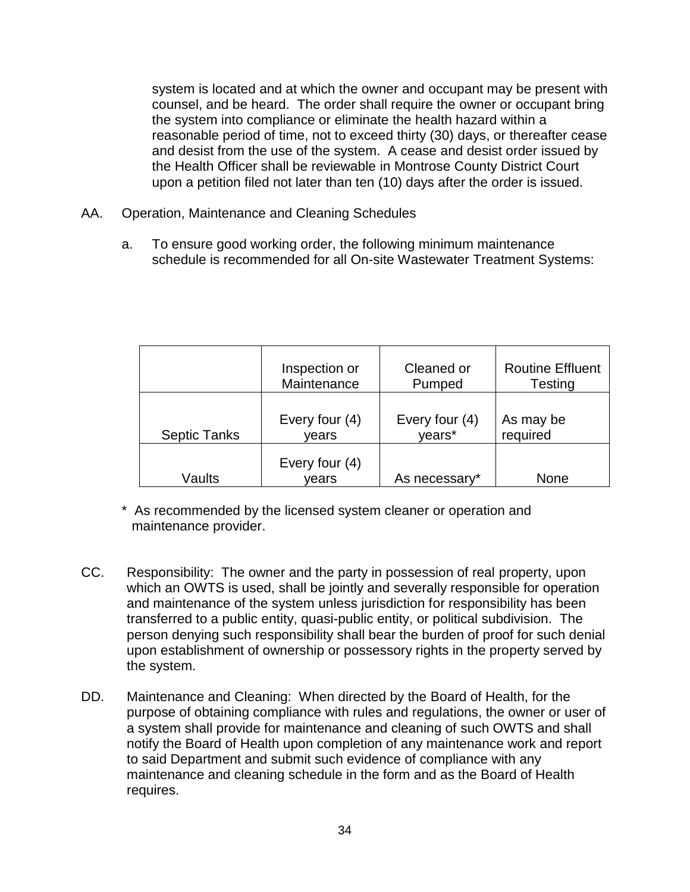system is located and at which the owner and occupant may be present with counsel, and be heard. The order shall require the owner or occupant bring the system into compliance or eliminate the health hazard within a reasonable period of time, not to exceed thirty (30) days, or thereafter cease and desist from the use of the system. A cease and desist order issued by the Health Officer shall be reviewable in Montrose County District Court upon a petition filed not later than ten (10) days after the order is issued.

AA. Operation, Maintenance and Cleaning Schedules

a. To ensure good working order, the following minimum maintenance schedule is recommended for all On-site Wastewater Treatment Systems:

| | Inspection or Maintenance | Cleaned or Pumped | Routine Effluent Testing |
|---|---|---|---|
| Septic Tanks | Every four (4) years | Every four (4) years* | As may be required |
| Vaults | Every four (4) years | As necessary* | None |

\* As recommended by the licensed system cleaner or operation and maintenance provider.

CC. Responsibility: The owner and the party in possession of real property, upon which an OWTS is used, shall be jointly and severally responsible for operation and maintenance of the system unless jurisdiction for responsibility has been transferred to a public entity, quasi-public entity, or political subdivision. The person denying such responsibility shall bear the burden of proof for such denial upon establishment of ownership or possessory rights in the property served by the system.

DD. Maintenance and Cleaning: When directed by the Board of Health, for the purpose of obtaining compliance with rules and regulations, the owner or user of a system shall provide for maintenance and cleaning of such OWTS and shall notify the Board of Health upon completion of any maintenance work and report to said Department and submit such evidence of compliance with any maintenance and cleaning schedule in the form and as the Board of Health requires.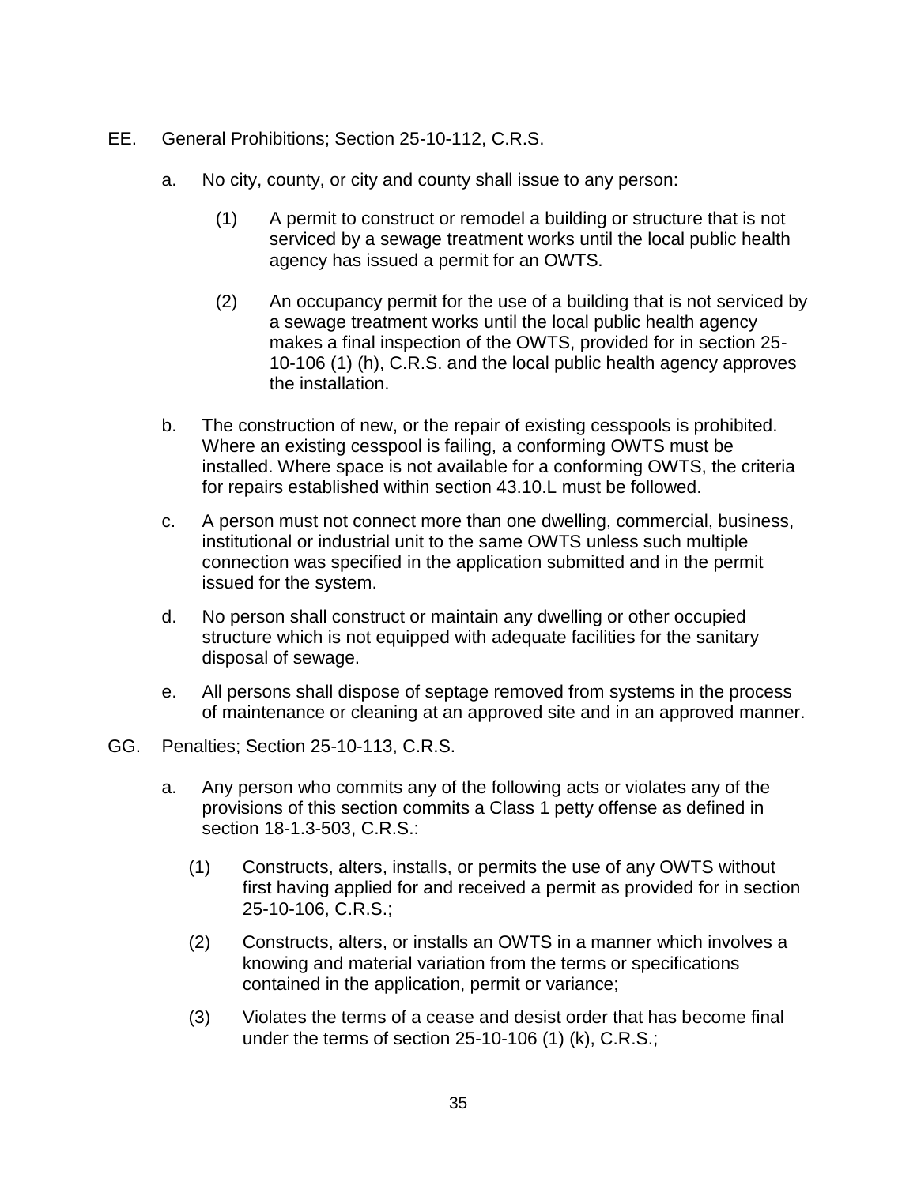EE. General Prohibitions; Section 25-10-112, C.R.S.

a. No city, county, or city and county shall issue to any person:

   (1) A permit to construct or remodel a building or structure that is not serviced by a sewage treatment works until the local public health agency has issued a permit for an OWTS.

   (2) An occupancy permit for the use of a building that is not serviced by a sewage treatment works until the local public health agency makes a final inspection of the OWTS, provided for in section 25-10-106 (1) (h), C.R.S. and the local public health agency approves the installation.

b. The construction of new, or the repair of existing cesspools is prohibited. Where an existing cesspool is failing, a conforming OWTS must be installed. Where space is not available for a conforming OWTS, the criteria for repairs established within section 43.10.L must be followed.

c. A person must not connect more than one dwelling, commercial, business, institutional or industrial unit to the same OWTS unless such multiple connection was specified in the application submitted and in the permit issued for the system.

d. No person shall construct or maintain any dwelling or other occupied structure which is not equipped with adequate facilities for the sanitary disposal of sewage.

e. All persons shall dispose of septage removed from systems in the process of maintenance or cleaning at an approved site and in an approved manner.

GG. Penalties; Section 25-10-113, C.R.S.

a. Any person who commits any of the following acts or violates any of the provisions of this section commits a Class 1 petty offense as defined in section 18-1.3-503, C.R.S.:

   (1) Constructs, alters, installs, or permits the use of any OWTS without first having applied for and received a permit as provided for in section 25-10-106, C.R.S.;

   (2) Constructs, alters, or installs an OWTS in a manner which involves a knowing and material variation from the terms or specifications contained in the application, permit or variance;

   (3) Violates the terms of a cease and desist order that has become final under the terms of section 25-10-106 (1) (k), C.R.S.;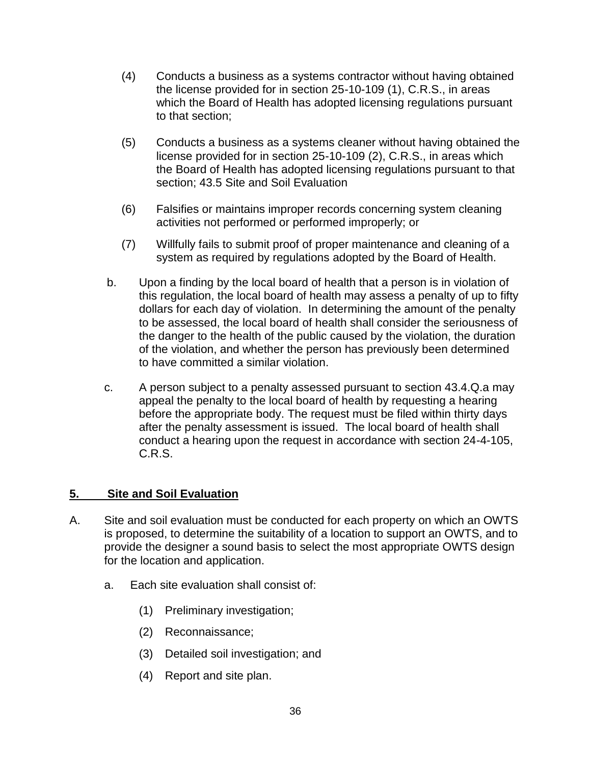(4) Conducts a business as a systems contractor without having obtained the license provided for in section 25-10-109 (1), C.R.S., in areas which the Board of Health has adopted licensing regulations pursuant to that section;

(5) Conducts a business as a systems cleaner without having obtained the license provided for in section 25-10-109 (2), C.R.S., in areas which the Board of Health has adopted licensing regulations pursuant to that section; 43.5 Site and Soil Evaluation

(6) Falsifies or maintains improper records concerning system cleaning activities not performed or performed improperly; or

(7) Willfully fails to submit proof of proper maintenance and cleaning of a system as required by regulations adopted by the Board of Health.

b. Upon a finding by the local board of health that a person is in violation of this regulation, the local board of health may assess a penalty of up to fifty dollars for each day of violation. In determining the amount of the penalty to be assessed, the local board of health shall consider the seriousness of the danger to the health of the public caused by the violation, the duration of the violation, and whether the person has previously been determined to have committed a similar violation.

c. A person subject to a penalty assessed pursuant to section 43.4.Q.a may appeal the penalty to the local board of health by requesting a hearing before the appropriate body. The request must be filed within thirty days after the penalty assessment is issued. The local board of health shall conduct a hearing upon the request in accordance with section 24-4-105, C.R.S.

## **5. Site and Soil Evaluation**

A. Site and soil evaluation must be conducted for each property on which an OWTS is proposed, to determine the suitability of a location to support an OWTS, and to provide the designer a sound basis to select the most appropriate OWTS design for the location and application.

a. Each site evaluation shall consist of:

(1) Preliminary investigation;

(2) Reconnaissance;

(3) Detailed soil investigation; and

(4) Report and site plan.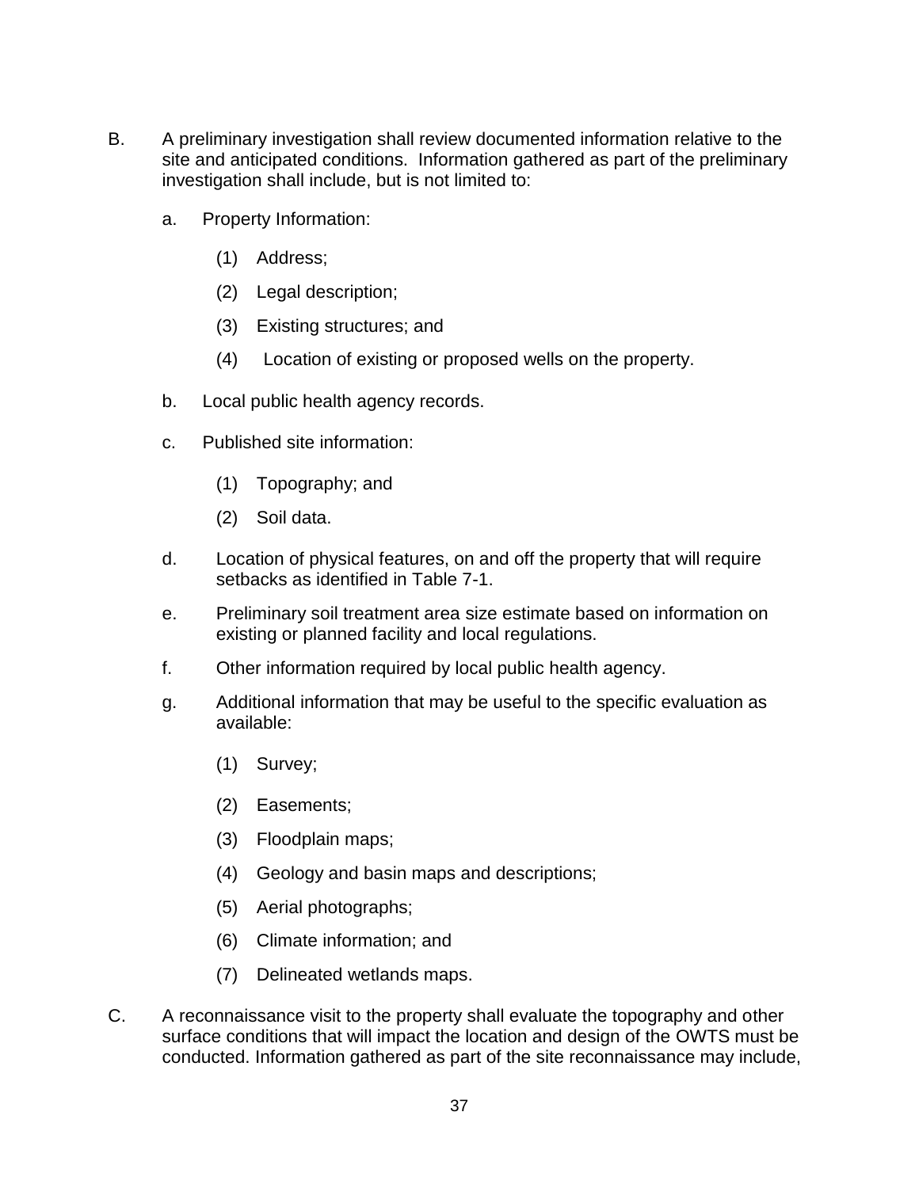B. A preliminary investigation shall review documented information relative to the site and anticipated conditions. Information gathered as part of the preliminary investigation shall include, but is not limited to:

   a. Property Information:

      (1) Address;

      (2) Legal description;

      (3) Existing structures; and

      (4) Location of existing or proposed wells on the property.

   b. Local public health agency records.

   c. Published site information:

      (1) Topography; and

      (2) Soil data.

   d. Location of physical features, on and off the property that will require setbacks as identified in Table 7-1.

   e. Preliminary soil treatment area size estimate based on information on existing or planned facility and local regulations.

   f. Other information required by local public health agency.

   g. Additional information that may be useful to the specific evaluation as available:

      (1) Survey;

      (2) Easements;

      (3) Floodplain maps;

      (4) Geology and basin maps and descriptions;

      (5) Aerial photographs;

      (6) Climate information; and

      (7) Delineated wetlands maps.

C. A reconnaissance visit to the property shall evaluate the topography and other surface conditions that will impact the location and design of the OWTS must be conducted. Information gathered as part of the site reconnaissance may include,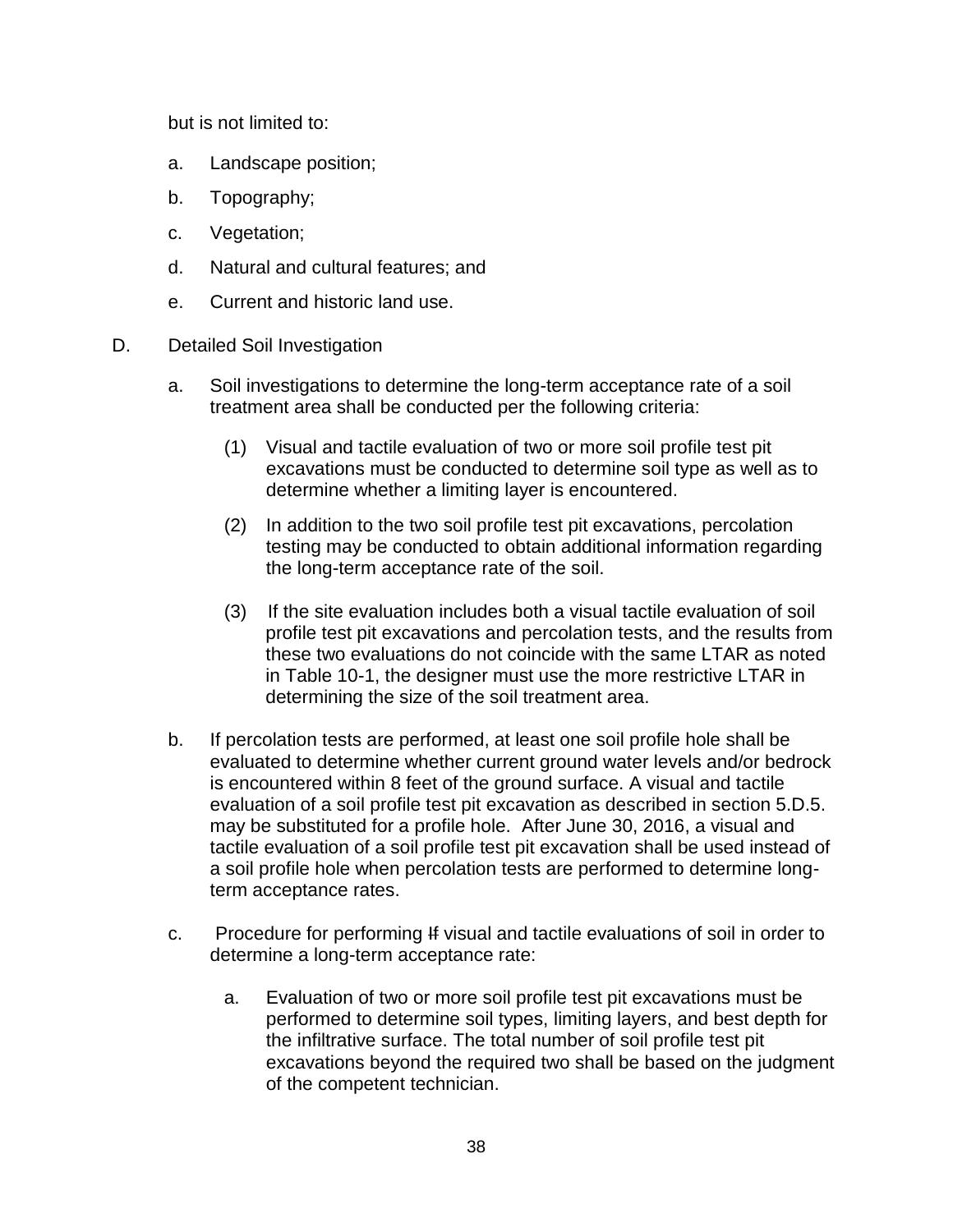but is not limited to:

a. Landscape position;

b. Topography;

c. Vegetation;

d. Natural and cultural features; and

e. Current and historic land use.

D. Detailed Soil Investigation

a. Soil investigations to determine the long-term acceptance rate of a soil treatment area shall be conducted per the following criteria:

(1) Visual and tactile evaluation of two or more soil profile test pit excavations must be conducted to determine soil type as well as to determine whether a limiting layer is encountered.

(2) In addition to the two soil profile test pit excavations, percolation testing may be conducted to obtain additional information regarding the long-term acceptance rate of the soil.

(3) If the site evaluation includes both a visual tactile evaluation of soil profile test pit excavations and percolation tests, and the results from these two evaluations do not coincide with the same LTAR as noted in Table 10-1, the designer must use the more restrictive LTAR in determining the size of the soil treatment area.

b. If percolation tests are performed, at least one soil profile hole shall be evaluated to determine whether current ground water levels and/or bedrock is encountered within 8 feet of the ground surface. A visual and tactile evaluation of a soil profile test pit excavation as described in section 5.D.5. may be substituted for a profile hole. After June 30, 2016, a visual and tactile evaluation of a soil profile test pit excavation shall be used instead of a soil profile hole when percolation tests are performed to determine long-term acceptance rates.

c. Procedure for performing ~~If~~ visual and tactile evaluations of soil in order to determine a long-term acceptance rate:

a. Evaluation of two or more soil profile test pit excavations must be performed to determine soil types, limiting layers, and best depth for the infiltrative surface. The total number of soil profile test pit excavations beyond the required two shall be based on the judgment of the competent technician.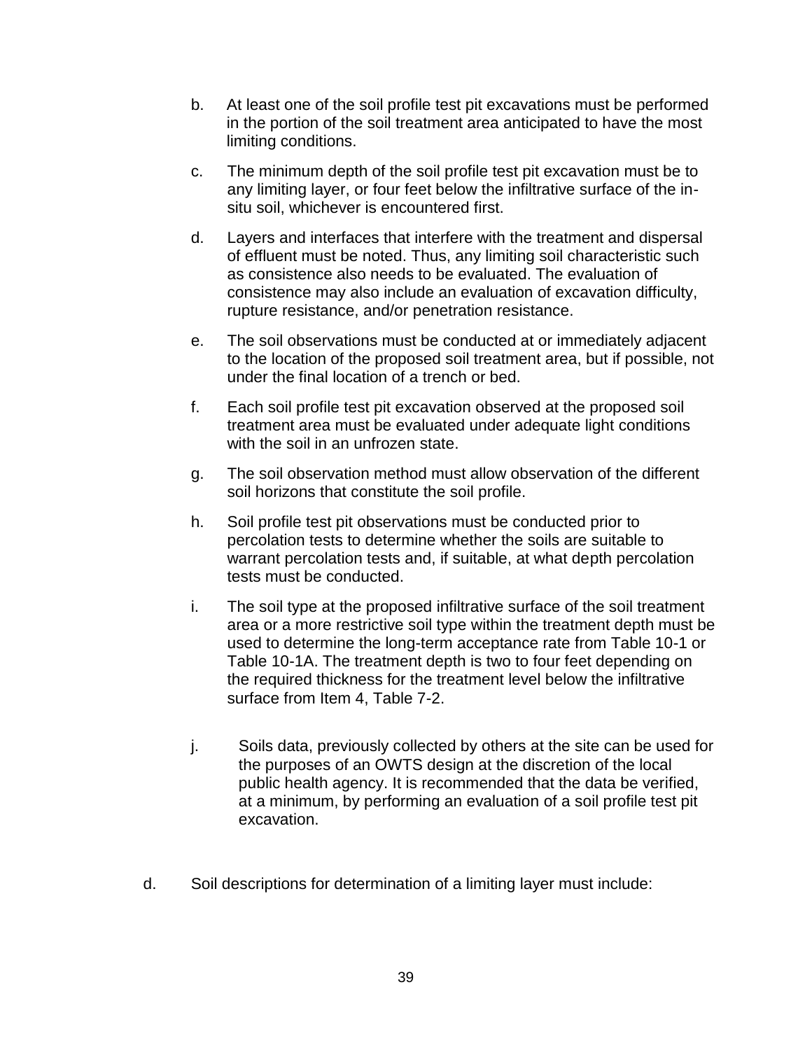b. At least one of the soil profile test pit excavations must be performed in the portion of the soil treatment area anticipated to have the most limiting conditions.

c. The minimum depth of the soil profile test pit excavation must be to any limiting layer, or four feet below the infiltrative surface of the in-situ soil, whichever is encountered first.

d. Layers and interfaces that interfere with the treatment and dispersal of effluent must be noted. Thus, any limiting soil characteristic such as consistence also needs to be evaluated. The evaluation of consistence may also include an evaluation of excavation difficulty, rupture resistance, and/or penetration resistance.

e. The soil observations must be conducted at or immediately adjacent to the location of the proposed soil treatment area, but if possible, not under the final location of a trench or bed.

f. Each soil profile test pit excavation observed at the proposed soil treatment area must be evaluated under adequate light conditions with the soil in an unfrozen state.

g. The soil observation method must allow observation of the different soil horizons that constitute the soil profile.

h. Soil profile test pit observations must be conducted prior to percolation tests to determine whether the soils are suitable to warrant percolation tests and, if suitable, at what depth percolation tests must be conducted.

i. The soil type at the proposed infiltrative surface of the soil treatment area or a more restrictive soil type within the treatment depth must be used to determine the long-term acceptance rate from Table 10-1 or Table 10-1A. The treatment depth is two to four feet depending on the required thickness for the treatment level below the infiltrative surface from Item 4, Table 7-2.

j. Soils data, previously collected by others at the site can be used for the purposes of an OWTS design at the discretion of the local public health agency. It is recommended that the data be verified, at a minimum, by performing an evaluation of a soil profile test pit excavation.

d. Soil descriptions for determination of a limiting layer must include: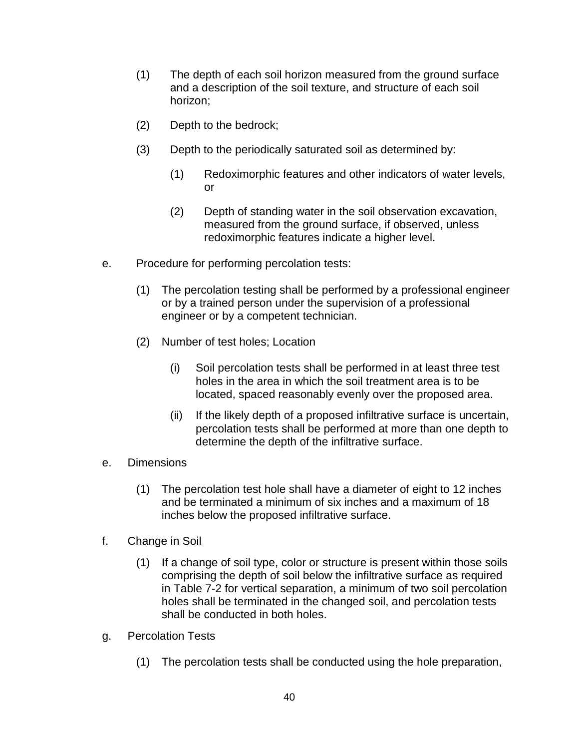(1) The depth of each soil horizon measured from the ground surface and a description of the soil texture, and structure of each soil horizon;

(2) Depth to the bedrock;

(3) Depth to the periodically saturated soil as determined by:

    (1) Redoximorphic features and other indicators of water levels, or

    (2) Depth of standing water in the soil observation excavation, measured from the ground surface, if observed, unless redoximorphic features indicate a higher level.

e. Procedure for performing percolation tests:

   (1) The percolation testing shall be performed by a professional engineer or by a trained person under the supervision of a professional engineer or by a competent technician.

   (2) Number of test holes; Location

      (i) Soil percolation tests shall be performed in at least three test holes in the area in which the soil treatment area is to be located, spaced reasonably evenly over the proposed area.

      (ii) If the likely depth of a proposed infiltrative surface is uncertain, percolation tests shall be performed at more than one depth to determine the depth of the infiltrative surface.

e. Dimensions

   (1) The percolation test hole shall have a diameter of eight to 12 inches and be terminated a minimum of six inches and a maximum of 18 inches below the proposed infiltrative surface.

f. Change in Soil

   (1) If a change of soil type, color or structure is present within those soils comprising the depth of soil below the infiltrative surface as required in Table 7-2 for vertical separation, a minimum of two soil percolation holes shall be terminated in the changed soil, and percolation tests shall be conducted in both holes.

g. Percolation Tests

   (1) The percolation tests shall be conducted using the hole preparation,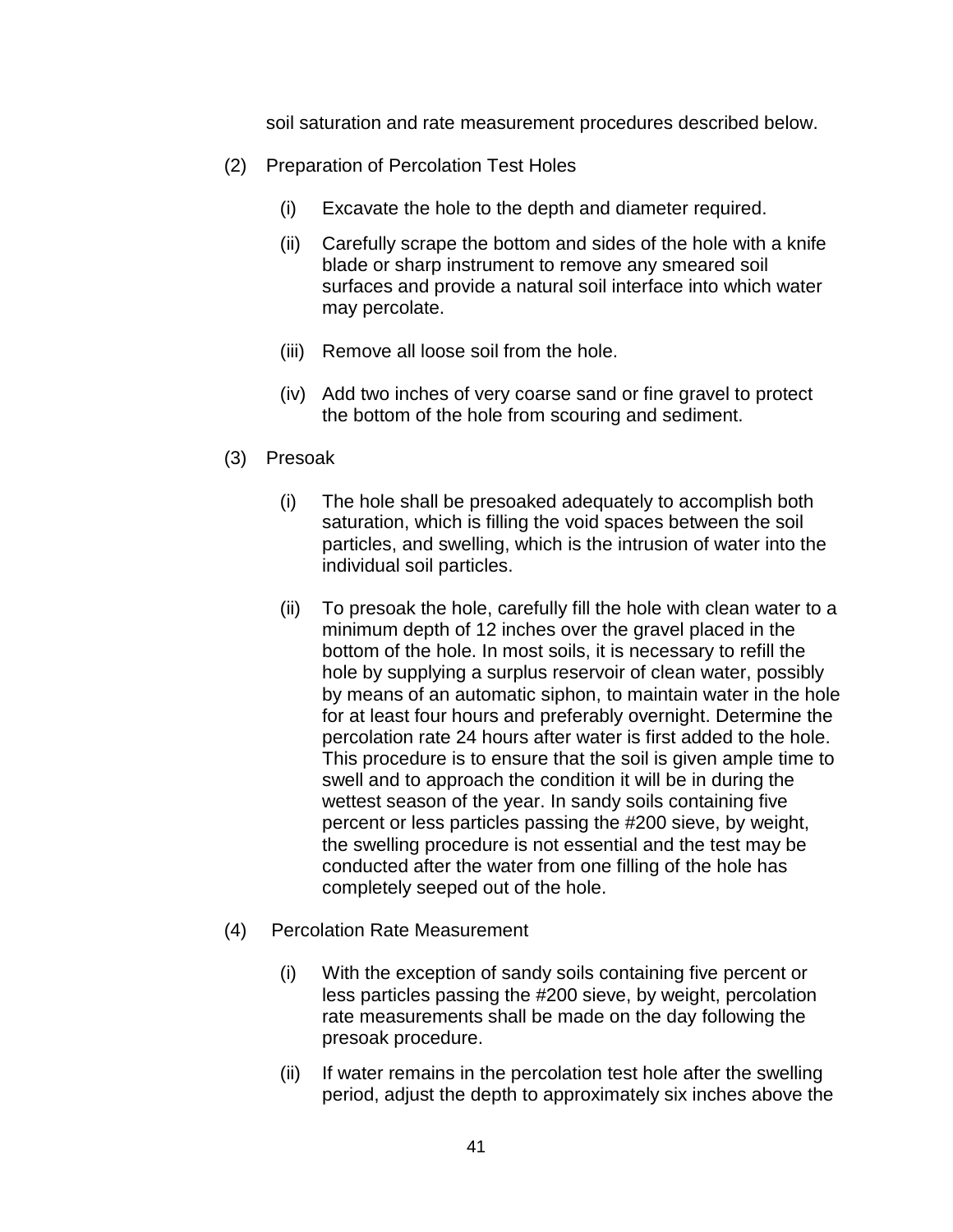soil saturation and rate measurement procedures described below.

(2) Preparation of Percolation Test Holes

(i) Excavate the hole to the depth and diameter required.

(ii) Carefully scrape the bottom and sides of the hole with a knife blade or sharp instrument to remove any smeared soil surfaces and provide a natural soil interface into which water may percolate.

(iii) Remove all loose soil from the hole.

(iv) Add two inches of very coarse sand or fine gravel to protect the bottom of the hole from scouring and sediment.

(3) Presoak

(i) The hole shall be presoaked adequately to accomplish both saturation, which is filling the void spaces between the soil particles, and swelling, which is the intrusion of water into the individual soil particles.

(ii) To presoak the hole, carefully fill the hole with clean water to a minimum depth of 12 inches over the gravel placed in the bottom of the hole. In most soils, it is necessary to refill the hole by supplying a surplus reservoir of clean water, possibly by means of an automatic siphon, to maintain water in the hole for at least four hours and preferably overnight. Determine the percolation rate 24 hours after water is first added to the hole. This procedure is to ensure that the soil is given ample time to swell and to approach the condition it will be in during the wettest season of the year. In sandy soils containing five percent or less particles passing the #200 sieve, by weight, the swelling procedure is not essential and the test may be conducted after the water from one filling of the hole has completely seeped out of the hole.

(4) Percolation Rate Measurement

(i) With the exception of sandy soils containing five percent or less particles passing the #200 sieve, by weight, percolation rate measurements shall be made on the day following the presoak procedure.

(ii) If water remains in the percolation test hole after the swelling period, adjust the depth to approximately six inches above the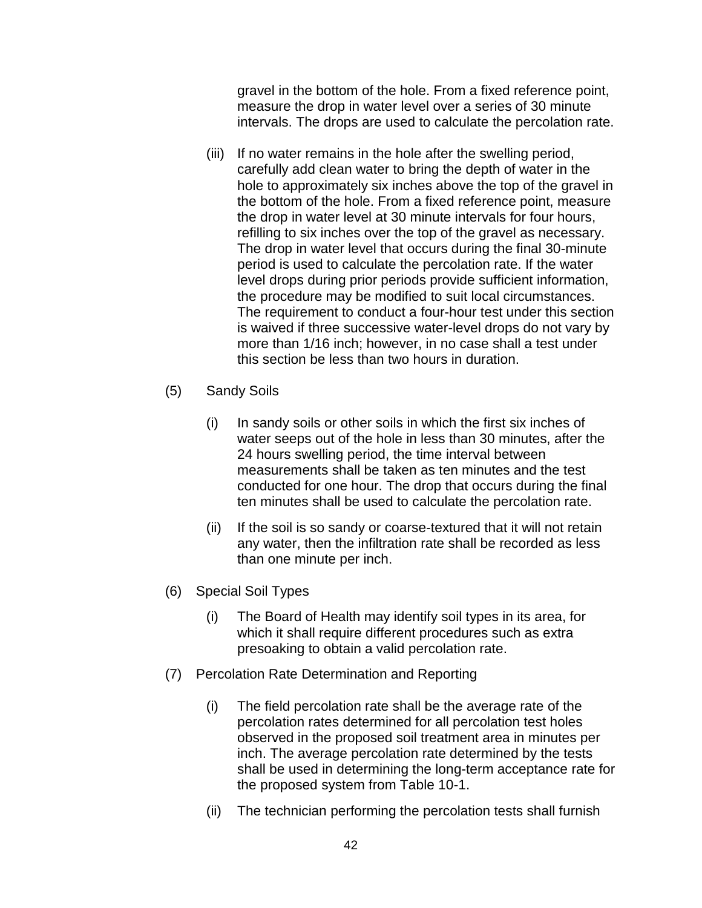gravel in the bottom of the hole. From a fixed reference point, measure the drop in water level over a series of 30 minute intervals. The drops are used to calculate the percolation rate.

(iii) If no water remains in the hole after the swelling period, carefully add clean water to bring the depth of water in the hole to approximately six inches above the top of the gravel in the bottom of the hole. From a fixed reference point, measure the drop in water level at 30 minute intervals for four hours, refilling to six inches over the top of the gravel as necessary. The drop in water level that occurs during the final 30-minute period is used to calculate the percolation rate. If the water level drops during prior periods provide sufficient information, the procedure may be modified to suit local circumstances. The requirement to conduct a four-hour test under this section is waived if three successive water-level drops do not vary by more than 1/16 inch; however, in no case shall a test under this section be less than two hours in duration.

(5) Sandy Soils

(i) In sandy soils or other soils in which the first six inches of water seeps out of the hole in less than 30 minutes, after the 24 hours swelling period, the time interval between measurements shall be taken as ten minutes and the test conducted for one hour. The drop that occurs during the final ten minutes shall be used to calculate the percolation rate.

(ii) If the soil is so sandy or coarse-textured that it will not retain any water, then the infiltration rate shall be recorded as less than one minute per inch.

(6) Special Soil Types

(i) The Board of Health may identify soil types in its area, for which it shall require different procedures such as extra presoaking to obtain a valid percolation rate.

(7) Percolation Rate Determination and Reporting

(i) The field percolation rate shall be the average rate of the percolation rates determined for all percolation test holes observed in the proposed soil treatment area in minutes per inch. The average percolation rate determined by the tests shall be used in determining the long-term acceptance rate for the proposed system from Table 10-1.

(ii) The technician performing the percolation tests shall furnish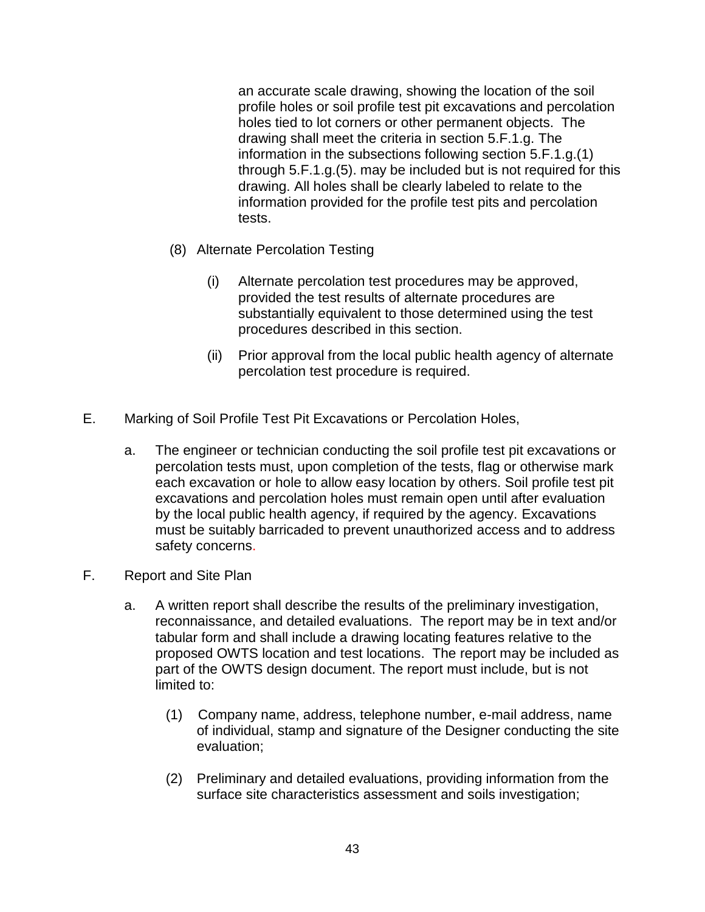an accurate scale drawing, showing the location of the soil profile holes or soil profile test pit excavations and percolation holes tied to lot corners or other permanent objects. The drawing shall meet the criteria in section 5.F.1.g. The information in the subsections following section 5.F.1.g.(1) through 5.F.1.g.(5). may be included but is not required for this drawing. All holes shall be clearly labeled to relate to the information provided for the profile test pits and percolation tests.

(8) Alternate Percolation Testing

(i) Alternate percolation test procedures may be approved, provided the test results of alternate procedures are substantially equivalent to those determined using the test procedures described in this section.

(ii) Prior approval from the local public health agency of alternate percolation test procedure is required.

E. Marking of Soil Profile Test Pit Excavations or Percolation Holes,

a. The engineer or technician conducting the soil profile test pit excavations or percolation tests must, upon completion of the tests, flag or otherwise mark each excavation or hole to allow easy location by others. Soil profile test pit excavations and percolation holes must remain open until after evaluation by the local public health agency, if required by the agency. Excavations must be suitably barricaded to prevent unauthorized access and to address safety concerns.

F. Report and Site Plan

a. A written report shall describe the results of the preliminary investigation, reconnaissance, and detailed evaluations. The report may be in text and/or tabular form and shall include a drawing locating features relative to the proposed OWTS location and test locations. The report may be included as part of the OWTS design document. The report must include, but is not limited to:

(1) Company name, address, telephone number, e-mail address, name of individual, stamp and signature of the Designer conducting the site evaluation;

(2) Preliminary and detailed evaluations, providing information from the surface site characteristics assessment and soils investigation;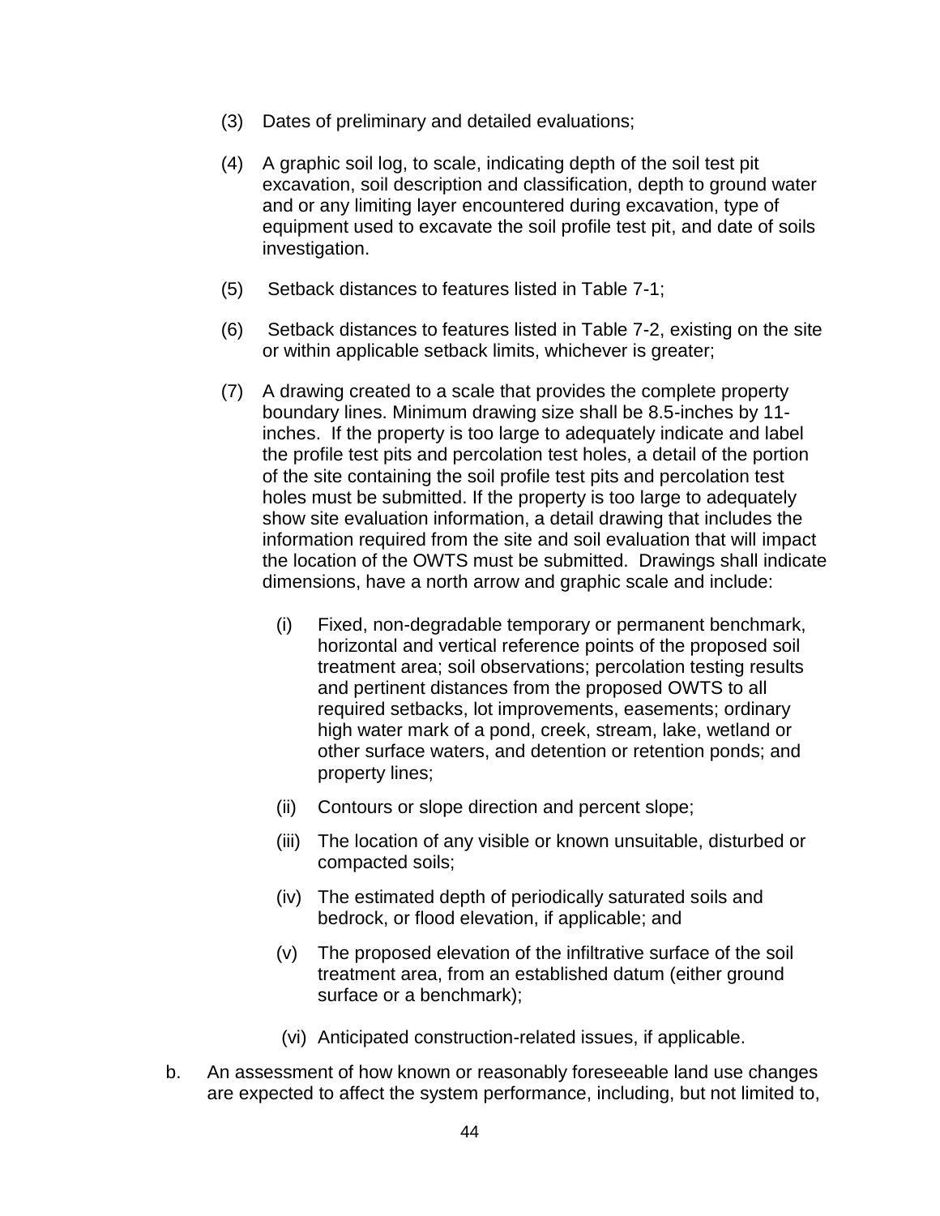(3) Dates of preliminary and detailed evaluations;

(4) A graphic soil log, to scale, indicating depth of the soil test pit excavation, soil description and classification, depth to ground water and or any limiting layer encountered during excavation, type of equipment used to excavate the soil profile test pit, and date of soils investigation.

(5) Setback distances to features listed in Table 7-1;

(6) Setback distances to features listed in Table 7-2, existing on the site or within applicable setback limits, whichever is greater;

(7) A drawing created to a scale that provides the complete property boundary lines. Minimum drawing size shall be 8.5-inches by 11-inches. If the property is too large to adequately indicate and label the profile test pits and percolation test holes, a detail of the portion of the site containing the soil profile test pits and percolation test holes must be submitted. If the property is too large to adequately show site evaluation information, a detail drawing that includes the information required from the site and soil evaluation that will impact the location of the OWTS must be submitted. Drawings shall indicate dimensions, have a north arrow and graphic scale and include:

   (i) Fixed, non-degradable temporary or permanent benchmark, horizontal and vertical reference points of the proposed soil treatment area; soil observations; percolation testing results and pertinent distances from the proposed OWTS to all required setbacks, lot improvements, easements; ordinary high water mark of a pond, creek, stream, lake, wetland or other surface waters, and detention or retention ponds; and property lines;

   (ii) Contours or slope direction and percent slope;

   (iii) The location of any visible or known unsuitable, disturbed or compacted soils;

   (iv) The estimated depth of periodically saturated soils and bedrock, or flood elevation, if applicable; and

   (v) The proposed elevation of the infiltrative surface of the soil treatment area, from an established datum (either ground surface or a benchmark);

   (vi) Anticipated construction-related issues, if applicable.

b. An assessment of how known or reasonably foreseeable land use changes are expected to affect the system performance, including, but not limited to,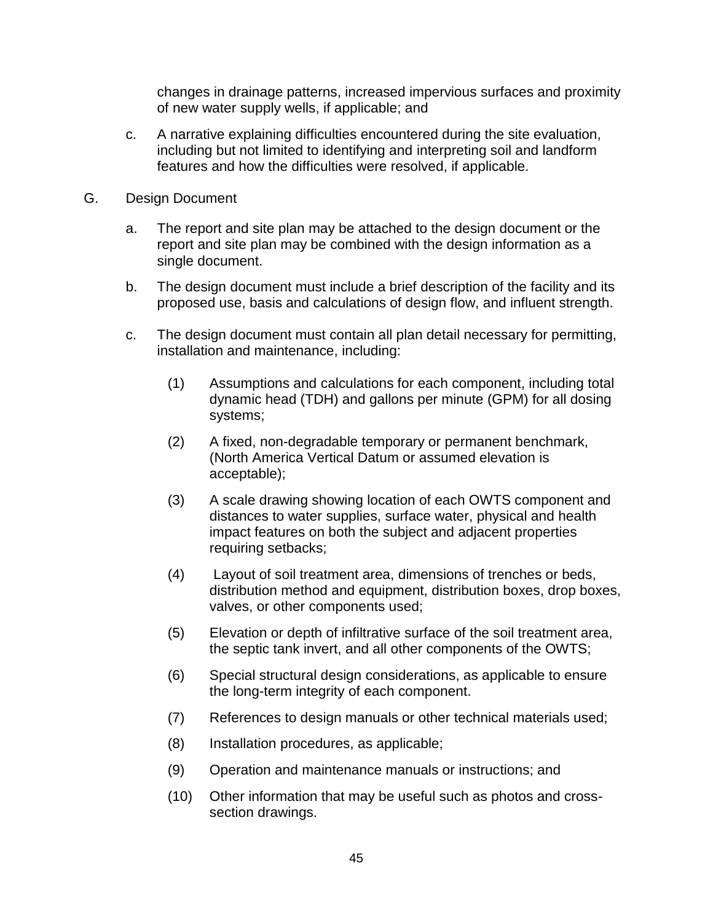changes in drainage patterns, increased impervious surfaces and proximity of new water supply wells, if applicable; and

c. A narrative explaining difficulties encountered during the site evaluation, including but not limited to identifying and interpreting soil and landform features and how the difficulties were resolved, if applicable.

G. Design Document

a. The report and site plan may be attached to the design document or the report and site plan may be combined with the design information as a single document.

b. The design document must include a brief description of the facility and its proposed use, basis and calculations of design flow, and influent strength.

c. The design document must contain all plan detail necessary for permitting, installation and maintenance, including:

(1) Assumptions and calculations for each component, including total dynamic head (TDH) and gallons per minute (GPM) for all dosing systems;

(2) A fixed, non-degradable temporary or permanent benchmark, (North America Vertical Datum or assumed elevation is acceptable);

(3) A scale drawing showing location of each OWTS component and distances to water supplies, surface water, physical and health impact features on both the subject and adjacent properties requiring setbacks;

(4) Layout of soil treatment area, dimensions of trenches or beds, distribution method and equipment, distribution boxes, drop boxes, valves, or other components used;

(5) Elevation or depth of infiltrative surface of the soil treatment area, the septic tank invert, and all other components of the OWTS;

(6) Special structural design considerations, as applicable to ensure the long-term integrity of each component.

(7) References to design manuals or other technical materials used;

(8) Installation procedures, as applicable;

(9) Operation and maintenance manuals or instructions; and

(10) Other information that may be useful such as photos and cross-section drawings.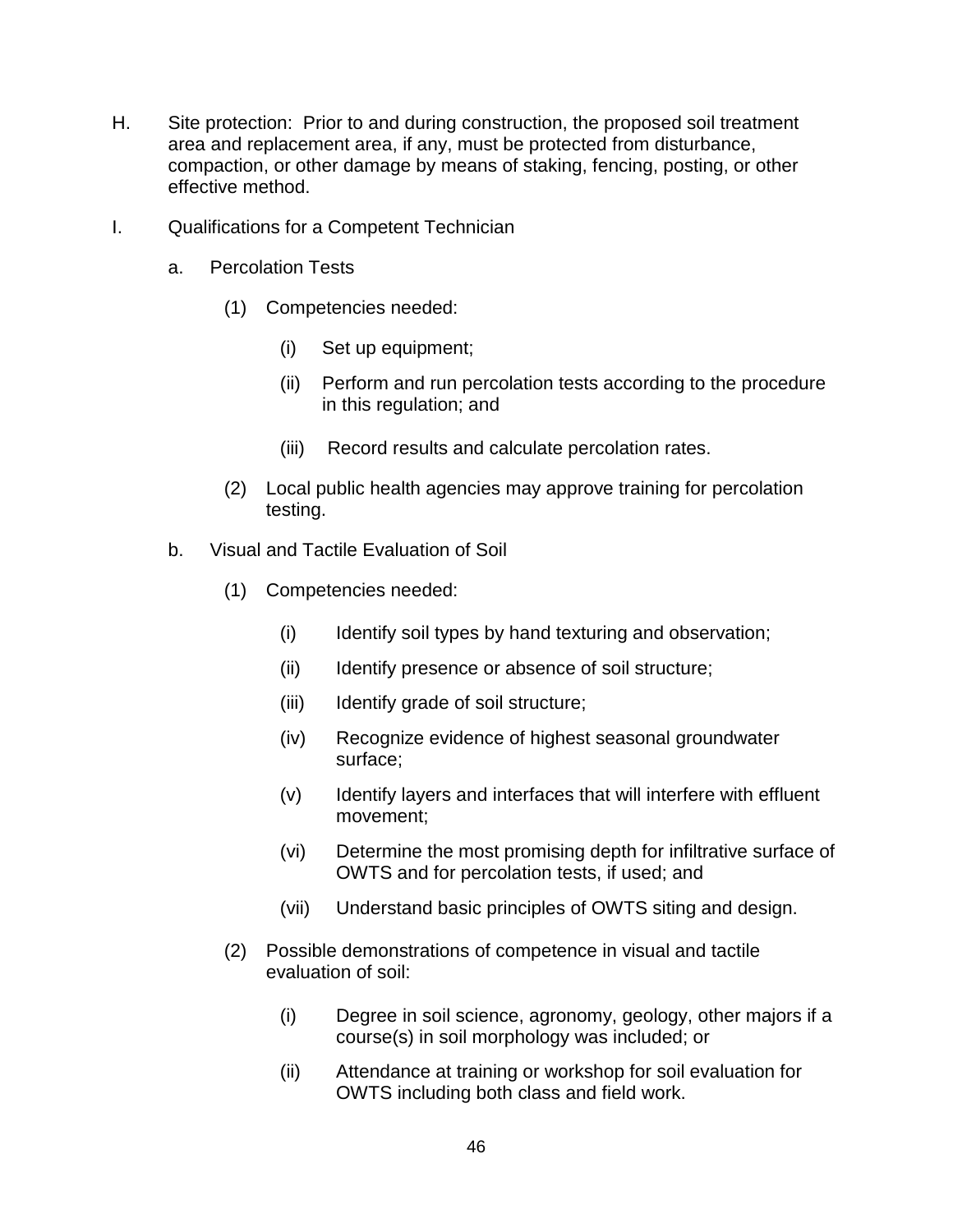H. Site protection: Prior to and during construction, the proposed soil treatment area and replacement area, if any, must be protected from disturbance, compaction, or other damage by means of staking, fencing, posting, or other effective method.

I. Qualifications for a Competent Technician

a. Percolation Tests

(1) Competencies needed:

(i) Set up equipment;

(ii) Perform and run percolation tests according to the procedure in this regulation; and

(iii) Record results and calculate percolation rates.

(2) Local public health agencies may approve training for percolation testing.

b. Visual and Tactile Evaluation of Soil

(1) Competencies needed:

(i) Identify soil types by hand texturing and observation;

(ii) Identify presence or absence of soil structure;

(iii) Identify grade of soil structure;

(iv) Recognize evidence of highest seasonal groundwater surface;

(v) Identify layers and interfaces that will interfere with effluent movement;

(vi) Determine the most promising depth for infiltrative surface of OWTS and for percolation tests, if used; and

(vii) Understand basic principles of OWTS siting and design.

(2) Possible demonstrations of competence in visual and tactile evaluation of soil:

(i) Degree in soil science, agronomy, geology, other majors if a course(s) in soil morphology was included; or

(ii) Attendance at training or workshop for soil evaluation for OWTS including both class and field work.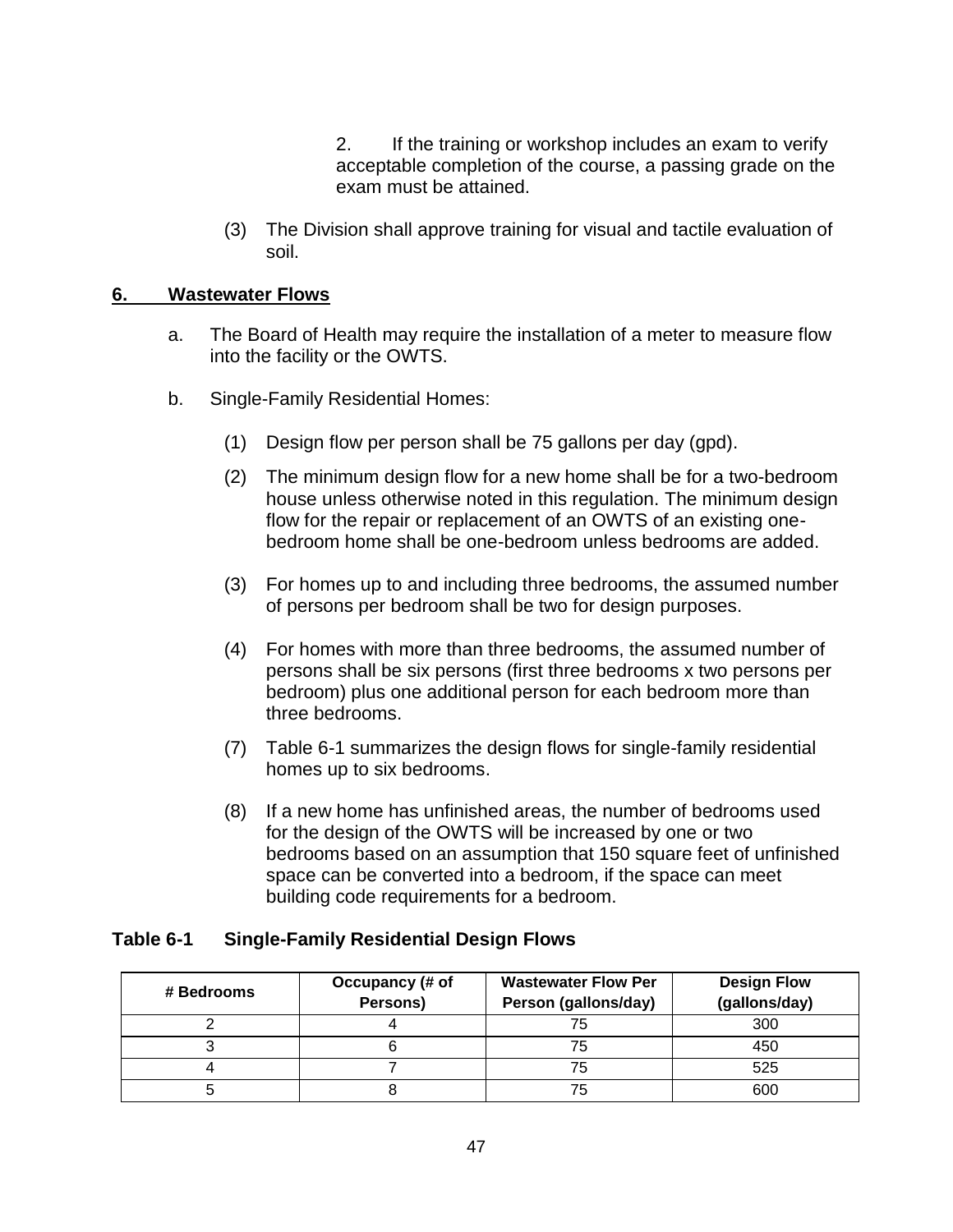2. If the training or workshop includes an exam to verify acceptable completion of the course, a passing grade on the exam must be attained.

(3) The Division shall approve training for visual and tactile evaluation of soil.

## 6. Wastewater Flows

a. The Board of Health may require the installation of a meter to measure flow into the facility or the OWTS.

b. Single-Family Residential Homes:

(1) Design flow per person shall be 75 gallons per day (gpd).

(2) The minimum design flow for a new home shall be for a two-bedroom house unless otherwise noted in this regulation. The minimum design flow for the repair or replacement of an OWTS of an existing one-bedroom home shall be one-bedroom unless bedrooms are added.

(3) For homes up to and including three bedrooms, the assumed number of persons per bedroom shall be two for design purposes.

(4) For homes with more than three bedrooms, the assumed number of persons shall be six persons (first three bedrooms x two persons per bedroom) plus one additional person for each bedroom more than three bedrooms.

(7) Table 6-1 summarizes the design flows for single-family residential homes up to six bedrooms.

(8) If a new home has unfinished areas, the number of bedrooms used for the design of the OWTS will be increased by one or two bedrooms based on an assumption that 150 square feet of unfinished space can be converted into a bedroom, if the space can meet building code requirements for a bedroom.

**Table 6-1 Single-Family Residential Design Flows**

| # Bedrooms | Occupancy (# of Persons) | Wastewater Flow Per Person (gallons/day) | Design Flow (gallons/day) |
|---|---|---|---|
| 2 | 4 | 75 | 300 |
| 3 | 6 | 75 | 450 |
| 4 | 7 | 75 | 525 |
| 5 | 8 | 75 | 600 |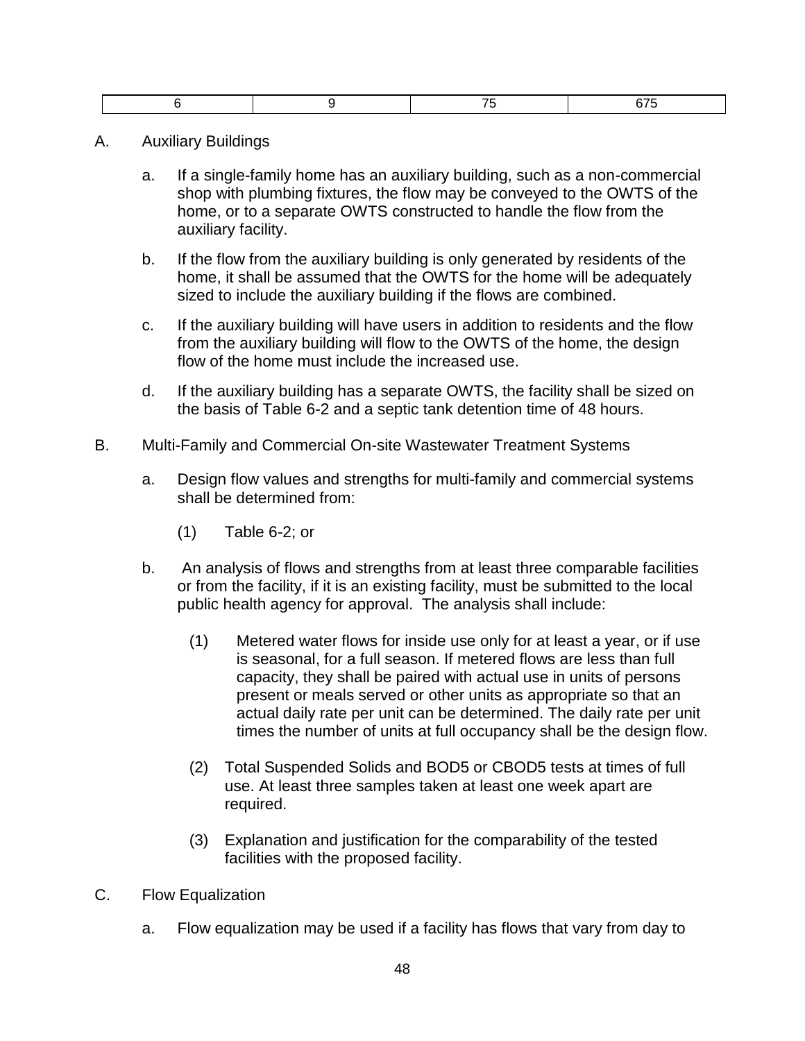| 6 | 9 | 75 | 675 |
|---|---|---|---|

A. Auxiliary Buildings

a. If a single-family home has an auxiliary building, such as a non-commercial shop with plumbing fixtures, the flow may be conveyed to the OWTS of the home, or to a separate OWTS constructed to handle the flow from the auxiliary facility.

b. If the flow from the auxiliary building is only generated by residents of the home, it shall be assumed that the OWTS for the home will be adequately sized to include the auxiliary building if the flows are combined.

c. If the auxiliary building will have users in addition to residents and the flow from the auxiliary building will flow to the OWTS of the home, the design flow of the home must include the increased use.

d. If the auxiliary building has a separate OWTS, the facility shall be sized on the basis of Table 6-2 and a septic tank detention time of 48 hours.

B. Multi-Family and Commercial On-site Wastewater Treatment Systems

a. Design flow values and strengths for multi-family and commercial systems shall be determined from:

(1) Table 6-2; or

b. An analysis of flows and strengths from at least three comparable facilities or from the facility, if it is an existing facility, must be submitted to the local public health agency for approval. The analysis shall include:

(1) Metered water flows for inside use only for at least a year, or if use is seasonal, for a full season. If metered flows are less than full capacity, they shall be paired with actual use in units of persons present or meals served or other units as appropriate so that an actual daily rate per unit can be determined. The daily rate per unit times the number of units at full occupancy shall be the design flow.

(2) Total Suspended Solids and BOD5 or CBOD5 tests at times of full use. At least three samples taken at least one week apart are required.

(3) Explanation and justification for the comparability of the tested facilities with the proposed facility.

C. Flow Equalization

a. Flow equalization may be used if a facility has flows that vary from day to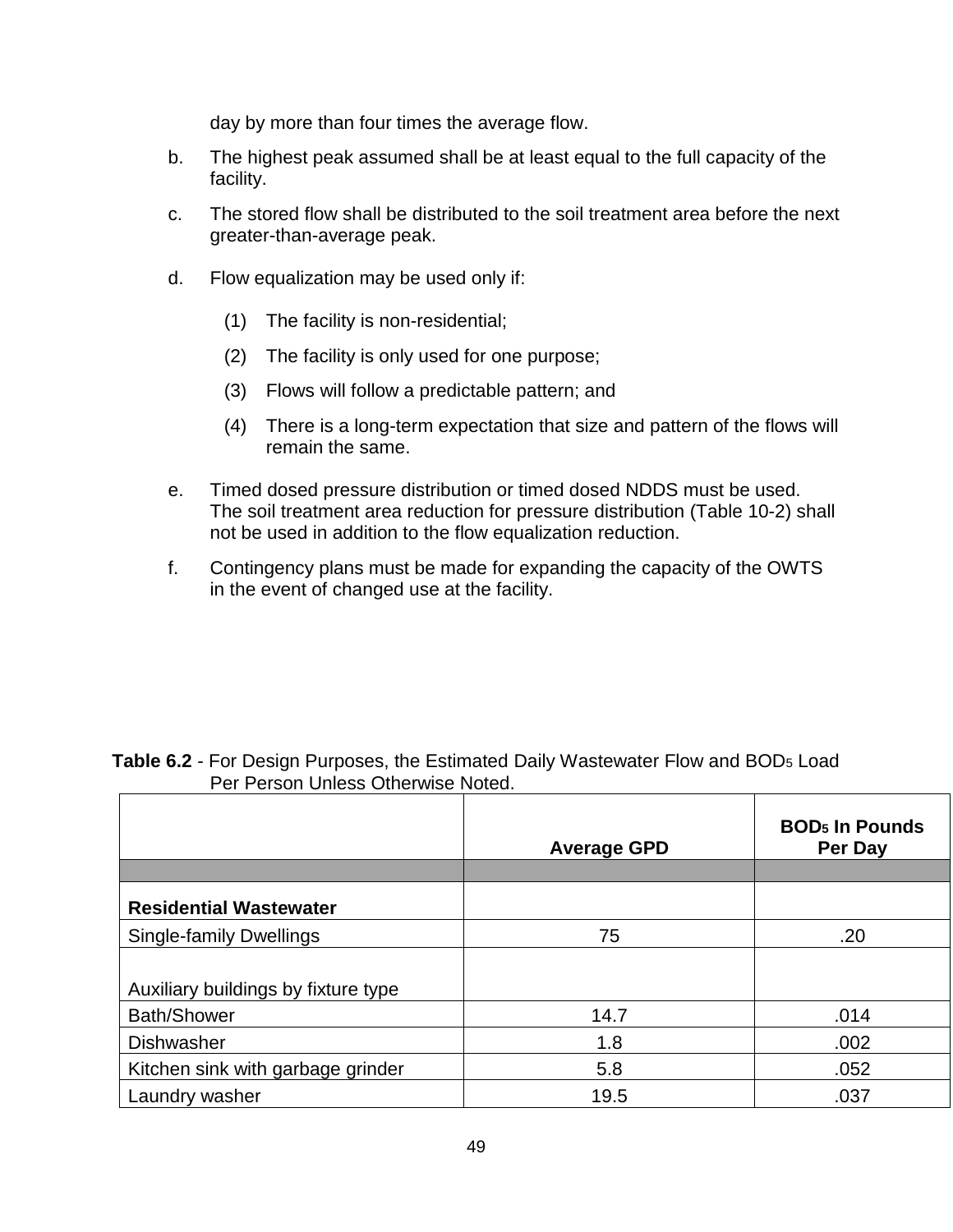day by more than four times the average flow.

b. The highest peak assumed shall be at least equal to the full capacity of the facility.

c. The stored flow shall be distributed to the soil treatment area before the next greater-than-average peak.

d. Flow equalization may be used only if:

   (1) The facility is non-residential;

   (2) The facility is only used for one purpose;

   (3) Flows will follow a predictable pattern; and

   (4) There is a long-term expectation that size and pattern of the flows will remain the same.

e. Timed dosed pressure distribution or timed dosed NDDS must be used. The soil treatment area reduction for pressure distribution (Table 10-2) shall not be used in addition to the flow equalization reduction.

f. Contingency plans must be made for expanding the capacity of the OWTS in the event of changed use at the facility.

**Table 6.2** - For Design Purposes, the Estimated Daily Wastewater Flow and $BOD_5$ Load Per Person Unless Otherwise Noted.

| | **Average GPD** | **$BOD_5$ In Pounds Per Day** |
|---|---|---|
| | | |
| **Residential Wastewater** | | |
| Single-family Dwellings | 75 | .20 |
| Auxiliary buildings by fixture type | | |
| Bath/Shower | 14.7 | .014 |
| Dishwasher | 1.8 | .002 |
| Kitchen sink with garbage grinder | 5.8 | .052 |
| Laundry washer | 19.5 | .037 |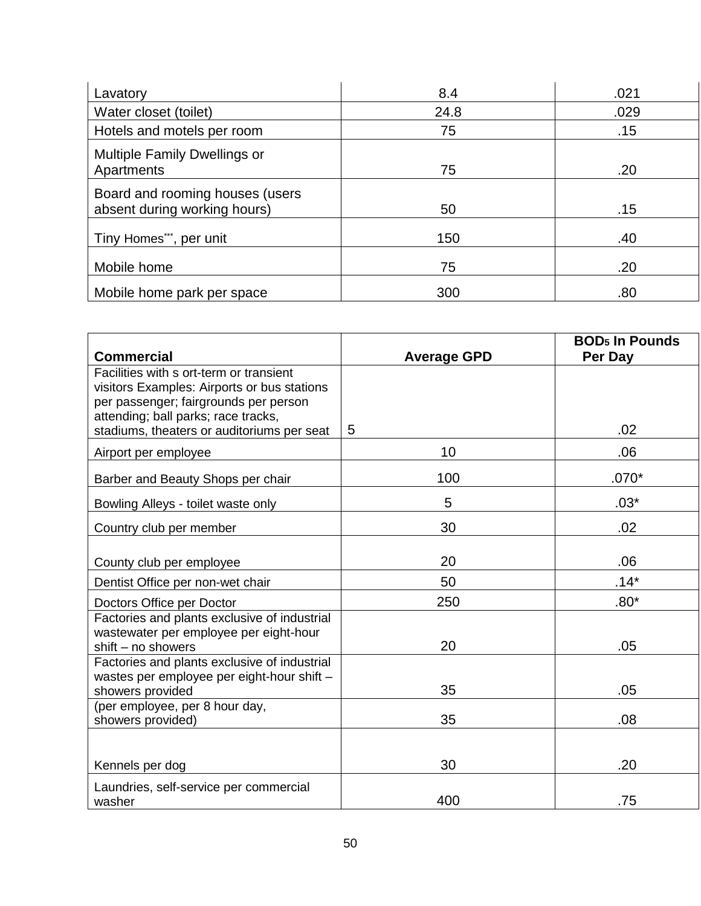| | | |
|---|---|---|
| Lavatory | 8.4 | .021 |
| Water closet (toilet) | 24.8 | .029 |
| Hotels and motels per room | 75 | .15 |
| Multiple Family Dwellings or Apartments | 75 | .20 |
| Board and rooming houses (users absent during working hours) | 50 | .15 |
| Tiny Homes***, per unit | 150 | .40 |
| Mobile home | 75 | .20 |
| Mobile home park per space | 300 | .80 |

| **Commercial** | **Average GPD** | **$BOD_5$ In Pounds Per Day** |
|---|---|---|
| Facilities with s ort-term or transient visitors Examples: Airports or bus stations per passenger; fairgrounds per person attending; ball parks; race tracks, stadiums, theaters or auditoriums per seat | 5 | .02 |
| Airport per employee | 10 | .06 |
| Barber and Beauty Shops per chair | 100 | .070* |
| Bowling Alleys - toilet waste only | 5 | .03* |
| Country club per member | 30 | .02 |
| County club per employee | 20 | .06 |
| Dentist Office per non-wet chair | 50 | .14* |
| Doctors Office per Doctor | 250 | .80* |
| Factories and plants exclusive of industrial wastewater per employee per eight-hour shift – no showers | 20 | .05 |
| Factories and plants exclusive of industrial wastes per employee per eight-hour shift – showers provided | 35 | .05 |
| (per employee, per 8 hour day, showers provided) | 35 | .08 |
| Kennels per dog | 30 | .20 |
| Laundries, self-service per commercial washer | 400 | .75 |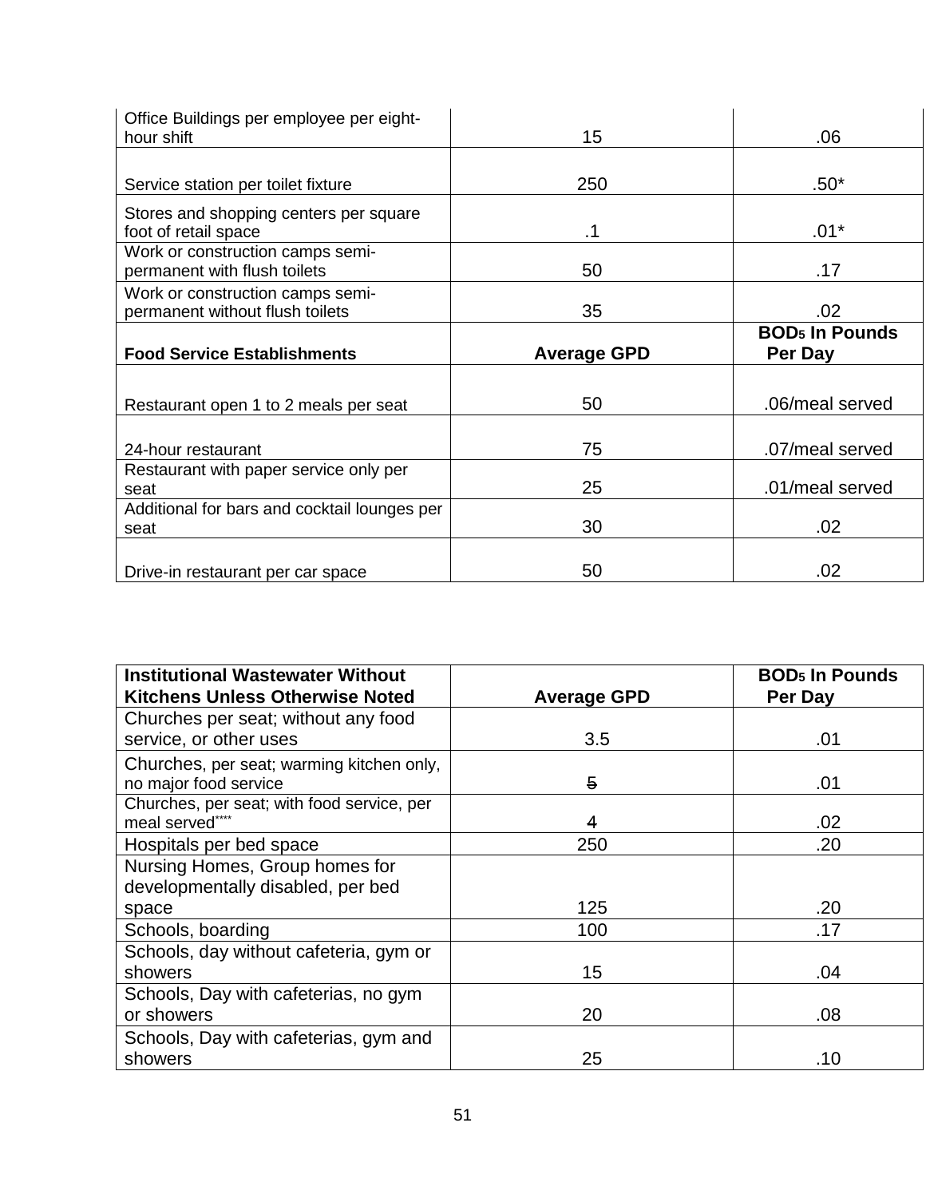| Office Buildings per employee per eight-hour shift | 15 | .06 |
|---|---|---|
| Service station per toilet fixture | 250 | .50* |
| Stores and shopping centers per square foot of retail space | .1 | .01* |
| Work or construction camps semi-permanent with flush toilets | 50 | .17 |
| Work or construction camps semi-permanent without flush toilets | 35 | .02 |
| **Food Service Establishments** | **Average GPD** | **$BOD_5$ In Pounds Per Day** |
| Restaurant open 1 to 2 meals per seat | 50 | .06/meal served |
| 24-hour restaurant | 75 | .07/meal served |
| Restaurant with paper service only per seat | 25 | .01/meal served |
| Additional for bars and cocktail lounges per seat | 30 | .02 |
| Drive-in restaurant per car space | 50 | .02 |

| **Institutional Wastewater Without Kitchens Unless Otherwise Noted** | **Average GPD** | **$BOD_5$ In Pounds Per Day** |
|---|---|---|
| Churches per seat; without any food service, or other uses | 3.5 | .01 |
| Churches, per seat; warming kitchen only, no major food service | ~~5~~ | .01 |
| Churches, per seat; with food service, per meal served**** | ~~4~~ | .02 |
| Hospitals per bed space | 250 | .20 |
| Nursing Homes, Group homes for developmentally disabled, per bed space | 125 | .20 |
| Schools, boarding | 100 | .17 |
| Schools, day without cafeteria, gym or showers | 15 | .04 |
| Schools, Day with cafeterias, no gym or showers | 20 | .08 |
| Schools, Day with cafeterias, gym and showers | 25 | .10 |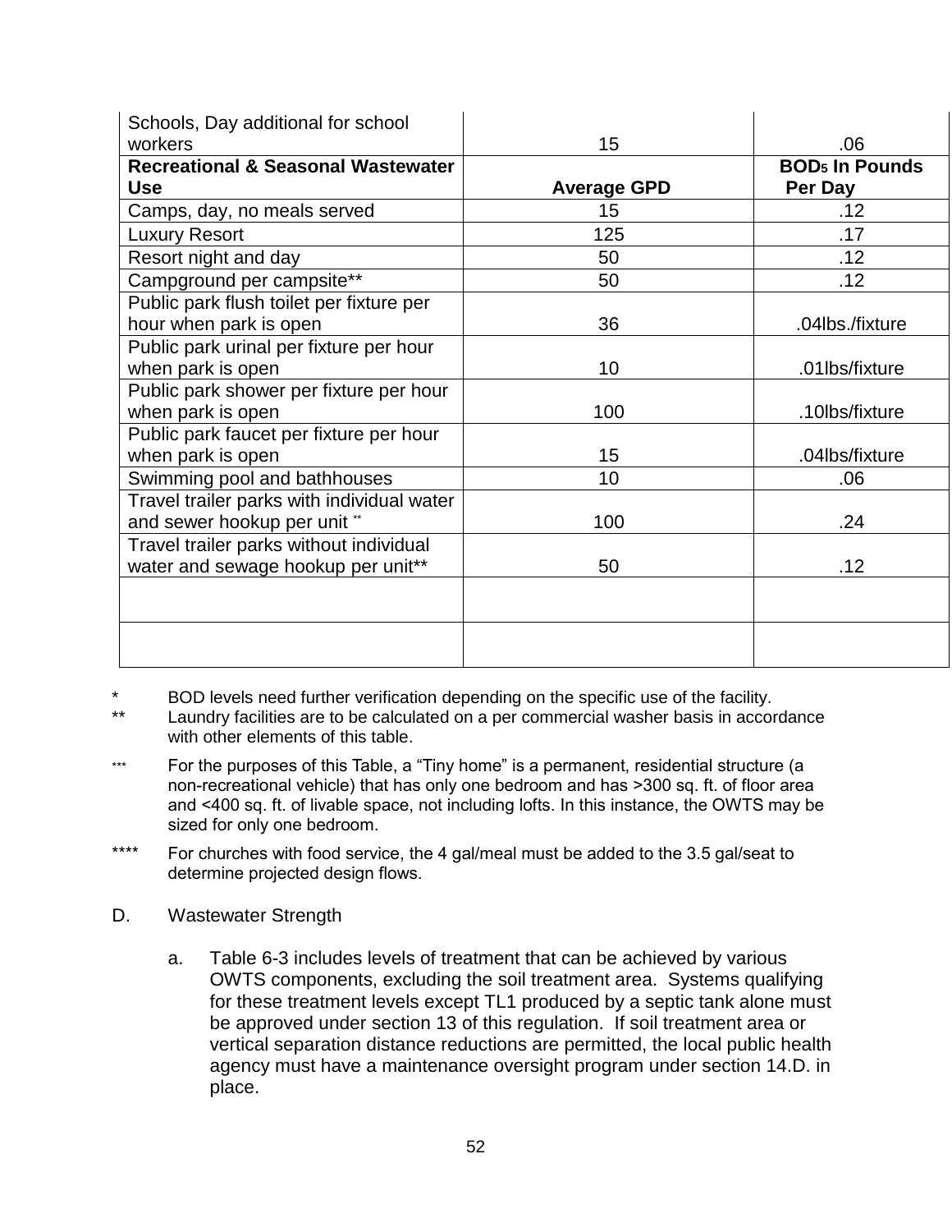| Schools, Day additional for school workers | 15 | .06 |
|---|---|---|
| **Recreational & Seasonal Wastewater Use** | **Average GPD** | **$BOD_5$ In Pounds Per Day** |
| Camps, day, no meals served | 15 | .12 |
| Luxury Resort | 125 | .17 |
| Resort night and day | 50 | .12 |
| Campground per campsite** | 50 | .12 |
| Public park flush toilet per fixture per hour when park is open | 36 | .04lbs./fixture |
| Public park urinal per fixture per hour when park is open | 10 | .01lbs/fixture |
| Public park shower per fixture per hour when park is open | 100 | .10lbs/fixture |
| Public park faucet per fixture per hour when park is open | 15 | .04lbs/fixture |
| Swimming pool and bathhouses | 10 | .06 |
| Travel trailer parks with individual water and sewer hookup per unit ** | 100 | .24 |
| Travel trailer parks without individual water and sewage hookup per unit** | 50 | .12 |
| | | |
| | | |

\* BOD levels need further verification depending on the specific use of the facility.

\** Laundry facilities are to be calculated on a per commercial washer basis in accordance with other elements of this table.

\*** For the purposes of this Table, a "Tiny home" is a permanent, residential structure (a non-recreational vehicle) that has only one bedroom and has >300 sq. ft. of floor area and <400 sq. ft. of livable space, not including lofts. In this instance, the OWTS may be sized for only one bedroom.

\**** For churches with food service, the 4 gal/meal must be added to the 3.5 gal/seat to determine projected design flows.

D. Wastewater Strength

a. Table 6-3 includes levels of treatment that can be achieved by various OWTS components, excluding the soil treatment area. Systems qualifying for these treatment levels except TL1 produced by a septic tank alone must be approved under section 13 of this regulation. If soil treatment area or vertical separation distance reductions are permitted, the local public health agency must have a maintenance oversight program under section 14.D. in place.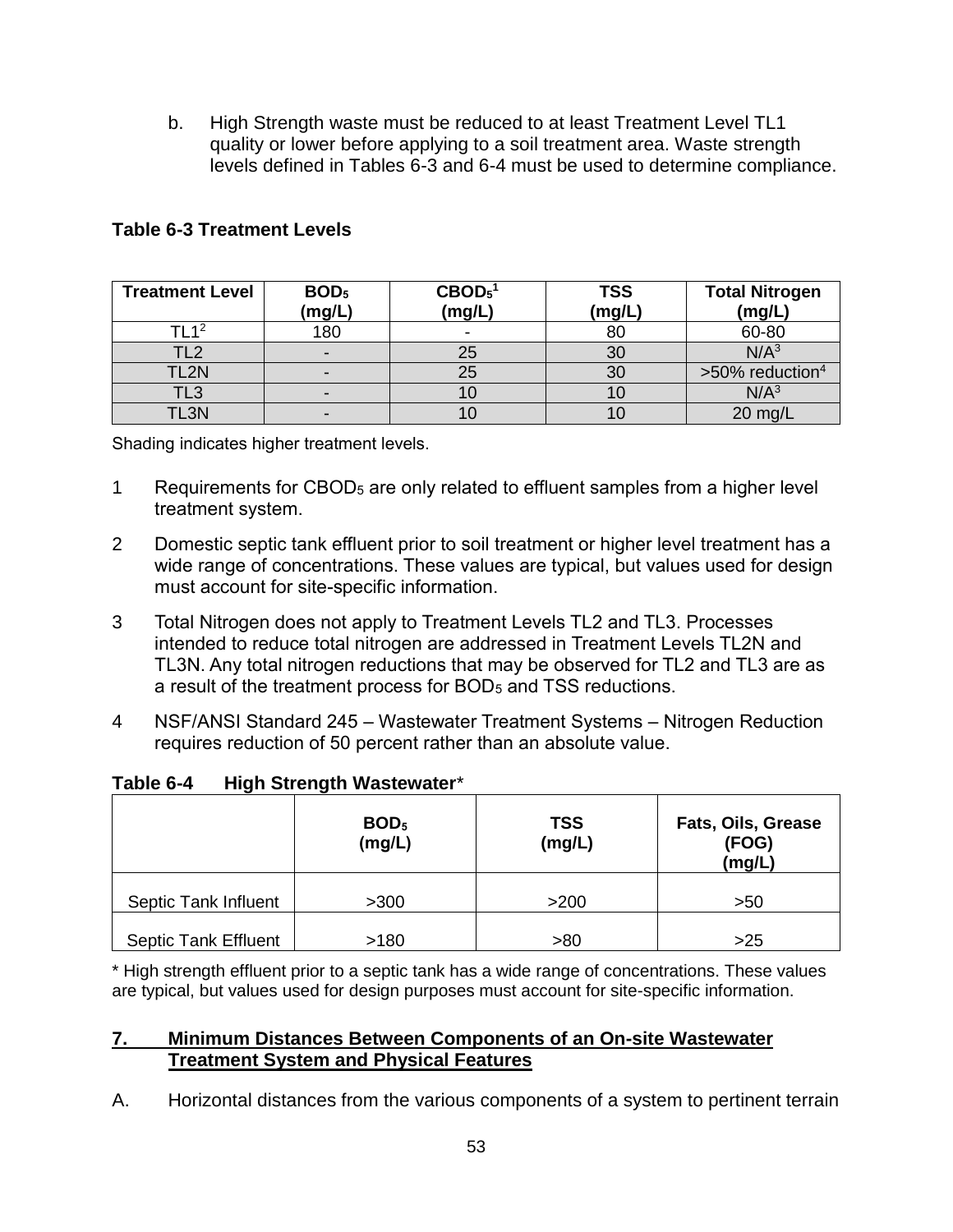b. High Strength waste must be reduced to at least Treatment Level TL1 quality or lower before applying to a soil treatment area. Waste strength levels defined in Tables 6-3 and 6-4 must be used to determine compliance.

**Table 6-3 Treatment Levels**

| Treatment Level | $BOD_5$ (mg/L) | $CBOD_5$[1] (mg/L) | TSS (mg/L) | Total Nitrogen (mg/L) |
|---|---|---|---|---|
| TL1[2] | 180 | - | 80 | 60-80 |
| TL2 | - | 25 | 30 | N/A[3] |
| TL2N | - | 25 | 30 | >50% reduction[4] |
| TL3 | - | 10 | 10 | N/A[3] |
| TL3N | - | 10 | 10 | 20 mg/L |

Shading indicates higher treatment levels.

1 Requirements for $CBOD_5$ are only related to effluent samples from a higher level treatment system.

2 Domestic septic tank effluent prior to soil treatment or higher level treatment has a wide range of concentrations. These values are typical, but values used for design must account for site-specific information.

3 Total Nitrogen does not apply to Treatment Levels TL2 and TL3. Processes intended to reduce total nitrogen are addressed in Treatment Levels TL2N and TL3N. Any total nitrogen reductions that may be observed for TL2 and TL3 are as a result of the treatment process for $BOD_5$ and TSS reductions.

4 NSF/ANSI Standard 245 – Wastewater Treatment Systems – Nitrogen Reduction requires reduction of 50 percent rather than an absolute value.

**Table 6-4 High Strength Wastewater***

| | $BOD_5$ (mg/L) | TSS (mg/L) | Fats, Oils, Grease (FOG) (mg/L) |
|---|---|---|---|
| Septic Tank Influent | >300 | >200 | >50 |
| Septic Tank Effluent | >180 | >80 | >25 |

* High strength effluent prior to a septic tank has a wide range of concentrations. These values are typical, but values used for design purposes must account for site-specific information.

## 7. Minimum Distances Between Components of an On-site Wastewater Treatment System and Physical Features

A. Horizontal distances from the various components of a system to pertinent terrain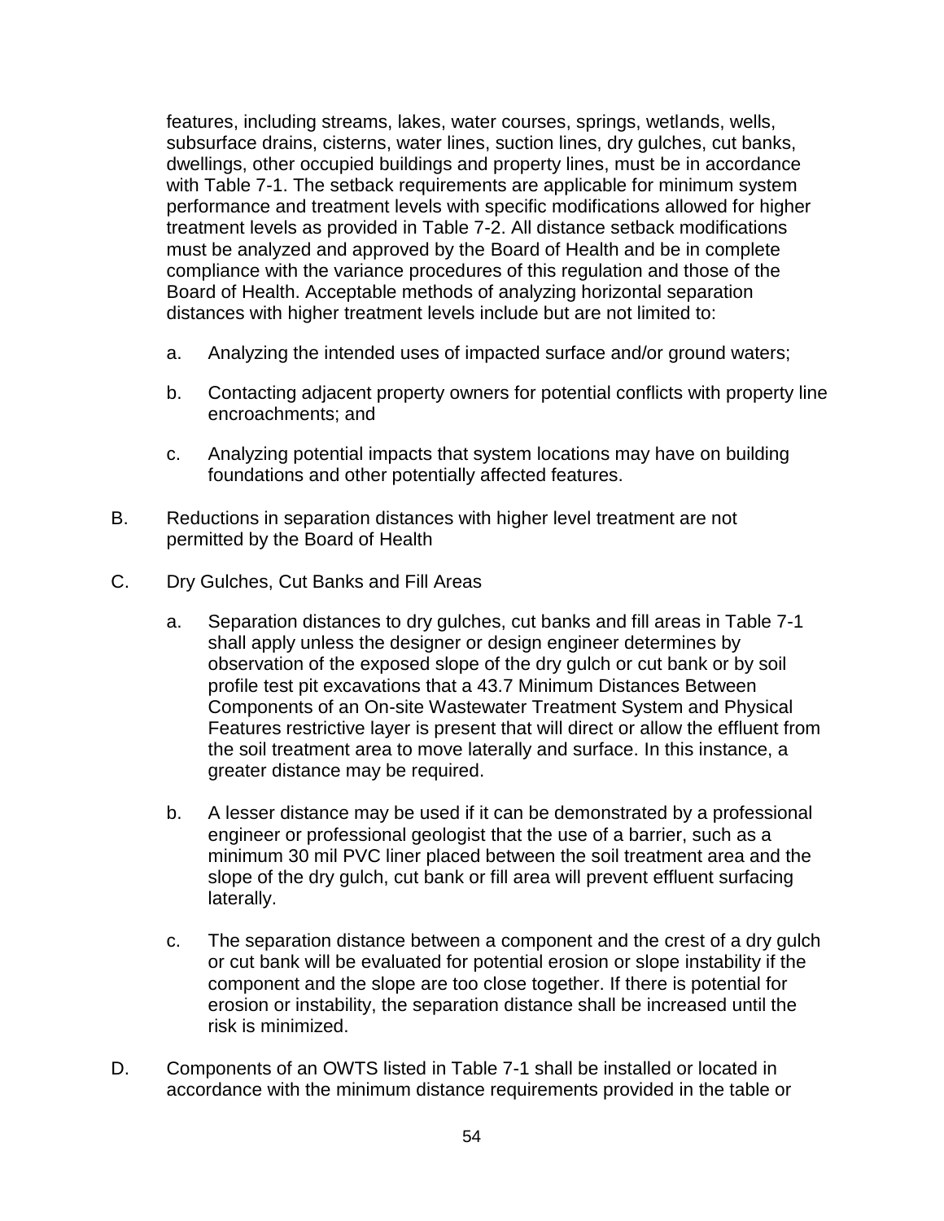features, including streams, lakes, water courses, springs, wetlands, wells, subsurface drains, cisterns, water lines, suction lines, dry gulches, cut banks, dwellings, other occupied buildings and property lines, must be in accordance with Table 7-1. The setback requirements are applicable for minimum system performance and treatment levels with specific modifications allowed for higher treatment levels as provided in Table 7-2. All distance setback modifications must be analyzed and approved by the Board of Health and be in complete compliance with the variance procedures of this regulation and those of the Board of Health. Acceptable methods of analyzing horizontal separation distances with higher treatment levels include but are not limited to:

a. Analyzing the intended uses of impacted surface and/or ground waters;

b. Contacting adjacent property owners for potential conflicts with property line encroachments; and

c. Analyzing potential impacts that system locations may have on building foundations and other potentially affected features.

B. Reductions in separation distances with higher level treatment are not permitted by the Board of Health

C. Dry Gulches, Cut Banks and Fill Areas

a. Separation distances to dry gulches, cut banks and fill areas in Table 7-1 shall apply unless the designer or design engineer determines by observation of the exposed slope of the dry gulch or cut bank or by soil profile test pit excavations that a 43.7 Minimum Distances Between Components of an On-site Wastewater Treatment System and Physical Features restrictive layer is present that will direct or allow the effluent from the soil treatment area to move laterally and surface. In this instance, a greater distance may be required.

b. A lesser distance may be used if it can be demonstrated by a professional engineer or professional geologist that the use of a barrier, such as a minimum 30 mil PVC liner placed between the soil treatment area and the slope of the dry gulch, cut bank or fill area will prevent effluent surfacing laterally.

c. The separation distance between a component and the crest of a dry gulch or cut bank will be evaluated for potential erosion or slope instability if the component and the slope are too close together. If there is potential for erosion or instability, the separation distance shall be increased until the risk is minimized.

D. Components of an OWTS listed in Table 7-1 shall be installed or located in accordance with the minimum distance requirements provided in the table or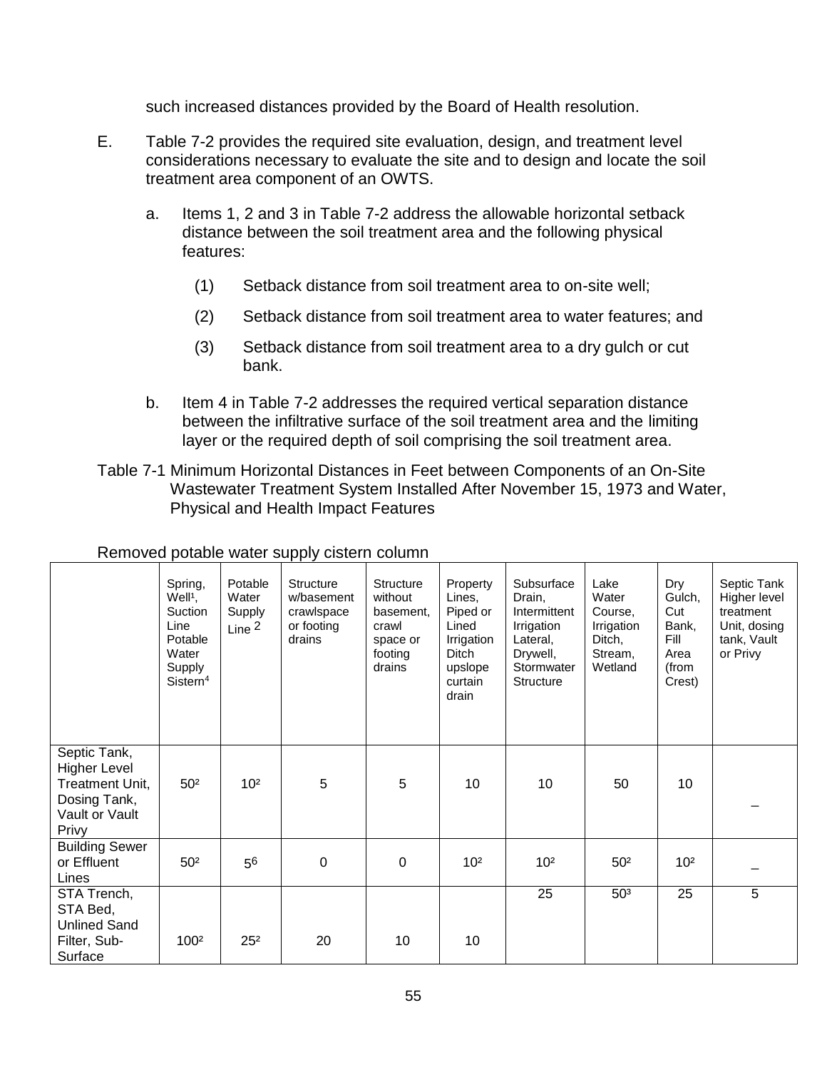such increased distances provided by the Board of Health resolution.

E. Table 7-2 provides the required site evaluation, design, and treatment level considerations necessary to evaluate the site and to design and locate the soil treatment area component of an OWTS.

   a. Items 1, 2 and 3 in Table 7-2 address the allowable horizontal setback distance between the soil treatment area and the following physical features:

      (1) Setback distance from soil treatment area to on-site well;

      (2) Setback distance from soil treatment area to water features; and

      (3) Setback distance from soil treatment area to a dry gulch or cut bank.

   b. Item 4 in Table 7-2 addresses the required vertical separation distance between the infiltrative surface of the soil treatment area and the limiting layer or the required depth of soil comprising the soil treatment area.

Table 7-1 Minimum Horizontal Distances in Feet between Components of an On-Site Wastewater Treatment System Installed After November 15, 1973 and Water, Physical and Health Impact Features

Removed potable water supply cistern column

| | Spring, Well[1], Suction Line Potable Water Supply Sistern[4] | Potable Water Supply Line [2] | Structure w/basement crawlspace or footing drains | Structure without basement, crawl space or footing drains | Property Lines, Piped or Lined Irrigation Ditch upslope curtain drain | Subsurface Drain, Intermittent Irrigation Lateral, Drywell, Stormwater Structure | Lake Water Course, Irrigation Ditch, Stream, Wetland | Dry Gulch, Cut Bank, Fill Area (from Crest) | Septic Tank Higher level treatment Unit, dosing tank, Vault or Privy |
|---|---|---|---|---|---|---|---|---|---|
| Septic Tank, Higher Level Treatment Unit, Dosing Tank, Vault or Vault Privy | 50[2] | 10[2] | 5 | 5 | 10 | 10 | 50 | 10 | – |
| Building Sewer or Effluent Lines | 50[2] | 5[6] | 0 | 0 | 10[2] | 10[2] | 50[2] | 10[2] | – |
| STA Trench, STA Bed, Unlined Sand Filter, Sub-Surface | 100[2] | 25[2] | 20 | 10 | 10 | 25 | 50[3] | 25 | 5 |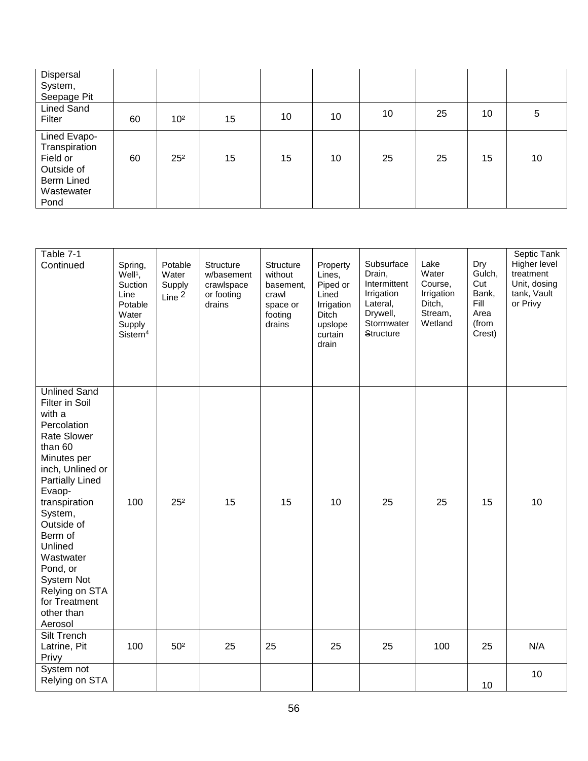| Dispersal System, Seepage Pit | | | | | | | | | |
|---|---|---|---|---|---|---|---|---|---|
| Lined Sand Filter | 60 | 10[2] | 15 | 10 | 10 | 10 | 25 | 10 | 5 |
| Lined Evapo-Transpiration Field or Outside of Berm Lined Wastewater Pond | 60 | 25[2] | 15 | 15 | 10 | 25 | 25 | 15 | 10 |

| Table 7-1 Continued | Spring, Well[1], Suction Line Potable Water Supply Sistern[4] | Potable Water Supply Line [2] | Structure w/basement crawlspace or footing drains | Structure without basement, crawl space or footing drains | Property Lines, Piped or Lined Irrigation Ditch upslope curtain drain | Subsurface Drain, Intermittent Irrigation Lateral, Drywell, Stormwater Structure | Lake Water Course, Irrigation Ditch, Stream, Wetland | Dry Gulch, Cut Bank, Fill Area (from Crest) | Septic Tank Higher level treatment Unit, dosing tank, Vault or Privy |
|---|---|---|---|---|---|---|---|---|---|
| Unlined Sand Filter in Soil with a Percolation Rate Slower than 60 Minutes per inch, Unlined or Partially Lined Evaop-transpiration System, Outside of Berm of Unlined Wastwater Pond, or System Not Relying on STA for Treatment other than Aerosol | 100 | 25[2] | 15 | 15 | 10 | 25 | 25 | 15 | 10 |
| Silt Trench Latrine, Pit Privy | 100 | 50[2] | 25 | 25 | 25 | 25 | 100 | 25 | N/A |
| System not Relying on STA | | | | | | | | 10 | 10 |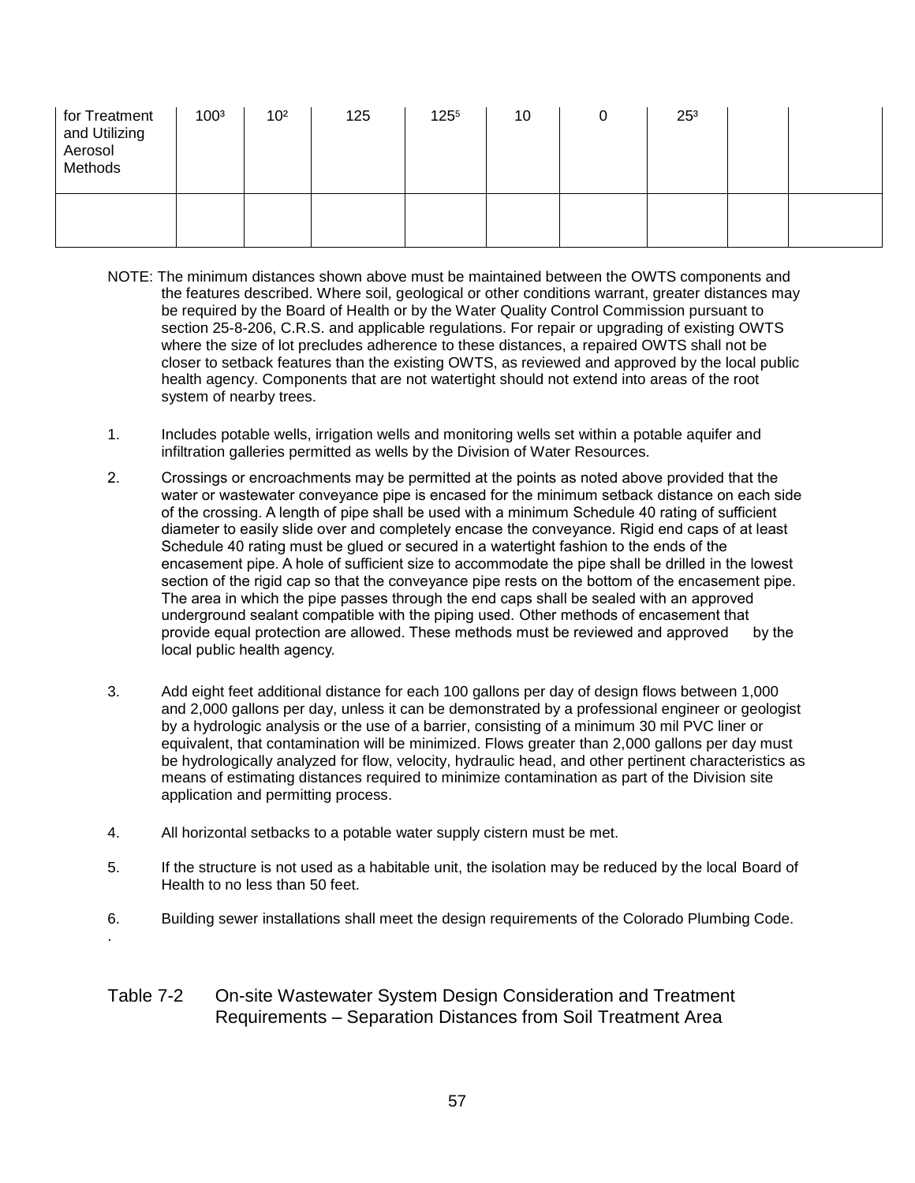| | | | | | | | | | |
|---|---|---|---|---|---|---|---|---|---|
| for Treatment and Utilizing Aerosol Methods | 100[3] | 10[2] | 125 | 125[5] | 10 | 0 | 25[3] | | |
| | | | | | | | | | |

NOTE: The minimum distances shown above must be maintained between the OWTS components and the features described. Where soil, geological or other conditions warrant, greater distances may be required by the Board of Health or by the Water Quality Control Commission pursuant to section 25-8-206, C.R.S. and applicable regulations. For repair or upgrading of existing OWTS where the size of lot precludes adherence to these distances, a repaired OWTS shall not be closer to setback features than the existing OWTS, as reviewed and approved by the local public health agency. Components that are not watertight should not extend into areas of the root system of nearby trees.

1. Includes potable wells, irrigation wells and monitoring wells set within a potable aquifer and infiltration galleries permitted as wells by the Division of Water Resources.

2. Crossings or encroachments may be permitted at the points as noted above provided that the water or wastewater conveyance pipe is encased for the minimum setback distance on each side of the crossing. A length of pipe shall be used with a minimum Schedule 40 rating of sufficient diameter to easily slide over and completely encase the conveyance. Rigid end caps of at least Schedule 40 rating must be glued or secured in a watertight fashion to the ends of the encasement pipe. A hole of sufficient size to accommodate the pipe shall be drilled in the lowest section of the rigid cap so that the conveyance pipe rests on the bottom of the encasement pipe. The area in which the pipe passes through the end caps shall be sealed with an approved underground sealant compatible with the piping used. Other methods of encasement that provide equal protection are allowed. These methods must be reviewed and approved by the local public health agency.

3. Add eight feet additional distance for each 100 gallons per day of design flows between 1,000 and 2,000 gallons per day, unless it can be demonstrated by a professional engineer or geologist by a hydrologic analysis or the use of a barrier, consisting of a minimum 30 mil PVC liner or equivalent, that contamination will be minimized. Flows greater than 2,000 gallons per day must be hydrologically analyzed for flow, velocity, hydraulic head, and other pertinent characteristics as means of estimating distances required to minimize contamination as part of the Division site application and permitting process.

4. All horizontal setbacks to a potable water supply cistern must be met.

5. If the structure is not used as a habitable unit, the isolation may be reduced by the local Board of Health to no less than 50 feet.

6. Building sewer installations shall meet the design requirements of the Colorado Plumbing Code.

## Table 7-2 On-site Wastewater System Design Consideration and Treatment Requirements – Separation Distances from Soil Treatment Area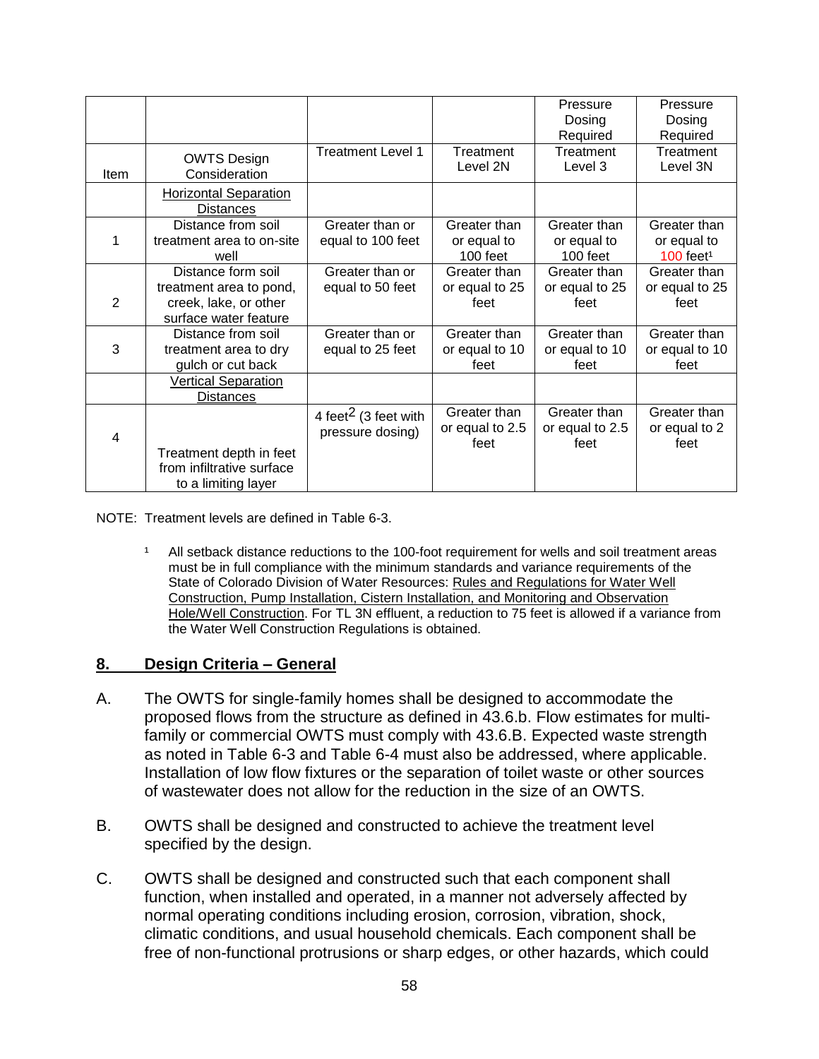| | | | | Pressure Dosing Required | Pressure Dosing Required |
|---|---|---|---|---|---|
| Item | OWTS Design Consideration | Treatment Level 1 | Treatment Level 2N | Treatment Level 3 | Treatment Level 3N |
| | Horizontal Separation Distances | | | | |
| 1 | Distance from soil treatment area to on-site well | Greater than or equal to 100 feet | Greater than or equal to 100 feet | Greater than or equal to 100 feet | Greater than or equal to 100 feet[1] |
| 2 | Distance form soil treatment area to pond, creek, lake, or other surface water feature | Greater than or equal to 50 feet | Greater than or equal to 25 feet | Greater than or equal to 25 feet | Greater than or equal to 25 feet |
| 3 | Distance from soil treatment area to dry gulch or cut back | Greater than or equal to 25 feet | Greater than or equal to 10 feet | Greater than or equal to 10 feet | Greater than or equal to 10 feet |
| | Vertical Separation Distances | | | | |
| 4 | Treatment depth in feet from infiltrative surface to a limiting layer | 4 feet[2] (3 feet with pressure dosing) | Greater than or equal to 2.5 feet | Greater than or equal to 2.5 feet | Greater than or equal to 2 feet |

NOTE: Treatment levels are defined in Table 6-3.

[1] All setback distance reductions to the 100-foot requirement for wells and soil treatment areas must be in full compliance with the minimum standards and variance requirements of the State of Colorado Division of Water Resources: Rules and Regulations for Water Well Construction, Pump Installation, Cistern Installation, and Monitoring and Observation Hole/Well Construction. For TL 3N effluent, a reduction to 75 feet is allowed if a variance from the Water Well Construction Regulations is obtained.

## 8. Design Criteria – General

A. The OWTS for single-family homes shall be designed to accommodate the proposed flows from the structure as defined in 43.6.b. Flow estimates for multi-family or commercial OWTS must comply with 43.6.B. Expected waste strength as noted in Table 6-3 and Table 6-4 must also be addressed, where applicable. Installation of low flow fixtures or the separation of toilet waste or other sources of wastewater does not allow for the reduction in the size of an OWTS.

B. OWTS shall be designed and constructed to achieve the treatment level specified by the design.

C. OWTS shall be designed and constructed such that each component shall function, when installed and operated, in a manner not adversely affected by normal operating conditions including erosion, corrosion, vibration, shock, climatic conditions, and usual household chemicals. Each component shall be free of non-functional protrusions or sharp edges, or other hazards, which could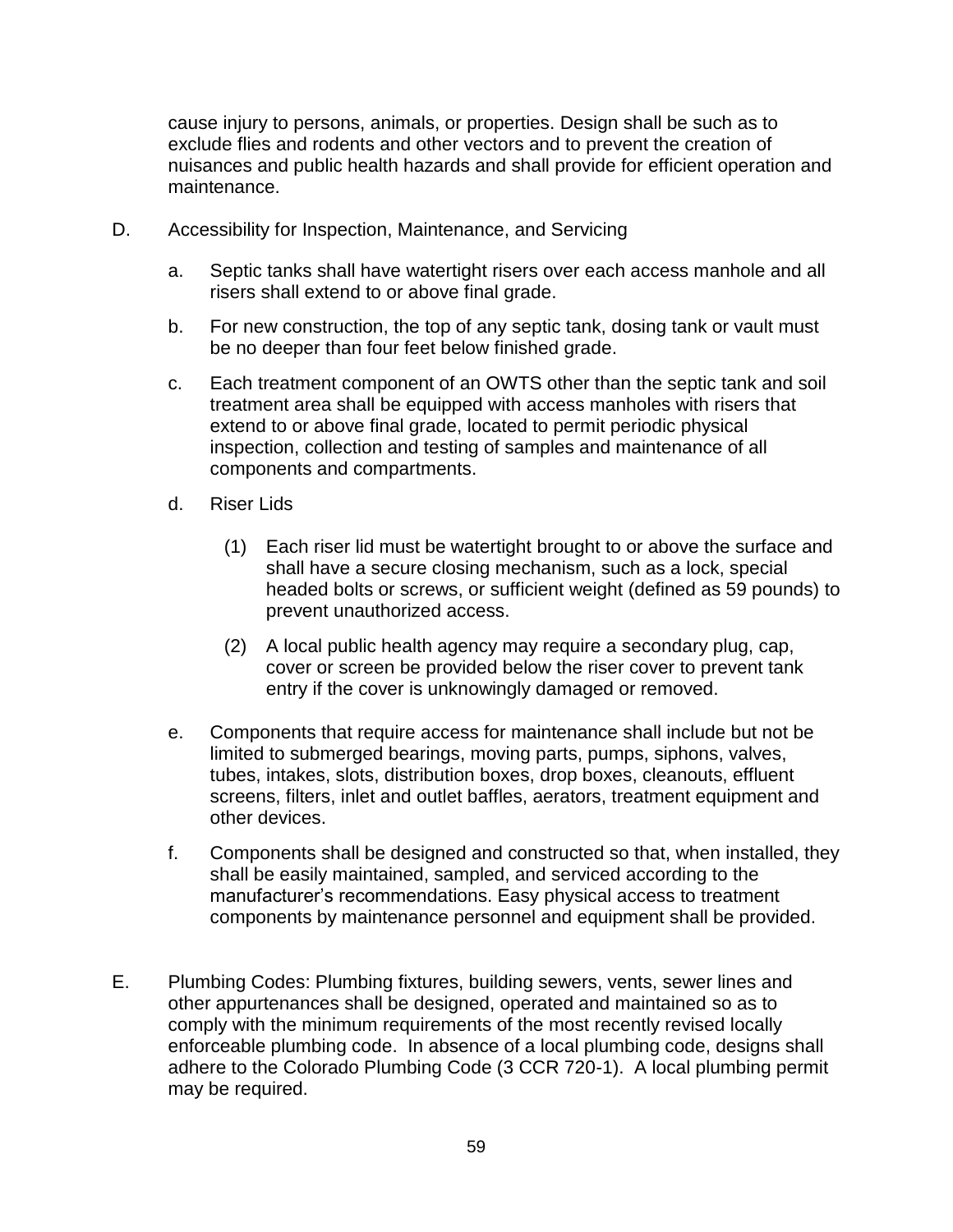cause injury to persons, animals, or properties. Design shall be such as to exclude flies and rodents and other vectors and to prevent the creation of nuisances and public health hazards and shall provide for efficient operation and maintenance.

D. Accessibility for Inspection, Maintenance, and Servicing

a. Septic tanks shall have watertight risers over each access manhole and all risers shall extend to or above final grade.

b. For new construction, the top of any septic tank, dosing tank or vault must be no deeper than four feet below finished grade.

c. Each treatment component of an OWTS other than the septic tank and soil treatment area shall be equipped with access manholes with risers that extend to or above final grade, located to permit periodic physical inspection, collection and testing of samples and maintenance of all components and compartments.

d. Riser Lids

(1) Each riser lid must be watertight brought to or above the surface and shall have a secure closing mechanism, such as a lock, special headed bolts or screws, or sufficient weight (defined as 59 pounds) to prevent unauthorized access.

(2) A local public health agency may require a secondary plug, cap, cover or screen be provided below the riser cover to prevent tank entry if the cover is unknowingly damaged or removed.

e. Components that require access for maintenance shall include but not be limited to submerged bearings, moving parts, pumps, siphons, valves, tubes, intakes, slots, distribution boxes, drop boxes, cleanouts, effluent screens, filters, inlet and outlet baffles, aerators, treatment equipment and other devices.

f. Components shall be designed and constructed so that, when installed, they shall be easily maintained, sampled, and serviced according to the manufacturer's recommendations. Easy physical access to treatment components by maintenance personnel and equipment shall be provided.

E. Plumbing Codes: Plumbing fixtures, building sewers, vents, sewer lines and other appurtenances shall be designed, operated and maintained so as to comply with the minimum requirements of the most recently revised locally enforceable plumbing code. In absence of a local plumbing code, designs shall adhere to the Colorado Plumbing Code (3 CCR 720-1). A local plumbing permit may be required.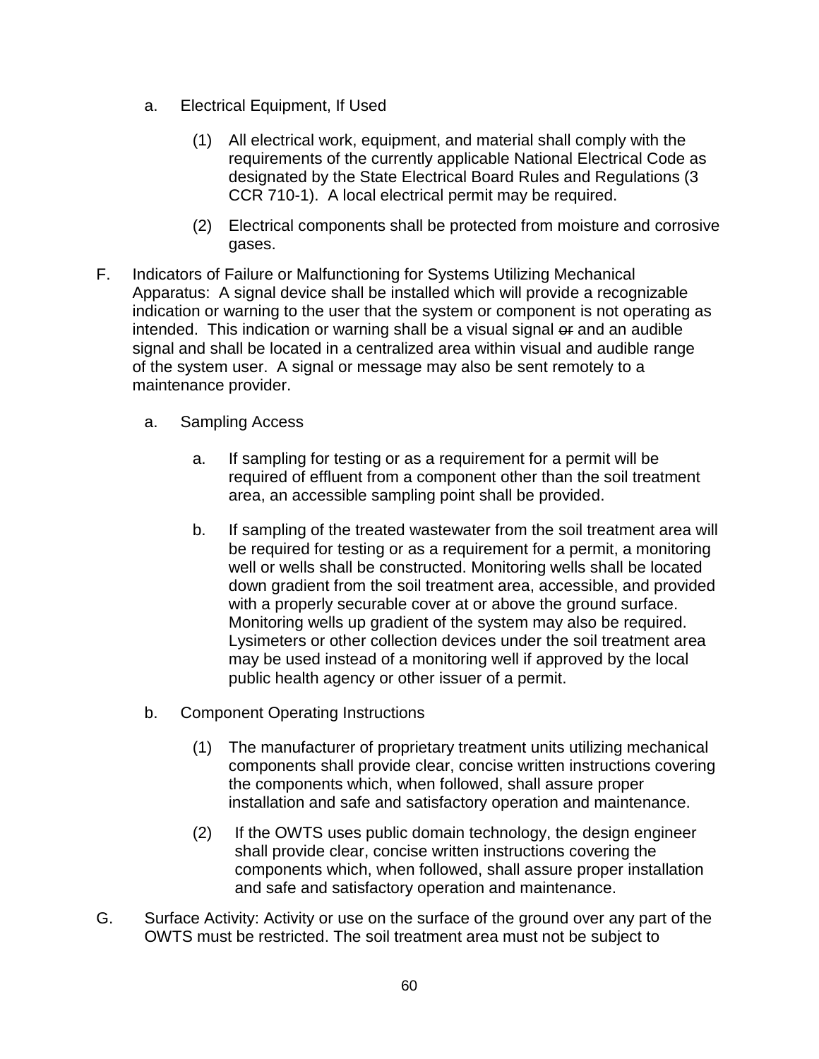a. Electrical Equipment, If Used

   (1) All electrical work, equipment, and material shall comply with the requirements of the currently applicable National Electrical Code as designated by the State Electrical Board Rules and Regulations (3 CCR 710-1). A local electrical permit may be required.

   (2) Electrical components shall be protected from moisture and corrosive gases.

F. Indicators of Failure or Malfunctioning for Systems Utilizing Mechanical Apparatus: A signal device shall be installed which will provide a recognizable indication or warning to the user that the system or component is not operating as intended. This indication or warning shall be a visual signal ~~or~~ and an audible signal and shall be located in a centralized area within visual and audible range of the system user. A signal or message may also be sent remotely to a maintenance provider.

   a. Sampling Access

      a. If sampling for testing or as a requirement for a permit will be required of effluent from a component other than the soil treatment area, an accessible sampling point shall be provided.

      b. If sampling of the treated wastewater from the soil treatment area will be required for testing or as a requirement for a permit, a monitoring well or wells shall be constructed. Monitoring wells shall be located down gradient from the soil treatment area, accessible, and provided with a properly securable cover at or above the ground surface. Monitoring wells up gradient of the system may also be required. Lysimeters or other collection devices under the soil treatment area may be used instead of a monitoring well if approved by the local public health agency or other issuer of a permit.

   b. Component Operating Instructions

      (1) The manufacturer of proprietary treatment units utilizing mechanical components shall provide clear, concise written instructions covering the components which, when followed, shall assure proper installation and safe and satisfactory operation and maintenance.

      (2) If the OWTS uses public domain technology, the design engineer shall provide clear, concise written instructions covering the components which, when followed, shall assure proper installation and safe and satisfactory operation and maintenance.

G. Surface Activity: Activity or use on the surface of the ground over any part of the OWTS must be restricted. The soil treatment area must not be subject to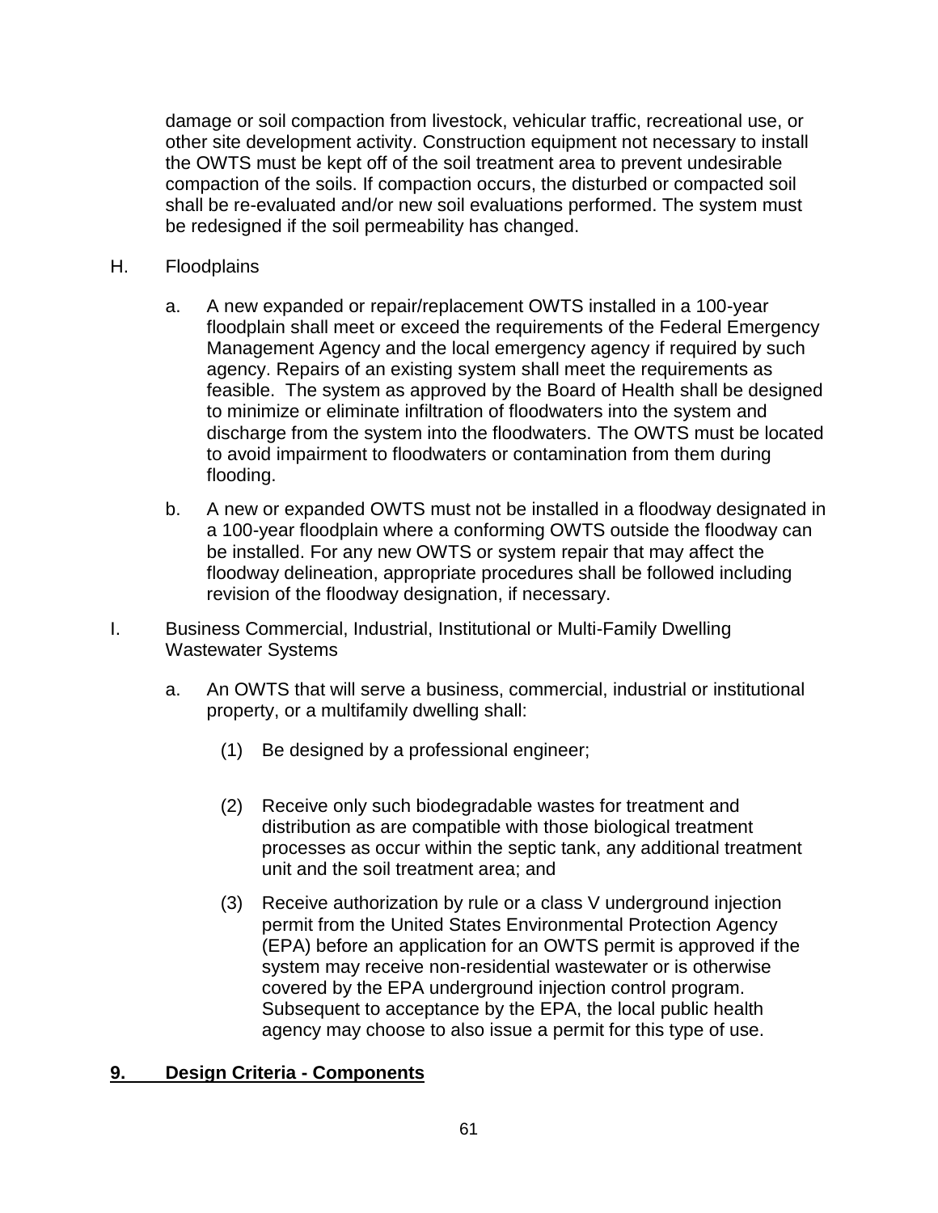damage or soil compaction from livestock, vehicular traffic, recreational use, or other site development activity. Construction equipment not necessary to install the OWTS must be kept off of the soil treatment area to prevent undesirable compaction of the soils. If compaction occurs, the disturbed or compacted soil shall be re-evaluated and/or new soil evaluations performed. The system must be redesigned if the soil permeability has changed.

H. Floodplains

a. A new expanded or repair/replacement OWTS installed in a 100-year floodplain shall meet or exceed the requirements of the Federal Emergency Management Agency and the local emergency agency if required by such agency. Repairs of an existing system shall meet the requirements as feasible. The system as approved by the Board of Health shall be designed to minimize or eliminate infiltration of floodwaters into the system and discharge from the system into the floodwaters. The OWTS must be located to avoid impairment to floodwaters or contamination from them during flooding.

b. A new or expanded OWTS must not be installed in a floodway designated in a 100-year floodplain where a conforming OWTS outside the floodway can be installed. For any new OWTS or system repair that may affect the floodway delineation, appropriate procedures shall be followed including revision of the floodway designation, if necessary.

I. Business Commercial, Industrial, Institutional or Multi-Family Dwelling Wastewater Systems

a. An OWTS that will serve a business, commercial, industrial or institutional property, or a multifamily dwelling shall:

(1) Be designed by a professional engineer;

(2) Receive only such biodegradable wastes for treatment and distribution as are compatible with those biological treatment processes as occur within the septic tank, any additional treatment unit and the soil treatment area; and

(3) Receive authorization by rule or a class V underground injection permit from the United States Environmental Protection Agency (EPA) before an application for an OWTS permit is approved if the system may receive non-residential wastewater or is otherwise covered by the EPA underground injection control program. Subsequent to acceptance by the EPA, the local public health agency may choose to also issue a permit for this type of use.

## 9. Design Criteria - Components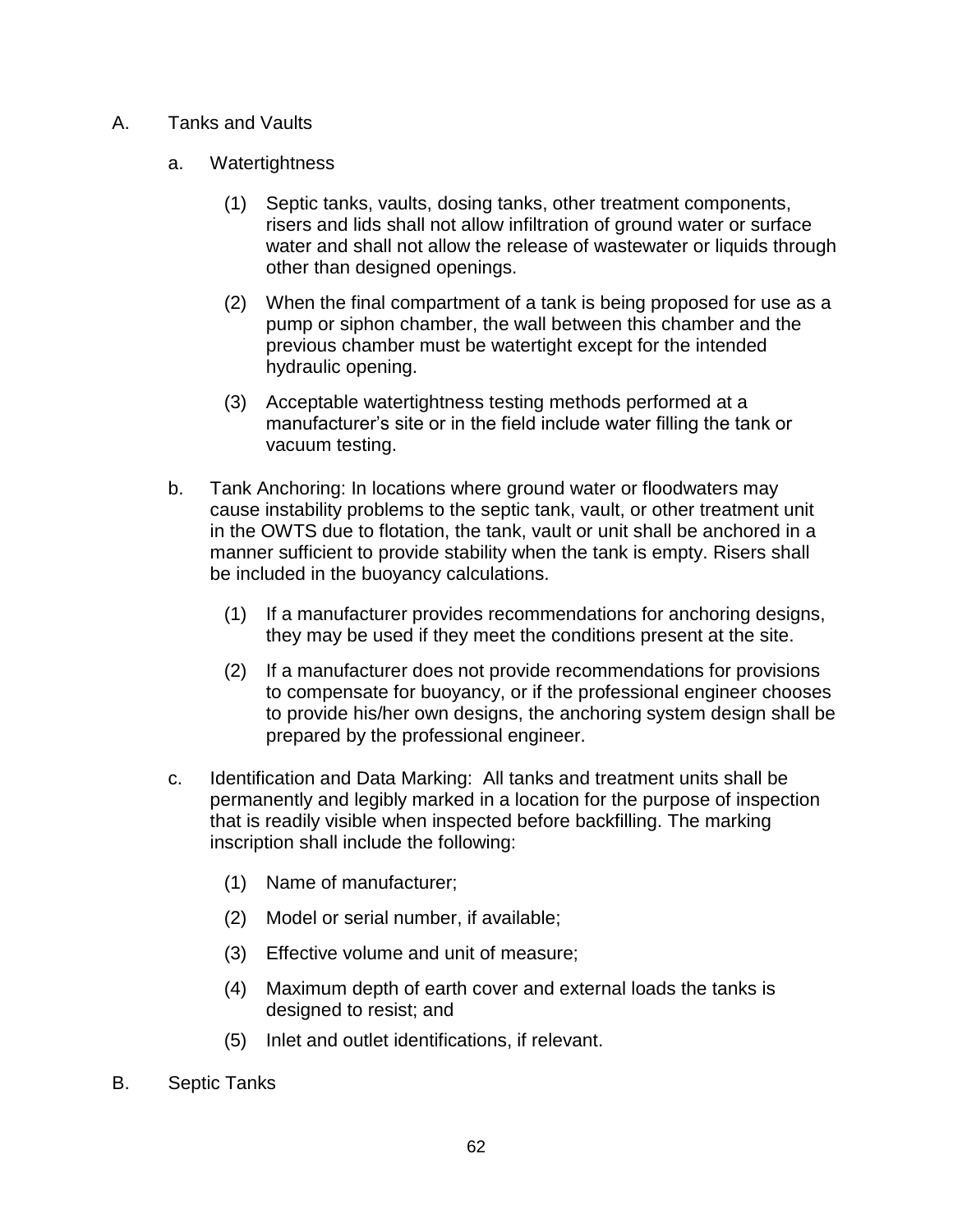A. Tanks and Vaults

a. Watertightness

(1) Septic tanks, vaults, dosing tanks, other treatment components, risers and lids shall not allow infiltration of ground water or surface water and shall not allow the release of wastewater or liquids through other than designed openings.

(2) When the final compartment of a tank is being proposed for use as a pump or siphon chamber, the wall between this chamber and the previous chamber must be watertight except for the intended hydraulic opening.

(3) Acceptable watertightness testing methods performed at a manufacturer's site or in the field include water filling the tank or vacuum testing.

b. Tank Anchoring: In locations where ground water or floodwaters may cause instability problems to the septic tank, vault, or other treatment unit in the OWTS due to flotation, the tank, vault or unit shall be anchored in a manner sufficient to provide stability when the tank is empty. Risers shall be included in the buoyancy calculations.

(1) If a manufacturer provides recommendations for anchoring designs, they may be used if they meet the conditions present at the site.

(2) If a manufacturer does not provide recommendations for provisions to compensate for buoyancy, or if the professional engineer chooses to provide his/her own designs, the anchoring system design shall be prepared by the professional engineer.

c. Identification and Data Marking: All tanks and treatment units shall be permanently and legibly marked in a location for the purpose of inspection that is readily visible when inspected before backfilling. The marking inscription shall include the following:

(1) Name of manufacturer;

(2) Model or serial number, if available;

(3) Effective volume and unit of measure;

(4) Maximum depth of earth cover and external loads the tanks is designed to resist; and

(5) Inlet and outlet identifications, if relevant.

B. Septic Tanks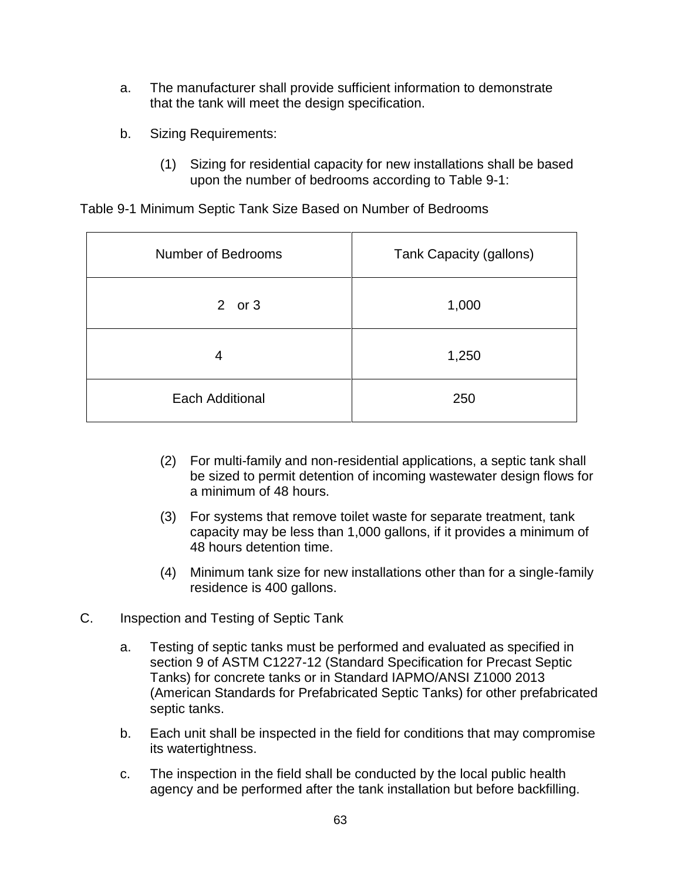a. The manufacturer shall provide sufficient information to demonstrate that the tank will meet the design specification.

b. Sizing Requirements:

   (1) Sizing for residential capacity for new installations shall be based upon the number of bedrooms according to Table 9-1:

Table 9-1 Minimum Septic Tank Size Based on Number of Bedrooms

| Number of Bedrooms | Tank Capacity (gallons) |
|---|---|
| 2 or 3 | 1,000 |
| 4 | 1,250 |
| Each Additional | 250 |

   (2) For multi-family and non-residential applications, a septic tank shall be sized to permit detention of incoming wastewater design flows for a minimum of 48 hours.

   (3) For systems that remove toilet waste for separate treatment, tank capacity may be less than 1,000 gallons, if it provides a minimum of 48 hours detention time.

   (4) Minimum tank size for new installations other than for a single-family residence is 400 gallons.

C. Inspection and Testing of Septic Tank

a. Testing of septic tanks must be performed and evaluated as specified in section 9 of ASTM C1227-12 (Standard Specification for Precast Septic Tanks) for concrete tanks or in Standard IAPMO/ANSI Z1000 2013 (American Standards for Prefabricated Septic Tanks) for other prefabricated septic tanks.

b. Each unit shall be inspected in the field for conditions that may compromise its watertightness.

c. The inspection in the field shall be conducted by the local public health agency and be performed after the tank installation but before backfilling.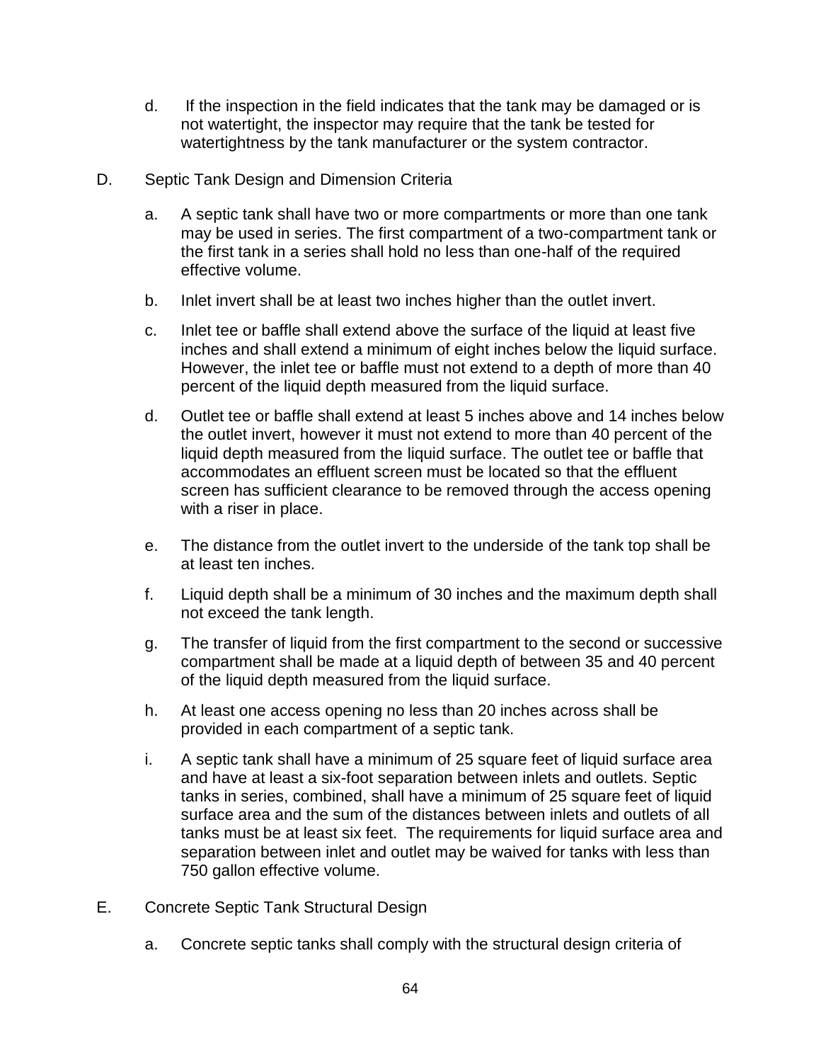d. If the inspection in the field indicates that the tank may be damaged or is not watertight, the inspector may require that the tank be tested for watertightness by the tank manufacturer or the system contractor.

D. Septic Tank Design and Dimension Criteria

a. A septic tank shall have two or more compartments or more than one tank may be used in series. The first compartment of a two-compartment tank or the first tank in a series shall hold no less than one-half of the required effective volume.

b. Inlet invert shall be at least two inches higher than the outlet invert.

c. Inlet tee or baffle shall extend above the surface of the liquid at least five inches and shall extend a minimum of eight inches below the liquid surface. However, the inlet tee or baffle must not extend to a depth of more than 40 percent of the liquid depth measured from the liquid surface.

d. Outlet tee or baffle shall extend at least 5 inches above and 14 inches below the outlet invert, however it must not extend to more than 40 percent of the liquid depth measured from the liquid surface. The outlet tee or baffle that accommodates an effluent screen must be located so that the effluent screen has sufficient clearance to be removed through the access opening with a riser in place.

e. The distance from the outlet invert to the underside of the tank top shall be at least ten inches.

f. Liquid depth shall be a minimum of 30 inches and the maximum depth shall not exceed the tank length.

g. The transfer of liquid from the first compartment to the second or successive compartment shall be made at a liquid depth of between 35 and 40 percent of the liquid depth measured from the liquid surface.

h. At least one access opening no less than 20 inches across shall be provided in each compartment of a septic tank.

i. A septic tank shall have a minimum of 25 square feet of liquid surface area and have at least a six-foot separation between inlets and outlets. Septic tanks in series, combined, shall have a minimum of 25 square feet of liquid surface area and the sum of the distances between inlets and outlets of all tanks must be at least six feet. The requirements for liquid surface area and separation between inlet and outlet may be waived for tanks with less than 750 gallon effective volume.

E. Concrete Septic Tank Structural Design

a. Concrete septic tanks shall comply with the structural design criteria of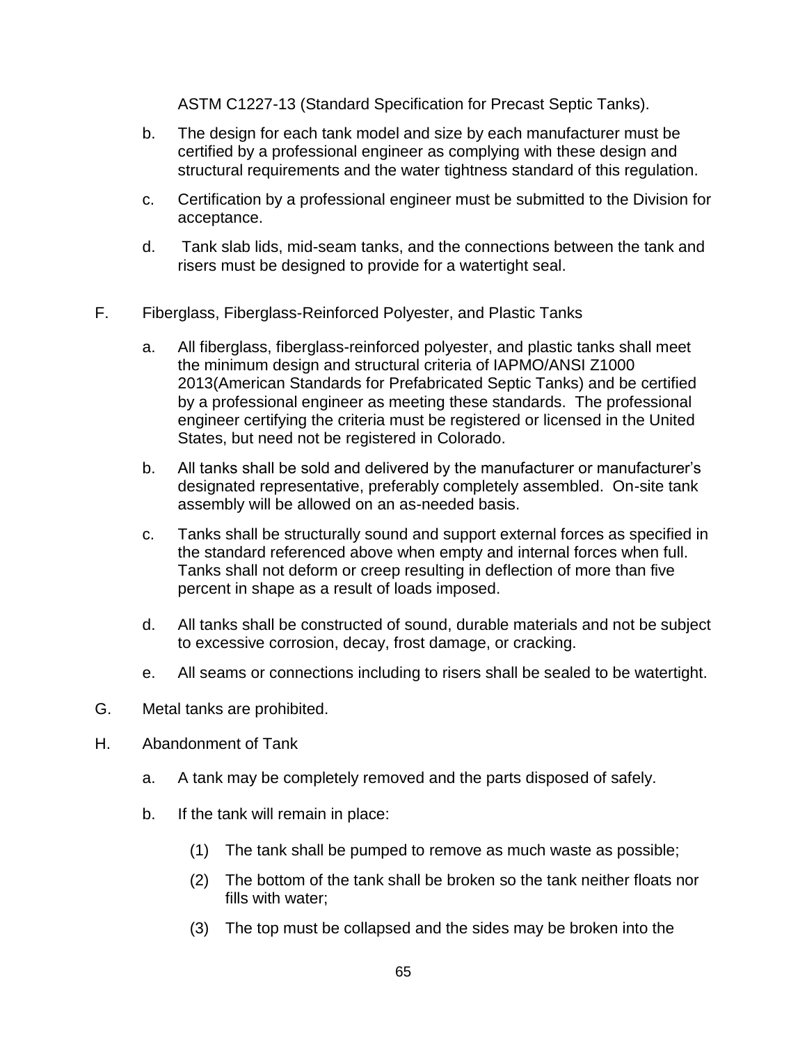ASTM C1227-13 (Standard Specification for Precast Septic Tanks).

b. The design for each tank model and size by each manufacturer must be certified by a professional engineer as complying with these design and structural requirements and the water tightness standard of this regulation.

c. Certification by a professional engineer must be submitted to the Division for acceptance.

d. Tank slab lids, mid-seam tanks, and the connections between the tank and risers must be designed to provide for a watertight seal.

F. Fiberglass, Fiberglass-Reinforced Polyester, and Plastic Tanks

a. All fiberglass, fiberglass-reinforced polyester, and plastic tanks shall meet the minimum design and structural criteria of IAPMO/ANSI Z1000 2013(American Standards for Prefabricated Septic Tanks) and be certified by a professional engineer as meeting these standards. The professional engineer certifying the criteria must be registered or licensed in the United States, but need not be registered in Colorado.

b. All tanks shall be sold and delivered by the manufacturer or manufacturer's designated representative, preferably completely assembled. On-site tank assembly will be allowed on an as-needed basis.

c. Tanks shall be structurally sound and support external forces as specified in the standard referenced above when empty and internal forces when full. Tanks shall not deform or creep resulting in deflection of more than five percent in shape as a result of loads imposed.

d. All tanks shall be constructed of sound, durable materials and not be subject to excessive corrosion, decay, frost damage, or cracking.

e. All seams or connections including to risers shall be sealed to be watertight.

G. Metal tanks are prohibited.

H. Abandonment of Tank

a. A tank may be completely removed and the parts disposed of safely.

b. If the tank will remain in place:

(1) The tank shall be pumped to remove as much waste as possible;

(2) The bottom of the tank shall be broken so the tank neither floats nor fills with water;

(3) The top must be collapsed and the sides may be broken into the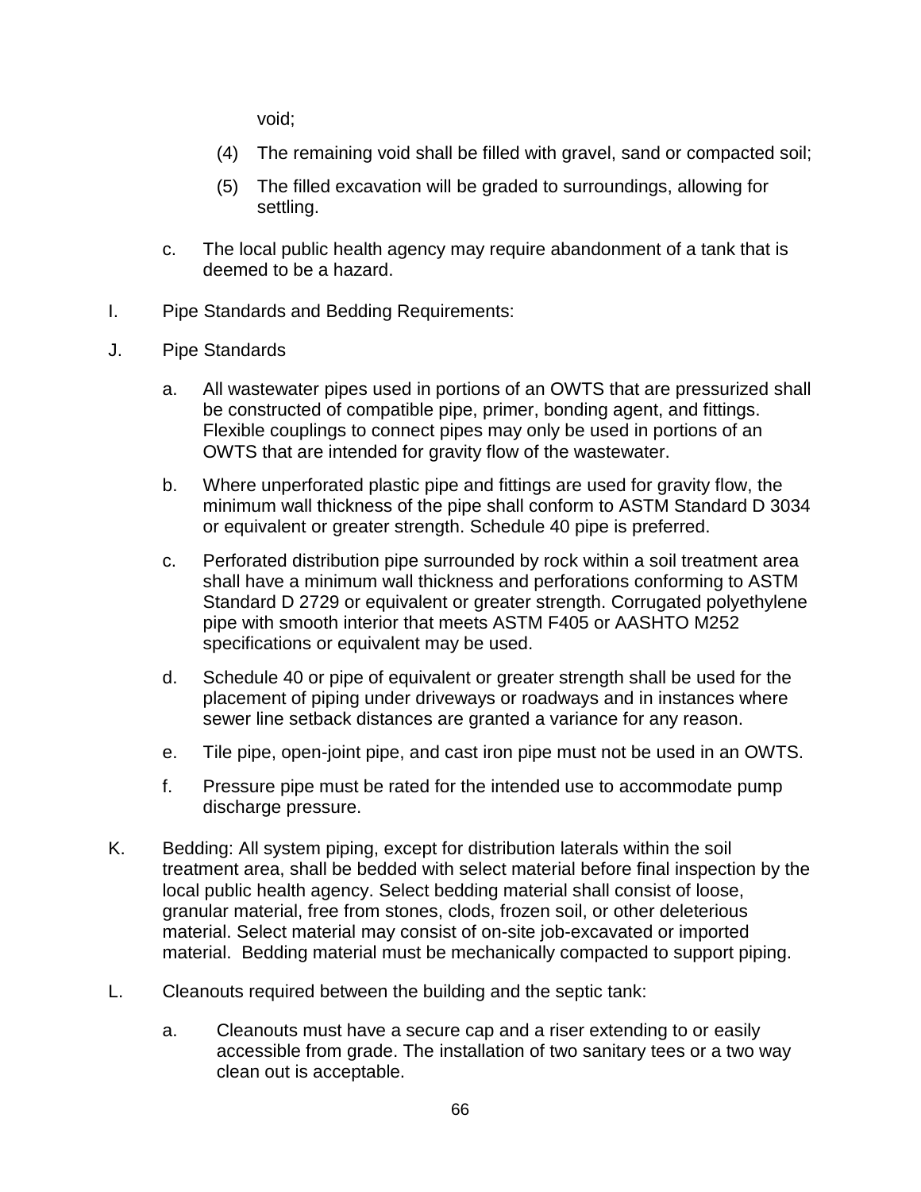void;

(4) The remaining void shall be filled with gravel, sand or compacted soil;

(5) The filled excavation will be graded to surroundings, allowing for settling.

c. The local public health agency may require abandonment of a tank that is deemed to be a hazard.

I. Pipe Standards and Bedding Requirements:

J. Pipe Standards

a. All wastewater pipes used in portions of an OWTS that are pressurized shall be constructed of compatible pipe, primer, bonding agent, and fittings. Flexible couplings to connect pipes may only be used in portions of an OWTS that are intended for gravity flow of the wastewater.

b. Where unperforated plastic pipe and fittings are used for gravity flow, the minimum wall thickness of the pipe shall conform to ASTM Standard D 3034 or equivalent or greater strength. Schedule 40 pipe is preferred.

c. Perforated distribution pipe surrounded by rock within a soil treatment area shall have a minimum wall thickness and perforations conforming to ASTM Standard D 2729 or equivalent or greater strength. Corrugated polyethylene pipe with smooth interior that meets ASTM F405 or AASHTO M252 specifications or equivalent may be used.

d. Schedule 40 or pipe of equivalent or greater strength shall be used for the placement of piping under driveways or roadways and in instances where sewer line setback distances are granted a variance for any reason.

e. Tile pipe, open-joint pipe, and cast iron pipe must not be used in an OWTS.

f. Pressure pipe must be rated for the intended use to accommodate pump discharge pressure.

K. Bedding: All system piping, except for distribution laterals within the soil treatment area, shall be bedded with select material before final inspection by the local public health agency. Select bedding material shall consist of loose, granular material, free from stones, clods, frozen soil, or other deleterious material. Select material may consist of on-site job-excavated or imported material. Bedding material must be mechanically compacted to support piping.

L. Cleanouts required between the building and the septic tank:

a. Cleanouts must have a secure cap and a riser extending to or easily accessible from grade. The installation of two sanitary tees or a two way clean out is acceptable.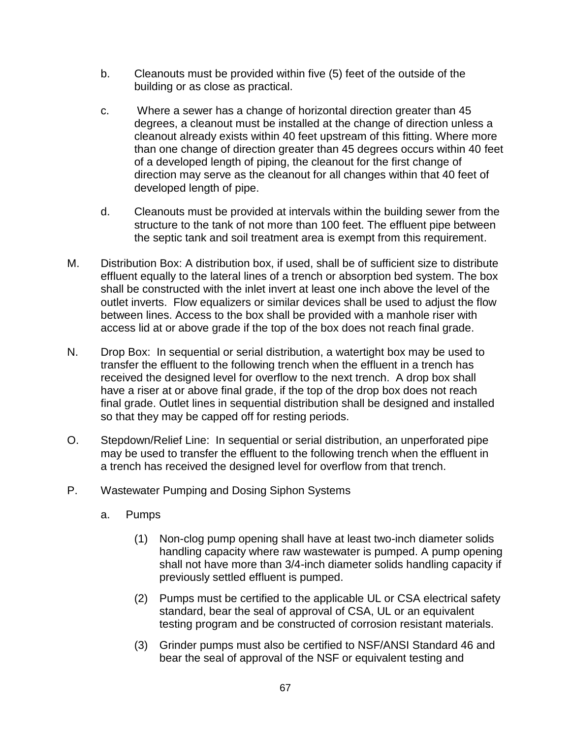b. Cleanouts must be provided within five (5) feet of the outside of the building or as close as practical.

c. Where a sewer has a change of horizontal direction greater than 45 degrees, a cleanout must be installed at the change of direction unless a cleanout already exists within 40 feet upstream of this fitting. Where more than one change of direction greater than 45 degrees occurs within 40 feet of a developed length of piping, the cleanout for the first change of direction may serve as the cleanout for all changes within that 40 feet of developed length of pipe.

d. Cleanouts must be provided at intervals within the building sewer from the structure to the tank of not more than 100 feet. The effluent pipe between the septic tank and soil treatment area is exempt from this requirement.

M. Distribution Box: A distribution box, if used, shall be of sufficient size to distribute effluent equally to the lateral lines of a trench or absorption bed system. The box shall be constructed with the inlet invert at least one inch above the level of the outlet inverts. Flow equalizers or similar devices shall be used to adjust the flow between lines. Access to the box shall be provided with a manhole riser with access lid at or above grade if the top of the box does not reach final grade.

N. Drop Box: In sequential or serial distribution, a watertight box may be used to transfer the effluent to the following trench when the effluent in a trench has received the designed level for overflow to the next trench. A drop box shall have a riser at or above final grade, if the top of the drop box does not reach final grade. Outlet lines in sequential distribution shall be designed and installed so that they may be capped off for resting periods.

O. Stepdown/Relief Line: In sequential or serial distribution, an unperforated pipe may be used to transfer the effluent to the following trench when the effluent in a trench has received the designed level for overflow from that trench.

P. Wastewater Pumping and Dosing Siphon Systems

a. Pumps

(1) Non-clog pump opening shall have at least two-inch diameter solids handling capacity where raw wastewater is pumped. A pump opening shall not have more than 3/4-inch diameter solids handling capacity if previously settled effluent is pumped.

(2) Pumps must be certified to the applicable UL or CSA electrical safety standard, bear the seal of approval of CSA, UL or an equivalent testing program and be constructed of corrosion resistant materials.

(3) Grinder pumps must also be certified to NSF/ANSI Standard 46 and bear the seal of approval of the NSF or equivalent testing and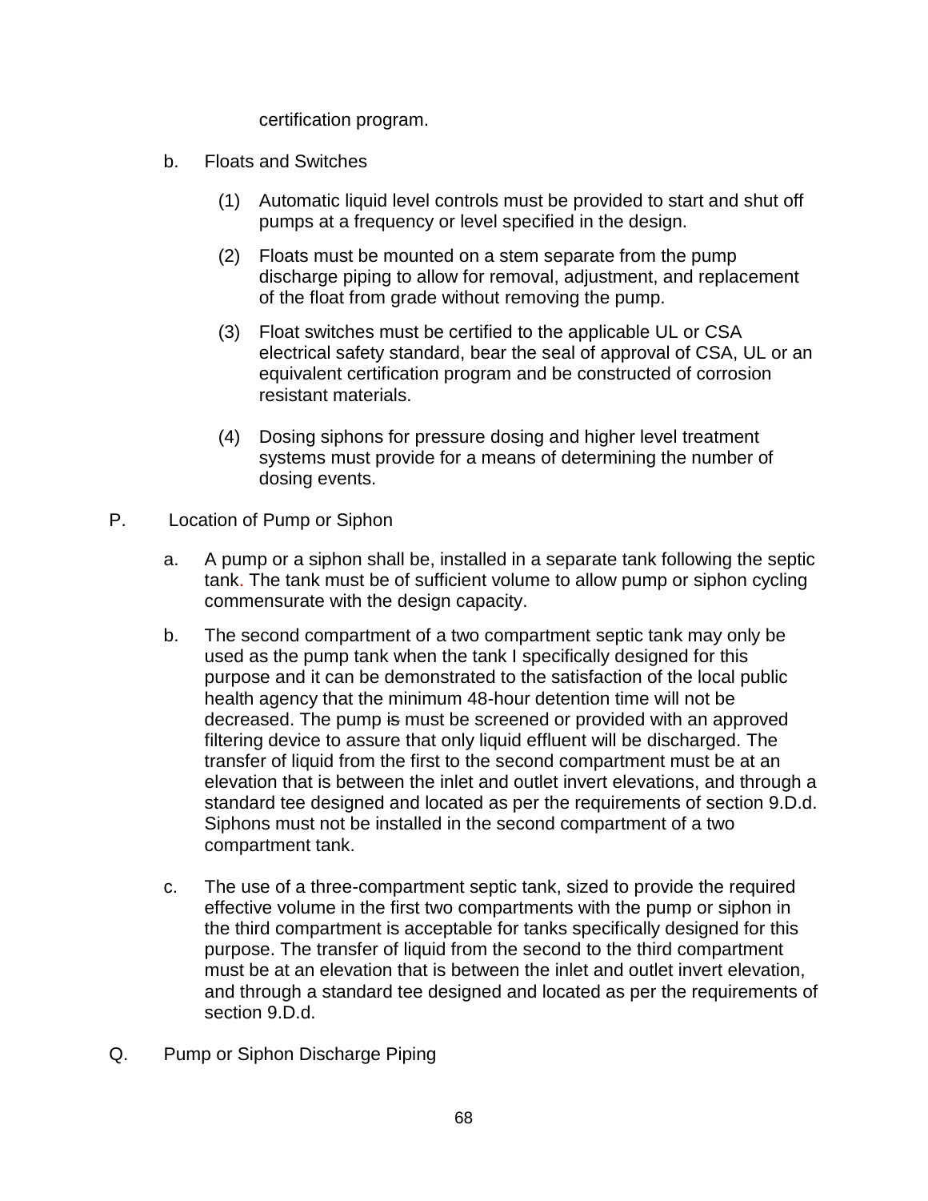certification program.

b. Floats and Switches

(1) Automatic liquid level controls must be provided to start and shut off pumps at a frequency or level specified in the design.

(2) Floats must be mounted on a stem separate from the pump discharge piping to allow for removal, adjustment, and replacement of the float from grade without removing the pump.

(3) Float switches must be certified to the applicable UL or CSA electrical safety standard, bear the seal of approval of CSA, UL or an equivalent certification program and be constructed of corrosion resistant materials.

(4) Dosing siphons for pressure dosing and higher level treatment systems must provide for a means of determining the number of dosing events.

P. Location of Pump or Siphon

a. A pump or a siphon shall be, installed in a separate tank following the septic tank. The tank must be of sufficient volume to allow pump or siphon cycling commensurate with the design capacity.

b. The second compartment of a two compartment septic tank may only be used as the pump tank when the tank I specifically designed for this purpose and it can be demonstrated to the satisfaction of the local public health agency that the minimum 48-hour detention time will not be decreased. The pump ~~is~~ must be screened or provided with an approved filtering device to assure that only liquid effluent will be discharged. The transfer of liquid from the first to the second compartment must be at an elevation that is between the inlet and outlet invert elevations, and through a standard tee designed and located as per the requirements of section 9.D.d. Siphons must not be installed in the second compartment of a two compartment tank.

c. The use of a three-compartment septic tank, sized to provide the required effective volume in the first two compartments with the pump or siphon in the third compartment is acceptable for tanks specifically designed for this purpose. The transfer of liquid from the second to the third compartment must be at an elevation that is between the inlet and outlet invert elevation, and through a standard tee designed and located as per the requirements of section 9.D.d.

Q. Pump or Siphon Discharge Piping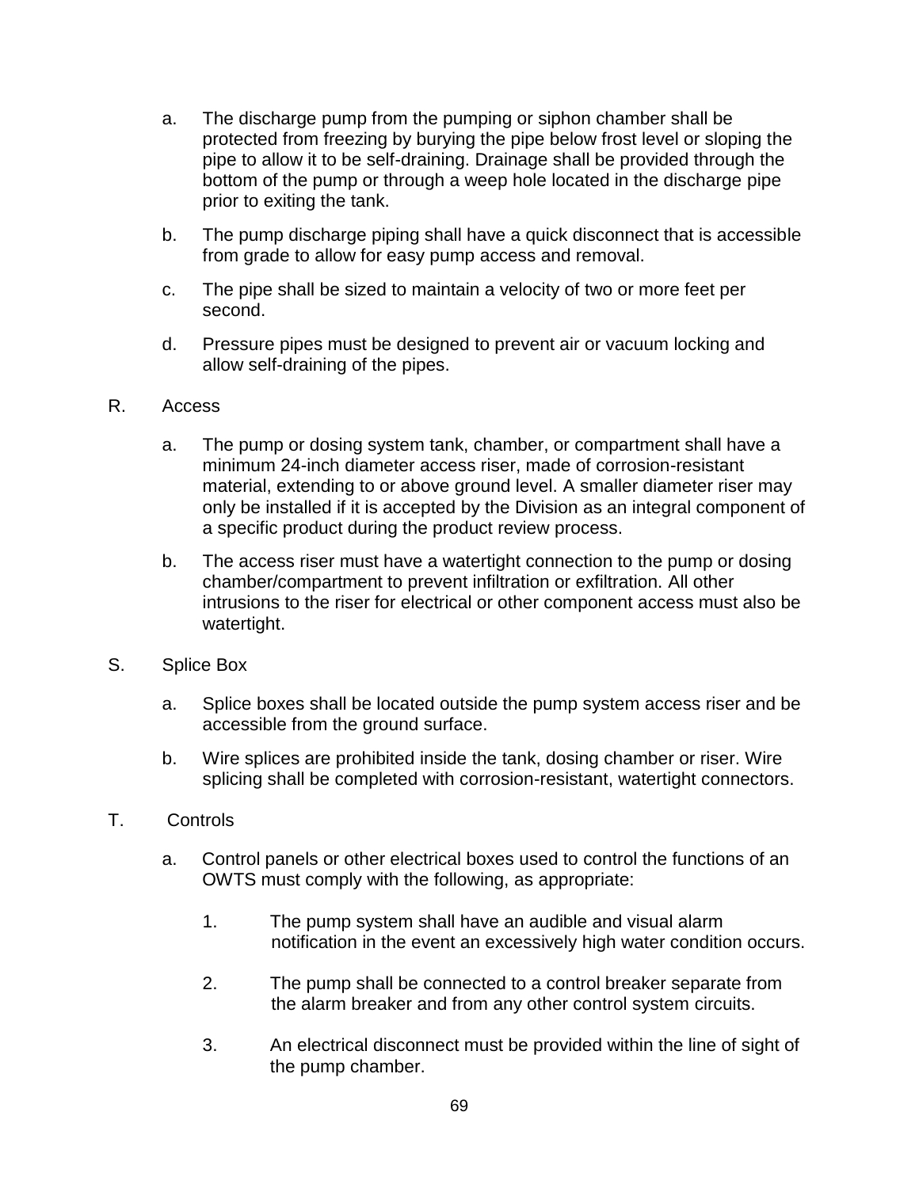a. The discharge pump from the pumping or siphon chamber shall be protected from freezing by burying the pipe below frost level or sloping the pipe to allow it to be self-draining. Drainage shall be provided through the bottom of the pump or through a weep hole located in the discharge pipe prior to exiting the tank.

b. The pump discharge piping shall have a quick disconnect that is accessible from grade to allow for easy pump access and removal.

c. The pipe shall be sized to maintain a velocity of two or more feet per second.

d. Pressure pipes must be designed to prevent air or vacuum locking and allow self-draining of the pipes.

R. Access

a. The pump or dosing system tank, chamber, or compartment shall have a minimum 24-inch diameter access riser, made of corrosion-resistant material, extending to or above ground level. A smaller diameter riser may only be installed if it is accepted by the Division as an integral component of a specific product during the product review process.

b. The access riser must have a watertight connection to the pump or dosing chamber/compartment to prevent infiltration or exfiltration. All other intrusions to the riser for electrical or other component access must also be watertight.

S. Splice Box

a. Splice boxes shall be located outside the pump system access riser and be accessible from the ground surface.

b. Wire splices are prohibited inside the tank, dosing chamber or riser. Wire splicing shall be completed with corrosion-resistant, watertight connectors.

T. Controls

a. Control panels or other electrical boxes used to control the functions of an OWTS must comply with the following, as appropriate:

1. The pump system shall have an audible and visual alarm notification in the event an excessively high water condition occurs.

2. The pump shall be connected to a control breaker separate from the alarm breaker and from any other control system circuits.

3. An electrical disconnect must be provided within the line of sight of the pump chamber.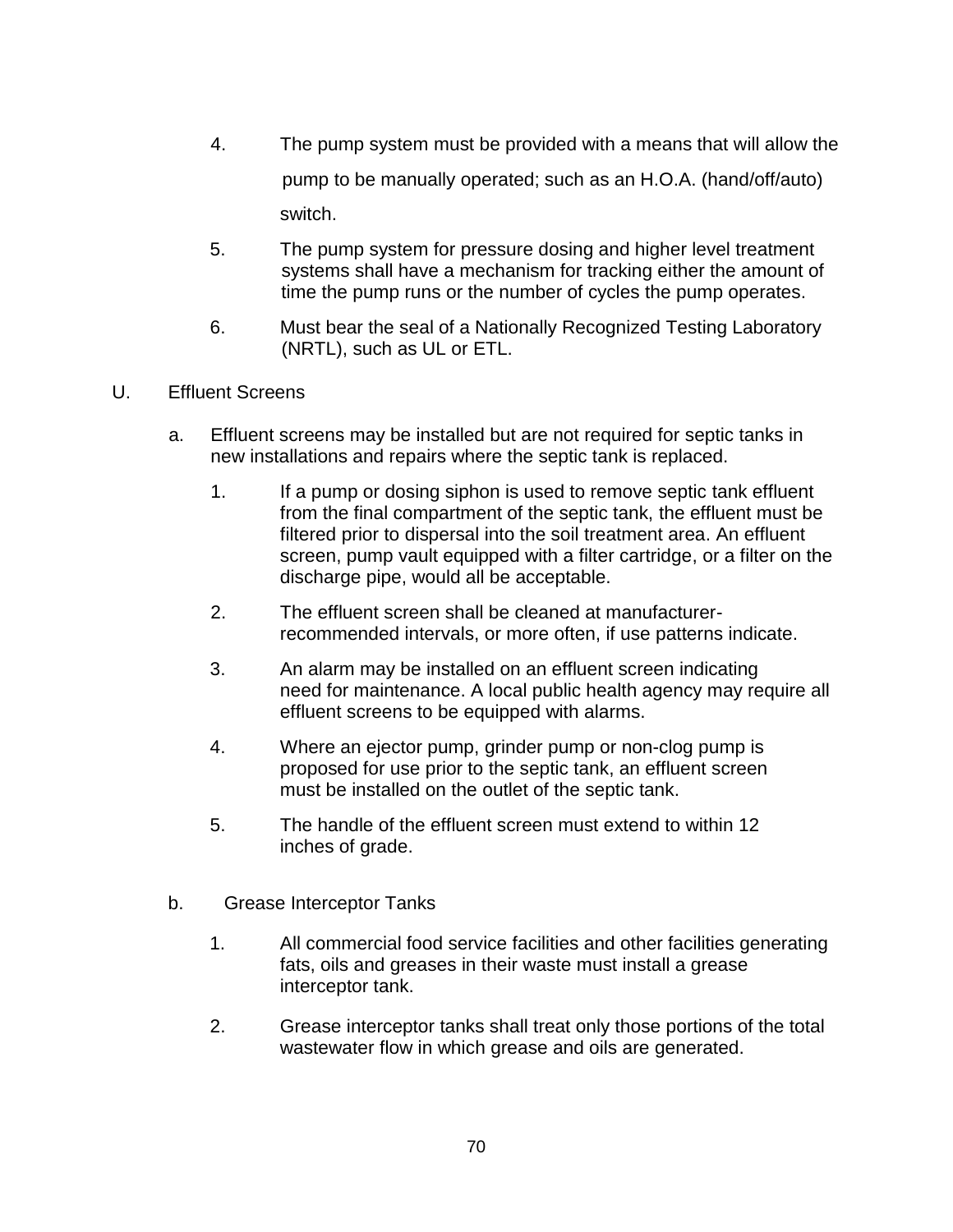4. The pump system must be provided with a means that will allow the pump to be manually operated; such as an H.O.A. (hand/off/auto) switch.

5. The pump system for pressure dosing and higher level treatment systems shall have a mechanism for tracking either the amount of time the pump runs or the number of cycles the pump operates.

6. Must bear the seal of a Nationally Recognized Testing Laboratory (NRTL), such as UL or ETL.

U. Effluent Screens

a. Effluent screens may be installed but are not required for septic tanks in new installations and repairs where the septic tank is replaced.

1. If a pump or dosing siphon is used to remove septic tank effluent from the final compartment of the septic tank, the effluent must be filtered prior to dispersal into the soil treatment area. An effluent screen, pump vault equipped with a filter cartridge, or a filter on the discharge pipe, would all be acceptable.

2. The effluent screen shall be cleaned at manufacturer-recommended intervals, or more often, if use patterns indicate.

3. An alarm may be installed on an effluent screen indicating need for maintenance. A local public health agency may require all effluent screens to be equipped with alarms.

4. Where an ejector pump, grinder pump or non-clog pump is proposed for use prior to the septic tank, an effluent screen must be installed on the outlet of the septic tank.

5. The handle of the effluent screen must extend to within 12 inches of grade.

b. Grease Interceptor Tanks

1. All commercial food service facilities and other facilities generating fats, oils and greases in their waste must install a grease interceptor tank.

2. Grease interceptor tanks shall treat only those portions of the total wastewater flow in which grease and oils are generated.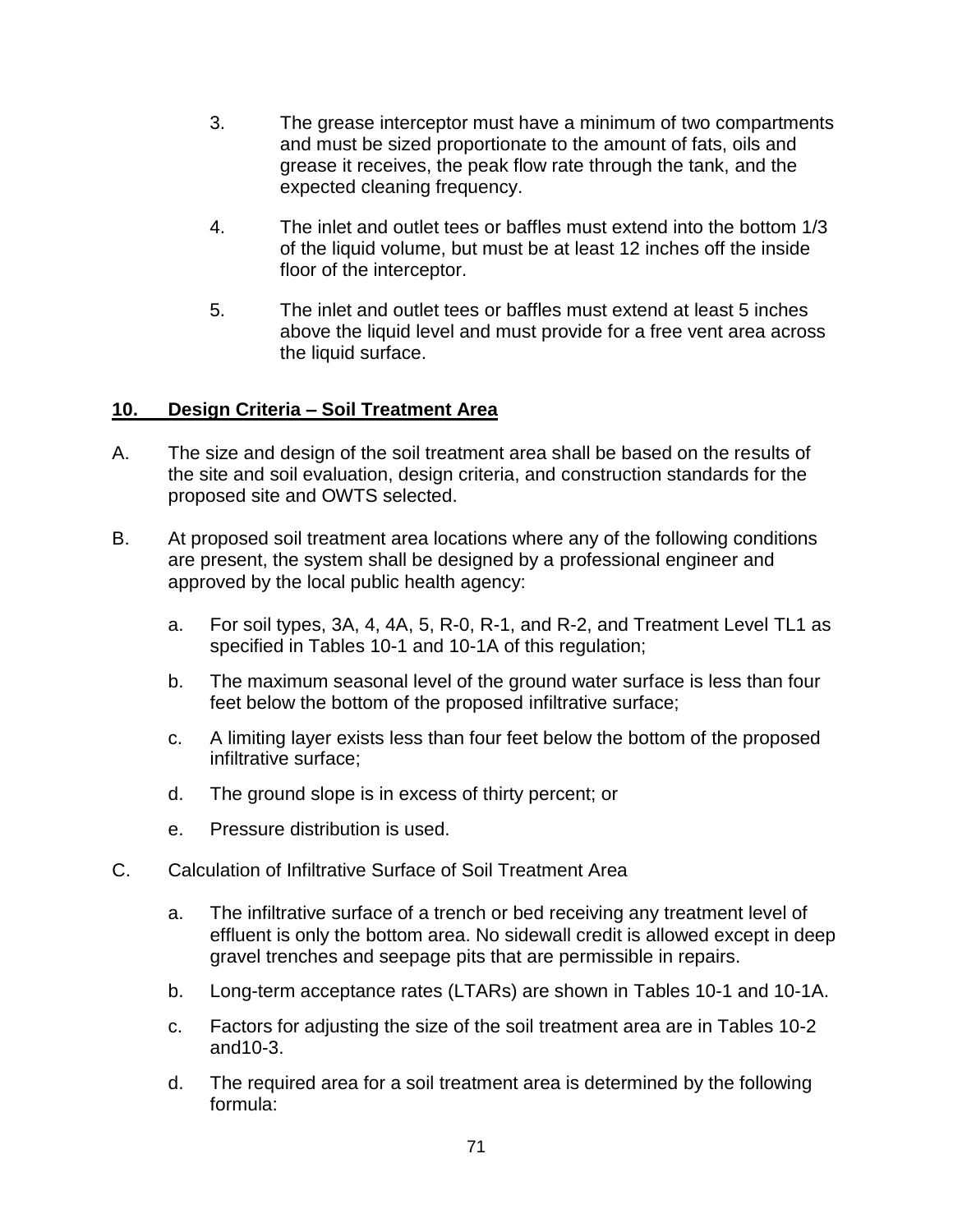3. The grease interceptor must have a minimum of two compartments and must be sized proportionate to the amount of fats, oils and grease it receives, the peak flow rate through the tank, and the expected cleaning frequency.

4. The inlet and outlet tees or baffles must extend into the bottom 1/3 of the liquid volume, but must be at least 12 inches off the inside floor of the interceptor.

5. The inlet and outlet tees or baffles must extend at least 5 inches above the liquid level and must provide for a free vent area across the liquid surface.

## 10. Design Criteria – Soil Treatment Area

A. The size and design of the soil treatment area shall be based on the results of the site and soil evaluation, design criteria, and construction standards for the proposed site and OWTS selected.

B. At proposed soil treatment area locations where any of the following conditions are present, the system shall be designed by a professional engineer and approved by the local public health agency:

   a. For soil types, 3A, 4, 4A, 5, R-0, R-1, and R-2, and Treatment Level TL1 as specified in Tables 10-1 and 10-1A of this regulation;

   b. The maximum seasonal level of the ground water surface is less than four feet below the bottom of the proposed infiltrative surface;

   c. A limiting layer exists less than four feet below the bottom of the proposed infiltrative surface;

   d. The ground slope is in excess of thirty percent; or

   e. Pressure distribution is used.

C. Calculation of Infiltrative Surface of Soil Treatment Area

   a. The infiltrative surface of a trench or bed receiving any treatment level of effluent is only the bottom area. No sidewall credit is allowed except in deep gravel trenches and seepage pits that are permissible in repairs.

   b. Long-term acceptance rates (LTARs) are shown in Tables 10-1 and 10-1A.

   c. Factors for adjusting the size of the soil treatment area are in Tables 10-2 and10-3.

   d. The required area for a soil treatment area is determined by the following formula: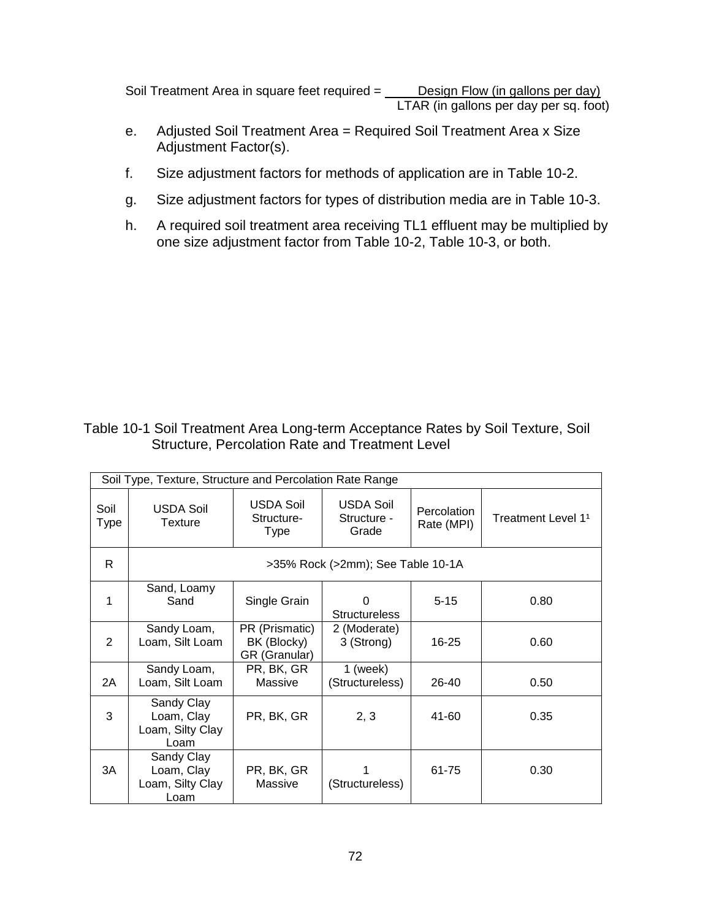Soil Treatment Area in square feet required = $\frac{\text{Design Flow (in gallons per day)}}{\text{LTAR (in gallons per day per sq. foot)}}$

e. Adjusted Soil Treatment Area = Required Soil Treatment Area x Size Adjustment Factor(s).

f. Size adjustment factors for methods of application are in Table 10-2.

g. Size adjustment factors for types of distribution media are in Table 10-3.

h. A required soil treatment area receiving TL1 effluent may be multiplied by one size adjustment factor from Table 10-2, Table 10-3, or both.

Table 10-1 Soil Treatment Area Long-term Acceptance Rates by Soil Texture, Soil Structure, Percolation Rate and Treatment Level

| Soil Type, Texture, Structure and Percolation Rate Range | | | | | |
|---|---|---|---|---|---|
| Soil Type | USDA Soil Texture | USDA Soil Structure-Type | USDA Soil Structure - Grade | Percolation Rate (MPI) | Treatment Level 1[1] |
| R | >35% Rock (>2mm); See Table 10-1A | | | | |
| 1 | Sand, Loamy Sand | Single Grain | 0 Structureless | 5-15 | 0.80 |
| 2 | Sandy Loam, Loam, Silt Loam | PR (Prismatic) BK (Blocky) GR (Granular) | 2 (Moderate) 3 (Strong) | 16-25 | 0.60 |
| 2A | Sandy Loam, Loam, Silt Loam | PR, BK, GR Massive | 1 (week) (Structureless) | 26-40 | 0.50 |
| 3 | Sandy Clay Loam, Clay Loam, Silty Clay Loam | PR, BK, GR | 2, 3 | 41-60 | 0.35 |
| 3A | Sandy Clay Loam, Clay Loam, Silty Clay Loam | PR, BK, GR Massive | 1 (Structureless) | 61-75 | 0.30 |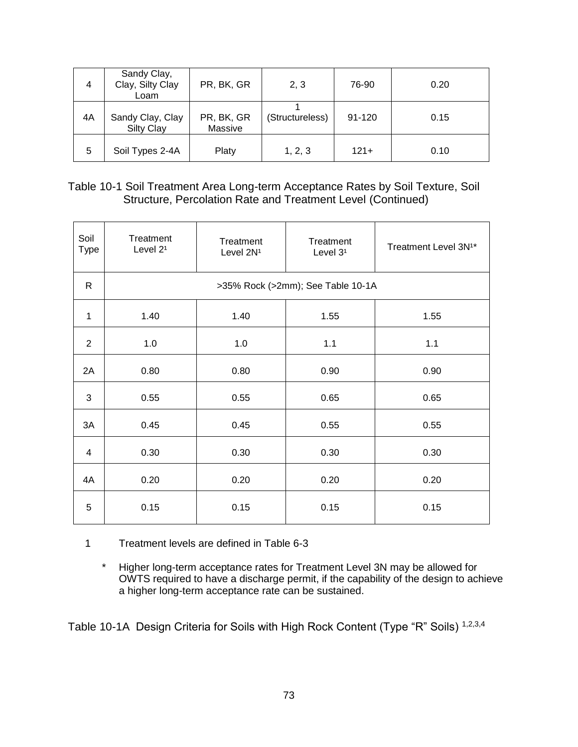| 4 | Sandy Clay, Clay, Silty Clay Loam | PR, BK, GR | 2, 3 | 76-90 | 0.20 |
|---|---|---|---|---|---|
| 4A | Sandy Clay, Clay Silty Clay | PR, BK, GR Massive | 1 (Structureless) | 91-120 | 0.15 |
| 5 | Soil Types 2-4A | Platy | 1, 2, 3 | 121+ | 0.10 |

Table 10-1 Soil Treatment Area Long-term Acceptance Rates by Soil Texture, Soil Structure, Percolation Rate and Treatment Level (Continued)

| Soil Type | Treatment Level 2[1] | Treatment Level 2N[1] | Treatment Level 3[1] | Treatment Level 3N[1]* |
|---|---|---|---|---|
| R | >35% Rock (>2mm); See Table 10-1A | | | |
| 1 | 1.40 | 1.40 | 1.55 | 1.55 |
| 2 | 1.0 | 1.0 | 1.1 | 1.1 |
| 2A | 0.80 | 0.80 | 0.90 | 0.90 |
| 3 | 0.55 | 0.55 | 0.65 | 0.65 |
| 3A | 0.45 | 0.45 | 0.55 | 0.55 |
| 4 | 0.30 | 0.30 | 0.30 | 0.30 |
| 4A | 0.20 | 0.20 | 0.20 | 0.20 |
| 5 | 0.15 | 0.15 | 0.15 | 0.15 |

1 Treatment levels are defined in Table 6-3

\* Higher long-term acceptance rates for Treatment Level 3N may be allowed for OWTS required to have a discharge permit, if the capability of the design to achieve a higher long-term acceptance rate can be sustained.

Table 10-1A Design Criteria for Soils with High Rock Content (Type "R" Soils) [1,2,3,4]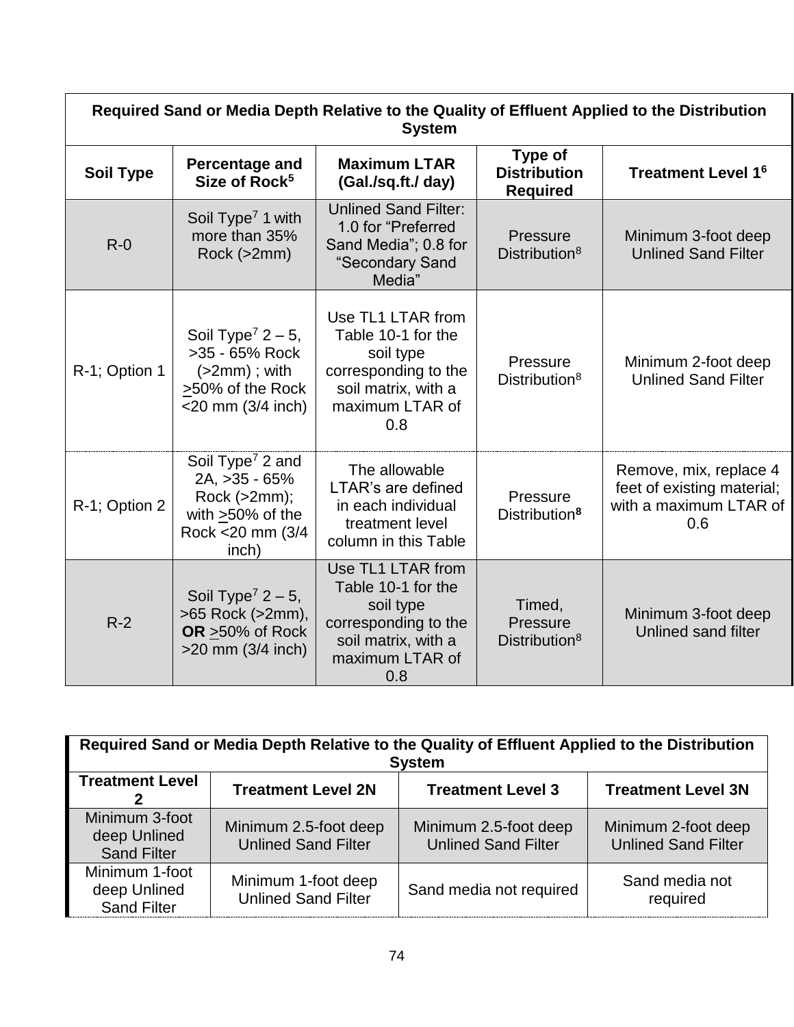| Required Sand or Media Depth Relative to the Quality of Effluent Applied to the Distribution System | | | | |
|---|---|---|---|---|
| **Soil Type** | **Percentage and Size of Rock[5]** | **Maximum LTAR (Gal./sq.ft./ day)** | **Type of Distribution Required** | **Treatment Level 1[6]** |
| R-0 | Soil Type[7] 1 with more than 35% Rock (>2mm) | Unlined Sand Filter: 1.0 for "Preferred Sand Media"; 0.8 for "Secondary Sand Media" | Pressure Distribution[8] | Minimum 3-foot deep Unlined Sand Filter |
| R-1; Option 1 | Soil Type[7] 2 – 5, >35 - 65% Rock (>2mm) ; with >50% of the Rock <20 mm (3/4 inch) | Use TL1 LTAR from Table 10-1 for the soil type corresponding to the soil matrix, with a maximum LTAR of 0.8 | Pressure Distribution[8] | Minimum 2-foot deep Unlined Sand Filter |
| R-1; Option 2 | Soil Type[7] 2 and 2A, >35 - 65% Rock (>2mm); with >50% of the Rock <20 mm (3/4 inch) | The allowable LTAR's are defined in each individual treatment level column in this Table | Pressure Distribution[8] | Remove, mix, replace 4 feet of existing material; with a maximum LTAR of 0.6 |
| R-2 | Soil Type[7] 2 – 5, >65 Rock (>2mm), **OR** >50% of Rock >20 mm (3/4 inch) | Use TL1 LTAR from Table 10-1 for the soil type corresponding to the soil matrix, with a maximum LTAR of 0.8 | Timed, Pressure Distribution[8] | Minimum 3-foot deep Unlined sand filter |

| Required Sand or Media Depth Relative to the Quality of Effluent Applied to the Distribution System | | | |
|---|---|---|---|
| **Treatment Level 2** | **Treatment Level 2N** | **Treatment Level 3** | **Treatment Level 3N** |
| Minimum 3-foot deep Unlined Sand Filter | Minimum 2.5-foot deep Unlined Sand Filter | Minimum 2.5-foot deep Unlined Sand Filter | Minimum 2-foot deep Unlined Sand Filter |
| Minimum 1-foot deep Unlined Sand Filter | Minimum 1-foot deep Unlined Sand Filter | Sand media not required | Sand media not required |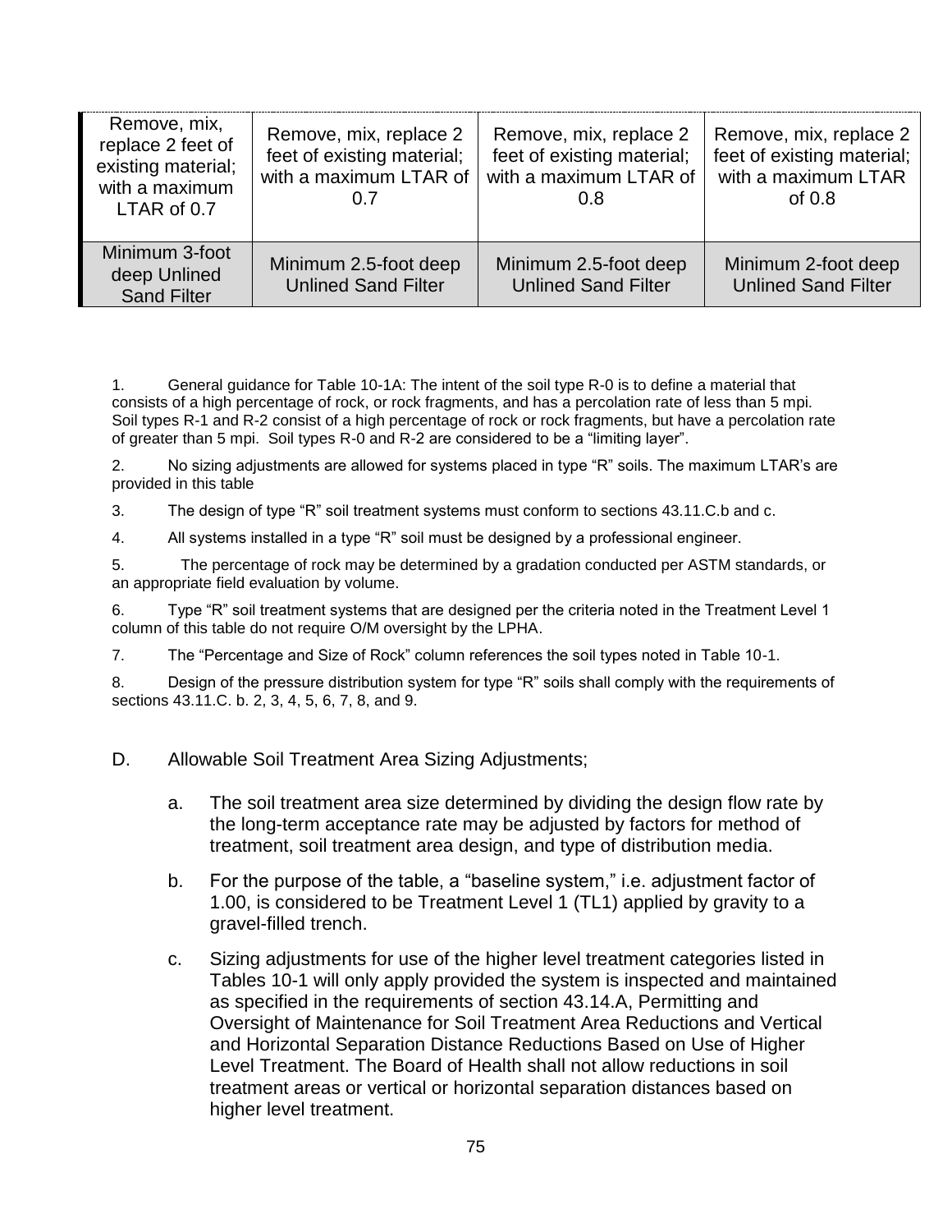| | | | |
|---|---|---|---|
| Remove, mix, replace 2 feet of existing material; with a maximum LTAR of 0.7 | Remove, mix, replace 2 feet of existing material; with a maximum LTAR of 0.7 | Remove, mix, replace 2 feet of existing material; with a maximum LTAR of 0.8 | Remove, mix, replace 2 feet of existing material; with a maximum LTAR of 0.8 |
| Minimum 3-foot deep Unlined Sand Filter | Minimum 2.5-foot deep Unlined Sand Filter | Minimum 2.5-foot deep Unlined Sand Filter | Minimum 2-foot deep Unlined Sand Filter |

1. General guidance for Table 10-1A: The intent of the soil type R-0 is to define a material that consists of a high percentage of rock, or rock fragments, and has a percolation rate of less than 5 mpi. Soil types R-1 and R-2 consist of a high percentage of rock or rock fragments, but have a percolation rate of greater than 5 mpi. Soil types R-0 and R-2 are considered to be a "limiting layer".

2. No sizing adjustments are allowed for systems placed in type "R" soils. The maximum LTAR's are provided in this table

3. The design of type "R" soil treatment systems must conform to sections 43.11.C.b and c.

4. All systems installed in a type "R" soil must be designed by a professional engineer.

5. The percentage of rock may be determined by a gradation conducted per ASTM standards, or an appropriate field evaluation by volume.

6. Type "R" soil treatment systems that are designed per the criteria noted in the Treatment Level 1 column of this table do not require O/M oversight by the LPHA.

7. The "Percentage and Size of Rock" column references the soil types noted in Table 10-1.

8. Design of the pressure distribution system for type "R" soils shall comply with the requirements of sections 43.11.C. b. 2, 3, 4, 5, 6, 7, 8, and 9.

D. Allowable Soil Treatment Area Sizing Adjustments;

a. The soil treatment area size determined by dividing the design flow rate by the long-term acceptance rate may be adjusted by factors for method of treatment, soil treatment area design, and type of distribution media.

b. For the purpose of the table, a "baseline system," i.e. adjustment factor of 1.00, is considered to be Treatment Level 1 (TL1) applied by gravity to a gravel-filled trench.

c. Sizing adjustments for use of the higher level treatment categories listed in Tables 10-1 will only apply provided the system is inspected and maintained as specified in the requirements of section 43.14.A, Permitting and Oversight of Maintenance for Soil Treatment Area Reductions and Vertical and Horizontal Separation Distance Reductions Based on Use of Higher Level Treatment. The Board of Health shall not allow reductions in soil treatment areas or vertical or horizontal separation distances based on higher level treatment.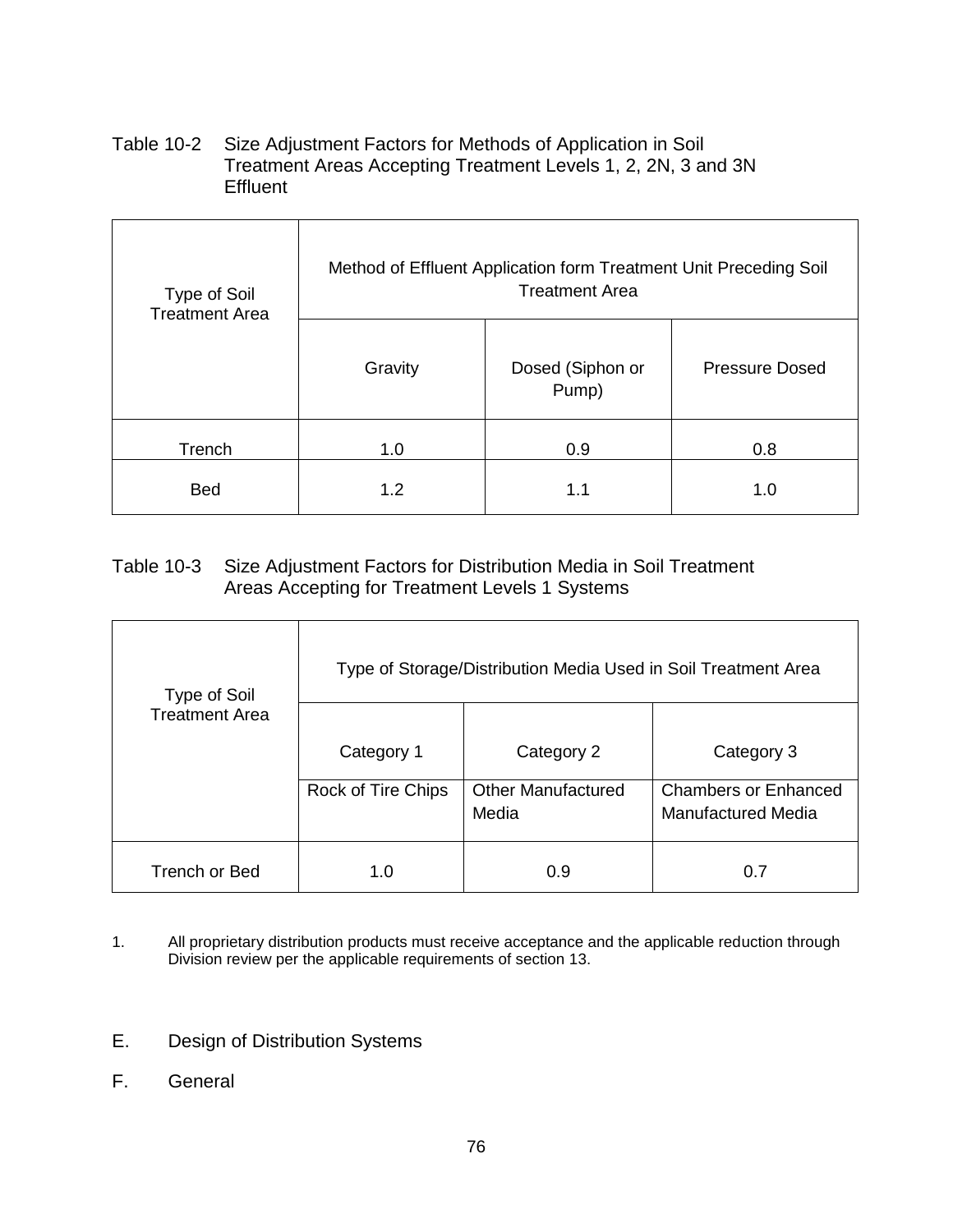Table 10-2 Size Adjustment Factors for Methods of Application in Soil Treatment Areas Accepting Treatment Levels 1, 2, 2N, 3 and 3N Effluent

| Type of Soil Treatment Area | Method of Effluent Application form Treatment Unit Preceding Soil Treatment Area | | |
|---|---|---|---|
| | Gravity | Dosed (Siphon or Pump) | Pressure Dosed |
| Trench | 1.0 | 0.9 | 0.8 |
| Bed | 1.2 | 1.1 | 1.0 |

Table 10-3 Size Adjustment Factors for Distribution Media in Soil Treatment Areas Accepting for Treatment Levels 1 Systems

| Type of Soil Treatment Area | Type of Storage/Distribution Media Used in Soil Treatment Area | | |
|---|---|---|---|
| | Category 1 | Category 2 | Category 3 |
| | Rock of Tire Chips | Other Manufactured Media | Chambers or Enhanced Manufactured Media |
| Trench or Bed | 1.0 | 0.9 | 0.7 |

1. All proprietary distribution products must receive acceptance and the applicable reduction through Division review per the applicable requirements of section 13.

E. Design of Distribution Systems

F. General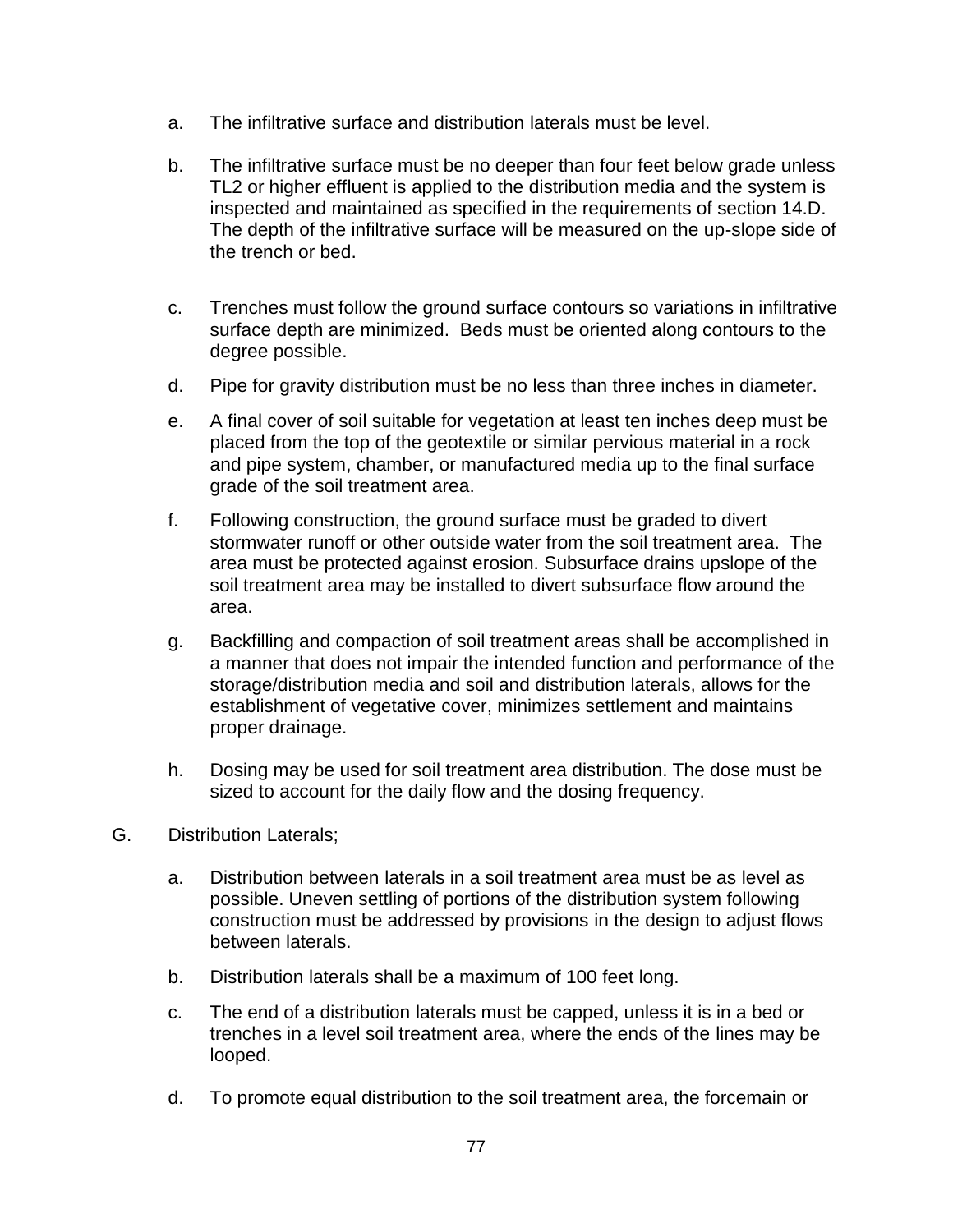a. The infiltrative surface and distribution laterals must be level.

b. The infiltrative surface must be no deeper than four feet below grade unless TL2 or higher effluent is applied to the distribution media and the system is inspected and maintained as specified in the requirements of section 14.D. The depth of the infiltrative surface will be measured on the up-slope side of the trench or bed.

c. Trenches must follow the ground surface contours so variations in infiltrative surface depth are minimized. Beds must be oriented along contours to the degree possible.

d. Pipe for gravity distribution must be no less than three inches in diameter.

e. A final cover of soil suitable for vegetation at least ten inches deep must be placed from the top of the geotextile or similar pervious material in a rock and pipe system, chamber, or manufactured media up to the final surface grade of the soil treatment area.

f. Following construction, the ground surface must be graded to divert stormwater runoff or other outside water from the soil treatment area. The area must be protected against erosion. Subsurface drains upslope of the soil treatment area may be installed to divert subsurface flow around the area.

g. Backfilling and compaction of soil treatment areas shall be accomplished in a manner that does not impair the intended function and performance of the storage/distribution media and soil and distribution laterals, allows for the establishment of vegetative cover, minimizes settlement and maintains proper drainage.

h. Dosing may be used for soil treatment area distribution. The dose must be sized to account for the daily flow and the dosing frequency.

G. Distribution Laterals;

a. Distribution between laterals in a soil treatment area must be as level as possible. Uneven settling of portions of the distribution system following construction must be addressed by provisions in the design to adjust flows between laterals.

b. Distribution laterals shall be a maximum of 100 feet long.

c. The end of a distribution laterals must be capped, unless it is in a bed or trenches in a level soil treatment area, where the ends of the lines may be looped.

d. To promote equal distribution to the soil treatment area, the forcemain or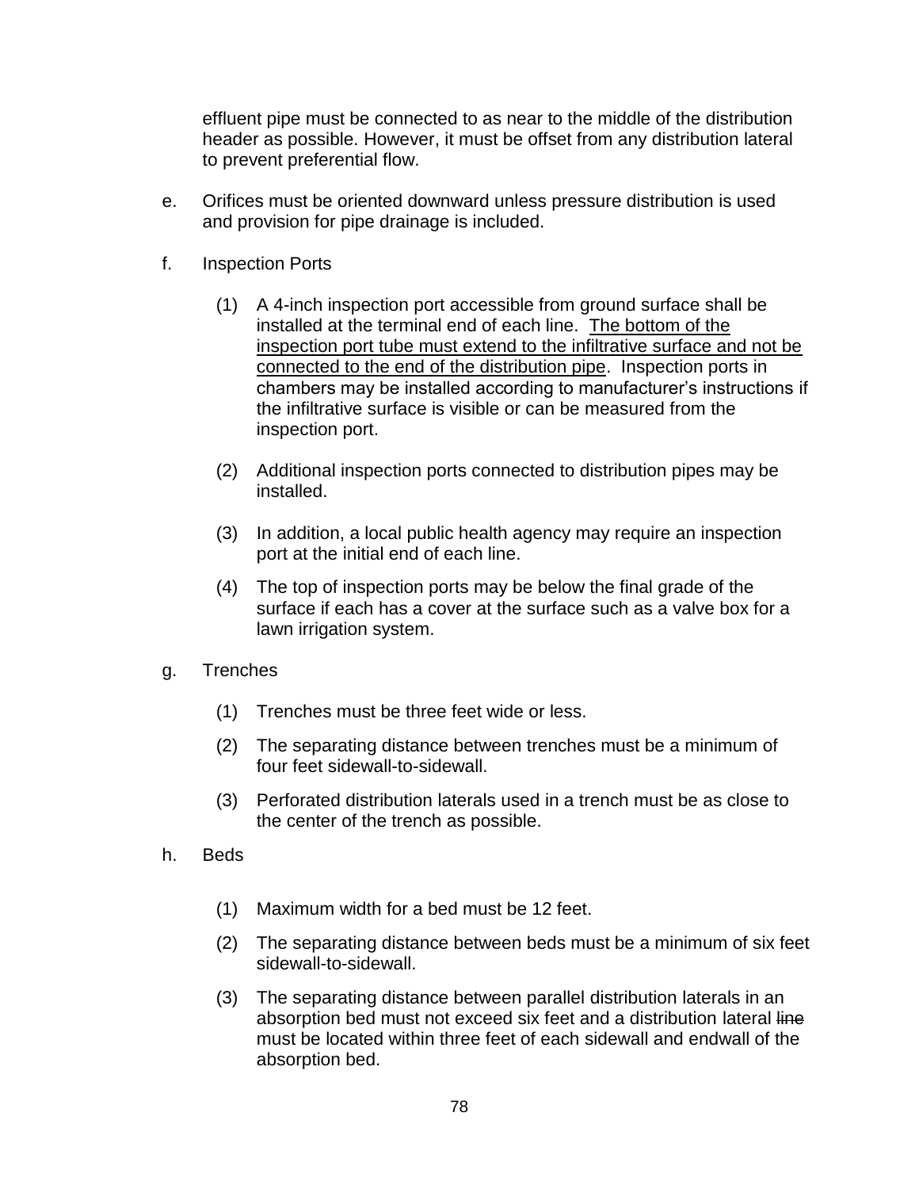effluent pipe must be connected to as near to the middle of the distribution header as possible. However, it must be offset from any distribution lateral to prevent preferential flow.

e. Orifices must be oriented downward unless pressure distribution is used and provision for pipe drainage is included.

f. Inspection Ports

   (1) A 4-inch inspection port accessible from ground surface shall be installed at the terminal end of each line. <u>The bottom of the inspection port tube must extend to the infiltrative surface and not be connected to the end of the distribution pipe</u>. Inspection ports in chambers may be installed according to manufacturer's instructions if the infiltrative surface is visible or can be measured from the inspection port.

   (2) Additional inspection ports connected to distribution pipes may be installed.

   (3) In addition, a local public health agency may require an inspection port at the initial end of each line.

   (4) The top of inspection ports may be below the final grade of the surface if each has a cover at the surface such as a valve box for a lawn irrigation system.

g. Trenches

   (1) Trenches must be three feet wide or less.

   (2) The separating distance between trenches must be a minimum of four feet sidewall-to-sidewall.

   (3) Perforated distribution laterals used in a trench must be as close to the center of the trench as possible.

h. Beds

   (1) Maximum width for a bed must be 12 feet.

   (2) The separating distance between beds must be a minimum of six feet sidewall-to-sidewall.

   (3) The separating distance between parallel distribution laterals in an absorption bed must not exceed six feet and a distribution lateral ~~line~~ must be located within three feet of each sidewall and endwall of the absorption bed.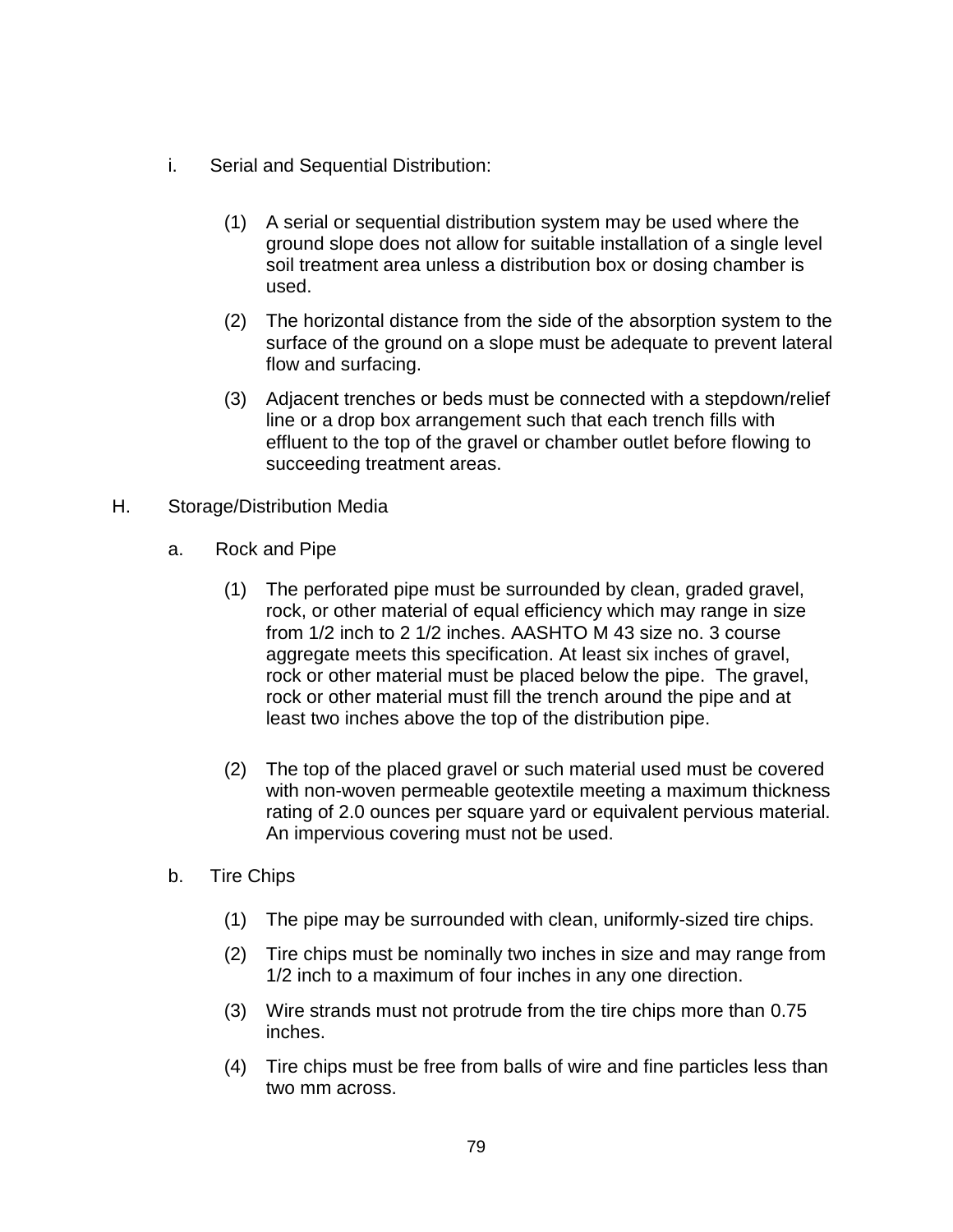i. Serial and Sequential Distribution:

(1) A serial or sequential distribution system may be used where the ground slope does not allow for suitable installation of a single level soil treatment area unless a distribution box or dosing chamber is used.

(2) The horizontal distance from the side of the absorption system to the surface of the ground on a slope must be adequate to prevent lateral flow and surfacing.

(3) Adjacent trenches or beds must be connected with a stepdown/relief line or a drop box arrangement such that each trench fills with effluent to the top of the gravel or chamber outlet before flowing to succeeding treatment areas.

H. Storage/Distribution Media

a. Rock and Pipe

(1) The perforated pipe must be surrounded by clean, graded gravel, rock, or other material of equal efficiency which may range in size from 1/2 inch to 2 1/2 inches. AASHTO M 43 size no. 3 course aggregate meets this specification. At least six inches of gravel, rock or other material must be placed below the pipe. The gravel, rock or other material must fill the trench around the pipe and at least two inches above the top of the distribution pipe.

(2) The top of the placed gravel or such material used must be covered with non-woven permeable geotextile meeting a maximum thickness rating of 2.0 ounces per square yard or equivalent pervious material. An impervious covering must not be used.

b. Tire Chips

(1) The pipe may be surrounded with clean, uniformly-sized tire chips.

(2) Tire chips must be nominally two inches in size and may range from 1/2 inch to a maximum of four inches in any one direction.

(3) Wire strands must not protrude from the tire chips more than 0.75 inches.

(4) Tire chips must be free from balls of wire and fine particles less than two mm across.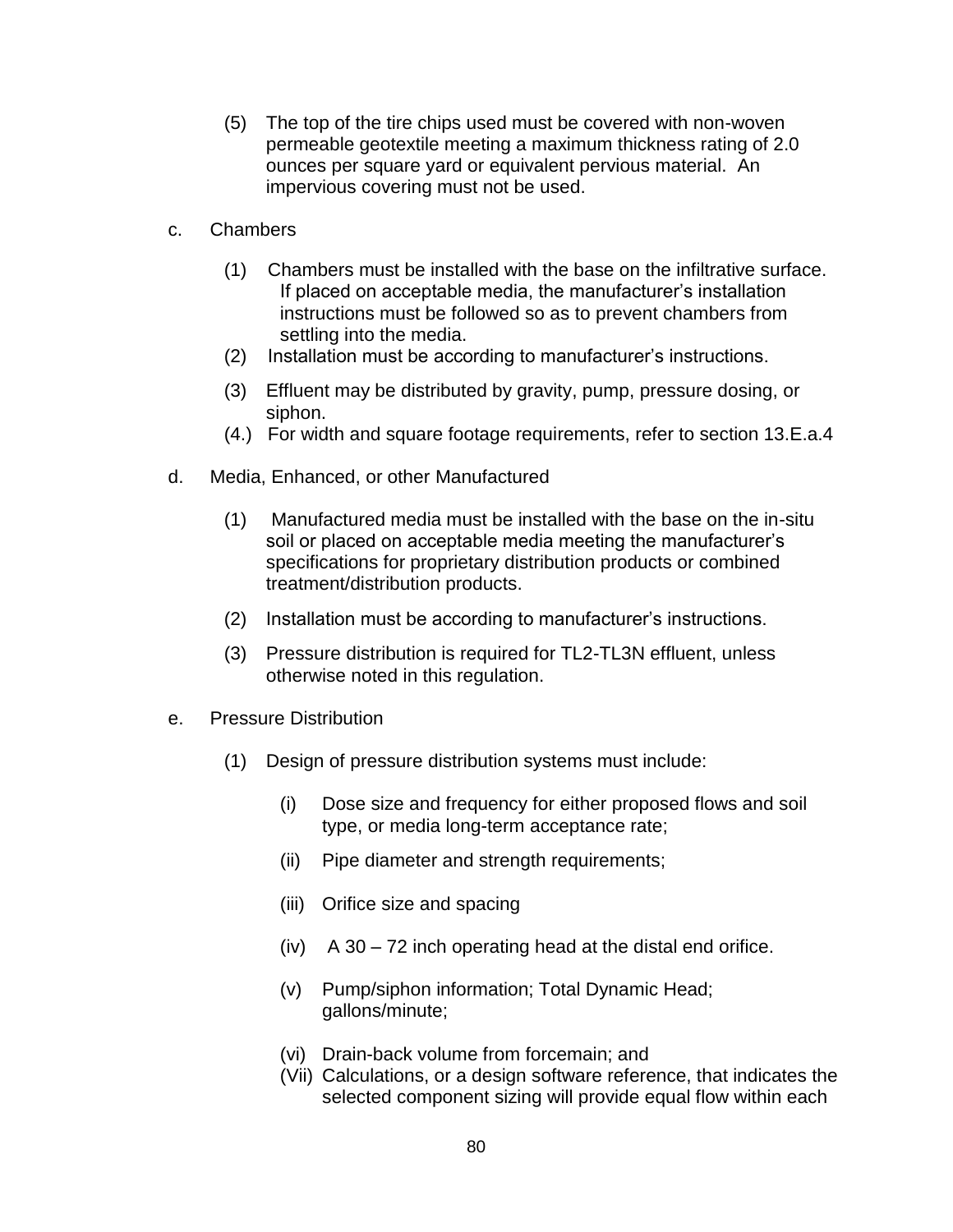(5) The top of the tire chips used must be covered with non-woven permeable geotextile meeting a maximum thickness rating of 2.0 ounces per square yard or equivalent pervious material. An impervious covering must not be used.

c. Chambers

(1) Chambers must be installed with the base on the infiltrative surface. If placed on acceptable media, the manufacturer's installation instructions must be followed so as to prevent chambers from settling into the media.

(2) Installation must be according to manufacturer's instructions.

(3) Effluent may be distributed by gravity, pump, pressure dosing, or siphon.

(4.) For width and square footage requirements, refer to section 13.E.a.4

d. Media, Enhanced, or other Manufactured

(1) Manufactured media must be installed with the base on the in-situ soil or placed on acceptable media meeting the manufacturer's specifications for proprietary distribution products or combined treatment/distribution products.

(2) Installation must be according to manufacturer's instructions.

(3) Pressure distribution is required for TL2-TL3N effluent, unless otherwise noted in this regulation.

e. Pressure Distribution

(1) Design of pressure distribution systems must include:

(i) Dose size and frequency for either proposed flows and soil type, or media long-term acceptance rate;

(ii) Pipe diameter and strength requirements;

(iii) Orifice size and spacing

(iv) A 30 – 72 inch operating head at the distal end orifice.

(v) Pump/siphon information; Total Dynamic Head; gallons/minute;

(vi) Drain-back volume from forcemain; and

(Vii) Calculations, or a design software reference, that indicates the selected component sizing will provide equal flow within each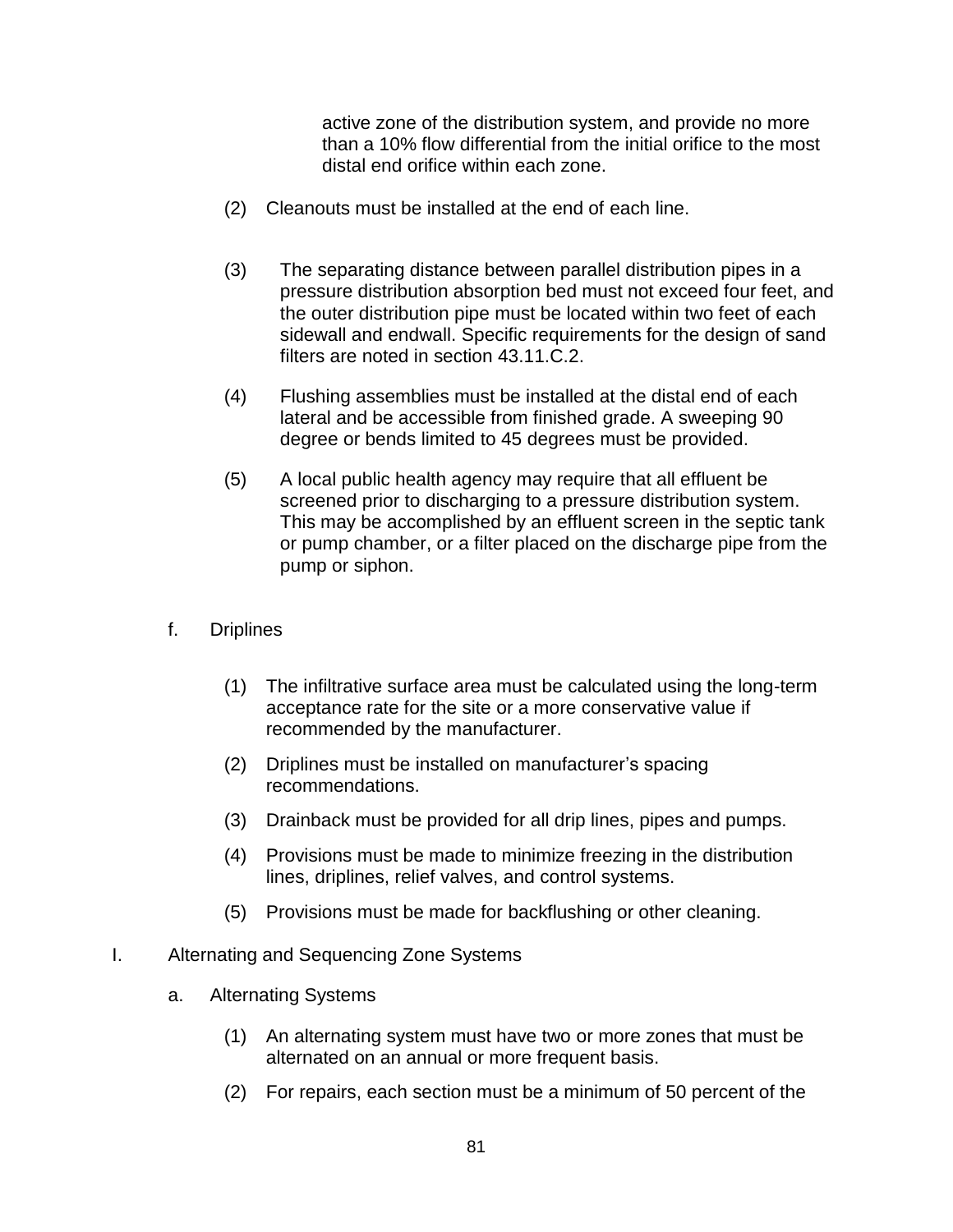active zone of the distribution system, and provide no more than a 10% flow differential from the initial orifice to the most distal end orifice within each zone.

(2) Cleanouts must be installed at the end of each line.

(3) The separating distance between parallel distribution pipes in a pressure distribution absorption bed must not exceed four feet, and the outer distribution pipe must be located within two feet of each sidewall and endwall. Specific requirements for the design of sand filters are noted in section 43.11.C.2.

(4) Flushing assemblies must be installed at the distal end of each lateral and be accessible from finished grade. A sweeping 90 degree or bends limited to 45 degrees must be provided.

(5) A local public health agency may require that all effluent be screened prior to discharging to a pressure distribution system. This may be accomplished by an effluent screen in the septic tank or pump chamber, or a filter placed on the discharge pipe from the pump or siphon.

f. Driplines

(1) The infiltrative surface area must be calculated using the long-term acceptance rate for the site or a more conservative value if recommended by the manufacturer.

(2) Driplines must be installed on manufacturer's spacing recommendations.

(3) Drainback must be provided for all drip lines, pipes and pumps.

(4) Provisions must be made to minimize freezing in the distribution lines, driplines, relief valves, and control systems.

(5) Provisions must be made for backflushing or other cleaning.

I. Alternating and Sequencing Zone Systems

a. Alternating Systems

(1) An alternating system must have two or more zones that must be alternated on an annual or more frequent basis.

(2) For repairs, each section must be a minimum of 50 percent of the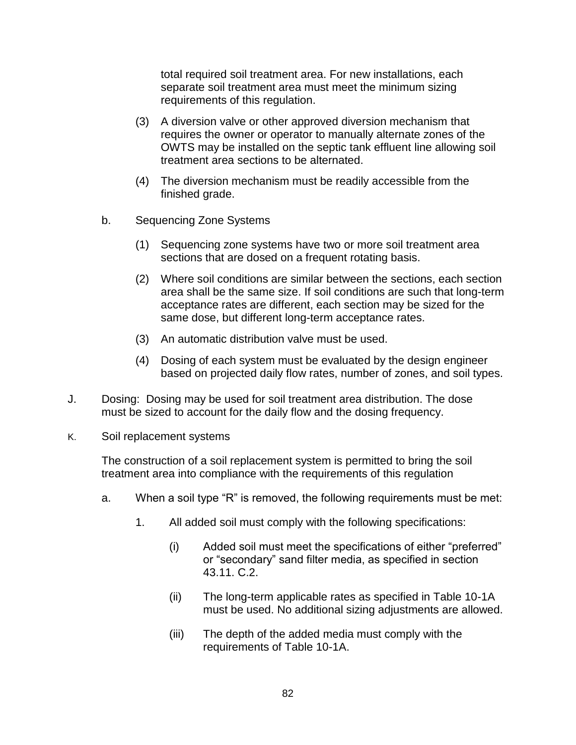total required soil treatment area. For new installations, each separate soil treatment area must meet the minimum sizing requirements of this regulation.

(3) A diversion valve or other approved diversion mechanism that requires the owner or operator to manually alternate zones of the OWTS may be installed on the septic tank effluent line allowing soil treatment area sections to be alternated.

(4) The diversion mechanism must be readily accessible from the finished grade.

b. Sequencing Zone Systems

(1) Sequencing zone systems have two or more soil treatment area sections that are dosed on a frequent rotating basis.

(2) Where soil conditions are similar between the sections, each section area shall be the same size. If soil conditions are such that long-term acceptance rates are different, each section may be sized for the same dose, but different long-term acceptance rates.

(3) An automatic distribution valve must be used.

(4) Dosing of each system must be evaluated by the design engineer based on projected daily flow rates, number of zones, and soil types.

J. Dosing: Dosing may be used for soil treatment area distribution. The dose must be sized to account for the daily flow and the dosing frequency.

K. Soil replacement systems

The construction of a soil replacement system is permitted to bring the soil treatment area into compliance with the requirements of this regulation

a. When a soil type "R" is removed, the following requirements must be met:

1. All added soil must comply with the following specifications:

(i) Added soil must meet the specifications of either "preferred" or "secondary" sand filter media, as specified in section 43.11. C.2.

(ii) The long-term applicable rates as specified in Table 10-1A must be used. No additional sizing adjustments are allowed.

(iii) The depth of the added media must comply with the requirements of Table 10-1A.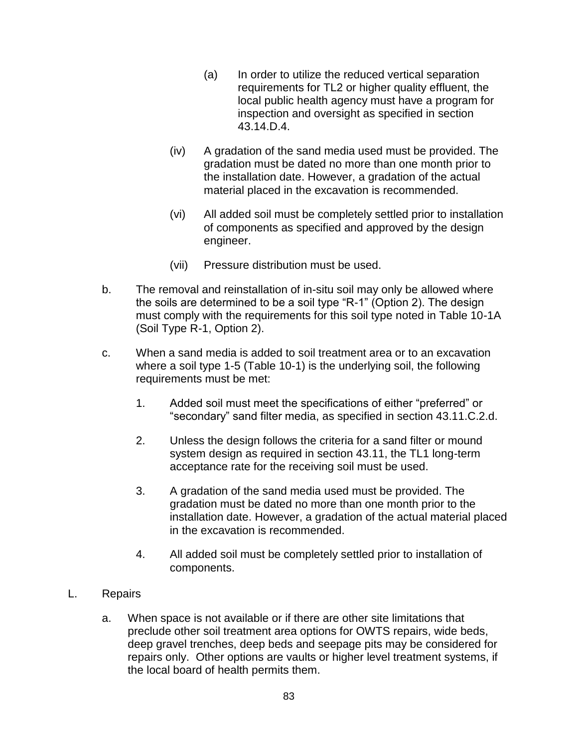(a) In order to utilize the reduced vertical separation requirements for TL2 or higher quality effluent, the local public health agency must have a program for inspection and oversight as specified in section 43.14.D.4.

(iv) A gradation of the sand media used must be provided. The gradation must be dated no more than one month prior to the installation date. However, a gradation of the actual material placed in the excavation is recommended.

(vi) All added soil must be completely settled prior to installation of components as specified and approved by the design engineer.

(vii) Pressure distribution must be used.

b. The removal and reinstallation of in-situ soil may only be allowed where the soils are determined to be a soil type "R-1" (Option 2). The design must comply with the requirements for this soil type noted in Table 10-1A (Soil Type R-1, Option 2).

c. When a sand media is added to soil treatment area or to an excavation where a soil type 1-5 (Table 10-1) is the underlying soil, the following requirements must be met:

1. Added soil must meet the specifications of either "preferred" or "secondary" sand filter media, as specified in section 43.11.C.2.d.

2. Unless the design follows the criteria for a sand filter or mound system design as required in section 43.11, the TL1 long-term acceptance rate for the receiving soil must be used.

3. A gradation of the sand media used must be provided. The gradation must be dated no more than one month prior to the installation date. However, a gradation of the actual material placed in the excavation is recommended.

4. All added soil must be completely settled prior to installation of components.

L. Repairs

a. When space is not available or if there are other site limitations that preclude other soil treatment area options for OWTS repairs, wide beds, deep gravel trenches, deep beds and seepage pits may be considered for repairs only. Other options are vaults or higher level treatment systems, if the local board of health permits them.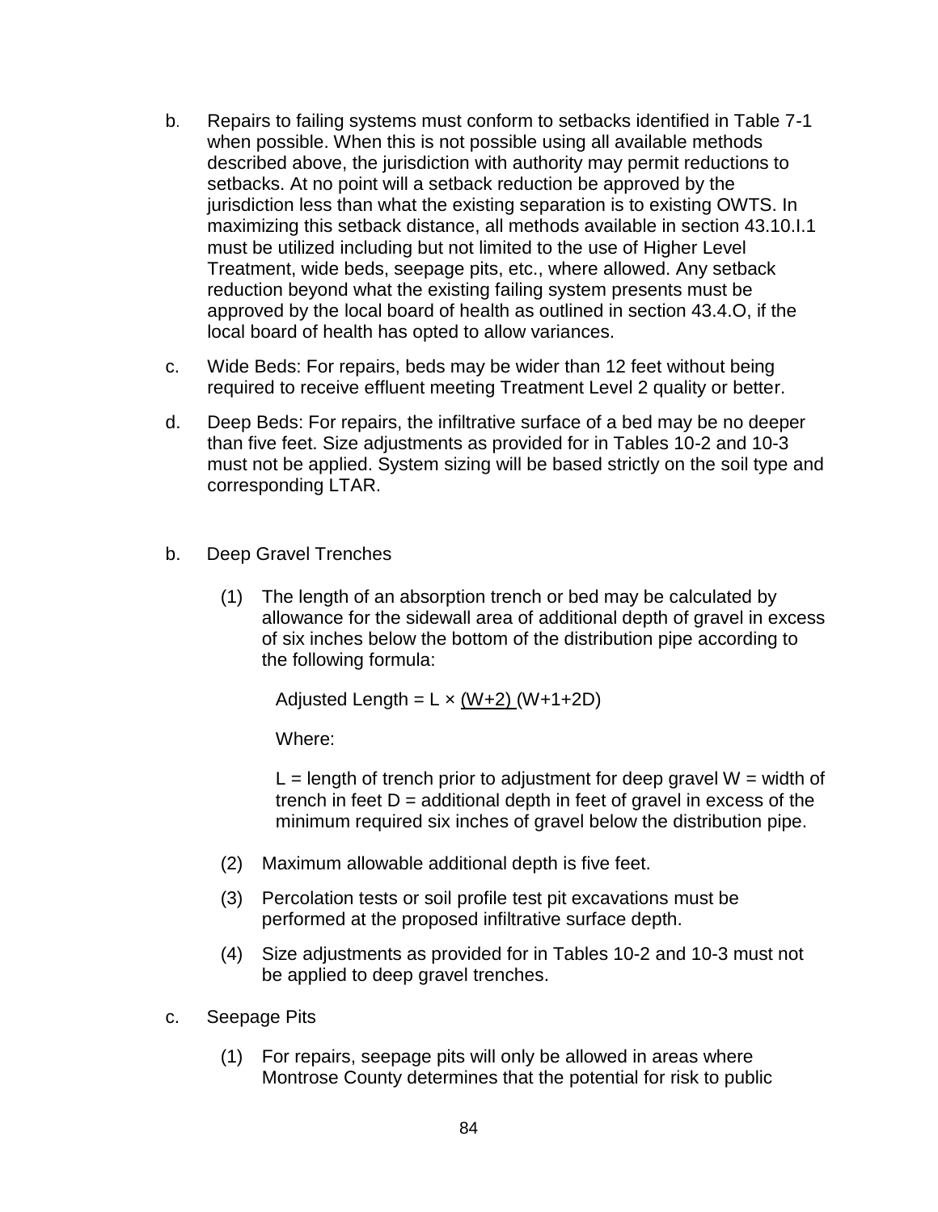b. Repairs to failing systems must conform to setbacks identified in Table 7-1 when possible. When this is not possible using all available methods described above, the jurisdiction with authority may permit reductions to setbacks. At no point will a setback reduction be approved by the jurisdiction less than what the existing separation is to existing OWTS. In maximizing this setback distance, all methods available in section 43.10.I.1 must be utilized including but not limited to the use of Higher Level Treatment, wide beds, seepage pits, etc., where allowed. Any setback reduction beyond what the existing failing system presents must be approved by the local board of health as outlined in section 43.4.O, if the local board of health has opted to allow variances.

c. Wide Beds: For repairs, beds may be wider than 12 feet without being required to receive effluent meeting Treatment Level 2 quality or better.

d. Deep Beds: For repairs, the infiltrative surface of a bed may be no deeper than five feet. Size adjustments as provided for in Tables 10-2 and 10-3 must not be applied. System sizing will be based strictly on the soil type and corresponding LTAR.

b. Deep Gravel Trenches

   (1) The length of an absorption trench or bed may be calculated by allowance for the sidewall area of additional depth of gravel in excess of six inches below the bottom of the distribution pipe according to the following formula:

   $$\text{Adjusted Length} = L \times \frac{(W+2)}{(W+1+2D)}$$

   Where:

   L = length of trench prior to adjustment for deep gravel W = width of trench in feet D = additional depth in feet of gravel in excess of the minimum required six inches of gravel below the distribution pipe.

   (2) Maximum allowable additional depth is five feet.

   (3) Percolation tests or soil profile test pit excavations must be performed at the proposed infiltrative surface depth.

   (4) Size adjustments as provided for in Tables 10-2 and 10-3 must not be applied to deep gravel trenches.

c. Seepage Pits

   (1) For repairs, seepage pits will only be allowed in areas where Montrose County determines that the potential for risk to public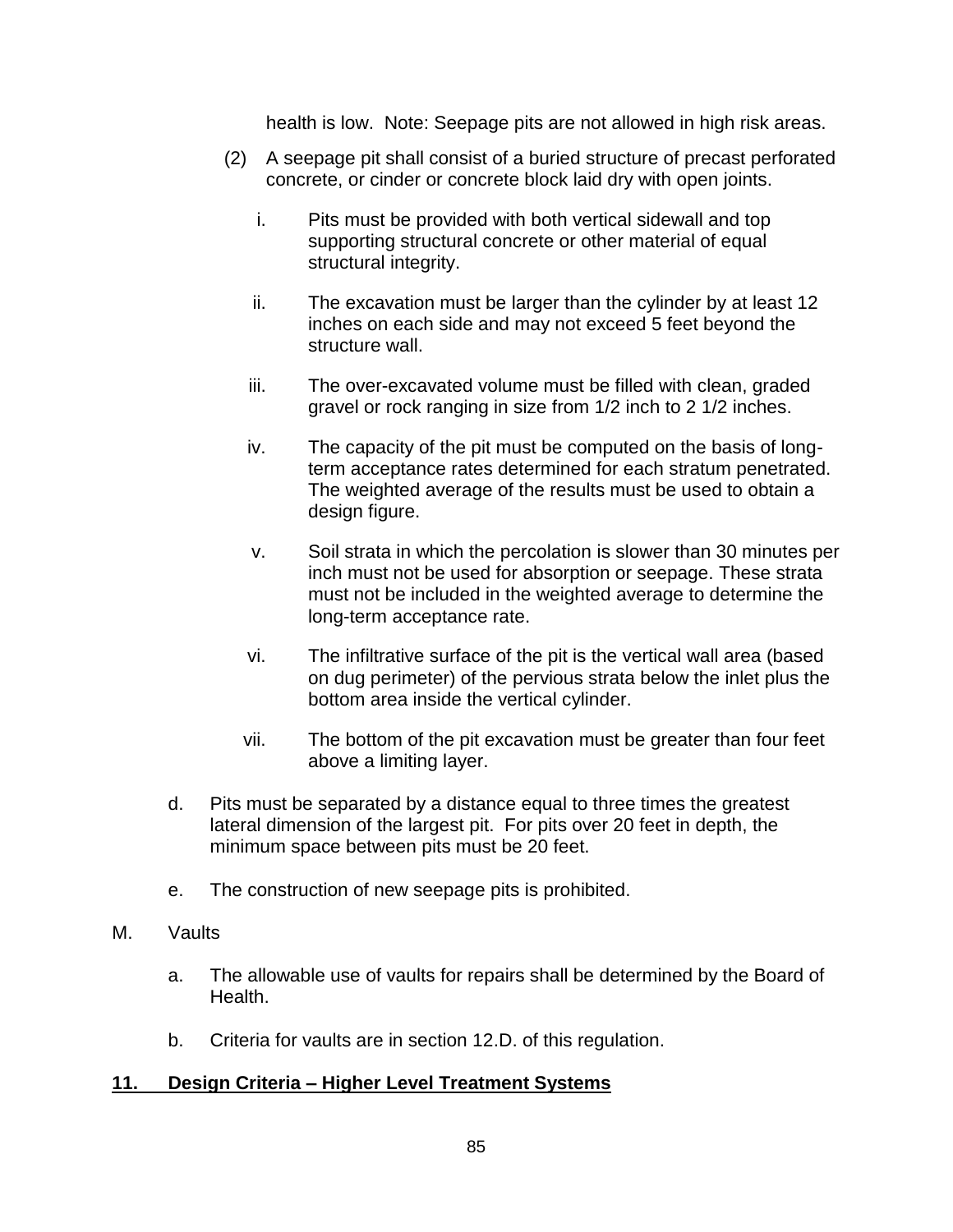health is low. Note: Seepage pits are not allowed in high risk areas.

(2) A seepage pit shall consist of a buried structure of precast perforated concrete, or cinder or concrete block laid dry with open joints.

i. Pits must be provided with both vertical sidewall and top supporting structural concrete or other material of equal structural integrity.

ii. The excavation must be larger than the cylinder by at least 12 inches on each side and may not exceed 5 feet beyond the structure wall.

iii. The over-excavated volume must be filled with clean, graded gravel or rock ranging in size from 1/2 inch to 2 1/2 inches.

iv. The capacity of the pit must be computed on the basis of long-term acceptance rates determined for each stratum penetrated. The weighted average of the results must be used to obtain a design figure.

v. Soil strata in which the percolation is slower than 30 minutes per inch must not be used for absorption or seepage. These strata must not be included in the weighted average to determine the long-term acceptance rate.

vi. The infiltrative surface of the pit is the vertical wall area (based on dug perimeter) of the pervious strata below the inlet plus the bottom area inside the vertical cylinder.

vii. The bottom of the pit excavation must be greater than four feet above a limiting layer.

d. Pits must be separated by a distance equal to three times the greatest lateral dimension of the largest pit. For pits over 20 feet in depth, the minimum space between pits must be 20 feet.

e. The construction of new seepage pits is prohibited.

M. Vaults

a. The allowable use of vaults for repairs shall be determined by the Board of Health.

b. Criteria for vaults are in section 12.D. of this regulation.

## 11. Design Criteria – Higher Level Treatment Systems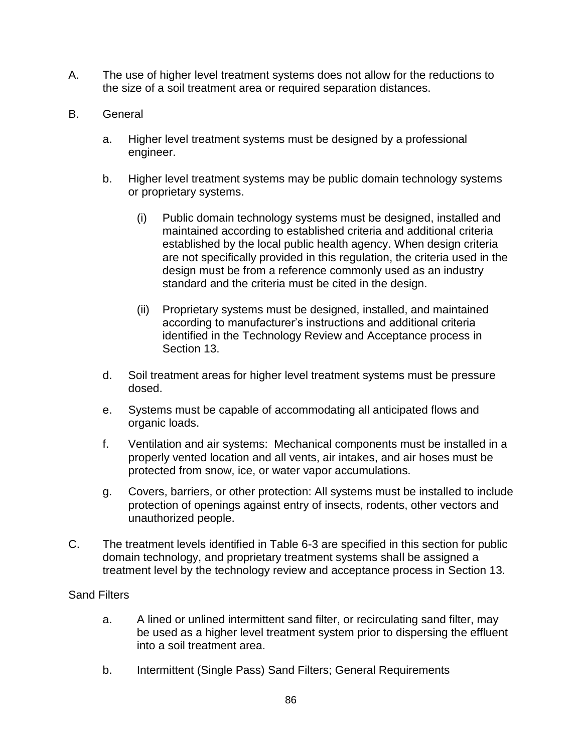A. The use of higher level treatment systems does not allow for the reductions to the size of a soil treatment area or required separation distances.

B. General

a. Higher level treatment systems must be designed by a professional engineer.

b. Higher level treatment systems may be public domain technology systems or proprietary systems.

(i) Public domain technology systems must be designed, installed and maintained according to established criteria and additional criteria established by the local public health agency. When design criteria are not specifically provided in this regulation, the criteria used in the design must be from a reference commonly used as an industry standard and the criteria must be cited in the design.

(ii) Proprietary systems must be designed, installed, and maintained according to manufacturer's instructions and additional criteria identified in the Technology Review and Acceptance process in Section 13.

d. Soil treatment areas for higher level treatment systems must be pressure dosed.

e. Systems must be capable of accommodating all anticipated flows and organic loads.

f. Ventilation and air systems: Mechanical components must be installed in a properly vented location and all vents, air intakes, and air hoses must be protected from snow, ice, or water vapor accumulations.

g. Covers, barriers, or other protection: All systems must be installed to include protection of openings against entry of insects, rodents, other vectors and unauthorized people.

C. The treatment levels identified in Table 6-3 are specified in this section for public domain technology, and proprietary treatment systems shall be assigned a treatment level by the technology review and acceptance process in Section 13.

Sand Filters

a. A lined or unlined intermittent sand filter, or recirculating sand filter, may be used as a higher level treatment system prior to dispersing the effluent into a soil treatment area.

b. Intermittent (Single Pass) Sand Filters; General Requirements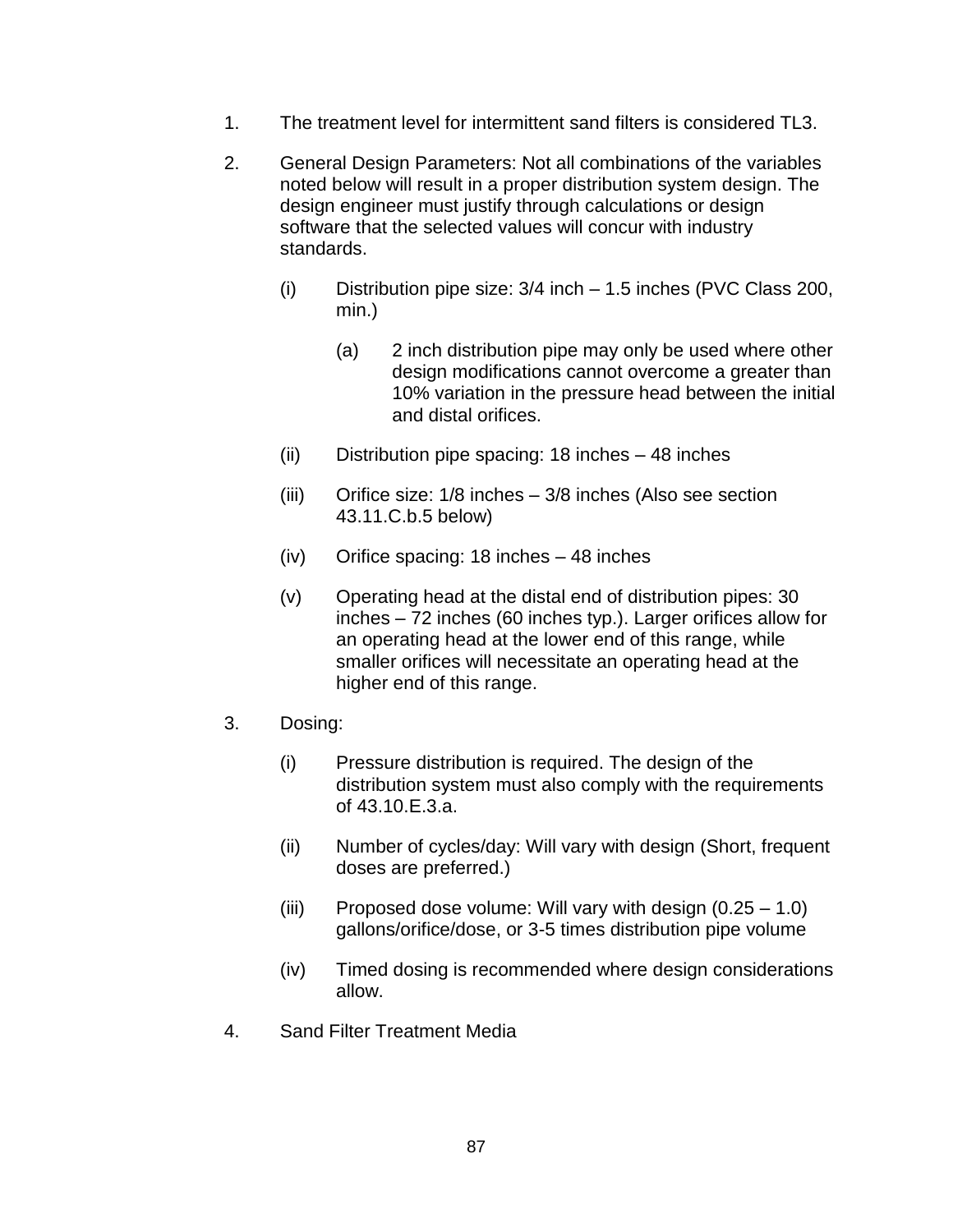1. The treatment level for intermittent sand filters is considered TL3.

2. General Design Parameters: Not all combinations of the variables noted below will result in a proper distribution system design. The design engineer must justify through calculations or design software that the selected values will concur with industry standards.

   (i) Distribution pipe size: 3/4 inch – 1.5 inches (PVC Class 200, min.)

      (a) 2 inch distribution pipe may only be used where other design modifications cannot overcome a greater than 10% variation in the pressure head between the initial and distal orifices.

   (ii) Distribution pipe spacing: 18 inches – 48 inches

   (iii) Orifice size: 1/8 inches – 3/8 inches (Also see section 43.11.C.b.5 below)

   (iv) Orifice spacing: 18 inches – 48 inches

   (v) Operating head at the distal end of distribution pipes: 30 inches – 72 inches (60 inches typ.). Larger orifices allow for an operating head at the lower end of this range, while smaller orifices will necessitate an operating head at the higher end of this range.

3. Dosing:

   (i) Pressure distribution is required. The design of the distribution system must also comply with the requirements of 43.10.E.3.a.

   (ii) Number of cycles/day: Will vary with design (Short, frequent doses are preferred.)

   (iii) Proposed dose volume: Will vary with design (0.25 – 1.0) gallons/orifice/dose, or 3-5 times distribution pipe volume

   (iv) Timed dosing is recommended where design considerations allow.

4. Sand Filter Treatment Media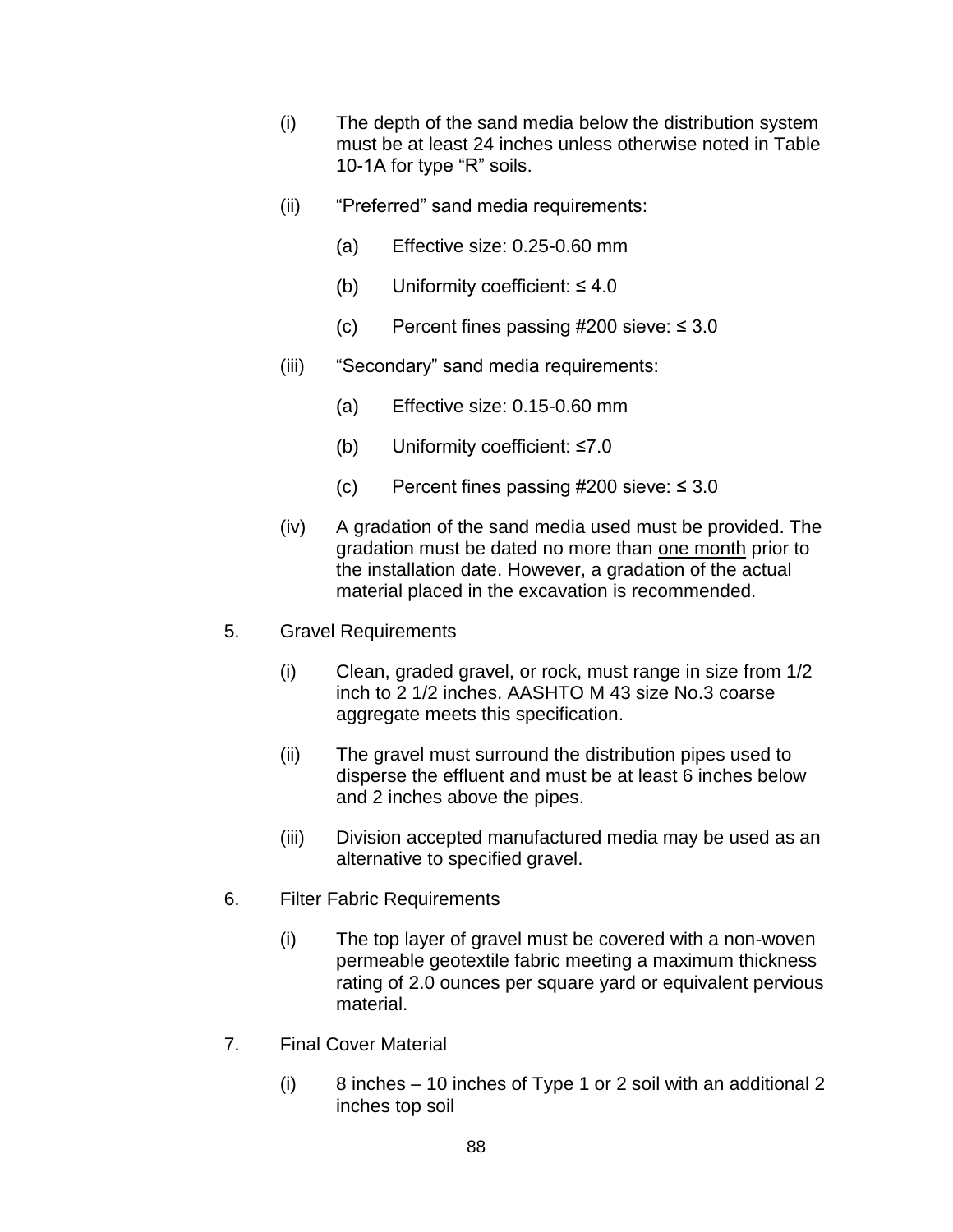(i) The depth of the sand media below the distribution system must be at least 24 inches unless otherwise noted in Table 10-1A for type "R" soils.

(ii) "Preferred" sand media requirements:

  (a) Effective size: 0.25-0.60 mm

  (b) Uniformity coefficient: ≤ 4.0

  (c) Percent fines passing #200 sieve: ≤ 3.0

(iii) "Secondary" sand media requirements:

  (a) Effective size: 0.15-0.60 mm

  (b) Uniformity coefficient: ≤7.0

  (c) Percent fines passing #200 sieve: ≤ 3.0

(iv) A gradation of the sand media used must be provided. The gradation must be dated no more than <u>one month</u> prior to the installation date. However, a gradation of the actual material placed in the excavation is recommended.

5. Gravel Requirements

  (i) Clean, graded gravel, or rock, must range in size from 1/2 inch to 2 1/2 inches. AASHTO M 43 size No.3 coarse aggregate meets this specification.

  (ii) The gravel must surround the distribution pipes used to disperse the effluent and must be at least 6 inches below and 2 inches above the pipes.

  (iii) Division accepted manufactured media may be used as an alternative to specified gravel.

6. Filter Fabric Requirements

  (i) The top layer of gravel must be covered with a non-woven permeable geotextile fabric meeting a maximum thickness rating of 2.0 ounces per square yard or equivalent pervious material.

7. Final Cover Material

  (i) 8 inches – 10 inches of Type 1 or 2 soil with an additional 2 inches top soil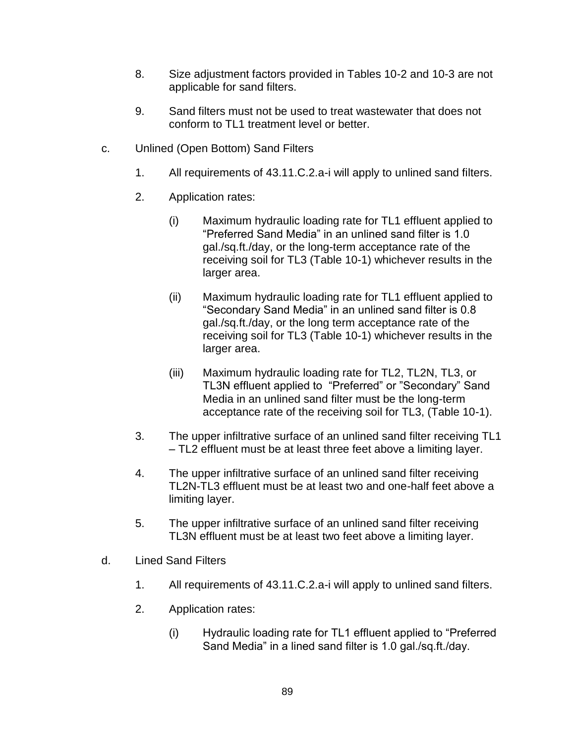8. Size adjustment factors provided in Tables 10-2 and 10-3 are not applicable for sand filters.

9. Sand filters must not be used to treat wastewater that does not conform to TL1 treatment level or better.

c. Unlined (Open Bottom) Sand Filters

   1. All requirements of 43.11.C.2.a-i will apply to unlined sand filters.

   2. Application rates:

      (i) Maximum hydraulic loading rate for TL1 effluent applied to "Preferred Sand Media" in an unlined sand filter is 1.0 gal./sq.ft./day, or the long-term acceptance rate of the receiving soil for TL3 (Table 10-1) whichever results in the larger area.

      (ii) Maximum hydraulic loading rate for TL1 effluent applied to "Secondary Sand Media" in an unlined sand filter is 0.8 gal./sq.ft./day, or the long term acceptance rate of the receiving soil for TL3 (Table 10-1) whichever results in the larger area.

      (iii) Maximum hydraulic loading rate for TL2, TL2N, TL3, or TL3N effluent applied to "Preferred" or "Secondary" Sand Media in an unlined sand filter must be the long-term acceptance rate of the receiving soil for TL3, (Table 10-1).

   3. The upper infiltrative surface of an unlined sand filter receiving TL1 – TL2 effluent must be at least three feet above a limiting layer.

   4. The upper infiltrative surface of an unlined sand filter receiving TL2N-TL3 effluent must be at least two and one-half feet above a limiting layer.

   5. The upper infiltrative surface of an unlined sand filter receiving TL3N effluent must be at least two feet above a limiting layer.

d. Lined Sand Filters

   1. All requirements of 43.11.C.2.a-i will apply to unlined sand filters.

   2. Application rates:

      (i) Hydraulic loading rate for TL1 effluent applied to "Preferred Sand Media" in a lined sand filter is 1.0 gal./sq.ft./day.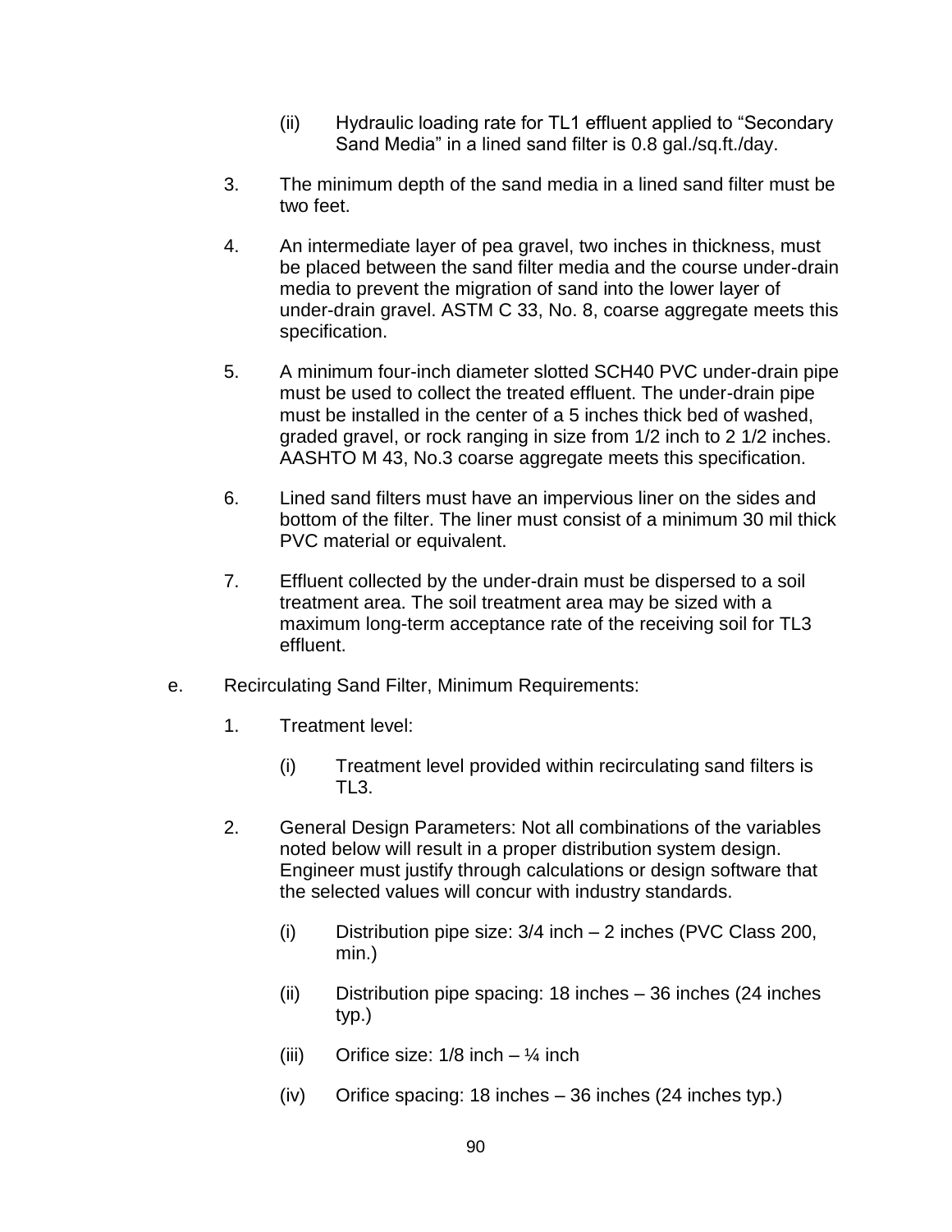(ii) Hydraulic loading rate for TL1 effluent applied to “Secondary Sand Media” in a lined sand filter is 0.8 gal./sq.ft./day.

3. The minimum depth of the sand media in a lined sand filter must be two feet.

4. An intermediate layer of pea gravel, two inches in thickness, must be placed between the sand filter media and the course under-drain media to prevent the migration of sand into the lower layer of under-drain gravel. ASTM C 33, No. 8, coarse aggregate meets this specification.

5. A minimum four-inch diameter slotted SCH40 PVC under-drain pipe must be used to collect the treated effluent. The under-drain pipe must be installed in the center of a 5 inches thick bed of washed, graded gravel, or rock ranging in size from 1/2 inch to 2 1/2 inches. AASHTO M 43, No.3 coarse aggregate meets this specification.

6. Lined sand filters must have an impervious liner on the sides and bottom of the filter. The liner must consist of a minimum 30 mil thick PVC material or equivalent.

7. Effluent collected by the under-drain must be dispersed to a soil treatment area. The soil treatment area may be sized with a maximum long-term acceptance rate of the receiving soil for TL3 effluent.

e. Recirculating Sand Filter, Minimum Requirements:

1. Treatment level:

   (i) Treatment level provided within recirculating sand filters is TL3.

2. General Design Parameters: Not all combinations of the variables noted below will result in a proper distribution system design. Engineer must justify through calculations or design software that the selected values will concur with industry standards.

   (i) Distribution pipe size: 3/4 inch – 2 inches (PVC Class 200, min.)

   (ii) Distribution pipe spacing: 18 inches – 36 inches (24 inches typ.)

   (iii) Orifice size: 1/8 inch – ¼ inch

   (iv) Orifice spacing: 18 inches – 36 inches (24 inches typ.)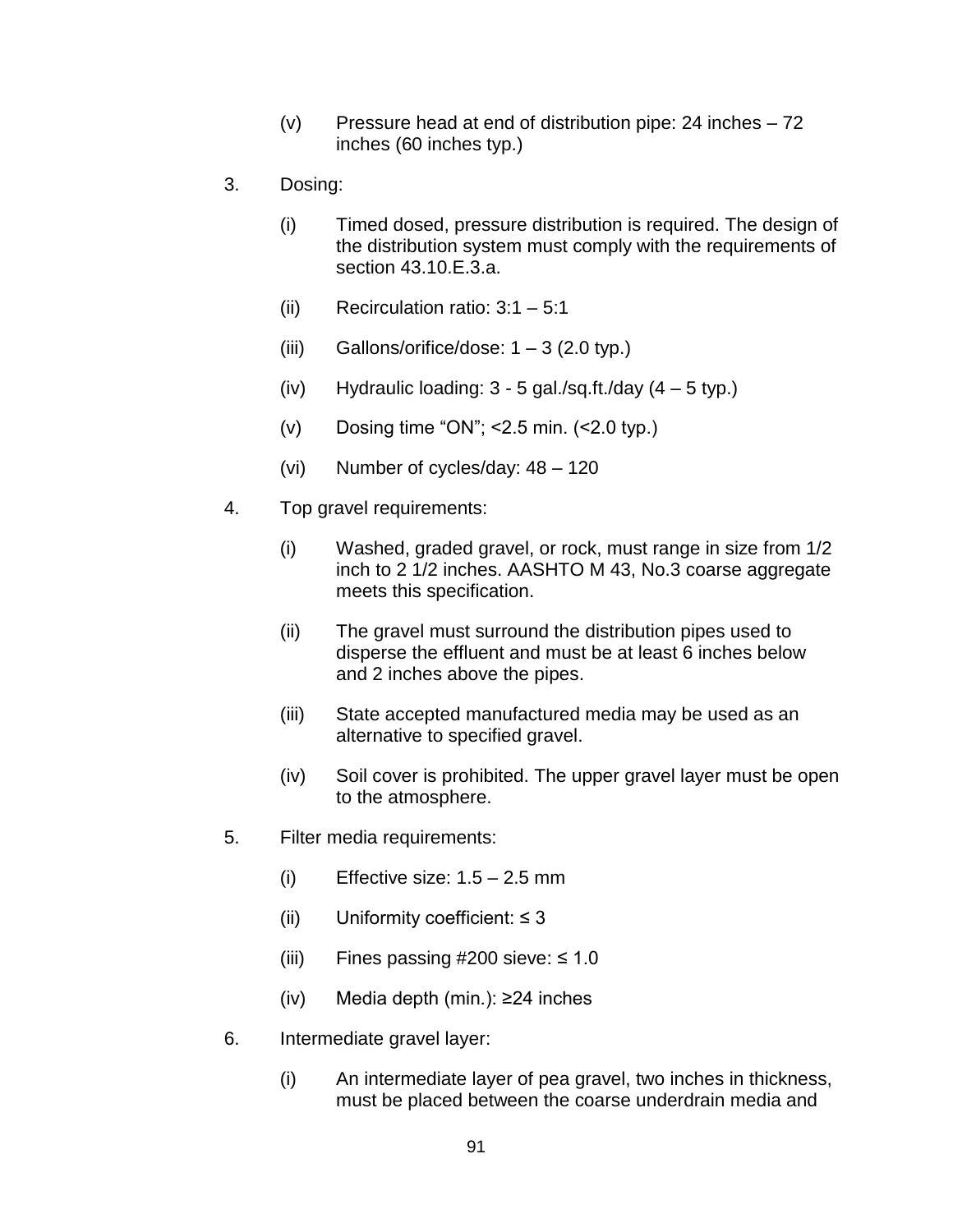(v) Pressure head at end of distribution pipe: 24 inches – 72 inches (60 inches typ.)

3. Dosing:

   (i) Timed dosed, pressure distribution is required. The design of the distribution system must comply with the requirements of section 43.10.E.3.a.

   (ii) Recirculation ratio: 3:1 – 5:1

   (iii) Gallons/orifice/dose: 1 – 3 (2.0 typ.)

   (iv) Hydraulic loading: 3 - 5 gal./sq.ft./day (4 – 5 typ.)

   (v) Dosing time “ON”; <2.5 min. (<2.0 typ.)

   (vi) Number of cycles/day: 48 – 120

4. Top gravel requirements:

   (i) Washed, graded gravel, or rock, must range in size from 1/2 inch to 2 1/2 inches. AASHTO M 43, No.3 coarse aggregate meets this specification.

   (ii) The gravel must surround the distribution pipes used to disperse the effluent and must be at least 6 inches below and 2 inches above the pipes.

   (iii) State accepted manufactured media may be used as an alternative to specified gravel.

   (iv) Soil cover is prohibited. The upper gravel layer must be open to the atmosphere.

5. Filter media requirements:

   (i) Effective size: 1.5 – 2.5 mm

   (ii) Uniformity coefficient: ≤ 3

   (iii) Fines passing #200 sieve: ≤ 1.0

   (iv) Media depth (min.): ≥24 inches

6. Intermediate gravel layer:

   (i) An intermediate layer of pea gravel, two inches in thickness, must be placed between the coarse underdrain media and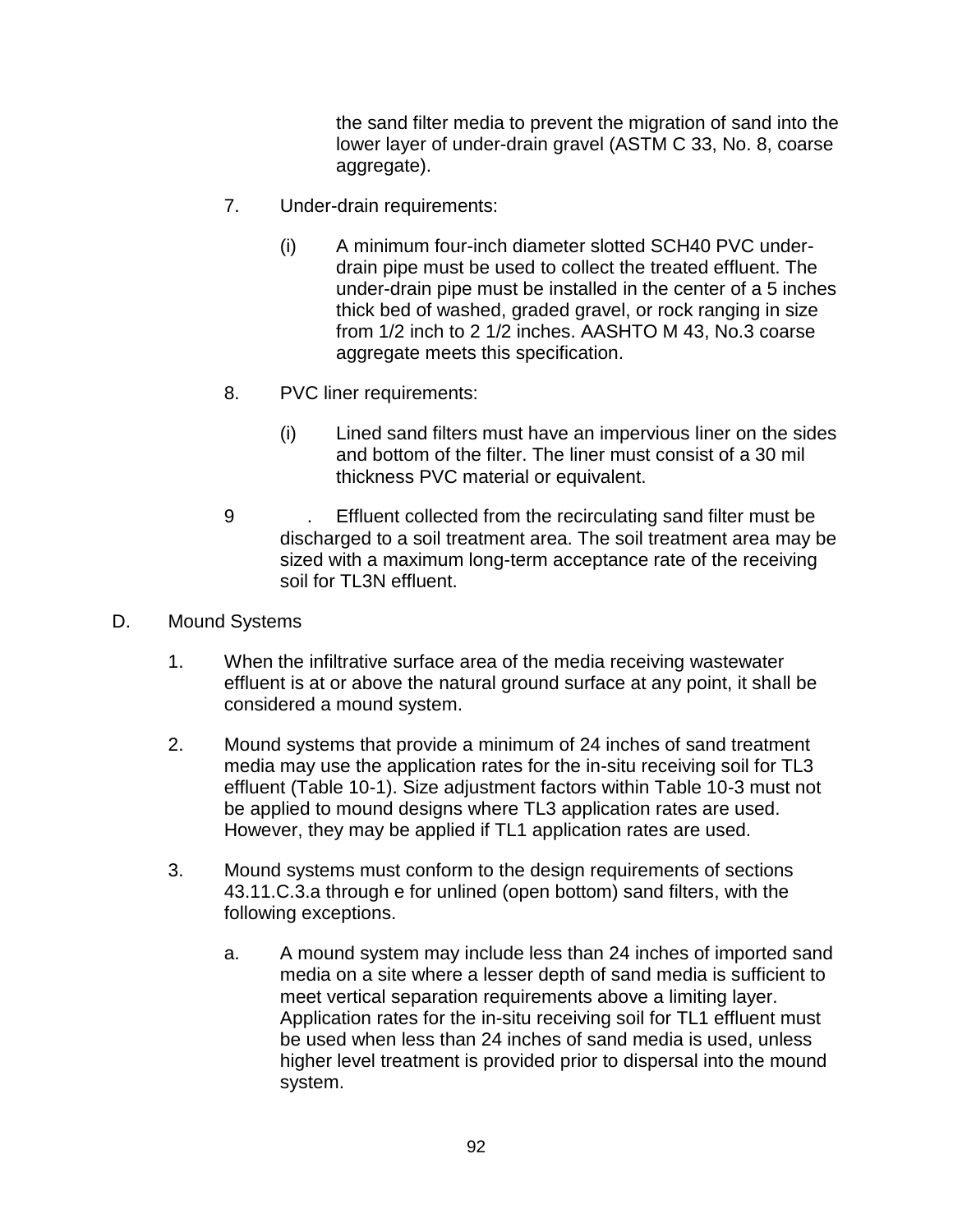the sand filter media to prevent the migration of sand into the lower layer of under-drain gravel (ASTM C 33, No. 8, coarse aggregate).

7. Under-drain requirements:

   (i) A minimum four-inch diameter slotted SCH40 PVC under-drain pipe must be used to collect the treated effluent. The under-drain pipe must be installed in the center of a 5 inches thick bed of washed, graded gravel, or rock ranging in size from 1/2 inch to 2 1/2 inches. AASHTO M 43, No.3 coarse aggregate meets this specification.

8. PVC liner requirements:

   (i) Lined sand filters must have an impervious liner on the sides and bottom of the filter. The liner must consist of a 30 mil thickness PVC material or equivalent.

9. Effluent collected from the recirculating sand filter must be discharged to a soil treatment area. The soil treatment area may be sized with a maximum long-term acceptance rate of the receiving soil for TL3N effluent.

D. Mound Systems

1. When the infiltrative surface area of the media receiving wastewater effluent is at or above the natural ground surface at any point, it shall be considered a mound system.

2. Mound systems that provide a minimum of 24 inches of sand treatment media may use the application rates for the in-situ receiving soil for TL3 effluent (Table 10-1). Size adjustment factors within Table 10-3 must not be applied to mound designs where TL3 application rates are used. However, they may be applied if TL1 application rates are used.

3. Mound systems must conform to the design requirements of sections 43.11.C.3.a through e for unlined (open bottom) sand filters, with the following exceptions.

   a. A mound system may include less than 24 inches of imported sand media on a site where a lesser depth of sand media is sufficient to meet vertical separation requirements above a limiting layer. Application rates for the in-situ receiving soil for TL1 effluent must be used when less than 24 inches of sand media is used, unless higher level treatment is provided prior to dispersal into the mound system.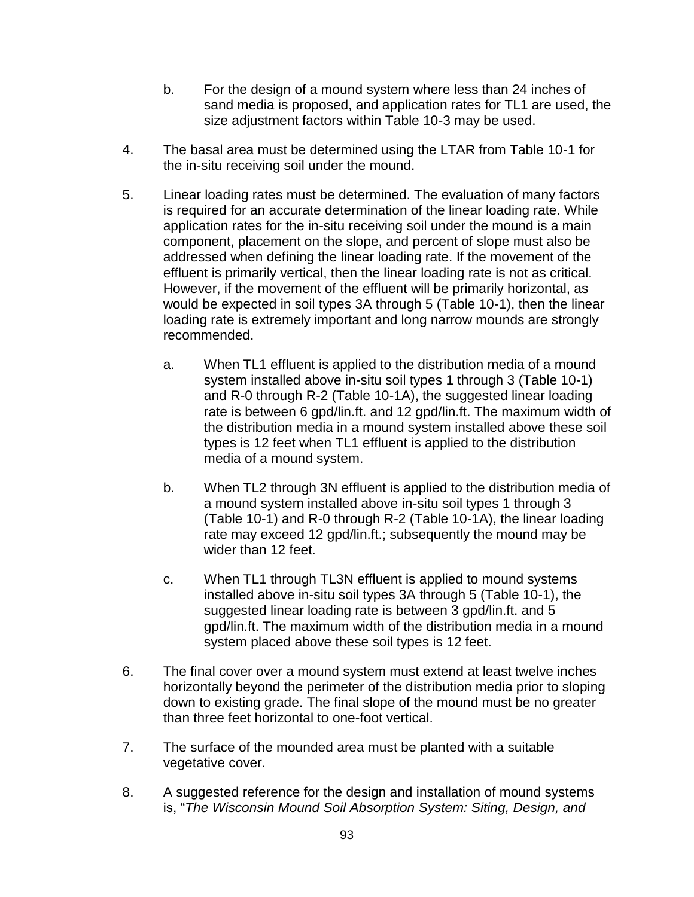b. For the design of a mound system where less than 24 inches of sand media is proposed, and application rates for TL1 are used, the size adjustment factors within Table 10-3 may be used.

4. The basal area must be determined using the LTAR from Table 10-1 for the in-situ receiving soil under the mound.

5. Linear loading rates must be determined. The evaluation of many factors is required for an accurate determination of the linear loading rate. While application rates for the in-situ receiving soil under the mound is a main component, placement on the slope, and percent of slope must also be addressed when defining the linear loading rate. If the movement of the effluent is primarily vertical, then the linear loading rate is not as critical. However, if the movement of the effluent will be primarily horizontal, as would be expected in soil types 3A through 5 (Table 10-1), then the linear loading rate is extremely important and long narrow mounds are strongly recommended.

   a. When TL1 effluent is applied to the distribution media of a mound system installed above in-situ soil types 1 through 3 (Table 10-1) and R-0 through R-2 (Table 10-1A), the suggested linear loading rate is between 6 gpd/lin.ft. and 12 gpd/lin.ft. The maximum width of the distribution media in a mound system installed above these soil types is 12 feet when TL1 effluent is applied to the distribution media of a mound system.

   b. When TL2 through 3N effluent is applied to the distribution media of a mound system installed above in-situ soil types 1 through 3 (Table 10-1) and R-0 through R-2 (Table 10-1A), the linear loading rate may exceed 12 gpd/lin.ft.; subsequently the mound may be wider than 12 feet.

   c. When TL1 through TL3N effluent is applied to mound systems installed above in-situ soil types 3A through 5 (Table 10-1), the suggested linear loading rate is between 3 gpd/lin.ft. and 5 gpd/lin.ft. The maximum width of the distribution media in a mound system placed above these soil types is 12 feet.

6. The final cover over a mound system must extend at least twelve inches horizontally beyond the perimeter of the distribution media prior to sloping down to existing grade. The final slope of the mound must be no greater than three feet horizontal to one-foot vertical.

7. The surface of the mounded area must be planted with a suitable vegetative cover.

8. A suggested reference for the design and installation of mound systems is, "*The Wisconsin Mound Soil Absorption System: Siting, Design, and*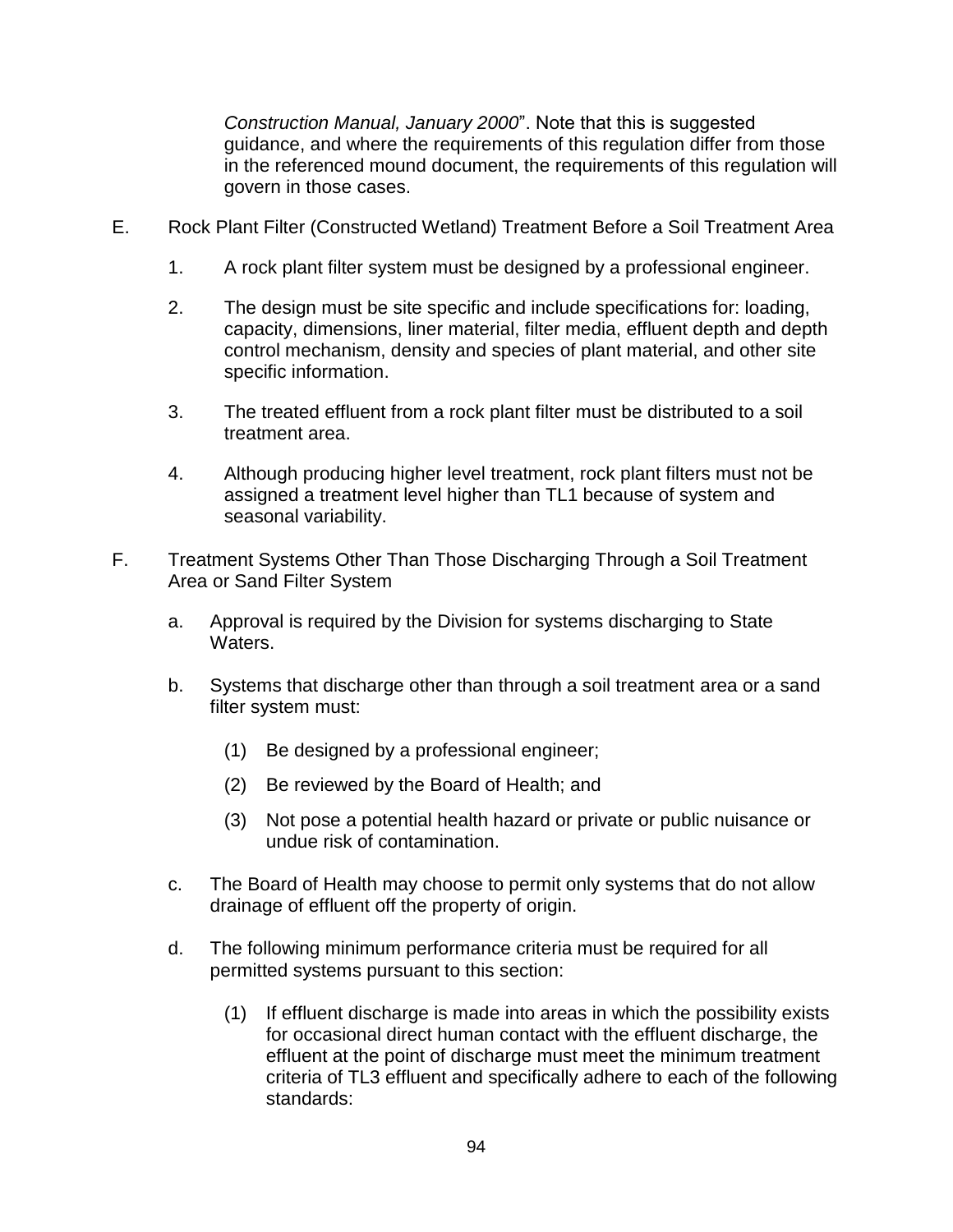*Construction Manual, January 2000*". Note that this is suggested guidance, and where the requirements of this regulation differ from those in the referenced mound document, the requirements of this regulation will govern in those cases.

E. Rock Plant Filter (Constructed Wetland) Treatment Before a Soil Treatment Area

1. A rock plant filter system must be designed by a professional engineer.

2. The design must be site specific and include specifications for: loading, capacity, dimensions, liner material, filter media, effluent depth and depth control mechanism, density and species of plant material, and other site specific information.

3. The treated effluent from a rock plant filter must be distributed to a soil treatment area.

4. Although producing higher level treatment, rock plant filters must not be assigned a treatment level higher than TL1 because of system and seasonal variability.

F. Treatment Systems Other Than Those Discharging Through a Soil Treatment Area or Sand Filter System

a. Approval is required by the Division for systems discharging to State Waters.

b. Systems that discharge other than through a soil treatment area or a sand filter system must:

(1) Be designed by a professional engineer;

(2) Be reviewed by the Board of Health; and

(3) Not pose a potential health hazard or private or public nuisance or undue risk of contamination.

c. The Board of Health may choose to permit only systems that do not allow drainage of effluent off the property of origin.

d. The following minimum performance criteria must be required for all permitted systems pursuant to this section:

(1) If effluent discharge is made into areas in which the possibility exists for occasional direct human contact with the effluent discharge, the effluent at the point of discharge must meet the minimum treatment criteria of TL3 effluent and specifically adhere to each of the following standards: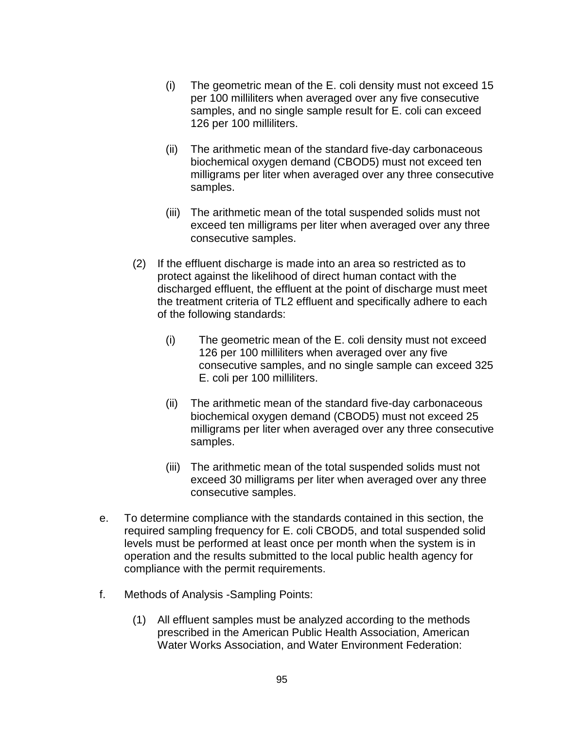(i) The geometric mean of the E. coli density must not exceed 15 per 100 milliliters when averaged over any five consecutive samples, and no single sample result for E. coli can exceed 126 per 100 milliliters.

(ii) The arithmetic mean of the standard five-day carbonaceous biochemical oxygen demand (CBOD5) must not exceed ten milligrams per liter when averaged over any three consecutive samples.

(iii) The arithmetic mean of the total suspended solids must not exceed ten milligrams per liter when averaged over any three consecutive samples.

(2) If the effluent discharge is made into an area so restricted as to protect against the likelihood of direct human contact with the discharged effluent, the effluent at the point of discharge must meet the treatment criteria of TL2 effluent and specifically adhere to each of the following standards:

(i) The geometric mean of the E. coli density must not exceed 126 per 100 milliliters when averaged over any five consecutive samples, and no single sample can exceed 325 E. coli per 100 milliliters.

(ii) The arithmetic mean of the standard five-day carbonaceous biochemical oxygen demand (CBOD5) must not exceed 25 milligrams per liter when averaged over any three consecutive samples.

(iii) The arithmetic mean of the total suspended solids must not exceed 30 milligrams per liter when averaged over any three consecutive samples.

e. To determine compliance with the standards contained in this section, the required sampling frequency for E. coli CBOD5, and total suspended solid levels must be performed at least once per month when the system is in operation and the results submitted to the local public health agency for compliance with the permit requirements.

f. Methods of Analysis -Sampling Points:

(1) All effluent samples must be analyzed according to the methods prescribed in the American Public Health Association, American Water Works Association, and Water Environment Federation: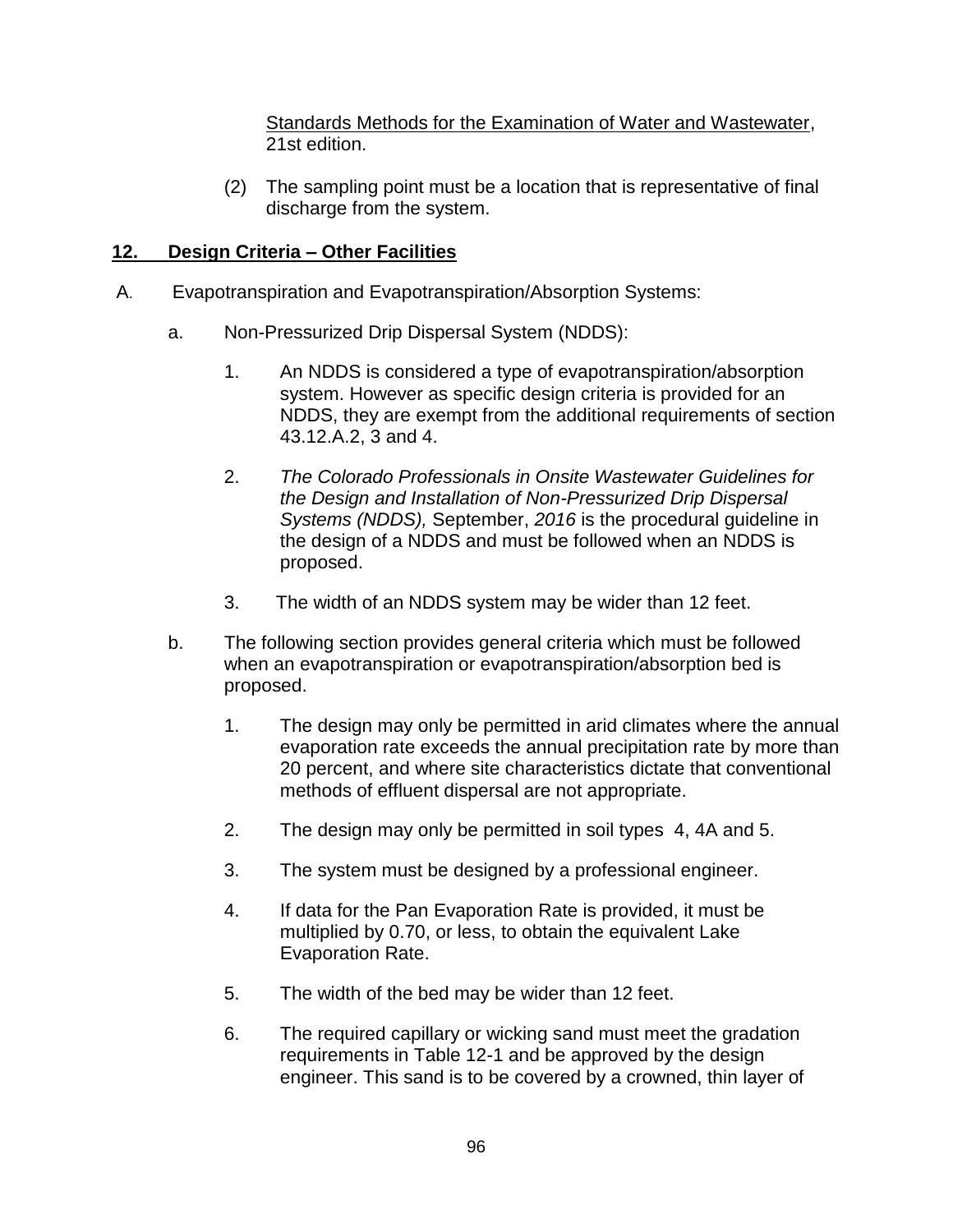Standards Methods for the Examination of Water and Wastewater, 21st edition.

(2) The sampling point must be a location that is representative of final discharge from the system.

## **12. Design Criteria – Other Facilities**

A. Evapotranspiration and Evapotranspiration/Absorption Systems:

a. Non-Pressurized Drip Dispersal System (NDDS):

1. An NDDS is considered a type of evapotranspiration/absorption system. However as specific design criteria is provided for an NDDS, they are exempt from the additional requirements of section 43.12.A.2, 3 and 4.

2. *The Colorado Professionals in Onsite Wastewater Guidelines for the Design and Installation of Non-Pressurized Drip Dispersal Systems (NDDS),* September, *2016* is the procedural guideline in the design of a NDDS and must be followed when an NDDS is proposed.

3. The width of an NDDS system may be wider than 12 feet.

b. The following section provides general criteria which must be followed when an evapotranspiration or evapotranspiration/absorption bed is proposed.

1. The design may only be permitted in arid climates where the annual evaporation rate exceeds the annual precipitation rate by more than 20 percent, and where site characteristics dictate that conventional methods of effluent dispersal are not appropriate.

2. The design may only be permitted in soil types 4, 4A and 5.

3. The system must be designed by a professional engineer.

4. If data for the Pan Evaporation Rate is provided, it must be multiplied by 0.70, or less, to obtain the equivalent Lake Evaporation Rate.

5. The width of the bed may be wider than 12 feet.

6. The required capillary or wicking sand must meet the gradation requirements in Table 12-1 and be approved by the design engineer. This sand is to be covered by a crowned, thin layer of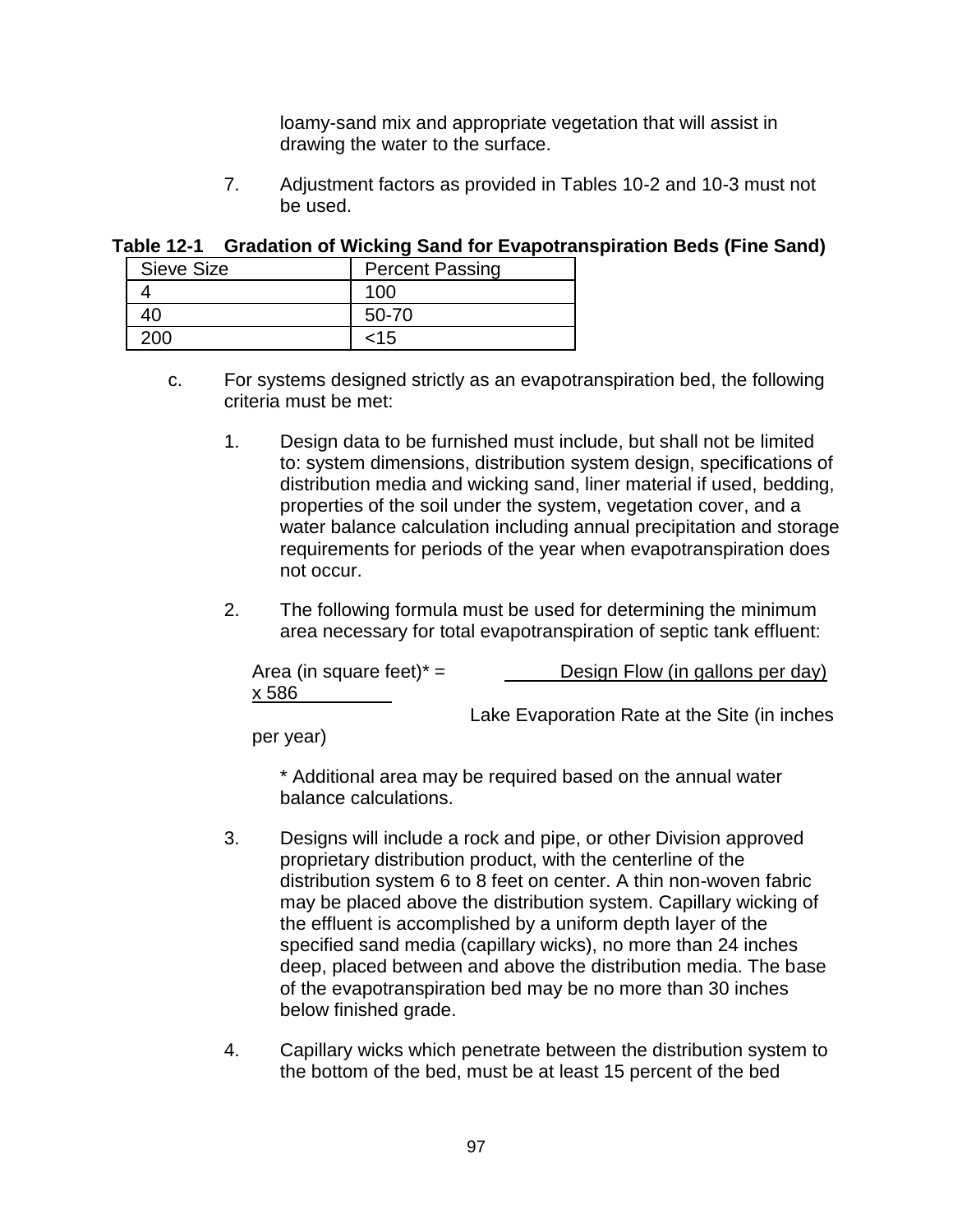loamy-sand mix and appropriate vegetation that will assist in drawing the water to the surface.

7. Adjustment factors as provided in Tables 10-2 and 10-3 must not be used.

**Table 12-1 Gradation of Wicking Sand for Evapotranspiration Beds (Fine Sand)**

| Sieve Size | Percent Passing |
| --- | --- |
| 4 | 100 |
| 40 | 50-70 |
| 200 | <15 |

c. For systems designed strictly as an evapotranspiration bed, the following criteria must be met:

1. Design data to be furnished must include, but shall not be limited to: system dimensions, distribution system design, specifications of distribution media and wicking sand, liner material if used, bedding, properties of the soil under the system, vegetation cover, and a water balance calculation including annual precipitation and storage requirements for periods of the year when evapotranspiration does not occur.

2. The following formula must be used for determining the minimum area necessary for total evapotranspiration of septic tank effluent:

$$\text{Area (in square feet)}^* = \frac{\text{Design Flow (in gallons per day)} \times 586}{\text{Lake Evaporation Rate at the Site (in inches per year)}}$$

\* Additional area may be required based on the annual water balance calculations.

3. Designs will include a rock and pipe, or other Division approved proprietary distribution product, with the centerline of the distribution system 6 to 8 feet on center. A thin non-woven fabric may be placed above the distribution system. Capillary wicking of the effluent is accomplished by a uniform depth layer of the specified sand media (capillary wicks), no more than 24 inches deep, placed between and above the distribution media. The base of the evapotranspiration bed may be no more than 30 inches below finished grade.

4. Capillary wicks which penetrate between the distribution system to the bottom of the bed, must be at least 15 percent of the bed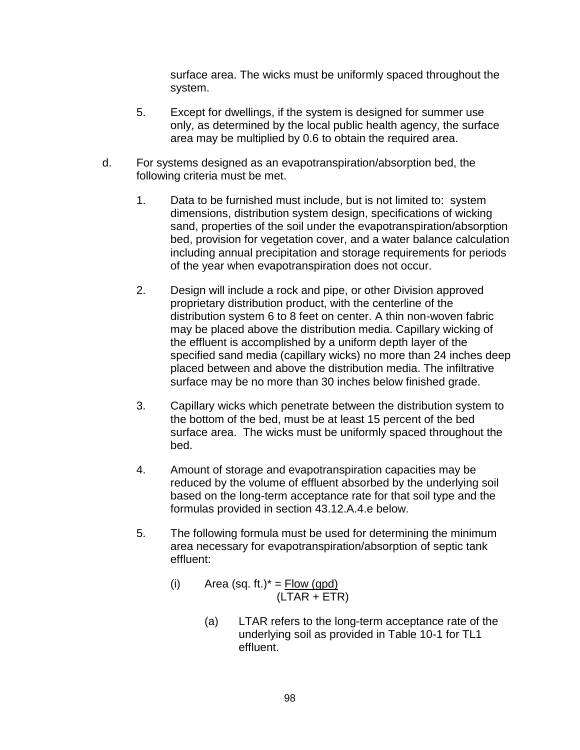surface area. The wicks must be uniformly spaced throughout the system.

5. Except for dwellings, if the system is designed for summer use only, as determined by the local public health agency, the surface area may be multiplied by 0.6 to obtain the required area.

d. For systems designed as an evapotranspiration/absorption bed, the following criteria must be met.

   1. Data to be furnished must include, but is not limited to: system dimensions, distribution system design, specifications of wicking sand, properties of the soil under the evapotranspiration/absorption bed, provision for vegetation cover, and a water balance calculation including annual precipitation and storage requirements for periods of the year when evapotranspiration does not occur.

   2. Design will include a rock and pipe, or other Division approved proprietary distribution product, with the centerline of the distribution system 6 to 8 feet on center. A thin non-woven fabric may be placed above the distribution media. Capillary wicking of the effluent is accomplished by a uniform depth layer of the specified sand media (capillary wicks) no more than 24 inches deep placed between and above the distribution media. The infiltrative surface may be no more than 30 inches below finished grade.

   3. Capillary wicks which penetrate between the distribution system to the bottom of the bed, must be at least 15 percent of the bed surface area. The wicks must be uniformly spaced throughout the bed.

   4. Amount of storage and evapotranspiration capacities may be reduced by the volume of effluent absorbed by the underlying soil based on the long-term acceptance rate for that soil type and the formulas provided in section 43.12.A.4.e below.

   5. The following formula must be used for determining the minimum area necessary for evapotranspiration/absorption of septic tank effluent:

      (i) $$\text{Area (sq. ft.)}^* = \frac{\text{Flow (gpd)}}{(\text{LTAR} + \text{ETR})}$$

         (a) LTAR refers to the long-term acceptance rate of the underlying soil as provided in Table 10-1 for TL1 effluent.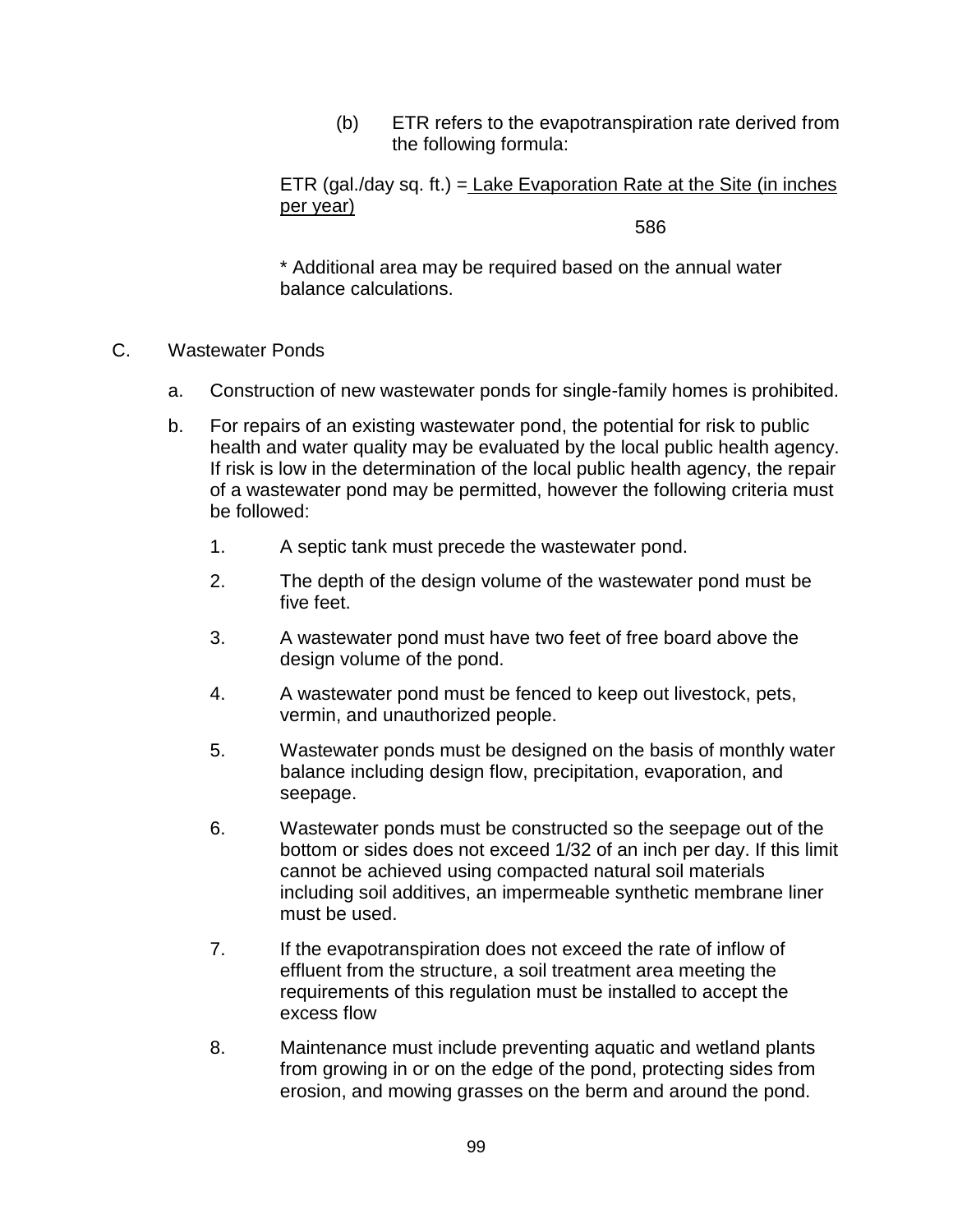(b) ETR refers to the evapotranspiration rate derived from the following formula:

$$\text{ETR (gal./day sq. ft.)} = \frac{\text{Lake Evaporation Rate at the Site (in inches per year)}}{586}$$

* Additional area may be required based on the annual water balance calculations.

C. Wastewater Ponds

a. Construction of new wastewater ponds for single-family homes is prohibited.

b. For repairs of an existing wastewater pond, the potential for risk to public health and water quality may be evaluated by the local public health agency. If risk is low in the determination of the local public health agency, the repair of a wastewater pond may be permitted, however the following criteria must be followed:

1. A septic tank must precede the wastewater pond.
2. The depth of the design volume of the wastewater pond must be five feet.
3. A wastewater pond must have two feet of free board above the design volume of the pond.
4. A wastewater pond must be fenced to keep out livestock, pets, vermin, and unauthorized people.
5. Wastewater ponds must be designed on the basis of monthly water balance including design flow, precipitation, evaporation, and seepage.
6. Wastewater ponds must be constructed so the seepage out of the bottom or sides does not exceed 1/32 of an inch per day. If this limit cannot be achieved using compacted natural soil materials including soil additives, an impermeable synthetic membrane liner must be used.
7. If the evapotranspiration does not exceed the rate of inflow of effluent from the structure, a soil treatment area meeting the requirements of this regulation must be installed to accept the excess flow
8. Maintenance must include preventing aquatic and wetland plants from growing in or on the edge of the pond, protecting sides from erosion, and mowing grasses on the berm and around the pond.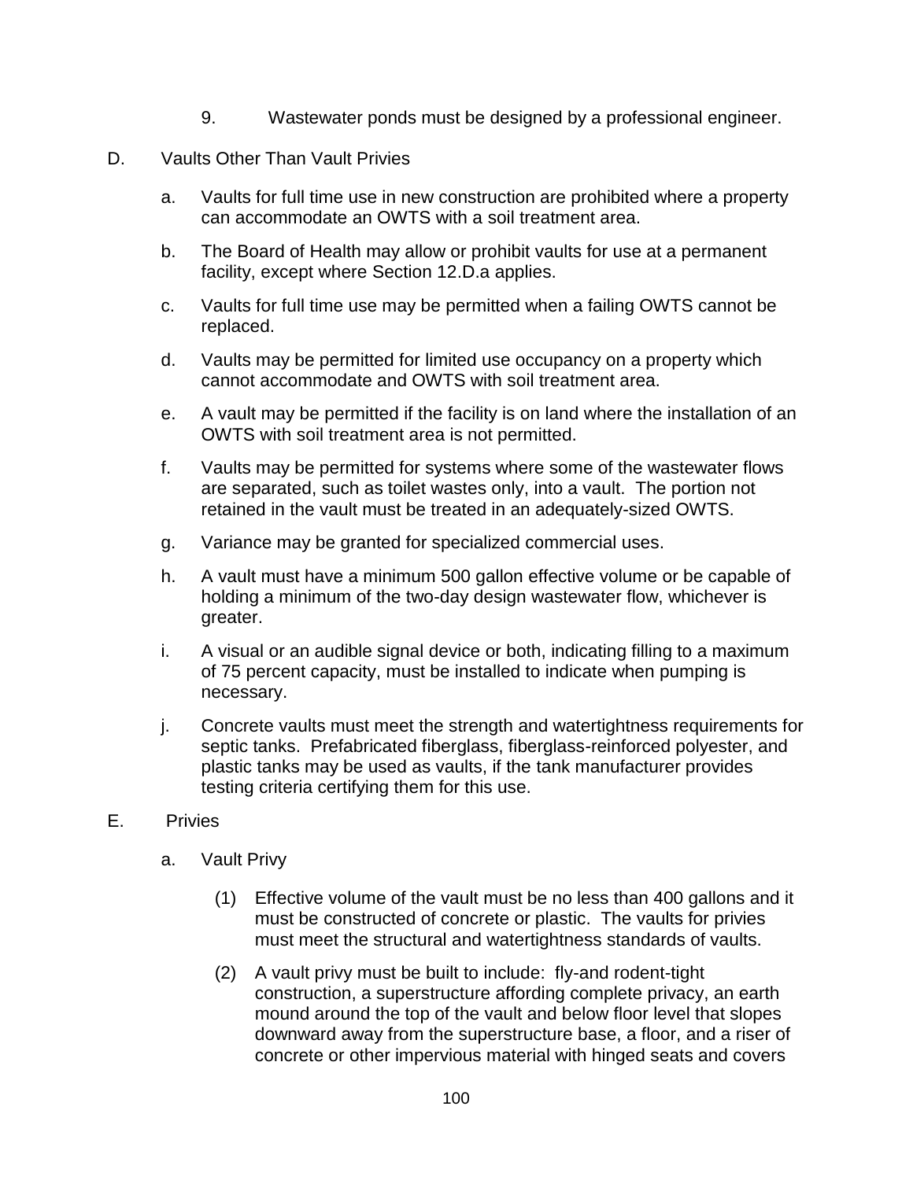9. Wastewater ponds must be designed by a professional engineer.

D. Vaults Other Than Vault Privies

a. Vaults for full time use in new construction are prohibited where a property can accommodate an OWTS with a soil treatment area.

b. The Board of Health may allow or prohibit vaults for use at a permanent facility, except where Section 12.D.a applies.

c. Vaults for full time use may be permitted when a failing OWTS cannot be replaced.

d. Vaults may be permitted for limited use occupancy on a property which cannot accommodate and OWTS with soil treatment area.

e. A vault may be permitted if the facility is on land where the installation of an OWTS with soil treatment area is not permitted.

f. Vaults may be permitted for systems where some of the wastewater flows are separated, such as toilet wastes only, into a vault. The portion not retained in the vault must be treated in an adequately-sized OWTS.

g. Variance may be granted for specialized commercial uses.

h. A vault must have a minimum 500 gallon effective volume or be capable of holding a minimum of the two-day design wastewater flow, whichever is greater.

i. A visual or an audible signal device or both, indicating filling to a maximum of 75 percent capacity, must be installed to indicate when pumping is necessary.

j. Concrete vaults must meet the strength and watertightness requirements for septic tanks. Prefabricated fiberglass, fiberglass-reinforced polyester, and plastic tanks may be used as vaults, if the tank manufacturer provides testing criteria certifying them for this use.

E. Privies

a. Vault Privy

(1) Effective volume of the vault must be no less than 400 gallons and it must be constructed of concrete or plastic. The vaults for privies must meet the structural and watertightness standards of vaults.

(2) A vault privy must be built to include: fly-and rodent-tight construction, a superstructure affording complete privacy, an earth mound around the top of the vault and below floor level that slopes downward away from the superstructure base, a floor, and a riser of concrete or other impervious material with hinged seats and covers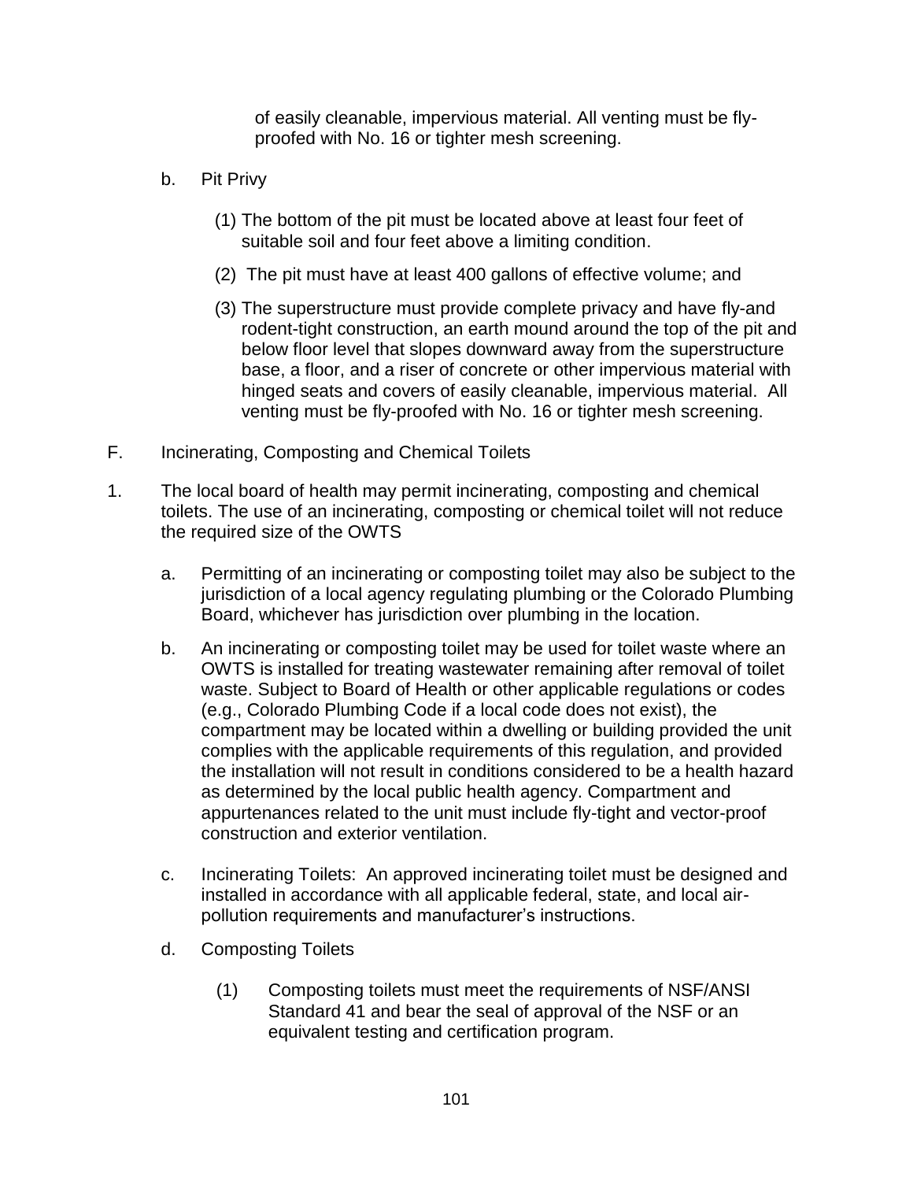of easily cleanable, impervious material. All venting must be fly-proofed with No. 16 or tighter mesh screening.

b. Pit Privy

(1) The bottom of the pit must be located above at least four feet of suitable soil and four feet above a limiting condition.

(2) The pit must have at least 400 gallons of effective volume; and

(3) The superstructure must provide complete privacy and have fly-and rodent-tight construction, an earth mound around the top of the pit and below floor level that slopes downward away from the superstructure base, a floor, and a riser of concrete or other impervious material with hinged seats and covers of easily cleanable, impervious material. All venting must be fly-proofed with No. 16 or tighter mesh screening.

F. Incinerating, Composting and Chemical Toilets

1. The local board of health may permit incinerating, composting and chemical toilets. The use of an incinerating, composting or chemical toilet will not reduce the required size of the OWTS

a. Permitting of an incinerating or composting toilet may also be subject to the jurisdiction of a local agency regulating plumbing or the Colorado Plumbing Board, whichever has jurisdiction over plumbing in the location.

b. An incinerating or composting toilet may be used for toilet waste where an OWTS is installed for treating wastewater remaining after removal of toilet waste. Subject to Board of Health or other applicable regulations or codes (e.g., Colorado Plumbing Code if a local code does not exist), the compartment may be located within a dwelling or building provided the unit complies with the applicable requirements of this regulation, and provided the installation will not result in conditions considered to be a health hazard as determined by the local public health agency. Compartment and appurtenances related to the unit must include fly-tight and vector-proof construction and exterior ventilation.

c. Incinerating Toilets: An approved incinerating toilet must be designed and installed in accordance with all applicable federal, state, and local air-pollution requirements and manufacturer's instructions.

d. Composting Toilets

(1) Composting toilets must meet the requirements of NSF/ANSI Standard 41 and bear the seal of approval of the NSF or an equivalent testing and certification program.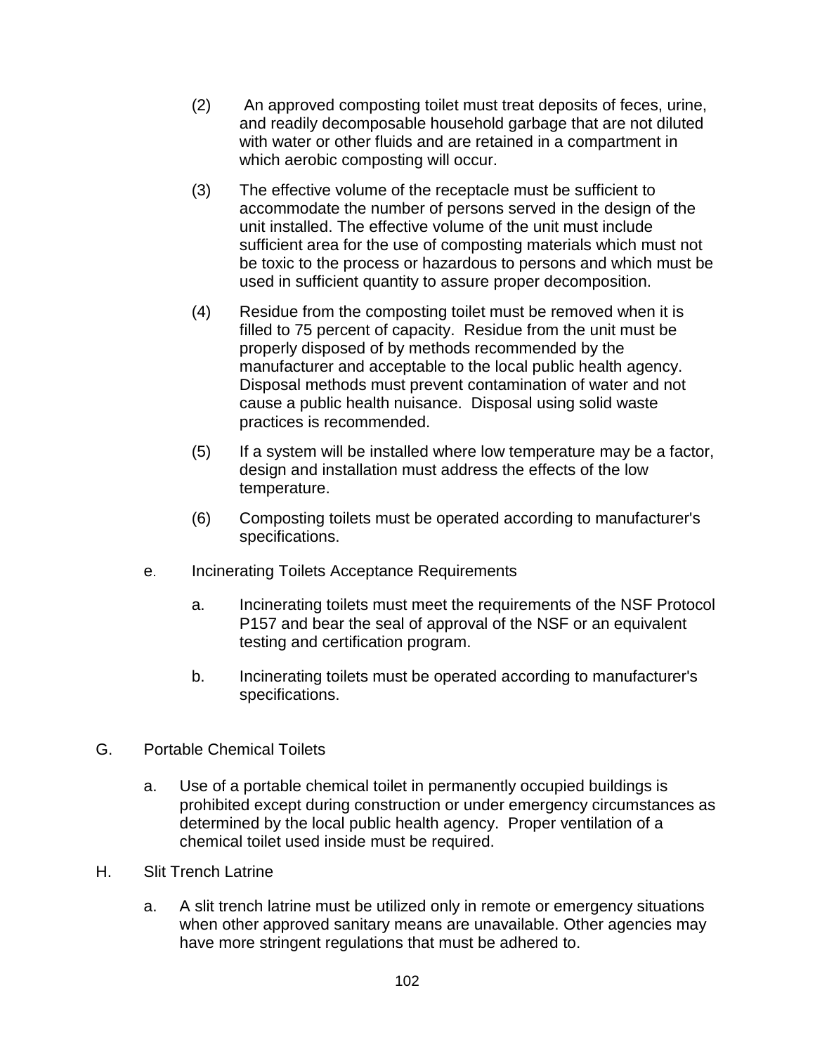(2) An approved composting toilet must treat deposits of feces, urine, and readily decomposable household garbage that are not diluted with water or other fluids and are retained in a compartment in which aerobic composting will occur.

(3) The effective volume of the receptacle must be sufficient to accommodate the number of persons served in the design of the unit installed. The effective volume of the unit must include sufficient area for the use of composting materials which must not be toxic to the process or hazardous to persons and which must be used in sufficient quantity to assure proper decomposition.

(4) Residue from the composting toilet must be removed when it is filled to 75 percent of capacity. Residue from the unit must be properly disposed of by methods recommended by the manufacturer and acceptable to the local public health agency. Disposal methods must prevent contamination of water and not cause a public health nuisance. Disposal using solid waste practices is recommended.

(5) If a system will be installed where low temperature may be a factor, design and installation must address the effects of the low temperature.

(6) Composting toilets must be operated according to manufacturer's specifications.

e. Incinerating Toilets Acceptance Requirements

a. Incinerating toilets must meet the requirements of the NSF Protocol P157 and bear the seal of approval of the NSF or an equivalent testing and certification program.

b. Incinerating toilets must be operated according to manufacturer's specifications.

G. Portable Chemical Toilets

a. Use of a portable chemical toilet in permanently occupied buildings is prohibited except during construction or under emergency circumstances as determined by the local public health agency. Proper ventilation of a chemical toilet used inside must be required.

H. Slit Trench Latrine

a. A slit trench latrine must be utilized only in remote or emergency situations when other approved sanitary means are unavailable. Other agencies may have more stringent regulations that must be adhered to.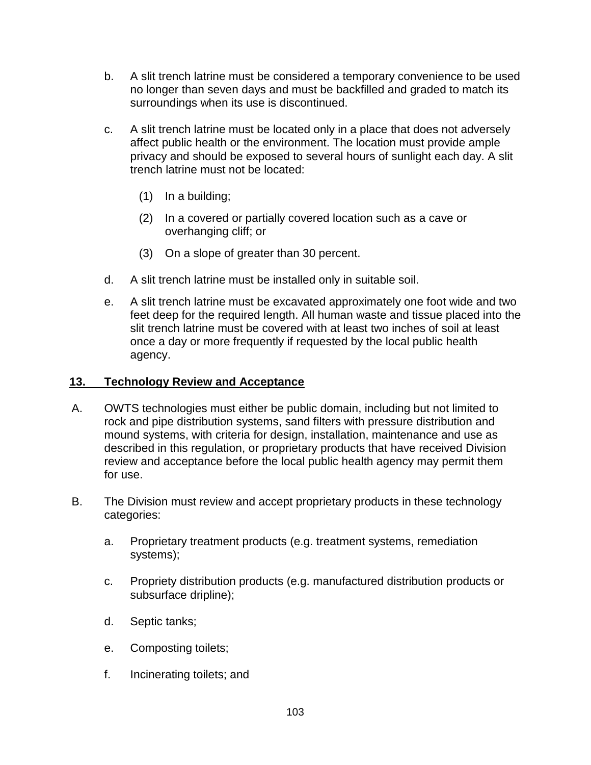b. A slit trench latrine must be considered a temporary convenience to be used no longer than seven days and must be backfilled and graded to match its surroundings when its use is discontinued.

c. A slit trench latrine must be located only in a place that does not adversely affect public health or the environment. The location must provide ample privacy and should be exposed to several hours of sunlight each day. A slit trench latrine must not be located:

   (1) In a building;

   (2) In a covered or partially covered location such as a cave or overhanging cliff; or

   (3) On a slope of greater than 30 percent.

d. A slit trench latrine must be installed only in suitable soil.

e. A slit trench latrine must be excavated approximately one foot wide and two feet deep for the required length. All human waste and tissue placed into the slit trench latrine must be covered with at least two inches of soil at least once a day or more frequently if requested by the local public health agency.

## 13. Technology Review and Acceptance

A. OWTS technologies must either be public domain, including but not limited to rock and pipe distribution systems, sand filters with pressure distribution and mound systems, with criteria for design, installation, maintenance and use as described in this regulation, or proprietary products that have received Division review and acceptance before the local public health agency may permit them for use.

B. The Division must review and accept proprietary products in these technology categories:

a. Proprietary treatment products (e.g. treatment systems, remediation systems);

c. Propriety distribution products (e.g. manufactured distribution products or subsurface dripline);

d. Septic tanks;

e. Composting toilets;

f. Incinerating toilets; and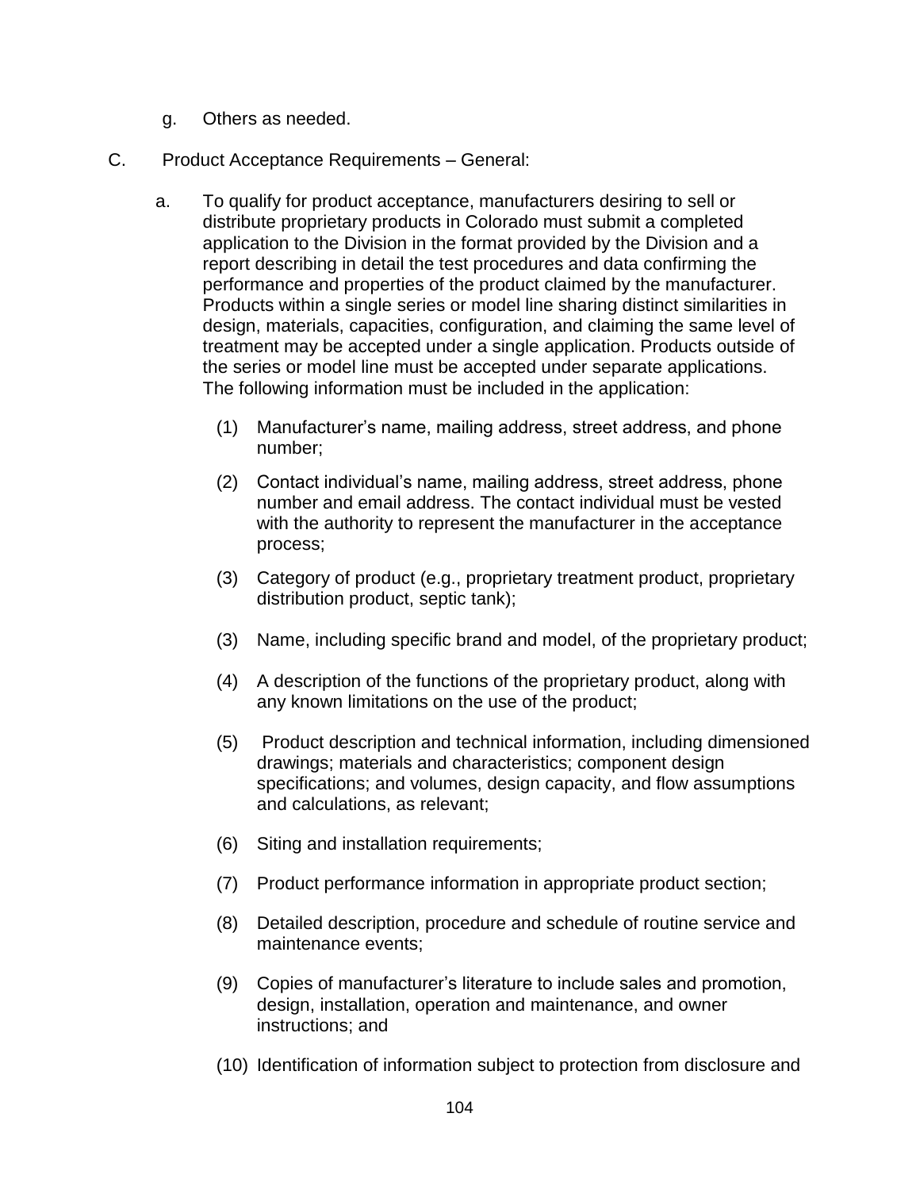g. Others as needed.

C. Product Acceptance Requirements – General:

a. To qualify for product acceptance, manufacturers desiring to sell or distribute proprietary products in Colorado must submit a completed application to the Division in the format provided by the Division and a report describing in detail the test procedures and data confirming the performance and properties of the product claimed by the manufacturer. Products within a single series or model line sharing distinct similarities in design, materials, capacities, configuration, and claiming the same level of treatment may be accepted under a single application. Products outside of the series or model line must be accepted under separate applications. The following information must be included in the application:

(1) Manufacturer's name, mailing address, street address, and phone number;

(2) Contact individual's name, mailing address, street address, phone number and email address. The contact individual must be vested with the authority to represent the manufacturer in the acceptance process;

(3) Category of product (e.g., proprietary treatment product, proprietary distribution product, septic tank);

(3) Name, including specific brand and model, of the proprietary product;

(4) A description of the functions of the proprietary product, along with any known limitations on the use of the product;

(5) Product description and technical information, including dimensioned drawings; materials and characteristics; component design specifications; and volumes, design capacity, and flow assumptions and calculations, as relevant;

(6) Siting and installation requirements;

(7) Product performance information in appropriate product section;

(8) Detailed description, procedure and schedule of routine service and maintenance events;

(9) Copies of manufacturer's literature to include sales and promotion, design, installation, operation and maintenance, and owner instructions; and

(10) Identification of information subject to protection from disclosure and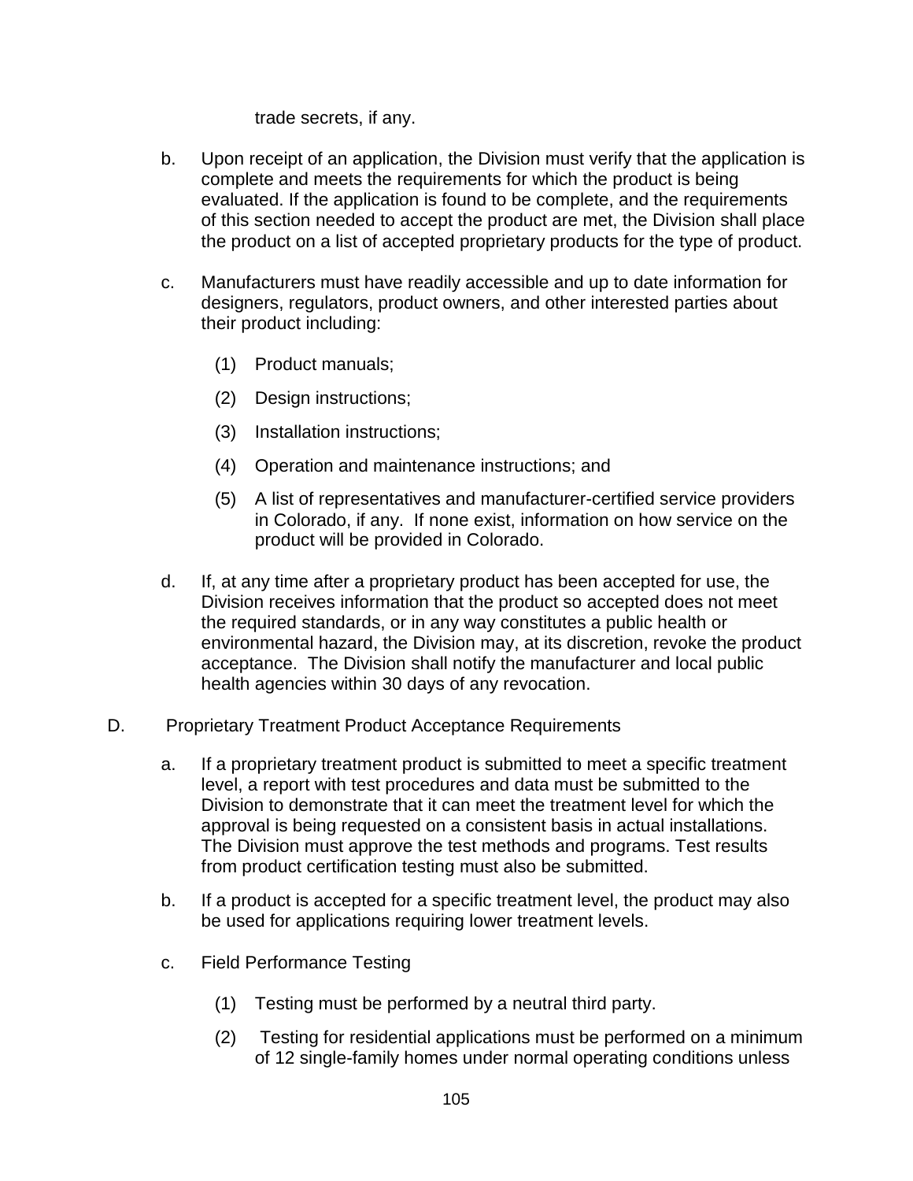trade secrets, if any.

b. Upon receipt of an application, the Division must verify that the application is complete and meets the requirements for which the product is being evaluated. If the application is found to be complete, and the requirements of this section needed to accept the product are met, the Division shall place the product on a list of accepted proprietary products for the type of product.

c. Manufacturers must have readily accessible and up to date information for designers, regulators, product owners, and other interested parties about their product including:

   (1) Product manuals;

   (2) Design instructions;

   (3) Installation instructions;

   (4) Operation and maintenance instructions; and

   (5) A list of representatives and manufacturer-certified service providers in Colorado, if any. If none exist, information on how service on the product will be provided in Colorado.

d. If, at any time after a proprietary product has been accepted for use, the Division receives information that the product so accepted does not meet the required standards, or in any way constitutes a public health or environmental hazard, the Division may, at its discretion, revoke the product acceptance. The Division shall notify the manufacturer and local public health agencies within 30 days of any revocation.

D. Proprietary Treatment Product Acceptance Requirements

a. If a proprietary treatment product is submitted to meet a specific treatment level, a report with test procedures and data must be submitted to the Division to demonstrate that it can meet the treatment level for which the approval is being requested on a consistent basis in actual installations. The Division must approve the test methods and programs. Test results from product certification testing must also be submitted.

b. If a product is accepted for a specific treatment level, the product may also be used for applications requiring lower treatment levels.

c. Field Performance Testing

   (1) Testing must be performed by a neutral third party.

   (2) Testing for residential applications must be performed on a minimum of 12 single-family homes under normal operating conditions unless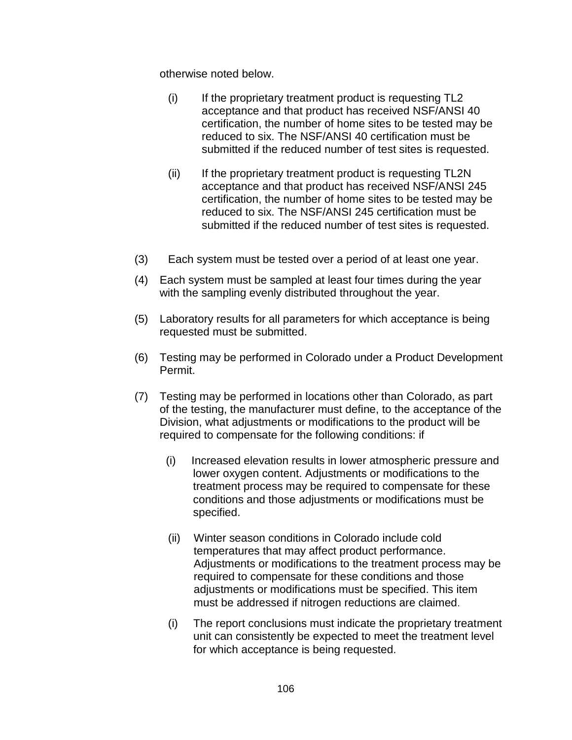otherwise noted below.

- (i) If the proprietary treatment product is requesting TL2 acceptance and that product has received NSF/ANSI 40 certification, the number of home sites to be tested may be reduced to six. The NSF/ANSI 40 certification must be submitted if the reduced number of test sites is requested.
- (ii) If the proprietary treatment product is requesting TL2N acceptance and that product has received NSF/ANSI 245 certification, the number of home sites to be tested may be reduced to six. The NSF/ANSI 245 certification must be submitted if the reduced number of test sites is requested.

(3) Each system must be tested over a period of at least one year.

(4) Each system must be sampled at least four times during the year with the sampling evenly distributed throughout the year.

(5) Laboratory results for all parameters for which acceptance is being requested must be submitted.

(6) Testing may be performed in Colorado under a Product Development Permit.

(7) Testing may be performed in locations other than Colorado, as part of the testing, the manufacturer must define, to the acceptance of the Division, what adjustments or modifications to the product will be required to compensate for the following conditions: if

- (i) Increased elevation results in lower atmospheric pressure and lower oxygen content. Adjustments or modifications to the treatment process may be required to compensate for these conditions and those adjustments or modifications must be specified.
- (ii) Winter season conditions in Colorado include cold temperatures that may affect product performance. Adjustments or modifications to the treatment process may be required to compensate for these conditions and those adjustments or modifications must be specified. This item must be addressed if nitrogen reductions are claimed.
- (i) The report conclusions must indicate the proprietary treatment unit can consistently be expected to meet the treatment level for which acceptance is being requested.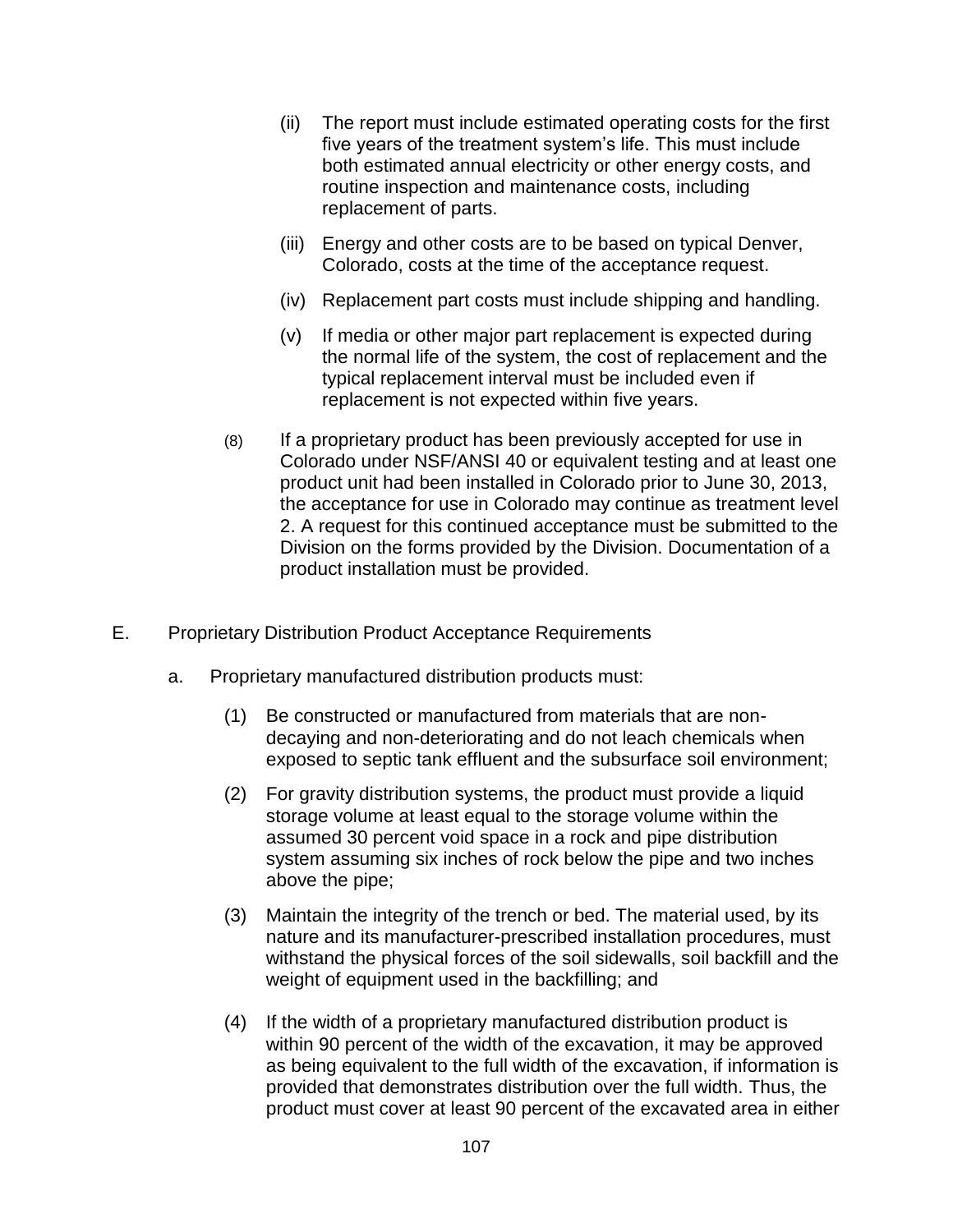(ii) The report must include estimated operating costs for the first five years of the treatment system's life. This must include both estimated annual electricity or other energy costs, and routine inspection and maintenance costs, including replacement of parts.

(iii) Energy and other costs are to be based on typical Denver, Colorado, costs at the time of the acceptance request.

(iv) Replacement part costs must include shipping and handling.

(v) If media or other major part replacement is expected during the normal life of the system, the cost of replacement and the typical replacement interval must be included even if replacement is not expected within five years.

(8) If a proprietary product has been previously accepted for use in Colorado under NSF/ANSI 40 or equivalent testing and at least one product unit had been installed in Colorado prior to June 30, 2013, the acceptance for use in Colorado may continue as treatment level 2. A request for this continued acceptance must be submitted to the Division on the forms provided by the Division. Documentation of a product installation must be provided.

E. Proprietary Distribution Product Acceptance Requirements

a. Proprietary manufactured distribution products must:

(1) Be constructed or manufactured from materials that are non-decaying and non-deteriorating and do not leach chemicals when exposed to septic tank effluent and the subsurface soil environment;

(2) For gravity distribution systems, the product must provide a liquid storage volume at least equal to the storage volume within the assumed 30 percent void space in a rock and pipe distribution system assuming six inches of rock below the pipe and two inches above the pipe;

(3) Maintain the integrity of the trench or bed. The material used, by its nature and its manufacturer-prescribed installation procedures, must withstand the physical forces of the soil sidewalls, soil backfill and the weight of equipment used in the backfilling; and

(4) If the width of a proprietary manufactured distribution product is within 90 percent of the width of the excavation, it may be approved as being equivalent to the full width of the excavation, if information is provided that demonstrates distribution over the full width. Thus, the product must cover at least 90 percent of the excavated area in either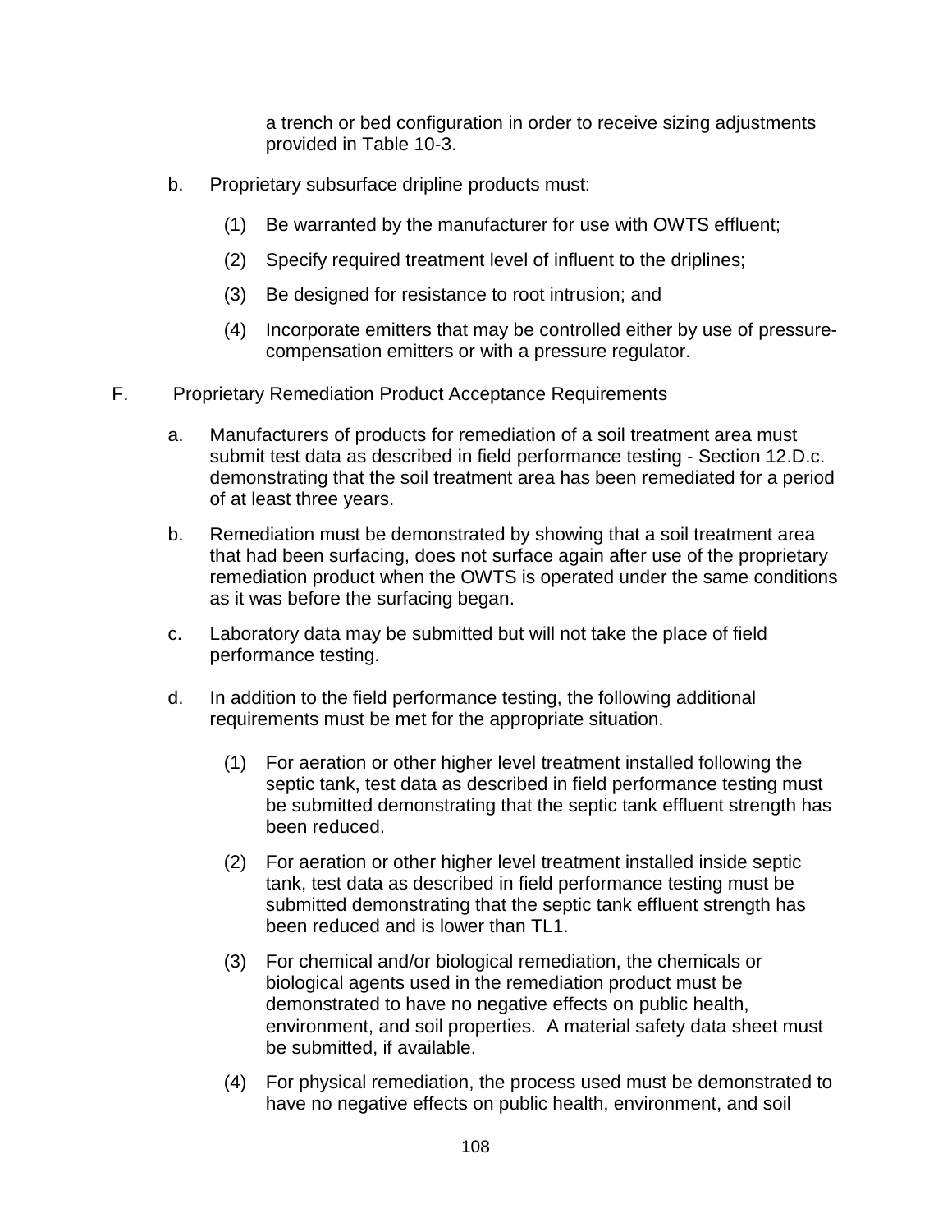a trench or bed configuration in order to receive sizing adjustments provided in Table 10-3.

b. Proprietary subsurface dripline products must:

   (1) Be warranted by the manufacturer for use with OWTS effluent;

   (2) Specify required treatment level of influent to the driplines;

   (3) Be designed for resistance to root intrusion; and

   (4) Incorporate emitters that may be controlled either by use of pressure-compensation emitters or with a pressure regulator.

F. Proprietary Remediation Product Acceptance Requirements

a. Manufacturers of products for remediation of a soil treatment area must submit test data as described in field performance testing - Section 12.D.c. demonstrating that the soil treatment area has been remediated for a period of at least three years.

b. Remediation must be demonstrated by showing that a soil treatment area that had been surfacing, does not surface again after use of the proprietary remediation product when the OWTS is operated under the same conditions as it was before the surfacing began.

c. Laboratory data may be submitted but will not take the place of field performance testing.

d. In addition to the field performance testing, the following additional requirements must be met for the appropriate situation.

   (1) For aeration or other higher level treatment installed following the septic tank, test data as described in field performance testing must be submitted demonstrating that the septic tank effluent strength has been reduced.

   (2) For aeration or other higher level treatment installed inside septic tank, test data as described in field performance testing must be submitted demonstrating that the septic tank effluent strength has been reduced and is lower than TL1.

   (3) For chemical and/or biological remediation, the chemicals or biological agents used in the remediation product must be demonstrated to have no negative effects on public health, environment, and soil properties. A material safety data sheet must be submitted, if available.

   (4) For physical remediation, the process used must be demonstrated to have no negative effects on public health, environment, and soil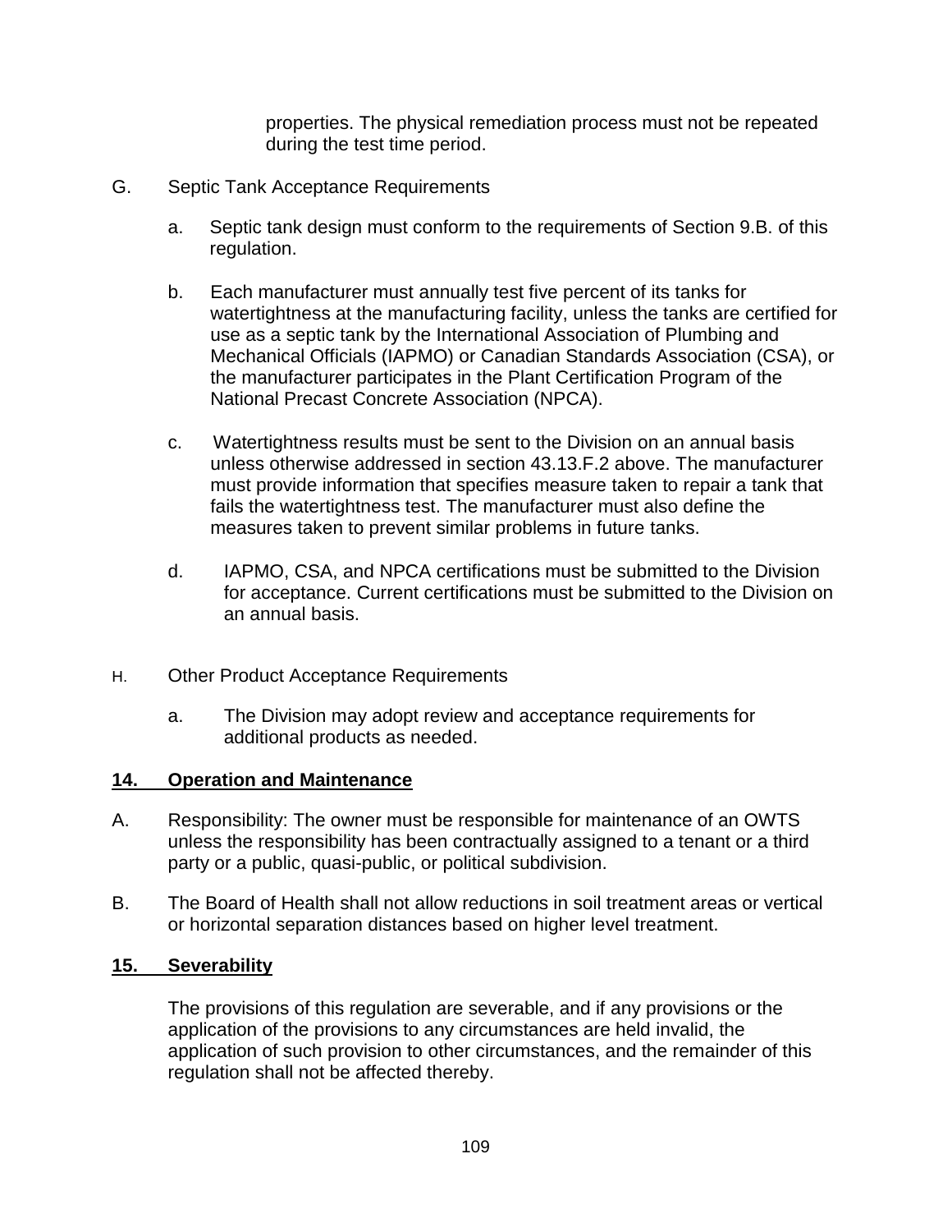properties. The physical remediation process must not be repeated during the test time period.

G. Septic Tank Acceptance Requirements

a. Septic tank design must conform to the requirements of Section 9.B. of this regulation.

b. Each manufacturer must annually test five percent of its tanks for watertightness at the manufacturing facility, unless the tanks are certified for use as a septic tank by the International Association of Plumbing and Mechanical Officials (IAPMO) or Canadian Standards Association (CSA), or the manufacturer participates in the Plant Certification Program of the National Precast Concrete Association (NPCA).

c. Watertightness results must be sent to the Division on an annual basis unless otherwise addressed in section 43.13.F.2 above. The manufacturer must provide information that specifies measure taken to repair a tank that fails the watertightness test. The manufacturer must also define the measures taken to prevent similar problems in future tanks.

d. IAPMO, CSA, and NPCA certifications must be submitted to the Division for acceptance. Current certifications must be submitted to the Division on an annual basis.

H. Other Product Acceptance Requirements

a. The Division may adopt review and acceptance requirements for additional products as needed.

## **14. Operation and Maintenance**

A. Responsibility: The owner must be responsible for maintenance of an OWTS unless the responsibility has been contractually assigned to a tenant or a third party or a public, quasi-public, or political subdivision.

B. The Board of Health shall not allow reductions in soil treatment areas or vertical or horizontal separation distances based on higher level treatment.

## **15. Severability**

The provisions of this regulation are severable, and if any provisions or the application of the provisions to any circumstances are held invalid, the application of such provision to other circumstances, and the remainder of this regulation shall not be affected thereby.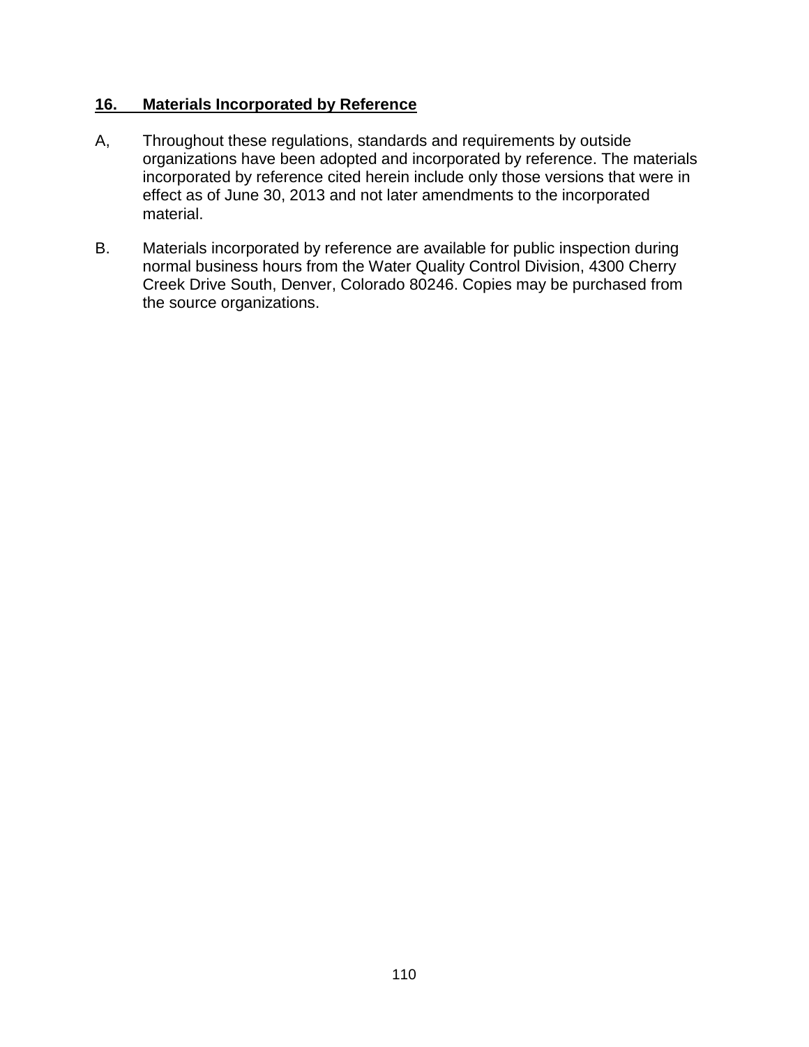## 16. Materials Incorporated by Reference

A, Throughout these regulations, standards and requirements by outside organizations have been adopted and incorporated by reference. The materials incorporated by reference cited herein include only those versions that were in effect as of June 30, 2013 and not later amendments to the incorporated material.

B. Materials incorporated by reference are available for public inspection during normal business hours from the Water Quality Control Division, 4300 Cherry Creek Drive South, Denver, Colorado 80246. Copies may be purchased from the source organizations.